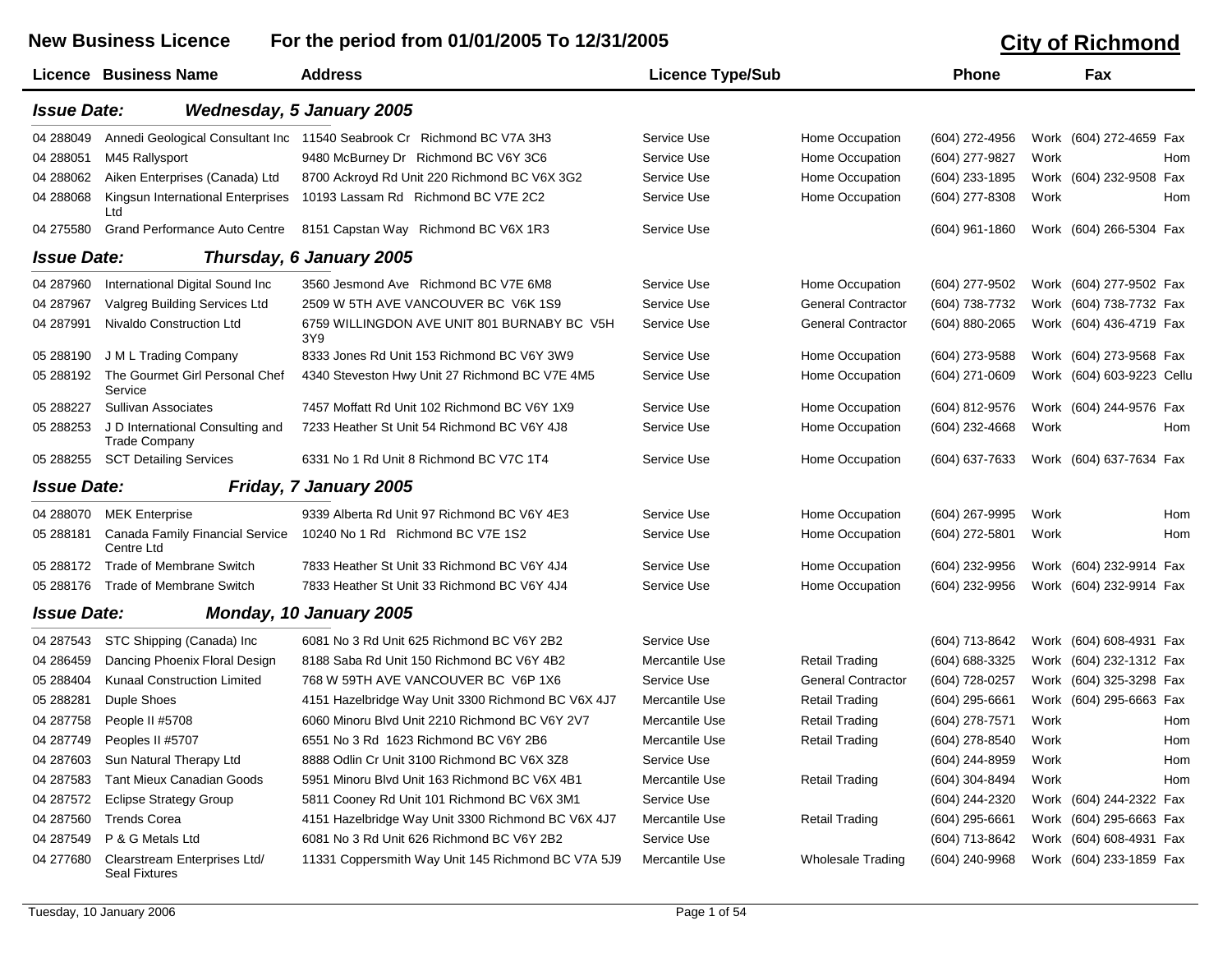# New Business Licence — For the period from 01/01/2005 To 12/31/2005

## City of Richmond

| Licence | Business Name | Address | Licence Type/Sub | | Phone | | Fax | |
|---|---|---|---|---|---|---|---|---|
| ***Issue Date:*** | ***Wednesday, 5 January 2005*** | | | | | | | |
| 04 288049 | Annedi Geological Consultant Inc | 11540 Seabrook Cr Richmond BC V7A 3H3 | Service Use | Home Occupation | (604) 272-4956 | Work | (604) 272-4659 | Fax |
| 04 288051 | M45 Rallysport | 9480 McBurney Dr Richmond BC V6Y 3C6 | Service Use | Home Occupation | (604) 277-9827 | Work | | Hom |
| 04 288062 | Aiken Enterprises (Canada) Ltd | 8700 Ackroyd Rd Unit 220 Richmond BC V6X 3G2 | Service Use | Home Occupation | (604) 233-1895 | Work | (604) 232-9508 | Fax |
| 04 288068 | Kingsun International Enterprises Ltd | 10193 Lassam Rd Richmond BC V7E 2C2 | Service Use | Home Occupation | (604) 277-8308 | Work | | Hom |
| 04 275580 | Grand Performance Auto Centre | 8151 Capstan Way Richmond BC V6X 1R3 | Service Use | | (604) 961-1860 | Work | (604) 266-5304 | Fax |
| ***Issue Date:*** | ***Thursday, 6 January 2005*** | | | | | | | |
| 04 287960 | International Digital Sound Inc | 3560 Jesmond Ave Richmond BC V7E 6M8 | Service Use | Home Occupation | (604) 277-9502 | Work | (604) 277-9502 | Fax |
| 04 287967 | Valgreg Building Services Ltd | 2509 W 5TH AVE VANCOUVER BC V6K 1S9 | Service Use | General Contractor | (604) 738-7732 | Work | (604) 738-7732 | Fax |
| 04 287991 | Nivaldo Construction Ltd | 6759 WILLINGDON AVE UNIT 801 BURNABY BC V5H 3Y9 | Service Use | General Contractor | (604) 880-2065 | Work | (604) 436-4719 | Fax |
| 05 288190 | J M L Trading Company | 8333 Jones Rd Unit 153 Richmond BC V6Y 3W9 | Service Use | Home Occupation | (604) 273-9588 | Work | (604) 273-9568 | Fax |
| 05 288192 | The Gourmet Girl Personal Chef Service | 4340 Steveston Hwy Unit 27 Richmond BC V7E 4M5 | Service Use | Home Occupation | (604) 271-0609 | Work | (604) 603-9223 | Cellu |
| 05 288227 | Sullivan Associates | 7457 Moffatt Rd Unit 102 Richmond BC V6Y 1X9 | Service Use | Home Occupation | (604) 812-9576 | Work | (604) 244-9576 | Fax |
| 05 288253 | J D International Consulting and Trade Company | 7233 Heather St Unit 54 Richmond BC V6Y 4J8 | Service Use | Home Occupation | (604) 232-4668 | Work | | Hom |
| 05 288255 | SCT Detailing Services | 6331 No 1 Rd Unit 8 Richmond BC V7C 1T4 | Service Use | Home Occupation | (604) 637-7633 | Work | (604) 637-7634 | Fax |
| ***Issue Date:*** | ***Friday, 7 January 2005*** | | | | | | | |
| 04 288070 | MEK Enterprise | 9339 Alberta Rd Unit 97 Richmond BC V6Y 4E3 | Service Use | Home Occupation | (604) 267-9995 | Work | | Hom |
| 05 288181 | Canada Family Financial Service Centre Ltd | 10240 No 1 Rd Richmond BC V7E 1S2 | Service Use | Home Occupation | (604) 272-5801 | Work | | Hom |
| 05 288172 | Trade of Membrane Switch | 7833 Heather St Unit 33 Richmond BC V6Y 4J4 | Service Use | Home Occupation | (604) 232-9956 | Work | (604) 232-9914 | Fax |
| 05 288176 | Trade of Membrane Switch | 7833 Heather St Unit 33 Richmond BC V6Y 4J4 | Service Use | Home Occupation | (604) 232-9956 | Work | (604) 232-9914 | Fax |
| ***Issue Date:*** | ***Monday, 10 January 2005*** | | | | | | | |
| 04 287543 | STC Shipping (Canada) Inc | 6081 No 3 Rd Unit 625 Richmond BC V6Y 2B2 | Service Use | | (604) 713-8642 | Work | (604) 608-4931 | Fax |
| 04 286459 | Dancing Phoenix Floral Design | 8188 Saba Rd Unit 150 Richmond BC V6Y 4B2 | Mercantile Use | Retail Trading | (604) 688-3325 | Work | (604) 232-1312 | Fax |
| 05 288404 | Kunaal Construction Limited | 768 W 59TH AVE VANCOUVER BC V6P 1X6 | Service Use | General Contractor | (604) 728-0257 | Work | (604) 325-3298 | Fax |
| 05 288281 | Duple Shoes | 4151 Hazelbridge Way Unit 3300 Richmond BC V6X 4J7 | Mercantile Use | Retail Trading | (604) 295-6661 | Work | (604) 295-6663 | Fax |
| 04 287758 | People II #5708 | 6060 Minoru Blvd Unit 2210 Richmond BC V6Y 2V7 | Mercantile Use | Retail Trading | (604) 278-7571 | Work | | Hom |
| 04 287749 | Peoples II #5707 | 6551 No 3 Rd 1623 Richmond BC V6Y 2B6 | Mercantile Use | Retail Trading | (604) 278-8540 | Work | | Hom |
| 04 287603 | Sun Natural Therapy Ltd | 8888 Odlin Cr Unit 3100 Richmond BC V6X 3Z8 | Service Use | | (604) 244-8959 | Work | | Hom |
| 04 287583 | Tant Mieux Canadian Goods | 5951 Minoru Blvd Unit 163 Richmond BC V6X 4B1 | Mercantile Use | Retail Trading | (604) 304-8494 | Work | | Hom |
| 04 287572 | Eclipse Strategy Group | 5811 Cooney Rd Unit 101 Richmond BC V6X 3M1 | Service Use | | (604) 244-2320 | Work | (604) 244-2322 | Fax |
| 04 287560 | Trends Corea | 4151 Hazelbridge Way Unit 3300 Richmond BC V6X 4J7 | Mercantile Use | Retail Trading | (604) 295-6661 | Work | (604) 295-6663 | Fax |
| 04 287549 | P & G Metals Ltd | 6081 No 3 Rd Unit 626 Richmond BC V6Y 2B2 | Service Use | | (604) 713-8642 | Work | (604) 608-4931 | Fax |
| 04 277680 | Clearstream Enterprises Ltd/ Seal Fixtures | 11331 Coppersmith Way Unit 145 Richmond BC V7A 5J9 | Mercantile Use | Wholesale Trading | (604) 240-9968 | Work | (604) 233-1859 | Fax |

Tuesday, 10 January 2006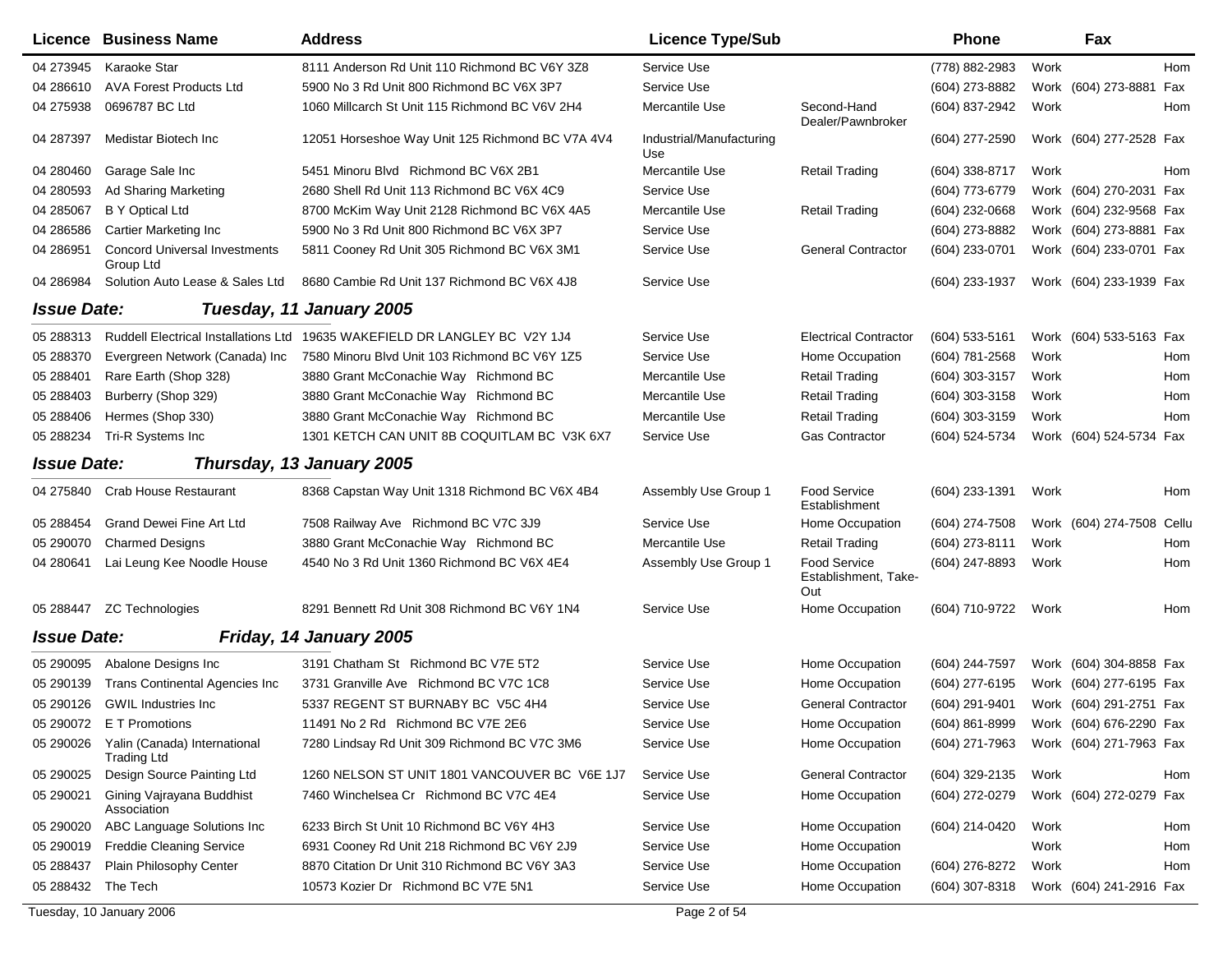| Licence | Business Name | Address | Licence Type/Sub | | Phone | | Fax | |
|---|---|---|---|---|---|---|---|---|
| 04 273945 | Karaoke Star | 8111 Anderson Rd Unit 110 Richmond BC V6Y 3Z8 | Service Use | | (778) 882-2983 | Work | | Hom |
| 04 286610 | AVA Forest Products Ltd | 5900 No 3 Rd Unit 800 Richmond BC V6X 3P7 | Service Use | | (604) 273-8882 | Work | (604) 273-8881 | Fax |
| 04 275938 | 0696787 BC Ltd | 1060 Millcarch St Unit 115 Richmond BC V6V 2H4 | Mercantile Use | Second-Hand Dealer/Pawnbroker | (604) 837-2942 | Work | | Hom |
| 04 287397 | Medistar Biotech Inc | 12051 Horseshoe Way Unit 125 Richmond BC V7A 4V4 | Industrial/Manufacturing Use | | (604) 277-2590 | Work | (604) 277-2528 | Fax |
| 04 280460 | Garage Sale Inc | 5451 Minoru Blvd Richmond BC V6X 2B1 | Mercantile Use | Retail Trading | (604) 338-8717 | Work | | Hom |
| 04 280593 | Ad Sharing Marketing | 2680 Shell Rd Unit 113 Richmond BC V6X 4C9 | Service Use | | (604) 773-6779 | Work | (604) 270-2031 | Fax |
| 04 285067 | B Y Optical Ltd | 8700 McKim Way Unit 2128 Richmond BC V6X 4A5 | Mercantile Use | Retail Trading | (604) 232-0668 | Work | (604) 232-9568 | Fax |
| 04 286586 | Cartier Marketing Inc | 5900 No 3 Rd Unit 800 Richmond BC V6X 3P7 | Service Use | | (604) 273-8882 | Work | (604) 273-8881 | Fax |
| 04 286951 | Concord Universal Investments Group Ltd | 5811 Cooney Rd Unit 305 Richmond BC V6X 3M1 | Service Use | General Contractor | (604) 233-0701 | Work | (604) 233-0701 | Fax |
| 04 286984 | Solution Auto Lease & Sales Ltd | 8680 Cambie Rd Unit 137 Richmond BC V6X 4J8 | Service Use | | (604) 233-1937 | Work | (604) 233-1939 | Fax |

**Issue Date:** ***Tuesday, 11 January 2005***

| Licence | Business Name | Address | Licence Type/Sub | | Phone | | Fax | |
|---|---|---|---|---|---|---|---|---|
| 05 288313 | Ruddell Electrical Installations Ltd | 19635 WAKEFIELD DR LANGLEY BC V2Y 1J4 | Service Use | Electrical Contractor | (604) 533-5161 | Work | (604) 533-5163 | Fax |
| 05 288370 | Evergreen Network (Canada) Inc | 7580 Minoru Blvd Unit 103 Richmond BC V6Y 1Z5 | Service Use | Home Occupation | (604) 781-2568 | Work | | Hom |
| 05 288401 | Rare Earth (Shop 328) | 3880 Grant McConachie Way Richmond BC | Mercantile Use | Retail Trading | (604) 303-3157 | Work | | Hom |
| 05 288403 | Burberry (Shop 329) | 3880 Grant McConachie Way Richmond BC | Mercantile Use | Retail Trading | (604) 303-3158 | Work | | Hom |
| 05 288406 | Hermes (Shop 330) | 3880 Grant McConachie Way Richmond BC | Mercantile Use | Retail Trading | (604) 303-3159 | Work | | Hom |
| 05 288234 | Tri-R Systems Inc | 1301 KETCH CAN UNIT 8B COQUITLAM BC V3K 6X7 | Service Use | Gas Contractor | (604) 524-5734 | Work | (604) 524-5734 | Fax |

**Issue Date:** ***Thursday, 13 January 2005***

| Licence | Business Name | Address | Licence Type/Sub | | Phone | | Fax | |
|---|---|---|---|---|---|---|---|---|
| 04 275840 | Crab House Restaurant | 8368 Capstan Way Unit 1318 Richmond BC V6X 4B4 | Assembly Use Group 1 | Food Service Establishment | (604) 233-1391 | Work | | Hom |
| 05 288454 | Grand Dewei Fine Art Ltd | 7508 Railway Ave Richmond BC V7C 3J9 | Service Use | Home Occupation | (604) 274-7508 | Work | (604) 274-7508 | Cellu |
| 05 290070 | Charmed Designs | 3880 Grant McConachie Way Richmond BC | Mercantile Use | Retail Trading | (604) 273-8111 | Work | | Hom |
| 04 280641 | Lai Leung Kee Noodle House | 4540 No 3 Rd Unit 1360 Richmond BC V6X 4E4 | Assembly Use Group 1 | Food Service Establishment, Take-Out | (604) 247-8893 | Work | | Hom |
| 05 288447 | ZC Technologies | 8291 Bennett Rd Unit 308 Richmond BC V6Y 1N4 | Service Use | Home Occupation | (604) 710-9722 | Work | | Hom |

**Issue Date:** ***Friday, 14 January 2005***

| Licence | Business Name | Address | Licence Type/Sub | | Phone | | Fax | |
|---|---|---|---|---|---|---|---|---|
| 05 290095 | Abalone Designs Inc | 3191 Chatham St Richmond BC V7E 5T2 | Service Use | Home Occupation | (604) 244-7597 | Work | (604) 304-8858 | Fax |
| 05 290139 | Trans Continental Agencies Inc | 3731 Granville Ave Richmond BC V7C 1C8 | Service Use | Home Occupation | (604) 277-6195 | Work | (604) 277-6195 | Fax |
| 05 290126 | GWIL Industries Inc | 5337 REGENT ST BURNABY BC V5C 4H4 | Service Use | General Contractor | (604) 291-9401 | Work | (604) 291-2751 | Fax |
| 05 290072 | E T Promotions | 11491 No 2 Rd Richmond BC V7E 2E6 | Service Use | Home Occupation | (604) 861-8999 | Work | (604) 676-2290 | Fax |
| 05 290026 | Yalin (Canada) International Trading Ltd | 7280 Lindsay Rd Unit 309 Richmond BC V7C 3M6 | Service Use | Home Occupation | (604) 271-7963 | Work | (604) 271-7963 | Fax |
| 05 290025 | Design Source Painting Ltd | 1260 NELSON ST UNIT 1801 VANCOUVER BC V6E 1J7 | Service Use | General Contractor | (604) 329-2135 | Work | | Hom |
| 05 290021 | Gining Vajrayana Buddhist Association | 7460 Winchelsea Cr Richmond BC V7C 4E4 | Service Use | Home Occupation | (604) 272-0279 | Work | (604) 272-0279 | Fax |
| 05 290020 | ABC Language Solutions Inc | 6233 Birch St Unit 10 Richmond BC V6Y 4H3 | Service Use | Home Occupation | (604) 214-0420 | Work | | Hom |
| 05 290019 | Freddie Cleaning Service | 6931 Cooney Rd Unit 218 Richmond BC V6Y 2J9 | Service Use | Home Occupation | | Work | | Hom |
| 05 288437 | Plain Philosophy Center | 8870 Citation Dr Unit 310 Richmond BC V6Y 3A3 | Service Use | Home Occupation | (604) 276-8272 | Work | | Hom |
| 05 288432 | The Tech | 10573 Kozier Dr Richmond BC V7E 5N1 | Service Use | Home Occupation | (604) 307-8318 | Work | (604) 241-2916 | Fax |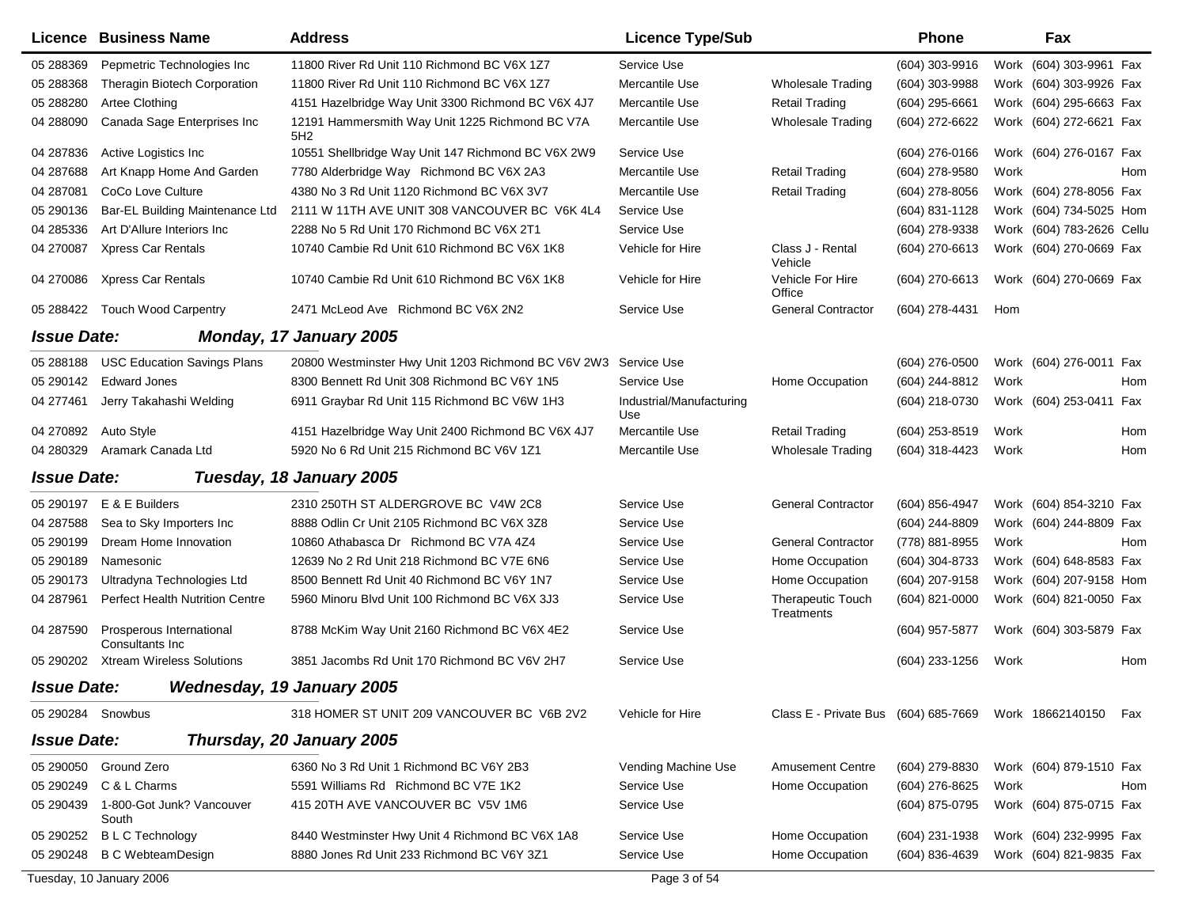| Licence | Business Name | Address | Licence Type/Sub | | Phone | | Fax | |
|---|---|---|---|---|---|---|---|---|
| 05 288369 | Pepmetric Technologies Inc | 11800 River Rd Unit 110 Richmond BC V6X 1Z7 | Service Use | | (604) 303-9916 | Work | (604) 303-9961 | Fax |
| 05 288368 | Theragin Biotech Corporation | 11800 River Rd Unit 110 Richmond BC V6X 1Z7 | Mercantile Use | Wholesale Trading | (604) 303-9988 | Work | (604) 303-9926 | Fax |
| 05 288280 | Artee Clothing | 4151 Hazelbridge Way Unit 3300 Richmond BC V6X 4J7 | Mercantile Use | Retail Trading | (604) 295-6661 | Work | (604) 295-6663 | Fax |
| 04 288090 | Canada Sage Enterprises Inc | 12191 Hammersmith Way Unit 1225 Richmond BC V7A 5H2 | Mercantile Use | Wholesale Trading | (604) 272-6622 | Work | (604) 272-6621 | Fax |
| 04 287836 | Active Logistics Inc | 10551 Shellbridge Way Unit 147 Richmond BC V6X 2W9 | Service Use | | (604) 276-0166 | Work | (604) 276-0167 | Fax |
| 04 287688 | Art Knapp Home And Garden | 7780 Alderbridge Way Richmond BC V6X 2A3 | Mercantile Use | Retail Trading | (604) 278-9580 | Work | | Hom |
| 04 287081 | CoCo Love Culture | 4380 No 3 Rd Unit 1120 Richmond BC V6X 3V7 | Mercantile Use | Retail Trading | (604) 278-8056 | Work | (604) 278-8056 | Fax |
| 05 290136 | Bar-EL Building Maintenance Ltd | 2111 W 11TH AVE UNIT 308 VANCOUVER BC V6K 4L4 | Service Use | | (604) 831-1128 | Work | (604) 734-5025 | Hom |
| 04 285336 | Art D'Allure Interiors Inc | 2288 No 5 Rd Unit 170 Richmond BC V6X 2T1 | Service Use | | (604) 278-9338 | Work | (604) 783-2626 | Cellu |
| 04 270087 | Xpress Car Rentals | 10740 Cambie Rd Unit 610 Richmond BC V6X 1K8 | Vehicle for Hire | Class J - Rental Vehicle | (604) 270-6613 | Work | (604) 270-0669 | Fax |
| 04 270086 | Xpress Car Rentals | 10740 Cambie Rd Unit 610 Richmond BC V6X 1K8 | Vehicle for Hire | Vehicle For Hire Office | (604) 270-6613 | Work | (604) 270-0669 | Fax |
| 05 288422 | Touch Wood Carpentry | 2471 McLeod Ave Richmond BC V6X 2N2 | Service Use | General Contractor | (604) 278-4431 | Hom | | |

***Issue Date: Monday, 17 January 2005***

| Licence | Business Name | Address | Licence Type/Sub | | Phone | | Fax | |
|---|---|---|---|---|---|---|---|---|
| 05 288188 | USC Education Savings Plans | 20800 Westminster Hwy Unit 1203 Richmond BC V6V 2W3 | Service Use | | (604) 276-0500 | Work | (604) 276-0011 | Fax |
| 05 290142 | Edward Jones | 8300 Bennett Rd Unit 308 Richmond BC V6Y 1N5 | Service Use | Home Occupation | (604) 244-8812 | Work | | Hom |
| 04 277461 | Jerry Takahashi Welding | 6911 Graybar Rd Unit 115 Richmond BC V6W 1H3 | Industrial/Manufacturing Use | | (604) 218-0730 | Work | (604) 253-0411 | Fax |
| 04 270892 | Auto Style | 4151 Hazelbridge Way Unit 2400 Richmond BC V6X 4J7 | Mercantile Use | Retail Trading | (604) 253-8519 | Work | | Hom |
| 04 280329 | Aramark Canada Ltd | 5920 No 6 Rd Unit 215 Richmond BC V6V 1Z1 | Mercantile Use | Wholesale Trading | (604) 318-4423 | Work | | Hom |

***Issue Date: Tuesday, 18 January 2005***

| Licence | Business Name | Address | Licence Type/Sub | | Phone | | Fax | |
|---|---|---|---|---|---|---|---|---|
| 05 290197 | E & E Builders | 2310 250TH ST ALDERGROVE BC V4W 2C8 | Service Use | General Contractor | (604) 856-4947 | Work | (604) 854-3210 | Fax |
| 04 287588 | Sea to Sky Importers Inc | 8888 Odlin Cr Unit 2105 Richmond BC V6X 3Z8 | Service Use | | (604) 244-8809 | Work | (604) 244-8809 | Fax |
| 05 290199 | Dream Home Innovation | 10860 Athabasca Dr Richmond BC V7A 4Z4 | Service Use | General Contractor | (778) 881-8955 | Work | | Hom |
| 05 290189 | Namesonic | 12639 No 2 Rd Unit 218 Richmond BC V7E 6N6 | Service Use | Home Occupation | (604) 304-8733 | Work | (604) 648-8583 | Fax |
| 05 290173 | Ultradyna Technologies Ltd | 8500 Bennett Rd Unit 40 Richmond BC V6Y 1N7 | Service Use | Home Occupation | (604) 207-9158 | Work | (604) 207-9158 | Hom |
| 04 287961 | Perfect Health Nutrition Centre | 5960 Minoru Blvd Unit 100 Richmond BC V6X 3J3 | Service Use | Therapeutic Touch Treatments | (604) 821-0000 | Work | (604) 821-0050 | Fax |
| 04 287590 | Prosperous International Consultants Inc | 8788 McKim Way Unit 2160 Richmond BC V6X 4E2 | Service Use | | (604) 957-5877 | Work | (604) 303-5879 | Fax |
| 05 290202 | Xtream Wireless Solutions | 3851 Jacombs Rd Unit 170 Richmond BC V6V 2H7 | Service Use | | (604) 233-1256 | Work | | Hom |

***Issue Date: Wednesday, 19 January 2005***

| Licence | Business Name | Address | Licence Type/Sub | | Phone | | Fax | |
|---|---|---|---|---|---|---|---|---|
| 05 290284 | Snowbus | 318 HOMER ST UNIT 209 VANCOUVER BC V6B 2V2 | Vehicle for Hire | Class E - Private Bus | (604) 685-7669 | Work | 18662140150 | Fax |

***Issue Date: Thursday, 20 January 2005***

| Licence | Business Name | Address | Licence Type/Sub | | Phone | | Fax | |
|---|---|---|---|---|---|---|---|---|
| 05 290050 | Ground Zero | 6360 No 3 Rd Unit 1 Richmond BC V6Y 2B3 | Vending Machine Use | Amusement Centre | (604) 279-8830 | Work | (604) 879-1510 | Fax |
| 05 290249 | C & L Charms | 5591 Williams Rd Richmond BC V7E 1K2 | Service Use | Home Occupation | (604) 276-8625 | Work | | Hom |
| 05 290439 | 1-800-Got Junk? Vancouver South | 415 20TH AVE VANCOUVER BC V5V 1M6 | Service Use | | (604) 875-0795 | Work | (604) 875-0715 | Fax |
| 05 290252 | B L C Technology | 8440 Westminster Hwy Unit 4 Richmond BC V6X 1A8 | Service Use | Home Occupation | (604) 231-1938 | Work | (604) 232-9995 | Fax |
| 05 290248 | B C WebteamDesign | 8880 Jones Rd Unit 233 Richmond BC V6Y 3Z1 | Service Use | Home Occupation | (604) 836-4639 | Work | (604) 821-9835 | Fax |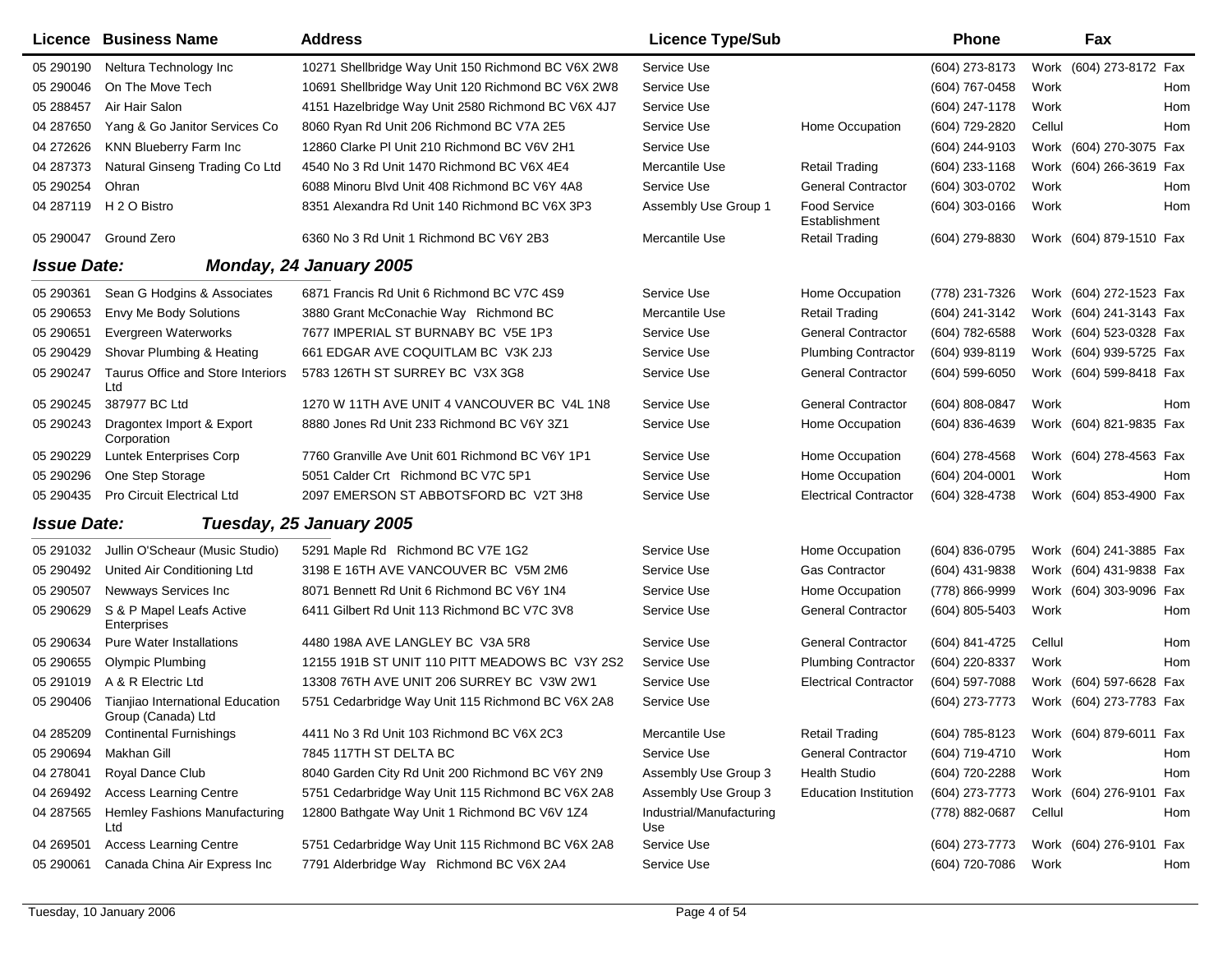| Licence | Business Name | Address | Licence Type/Sub | | Phone | | Fax | |
|---|---|---|---|---|---|---|---|---|
| 05 290190 | Neltura Technology Inc | 10271 Shellbridge Way Unit 150 Richmond BC V6X 2W8 | Service Use | | (604) 273-8173 | Work | (604) 273-8172 | Fax |
| 05 290046 | On The Move Tech | 10691 Shellbridge Way Unit 120 Richmond BC V6X 2W8 | Service Use | | (604) 767-0458 | Work | | Hom |
| 05 288457 | Air Hair Salon | 4151 Hazelbridge Way Unit 2580 Richmond BC V6X 4J7 | Service Use | | (604) 247-1178 | Work | | Hom |
| 04 287650 | Yang & Go Janitor Services Co | 8060 Ryan Rd Unit 206 Richmond BC V7A 2E5 | Service Use | Home Occupation | (604) 729-2820 | Cellul | | Hom |
| 04 272626 | KNN Blueberry Farm Inc | 12860 Clarke Pl Unit 210 Richmond BC V6V 2H1 | Service Use | | (604) 244-9103 | Work | (604) 270-3075 | Fax |
| 04 287373 | Natural Ginseng Trading Co Ltd | 4540 No 3 Rd Unit 1470 Richmond BC V6X 4E4 | Mercantile Use | Retail Trading | (604) 233-1168 | Work | (604) 266-3619 | Fax |
| 05 290254 | Ohran | 6088 Minoru Blvd Unit 408 Richmond BC V6Y 4A8 | Service Use | General Contractor | (604) 303-0702 | Work | | Hom |
| 04 287119 | H 2 O Bistro | 8351 Alexandra Rd Unit 140 Richmond BC V6X 3P3 | Assembly Use Group 1 | Food Service Establishment | (604) 303-0166 | Work | | Hom |
| 05 290047 | Ground Zero | 6360 No 3 Rd Unit 1 Richmond BC V6Y 2B3 | Mercantile Use | Retail Trading | (604) 279-8830 | Work | (604) 879-1510 | Fax |

## *Issue Date: Monday, 24 January 2005*

| Licence | Business Name | Address | Licence Type/Sub | | Phone | | Fax | |
|---|---|---|---|---|---|---|---|---|
| 05 290361 | Sean G Hodgins & Associates | 6871 Francis Rd Unit 6 Richmond BC V7C 4S9 | Service Use | Home Occupation | (778) 231-7326 | Work | (604) 272-1523 | Fax |
| 05 290653 | Envy Me Body Solutions | 3880 Grant McConachie Way Richmond BC | Mercantile Use | Retail Trading | (604) 241-3142 | Work | (604) 241-3143 | Fax |
| 05 290651 | Evergreen Waterworks | 7677 IMPERIAL ST BURNABY BC V5E 1P3 | Service Use | General Contractor | (604) 782-6588 | Work | (604) 523-0328 | Fax |
| 05 290429 | Shovar Plumbing & Heating | 661 EDGAR AVE COQUITLAM BC V3K 2J3 | Service Use | Plumbing Contractor | (604) 939-8119 | Work | (604) 939-5725 | Fax |
| 05 290247 | Taurus Office and Store Interiors Ltd | 5783 126TH ST SURREY BC V3X 3G8 | Service Use | General Contractor | (604) 599-6050 | Work | (604) 599-8418 | Fax |
| 05 290245 | 387977 BC Ltd | 1270 W 11TH AVE UNIT 4 VANCOUVER BC V4L 1N8 | Service Use | General Contractor | (604) 808-0847 | Work | | Hom |
| 05 290243 | Dragontex Import & Export Corporation | 8880 Jones Rd Unit 233 Richmond BC V6Y 3Z1 | Service Use | Home Occupation | (604) 836-4639 | Work | (604) 821-9835 | Fax |
| 05 290229 | Luntek Enterprises Corp | 7760 Granville Ave Unit 601 Richmond BC V6Y 1P1 | Service Use | Home Occupation | (604) 278-4568 | Work | (604) 278-4563 | Fax |
| 05 290296 | One Step Storage | 5051 Calder Crt Richmond BC V7C 5P1 | Service Use | Home Occupation | (604) 204-0001 | Work | | Hom |
| 05 290435 | Pro Circuit Electrical Ltd | 2097 EMERSON ST ABBOTSFORD BC V2T 3H8 | Service Use | Electrical Contractor | (604) 328-4738 | Work | (604) 853-4900 | Fax |

## *Issue Date: Tuesday, 25 January 2005*

| Licence | Business Name | Address | Licence Type/Sub | | Phone | | Fax | |
|---|---|---|---|---|---|---|---|---|
| 05 291032 | Jullin O'Scheaur (Music Studio) | 5291 Maple Rd Richmond BC V7E 1G2 | Service Use | Home Occupation | (604) 836-0795 | Work | (604) 241-3885 | Fax |
| 05 290492 | United Air Conditioning Ltd | 3198 E 16TH AVE VANCOUVER BC V5M 2M6 | Service Use | Gas Contractor | (604) 431-9838 | Work | (604) 431-9838 | Fax |
| 05 290507 | Newways Services Inc | 8071 Bennett Rd Unit 6 Richmond BC V6Y 1N4 | Service Use | Home Occupation | (778) 866-9999 | Work | (604) 303-9096 | Fax |
| 05 290629 | S & P Mapel Leafs Active Enterprises | 6411 Gilbert Rd Unit 113 Richmond BC V7C 3V8 | Service Use | General Contractor | (604) 805-5403 | Work | | Hom |
| 05 290634 | Pure Water Installations | 4480 198A AVE LANGLEY BC V3A 5R8 | Service Use | General Contractor | (604) 841-4725 | Cellul | | Hom |
| 05 290655 | Olympic Plumbing | 12155 191B ST UNIT 110 PITT MEADOWS BC V3Y 2S2 | Service Use | Plumbing Contractor | (604) 220-8337 | Work | | Hom |
| 05 291019 | A & R Electric Ltd | 13308 76TH AVE UNIT 206 SURREY BC V3W 2W1 | Service Use | Electrical Contractor | (604) 597-7088 | Work | (604) 597-6628 | Fax |
| 05 290406 | Tianjiao International Education Group (Canada) Ltd | 5751 Cedarbridge Way Unit 115 Richmond BC V6X 2A8 | Service Use | | (604) 273-7773 | Work | (604) 273-7783 | Fax |
| 04 285209 | Continental Furnishings | 4411 No 3 Rd Unit 103 Richmond BC V6X 2C3 | Mercantile Use | Retail Trading | (604) 785-8123 | Work | (604) 879-6011 | Fax |
| 05 290694 | Makhan Gill | 7845 117TH ST DELTA BC | Service Use | General Contractor | (604) 719-4710 | Work | | Hom |
| 04 278041 | Royal Dance Club | 8040 Garden City Rd Unit 200 Richmond BC V6Y 2N9 | Assembly Use Group 3 | Health Studio | (604) 720-2288 | Work | | Hom |
| 04 269492 | Access Learning Centre | 5751 Cedarbridge Way Unit 115 Richmond BC V6X 2A8 | Assembly Use Group 3 | Education Institution | (604) 273-7773 | Work | (604) 276-9101 | Fax |
| 04 287565 | Hemley Fashions Manufacturing Ltd | 12800 Bathgate Way Unit 1 Richmond BC V6V 1Z4 | Industrial/Manufacturing Use | | (778) 882-0687 | Cellul | | Hom |
| 04 269501 | Access Learning Centre | 5751 Cedarbridge Way Unit 115 Richmond BC V6X 2A8 | Service Use | | (604) 273-7773 | Work | (604) 276-9101 | Fax |
| 05 290061 | Canada China Air Express Inc | 7791 Alderbridge Way Richmond BC V6X 2A4 | Service Use | | (604) 720-7086 | Work | | Hom |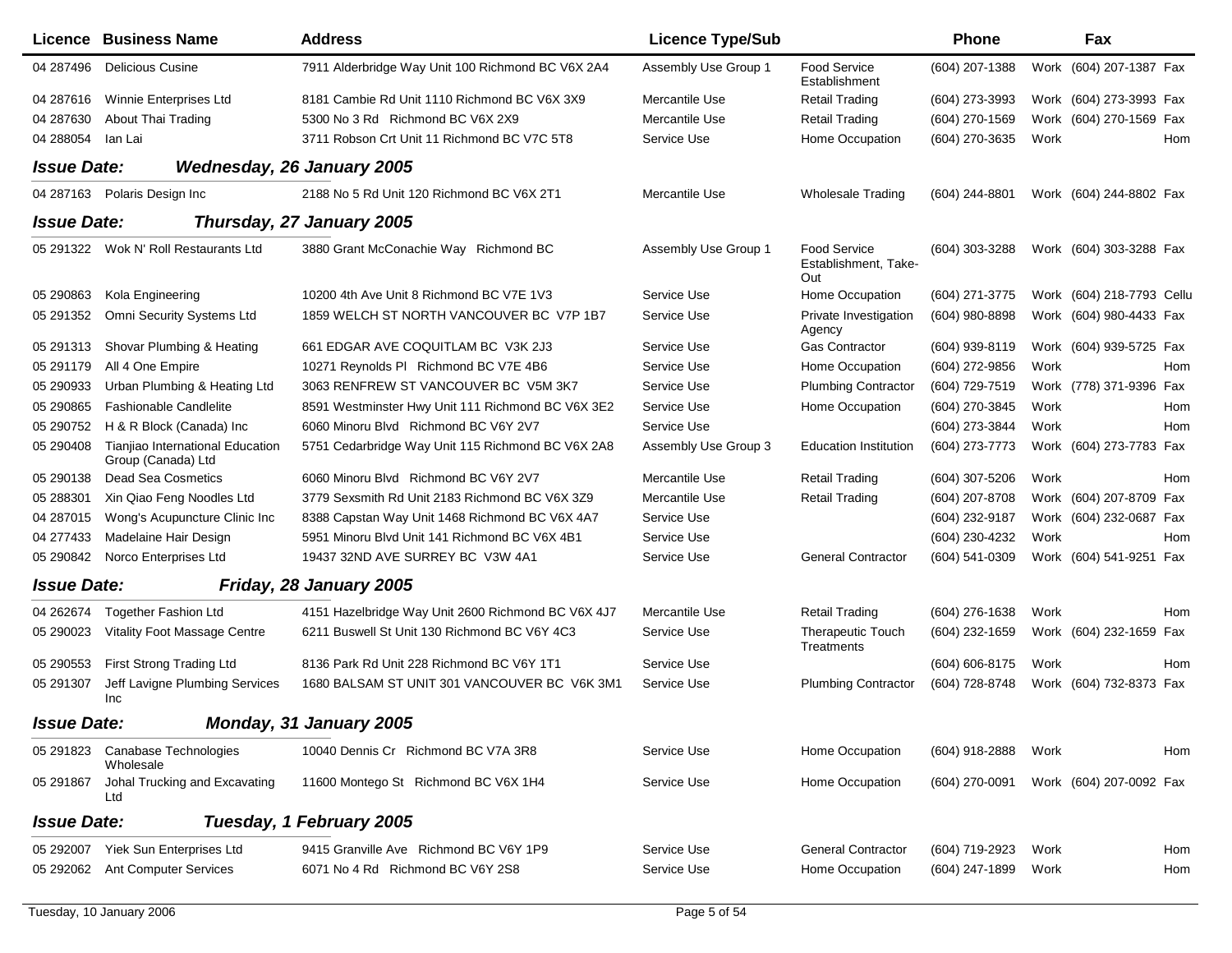| Licence | Business Name | Address | Licence Type/Sub | | Phone | | Fax | |
|---|---|---|---|---|---|---|---|---|
| 04 287496 | Delicious Cusine | 7911 Alderbridge Way Unit 100 Richmond BC V6X 2A4 | Assembly Use Group 1 | Food Service Establishment | (604) 207-1388 | Work | (604) 207-1387 | Fax |
| 04 287616 | Winnie Enterprises Ltd | 8181 Cambie Rd Unit 1110 Richmond BC V6X 3X9 | Mercantile Use | Retail Trading | (604) 273-3993 | Work | (604) 273-3993 | Fax |
| 04 287630 | About Thai Trading | 5300 No 3 Rd Richmond BC V6X 2X9 | Mercantile Use | Retail Trading | (604) 270-1569 | Work | (604) 270-1569 | Fax |
| 04 288054 | Ian Lai | 3711 Robson Crt Unit 11 Richmond BC V7C 5T8 | Service Use | Home Occupation | (604) 270-3635 | Work | | Hom |
| ***Issue Date:*** | ***Wednesday, 26 January 2005*** | | | | | | | |
| 04 287163 | Polaris Design Inc | 2188 No 5 Rd Unit 120 Richmond BC V6X 2T1 | Mercantile Use | Wholesale Trading | (604) 244-8801 | Work | (604) 244-8802 | Fax |
| ***Issue Date:*** | ***Thursday, 27 January 2005*** | | | | | | | |
| 05 291322 | Wok N' Roll Restaurants Ltd | 3880 Grant McConachie Way Richmond BC | Assembly Use Group 1 | Food Service Establishment, Take-Out | (604) 303-3288 | Work | (604) 303-3288 | Fax |
| 05 290863 | Kola Engineering | 10200 4th Ave Unit 8 Richmond BC V7E 1V3 | Service Use | Home Occupation | (604) 271-3775 | Work | (604) 218-7793 | Cellu |
| 05 291352 | Omni Security Systems Ltd | 1859 WELCH ST NORTH VANCOUVER BC V7P 1B7 | Service Use | Private Investigation Agency | (604) 980-8898 | Work | (604) 980-4433 | Fax |
| 05 291313 | Shovar Plumbing & Heating | 661 EDGAR AVE COQUITLAM BC V3K 2J3 | Service Use | Gas Contractor | (604) 939-8119 | Work | (604) 939-5725 | Fax |
| 05 291179 | All 4 One Empire | 10271 Reynolds Pl Richmond BC V7E 4B6 | Service Use | Home Occupation | (604) 272-9856 | Work | | Hom |
| 05 290933 | Urban Plumbing & Heating Ltd | 3063 RENFREW ST VANCOUVER BC V5M 3K7 | Service Use | Plumbing Contractor | (604) 729-7519 | Work | (778) 371-9396 | Fax |
| 05 290865 | Fashionable Candlelite | 8591 Westminster Hwy Unit 111 Richmond BC V6X 3E2 | Service Use | Home Occupation | (604) 270-3845 | Work | | Hom |
| 05 290752 | H & R Block (Canada) Inc | 6060 Minoru Blvd Richmond BC V6Y 2V7 | Service Use | | (604) 273-3844 | Work | | Hom |
| 05 290408 | Tianjiao International Education Group (Canada) Ltd | 5751 Cedarbridge Way Unit 115 Richmond BC V6X 2A8 | Assembly Use Group 3 | Education Institution | (604) 273-7773 | Work | (604) 273-7783 | Fax |
| 05 290138 | Dead Sea Cosmetics | 6060 Minoru Blvd Richmond BC V6Y 2V7 | Mercantile Use | Retail Trading | (604) 307-5206 | Work | | Hom |
| 05 288301 | Xin Qiao Feng Noodles Ltd | 3779 Sexsmith Rd Unit 2183 Richmond BC V6X 3Z9 | Mercantile Use | Retail Trading | (604) 207-8708 | Work | (604) 207-8709 | Fax |
| 04 287015 | Wong's Acupuncture Clinic Inc | 8388 Capstan Way Unit 1468 Richmond BC V6X 4A7 | Service Use | | (604) 232-9187 | Work | (604) 232-0687 | Fax |
| 04 277433 | Madelaine Hair Design | 5951 Minoru Blvd Unit 141 Richmond BC V6X 4B1 | Service Use | | (604) 230-4232 | Work | | Hom |
| 05 290842 | Norco Enterprises Ltd | 19437 32ND AVE SURREY BC V3W 4A1 | Service Use | General Contractor | (604) 541-0309 | Work | (604) 541-9251 | Fax |
| ***Issue Date:*** | ***Friday, 28 January 2005*** | | | | | | | |
| 04 262674 | Together Fashion Ltd | 4151 Hazelbridge Way Unit 2600 Richmond BC V6X 4J7 | Mercantile Use | Retail Trading | (604) 276-1638 | Work | | Hom |
| 05 290023 | Vitality Foot Massage Centre | 6211 Buswell St Unit 130 Richmond BC V6Y 4C3 | Service Use | Therapeutic Touch Treatments | (604) 232-1659 | Work | (604) 232-1659 | Fax |
| 05 290553 | First Strong Trading Ltd | 8136 Park Rd Unit 228 Richmond BC V6Y 1T1 | Service Use | | (604) 606-8175 | Work | | Hom |
| 05 291307 | Jeff Lavigne Plumbing Services Inc | 1680 BALSAM ST UNIT 301 VANCOUVER BC V6K 3M1 | Service Use | Plumbing Contractor | (604) 728-8748 | Work | (604) 732-8373 | Fax |
| ***Issue Date:*** | ***Monday, 31 January 2005*** | | | | | | | |
| 05 291823 | Canabase Technologies Wholesale | 10040 Dennis Cr Richmond BC V7A 3R8 | Service Use | Home Occupation | (604) 918-2888 | Work | | Hom |
| 05 291867 | Johal Trucking and Excavating Ltd | 11600 Montego St Richmond BC V6X 1H4 | Service Use | Home Occupation | (604) 270-0091 | Work | (604) 207-0092 | Fax |
| ***Issue Date:*** | ***Tuesday, 1 February 2005*** | | | | | | | |
| 05 292007 | Yiek Sun Enterprises Ltd | 9415 Granville Ave Richmond BC V6Y 1P9 | Service Use | General Contractor | (604) 719-2923 | Work | | Hom |
| 05 292062 | Ant Computer Services | 6071 No 4 Rd Richmond BC V6Y 2S8 | Service Use | Home Occupation | (604) 247-1899 | Work | | Hom |

Tuesday, 10 January 2006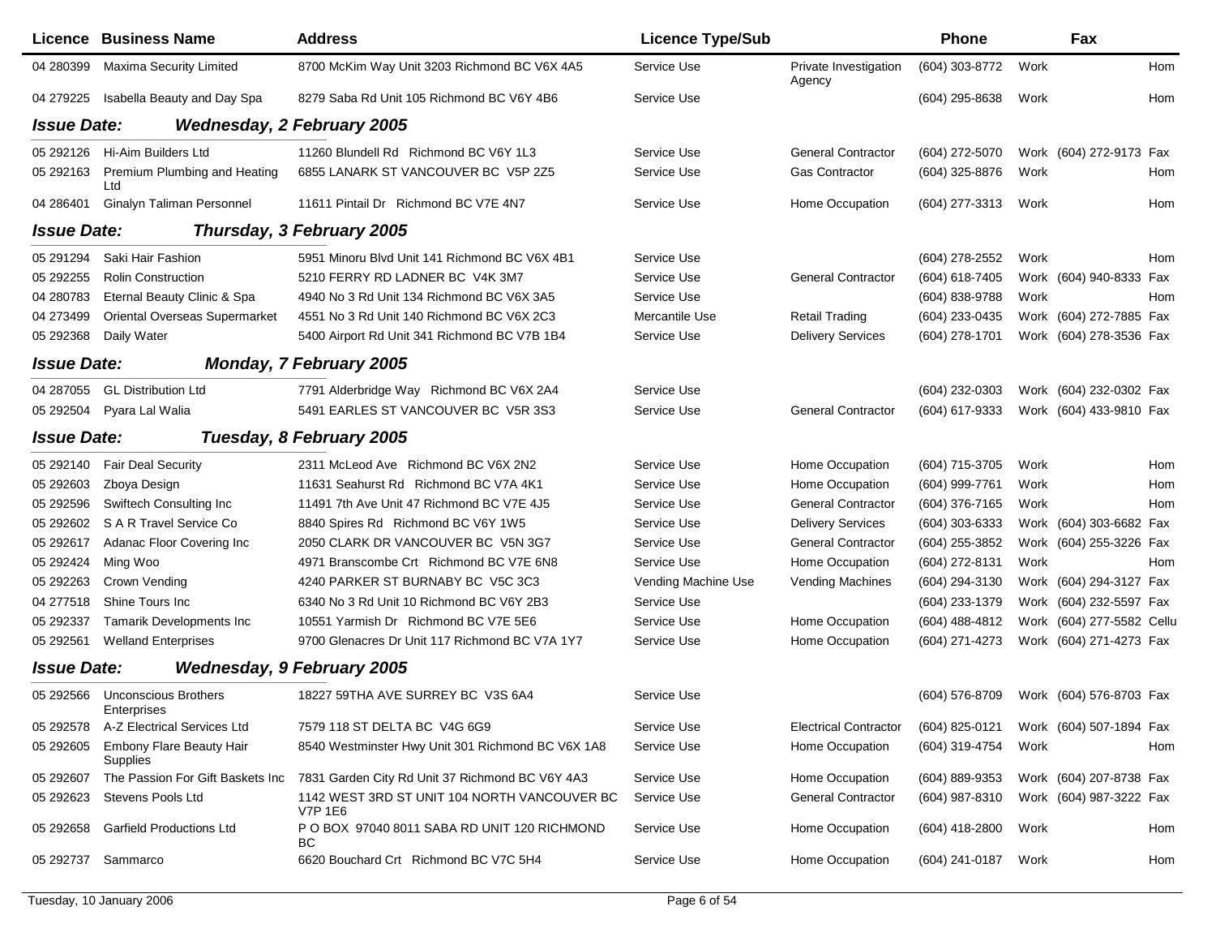| Licence | Business Name | Address | Licence Type/Sub | | Phone | | Fax | |
|---|---|---|---|---|---|---|---|---|
| 04 280399 | Maxima Security Limited | 8700 McKim Way Unit 3203 Richmond BC V6X 4A5 | Service Use | Private Investigation Agency | (604) 303-8772 | Work | | Hom |
| 04 279225 | Isabella Beauty and Day Spa | 8279 Saba Rd Unit 105 Richmond BC V6Y 4B6 | Service Use | | (604) 295-8638 | Work | | Hom |
| ***Issue Date:*** | ***Wednesday, 2 February 2005*** | | | | | | | |
| 05 292126 | Hi-Aim Builders Ltd | 11260 Blundell Rd Richmond BC V6Y 1L3 | Service Use | General Contractor | (604) 272-5070 | Work | (604) 272-9173 | Fax |
| 05 292163 | Premium Plumbing and Heating Ltd | 6855 LANARK ST VANCOUVER BC V5P 2Z5 | Service Use | Gas Contractor | (604) 325-8876 | Work | | Hom |
| 04 286401 | Ginalyn Taliman Personnel | 11611 Pintail Dr Richmond BC V7E 4N7 | Service Use | Home Occupation | (604) 277-3313 | Work | | Hom |
| ***Issue Date:*** | ***Thursday, 3 February 2005*** | | | | | | | |
| 05 291294 | Saki Hair Fashion | 5951 Minoru Blvd Unit 141 Richmond BC V6X 4B1 | Service Use | | (604) 278-2552 | Work | | Hom |
| 05 292255 | Rolin Construction | 5210 FERRY RD LADNER BC V4K 3M7 | Service Use | General Contractor | (604) 618-7405 | Work | (604) 940-8333 | Fax |
| 04 280783 | Eternal Beauty Clinic & Spa | 4940 No 3 Rd Unit 134 Richmond BC V6X 3A5 | Service Use | | (604) 838-9788 | Work | | Hom |
| 04 273499 | Oriental Overseas Supermarket | 4551 No 3 Rd Unit 140 Richmond BC V6X 2C3 | Mercantile Use | Retail Trading | (604) 233-0435 | Work | (604) 272-7885 | Fax |
| 05 292368 | Daily Water | 5400 Airport Rd Unit 341 Richmond BC V7B 1B4 | Service Use | Delivery Services | (604) 278-1701 | Work | (604) 278-3536 | Fax |
| ***Issue Date:*** | ***Monday, 7 February 2005*** | | | | | | | |
| 04 287055 | GL Distribution Ltd | 7791 Alderbridge Way Richmond BC V6X 2A4 | Service Use | | (604) 232-0303 | Work | (604) 232-0302 | Fax |
| 05 292504 | Pyara Lal Walia | 5491 EARLES ST VANCOUVER BC V5R 3S3 | Service Use | General Contractor | (604) 617-9333 | Work | (604) 433-9810 | Fax |
| ***Issue Date:*** | ***Tuesday, 8 February 2005*** | | | | | | | |
| 05 292140 | Fair Deal Security | 2311 McLeod Ave Richmond BC V6X 2N2 | Service Use | Home Occupation | (604) 715-3705 | Work | | Hom |
| 05 292603 | Zboya Design | 11631 Seahurst Rd Richmond BC V7A 4K1 | Service Use | Home Occupation | (604) 999-7761 | Work | | Hom |
| 05 292596 | Swiftech Consulting Inc | 11491 7th Ave Unit 47 Richmond BC V7E 4J5 | Service Use | General Contractor | (604) 376-7165 | Work | | Hom |
| 05 292602 | S A R Travel Service Co | 8840 Spires Rd Richmond BC V6Y 1W5 | Service Use | Delivery Services | (604) 303-6333 | Work | (604) 303-6682 | Fax |
| 05 292617 | Adanac Floor Covering Inc | 2050 CLARK DR VANCOUVER BC V5N 3G7 | Service Use | General Contractor | (604) 255-3852 | Work | (604) 255-3226 | Fax |
| 05 292424 | Ming Woo | 4971 Branscombe Crt Richmond BC V7E 6N8 | Service Use | Home Occupation | (604) 272-8131 | Work | | Hom |
| 05 292263 | Crown Vending | 4240 PARKER ST BURNABY BC V5C 3C3 | Vending Machine Use | Vending Machines | (604) 294-3130 | Work | (604) 294-3127 | Fax |
| 04 277518 | Shine Tours Inc | 6340 No 3 Rd Unit 10 Richmond BC V6Y 2B3 | Service Use | | (604) 233-1379 | Work | (604) 232-5597 | Fax |
| 05 292337 | Tamarik Developments Inc | 10551 Yarmish Dr Richmond BC V7E 5E6 | Service Use | Home Occupation | (604) 488-4812 | Work | (604) 277-5582 | Cellu |
| 05 292561 | Welland Enterprises | 9700 Glenacres Dr Unit 117 Richmond BC V7A 1Y7 | Service Use | Home Occupation | (604) 271-4273 | Work | (604) 271-4273 | Fax |
| ***Issue Date:*** | ***Wednesday, 9 February 2005*** | | | | | | | |
| 05 292566 | Unconscious Brothers Enterprises | 18227 59THA AVE SURREY BC V3S 6A4 | Service Use | | (604) 576-8709 | Work | (604) 576-8703 | Fax |
| 05 292578 | A-Z Electrical Services Ltd | 7579 118 ST DELTA BC V4G 6G9 | Service Use | Electrical Contractor | (604) 825-0121 | Work | (604) 507-1894 | Fax |
| 05 292605 | Embony Flare Beauty Hair Supplies | 8540 Westminster Hwy Unit 301 Richmond BC V6X 1A8 | Service Use | Home Occupation | (604) 319-4754 | Work | | Hom |
| 05 292607 | The Passion For Gift Baskets Inc | 7831 Garden City Rd Unit 37 Richmond BC V6Y 4A3 | Service Use | Home Occupation | (604) 889-9353 | Work | (604) 207-8738 | Fax |
| 05 292623 | Stevens Pools Ltd | 1142 WEST 3RD ST UNIT 104 NORTH VANCOUVER BC V7P 1E6 | Service Use | General Contractor | (604) 987-8310 | Work | (604) 987-3222 | Fax |
| 05 292658 | Garfield Productions Ltd | P O BOX 97040 8011 SABA RD UNIT 120 RICHMOND BC | Service Use | Home Occupation | (604) 418-2800 | Work | | Hom |
| 05 292737 | Sammarco | 6620 Bouchard Crt Richmond BC V7C 5H4 | Service Use | Home Occupation | (604) 241-0187 | Work | | Hom |

Tuesday, 10 January 2006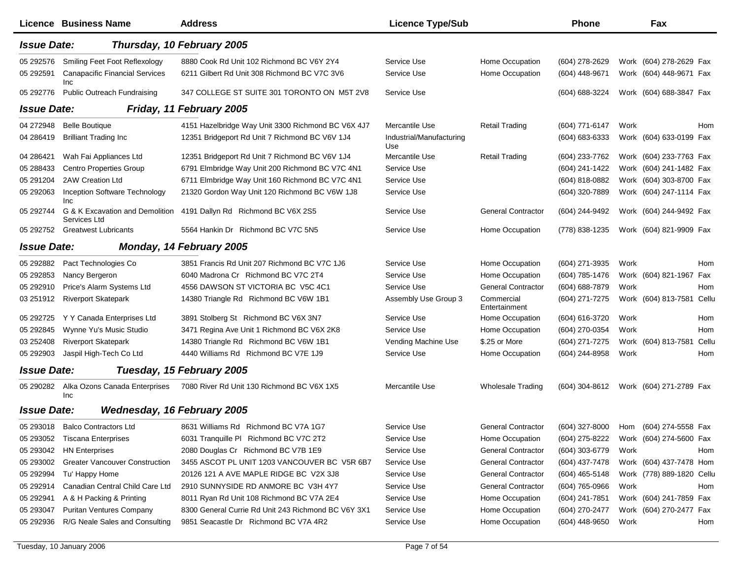| Licence | Business Name | Address | Licence Type/Sub | | Phone | | Fax | |
|---|---|---|---|---|---|---|---|---|
| ***Issue Date:*** | ***Thursday, 10 February 2005*** | | | | | | | |
| 05 292576 | Smiling Feet Foot Reflexology | 8880 Cook Rd Unit 102 Richmond BC V6Y 2Y4 | Service Use | Home Occupation | (604) 278-2629 | Work | (604) 278-2629 | Fax |
| 05 292591 | Canapacific Financial Services Inc | 6211 Gilbert Rd Unit 308 Richmond BC V7C 3V6 | Service Use | Home Occupation | (604) 448-9671 | Work | (604) 448-9671 | Fax |
| 05 292776 | Public Outreach Fundraising | 347 COLLEGE ST SUITE 301 TORONTO ON M5T 2V8 | Service Use | | (604) 688-3224 | Work | (604) 688-3847 | Fax |
| ***Issue Date:*** | ***Friday, 11 February 2005*** | | | | | | | |
| 04 272948 | Belle Boutique | 4151 Hazelbridge Way Unit 3300 Richmond BC V6X 4J7 | Mercantile Use | Retail Trading | (604) 771-6147 | Work | | Hom |
| 04 286419 | Brilliant Trading Inc | 12351 Bridgeport Rd Unit 7 Richmond BC V6V 1J4 | Industrial/Manufacturing Use | | (604) 683-6333 | Work | (604) 633-0199 | Fax |
| 04 286421 | Wah Fai Appliances Ltd | 12351 Bridgeport Rd Unit 7 Richmond BC V6V 1J4 | Mercantile Use | Retail Trading | (604) 233-7762 | Work | (604) 233-7763 | Fax |
| 05 288433 | Centro Properties Group | 6791 Elmbridge Way Unit 200 Richmond BC V7C 4N1 | Service Use | | (604) 241-1422 | Work | (604) 241-1482 | Fax |
| 05 291204 | 2AW Creation Ltd | 6711 Elmbridge Way Unit 160 Richmond BC V7C 4N1 | Service Use | | (604) 818-0882 | Work | (604) 303-8700 | Fax |
| 05 292063 | Inception Software Technology Inc | 21320 Gordon Way Unit 120 Richmond BC V6W 1J8 | Service Use | | (604) 320-7889 | Work | (604) 247-1114 | Fax |
| 05 292744 | G & K Excavation and Demolition Services Ltd | 4191 Dallyn Rd Richmond BC V6X 2S5 | Service Use | General Contractor | (604) 244-9492 | Work | (604) 244-9492 | Fax |
| 05 292752 | Greatwest Lubricants | 5564 Hankin Dr Richmond BC V7C 5N5 | Service Use | Home Occupation | (778) 838-1235 | Work | (604) 821-9909 | Fax |
| ***Issue Date:*** | ***Monday, 14 February 2005*** | | | | | | | |
| 05 292882 | Pact Technologies Co | 3851 Francis Rd Unit 207 Richmond BC V7C 1J6 | Service Use | Home Occupation | (604) 271-3935 | Work | | Hom |
| 05 292853 | Nancy Bergeron | 6040 Madrona Cr Richmond BC V7C 2T4 | Service Use | Home Occupation | (604) 785-1476 | Work | (604) 821-1967 | Fax |
| 05 292910 | Price's Alarm Systems Ltd | 4556 DAWSON ST VICTORIA BC V5C 4C1 | Service Use | General Contractor | (604) 688-7879 | Work | | Hom |
| 03 251912 | Riverport Skatepark | 14380 Triangle Rd Richmond BC V6W 1B1 | Assembly Use Group 3 | Commercial Entertainment | (604) 271-7275 | Work | (604) 813-7581 | Cellu |
| 05 292725 | Y Y Canada Enterprises Ltd | 3891 Stolberg St Richmond BC V6X 3N7 | Service Use | Home Occupation | (604) 616-3720 | Work | | Hom |
| 05 292845 | Wynne Yu's Music Studio | 3471 Regina Ave Unit 1 Richmond BC V6X 2K8 | Service Use | Home Occupation | (604) 270-0354 | Work | | Hom |
| 03 252408 | Riverport Skatepark | 14380 Triangle Rd Richmond BC V6W 1B1 | Vending Machine Use | $.25 or More | (604) 271-7275 | Work | (604) 813-7581 | Cellu |
| 05 292903 | Jaspil High-Tech Co Ltd | 4440 Williams Rd Richmond BC V7E 1J9 | Service Use | Home Occupation | (604) 244-8958 | Work | | Hom |
| ***Issue Date:*** | ***Tuesday, 15 February 2005*** | | | | | | | |
| 05 290282 | Alka Ozons Canada Enterprises Inc | 7080 River Rd Unit 130 Richmond BC V6X 1X5 | Mercantile Use | Wholesale Trading | (604) 304-8612 | Work | (604) 271-2789 | Fax |
| ***Issue Date:*** | ***Wednesday, 16 February 2005*** | | | | | | | |
| 05 293018 | Balco Contractors Ltd | 8631 Williams Rd Richmond BC V7A 1G7 | Service Use | General Contractor | (604) 327-8000 | Hom | (604) 274-5558 | Fax |
| 05 293052 | Tiscana Enterprises | 6031 Tranquille Pl Richmond BC V7C 2T2 | Service Use | Home Occupation | (604) 275-8222 | Work | (604) 274-5600 | Fax |
| 05 293042 | HN Enterprises | 2080 Douglas Cr Richmond BC V7B 1E9 | Service Use | General Contractor | (604) 303-6779 | Work | | Hom |
| 05 293002 | Greater Vancouver Construction | 3455 ASCOT PL UNIT 1203 VANCOUVER BC V5R 6B7 | Service Use | General Contractor | (604) 437-7478 | Work | (604) 437-7478 | Hom |
| 05 292994 | Tu' Happy Home | 20126 121 A AVE MAPLE RIDGE BC V2X 3J8 | Service Use | General Contractor | (604) 465-5148 | Work | (778) 889-1820 | Cellu |
| 05 292914 | Canadian Central Child Care Ltd | 2910 SUNNYSIDE RD ANMORE BC V3H 4Y7 | Service Use | General Contractor | (604) 765-0966 | Work | | Hom |
| 05 292941 | A & H Packing & Printing | 8011 Ryan Rd Unit 108 Richmond BC V7A 2E4 | Service Use | Home Occupation | (604) 241-7851 | Work | (604) 241-7859 | Fax |
| 05 293047 | Puritan Ventures Company | 8300 General Currie Rd Unit 243 Richmond BC V6Y 3X1 | Service Use | Home Occupation | (604) 270-2477 | Work | (604) 270-2477 | Fax |
| 05 292936 | R/G Neale Sales and Consulting | 9851 Seacastle Dr Richmond BC V7A 4R2 | Service Use | Home Occupation | (604) 448-9650 | Work | | Hom |

Tuesday, 10 January 2006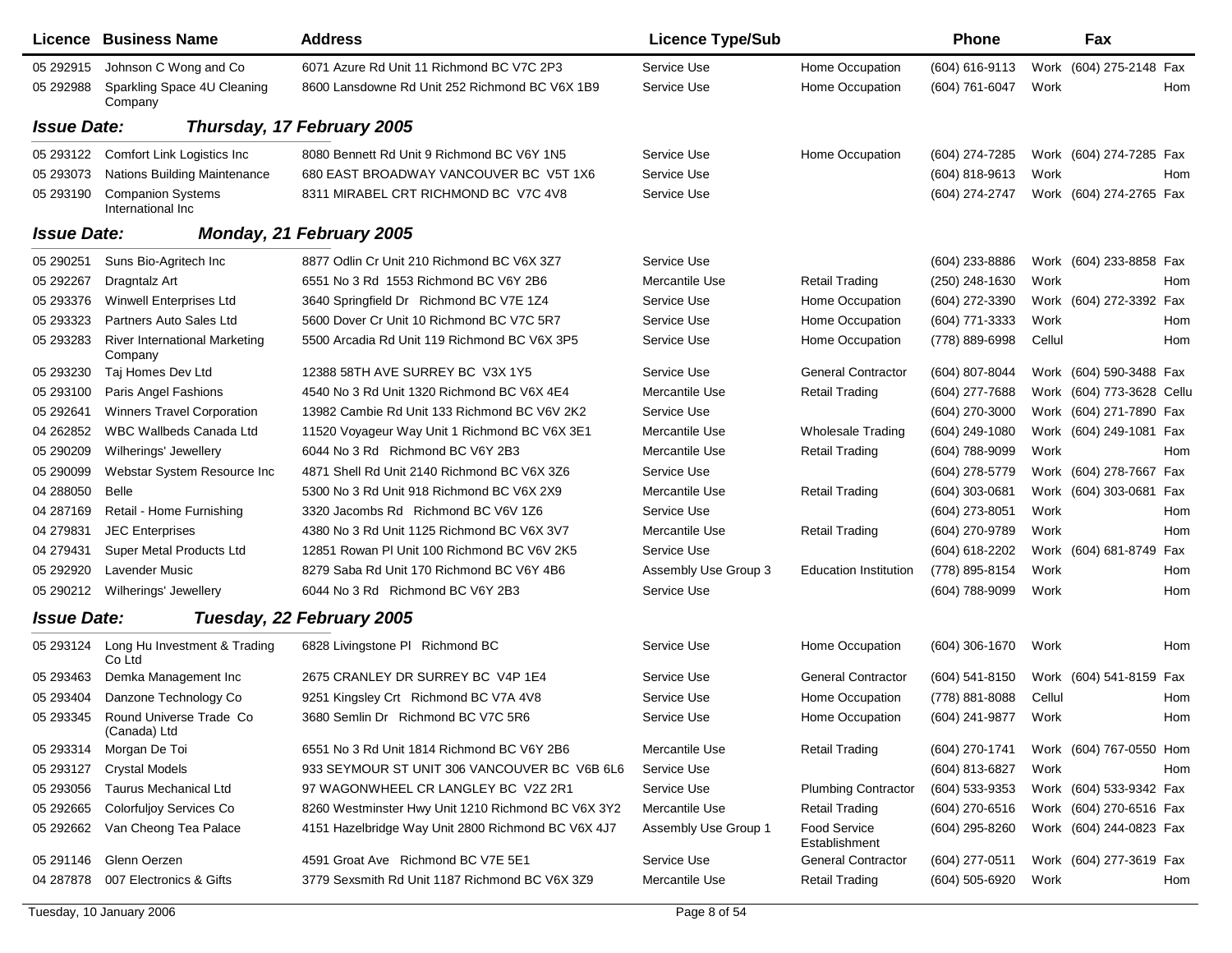| Licence | Business Name | Address | Licence Type/Sub | | Phone | | Fax | |
|---|---|---|---|---|---|---|---|---|
| 05 292915 | Johnson C Wong and Co | 6071 Azure Rd Unit 11 Richmond BC V7C 2P3 | Service Use | Home Occupation | (604) 616-9113 | Work | (604) 275-2148 | Fax |
| 05 292988 | Sparkling Space 4U Cleaning Company | 8600 Lansdowne Rd Unit 252 Richmond BC V6X 1B9 | Service Use | Home Occupation | (604) 761-6047 | Work | | Hom |

**Issue Date: *Thursday, 17 February 2005***

| Licence | Business Name | Address | Licence Type/Sub | | Phone | | Fax | |
|---|---|---|---|---|---|---|---|---|
| 05 293122 | Comfort Link Logistics Inc | 8080 Bennett Rd Unit 9 Richmond BC V6Y 1N5 | Service Use | Home Occupation | (604) 274-7285 | Work | (604) 274-7285 | Fax |
| 05 293073 | Nations Building Maintenance | 680 EAST BROADWAY VANCOUVER BC V5T 1X6 | Service Use | | (604) 818-9613 | Work | | Hom |
| 05 293190 | Companion Systems International Inc | 8311 MIRABEL CRT RICHMOND BC V7C 4V8 | Service Use | | (604) 274-2747 | Work | (604) 274-2765 | Fax |

**Issue Date: *Monday, 21 February 2005***

| Licence | Business Name | Address | Licence Type/Sub | | Phone | | Fax | |
|---|---|---|---|---|---|---|---|---|
| 05 290251 | Suns Bio-Agritech Inc | 8877 Odlin Cr Unit 210 Richmond BC V6X 3Z7 | Service Use | | (604) 233-8886 | Work | (604) 233-8858 | Fax |
| 05 292267 | Dragntalz Art | 6551 No 3 Rd 1553 Richmond BC V6Y 2B6 | Mercantile Use | Retail Trading | (250) 248-1630 | Work | | Hom |
| 05 293376 | Winwell Enterprises Ltd | 3640 Springfield Dr Richmond BC V7E 1Z4 | Service Use | Home Occupation | (604) 272-3390 | Work | (604) 272-3392 | Fax |
| 05 293323 | Partners Auto Sales Ltd | 5600 Dover Cr Unit 10 Richmond BC V7C 5R7 | Service Use | Home Occupation | (604) 771-3333 | Work | | Hom |
| 05 293283 | River International Marketing Company | 5500 Arcadia Rd Unit 119 Richmond BC V6X 3P5 | Service Use | Home Occupation | (778) 889-6998 | Cellul | | Hom |
| 05 293230 | Taj Homes Dev Ltd | 12388 58TH AVE SURREY BC V3X 1Y5 | Service Use | General Contractor | (604) 807-8044 | Work | (604) 590-3488 | Fax |
| 05 293100 | Paris Angel Fashions | 4540 No 3 Rd Unit 1320 Richmond BC V6X 4E4 | Mercantile Use | Retail Trading | (604) 277-7688 | Work | (604) 773-3628 | Cellu |
| 05 292641 | Winners Travel Corporation | 13982 Cambie Rd Unit 133 Richmond BC V6V 2K2 | Service Use | | (604) 270-3000 | Work | (604) 271-7890 | Fax |
| 04 262852 | WBC Wallbeds Canada Ltd | 11520 Voyageur Way Unit 1 Richmond BC V6X 3E1 | Mercantile Use | Wholesale Trading | (604) 249-1080 | Work | (604) 249-1081 | Fax |
| 05 290209 | Wilherings' Jewellery | 6044 No 3 Rd Richmond BC V6Y 2B3 | Mercantile Use | Retail Trading | (604) 788-9099 | Work | | Hom |
| 05 290099 | Webstar System Resource Inc | 4871 Shell Rd Unit 2140 Richmond BC V6X 3Z6 | Service Use | | (604) 278-5779 | Work | (604) 278-7667 | Fax |
| 04 288050 | Belle | 5300 No 3 Rd Unit 918 Richmond BC V6X 2X9 | Mercantile Use | Retail Trading | (604) 303-0681 | Work | (604) 303-0681 | Fax |
| 04 287169 | Retail - Home Furnishing | 3320 Jacombs Rd Richmond BC V6V 1Z6 | Service Use | | (604) 273-8051 | Work | | Hom |
| 04 279831 | JEC Enterprises | 4380 No 3 Rd Unit 1125 Richmond BC V6X 3V7 | Mercantile Use | Retail Trading | (604) 270-9789 | Work | | Hom |
| 04 279431 | Super Metal Products Ltd | 12851 Rowan Pl Unit 100 Richmond BC V6V 2K5 | Service Use | | (604) 618-2202 | Work | (604) 681-8749 | Fax |
| 05 292920 | Lavender Music | 8279 Saba Rd Unit 170 Richmond BC V6Y 4B6 | Assembly Use Group 3 | Education Institution | (778) 895-8154 | Work | | Hom |
| 05 290212 | Wilherings' Jewellery | 6044 No 3 Rd Richmond BC V6Y 2B3 | Service Use | | (604) 788-9099 | Work | | Hom |

**Issue Date: *Tuesday, 22 February 2005***

| Licence | Business Name | Address | Licence Type/Sub | | Phone | | Fax | |
|---|---|---|---|---|---|---|---|---|
| 05 293124 | Long Hu Investment & Trading Co Ltd | 6828 Livingstone Pl Richmond BC | Service Use | Home Occupation | (604) 306-1670 | Work | | Hom |
| 05 293463 | Demka Management Inc | 2675 CRANLEY DR SURREY BC V4P 1E4 | Service Use | General Contractor | (604) 541-8150 | Work | (604) 541-8159 | Fax |
| 05 293404 | Danzone Technology Co | 9251 Kingsley Crt Richmond BC V7A 4V8 | Service Use | Home Occupation | (778) 881-8088 | Cellul | | Hom |
| 05 293345 | Round Universe Trade Co (Canada) Ltd | 3680 Semlin Dr Richmond BC V7C 5R6 | Service Use | Home Occupation | (604) 241-9877 | Work | | Hom |
| 05 293314 | Morgan De Toi | 6551 No 3 Rd Unit 1814 Richmond BC V6Y 2B6 | Mercantile Use | Retail Trading | (604) 270-1741 | Work | (604) 767-0550 | Hom |
| 05 293127 | Crystal Models | 933 SEYMOUR ST UNIT 306 VANCOUVER BC V6B 6L6 | Service Use | | (604) 813-6827 | Work | | Hom |
| 05 293056 | Taurus Mechanical Ltd | 97 WAGONWHEEL CR LANGLEY BC V2Z 2R1 | Service Use | Plumbing Contractor | (604) 533-9353 | Work | (604) 533-9342 | Fax |
| 05 292665 | Colorfuljoy Services Co | 8260 Westminster Hwy Unit 1210 Richmond BC V6X 3Y2 | Mercantile Use | Retail Trading | (604) 270-6516 | Work | (604) 270-6516 | Fax |
| 05 292662 | Van Cheong Tea Palace | 4151 Hazelbridge Way Unit 2800 Richmond BC V6X 4J7 | Assembly Use Group 1 | Food Service Establishment | (604) 295-8260 | Work | (604) 244-0823 | Fax |
| 05 291146 | Glenn Oerzen | 4591 Groat Ave Richmond BC V7E 5E1 | Service Use | General Contractor | (604) 277-0511 | Work | (604) 277-3619 | Fax |
| 04 287878 | 007 Electronics & Gifts | 3779 Sexsmith Rd Unit 1187 Richmond BC V6X 3Z9 | Mercantile Use | Retail Trading | (604) 505-6920 | Work | | Hom |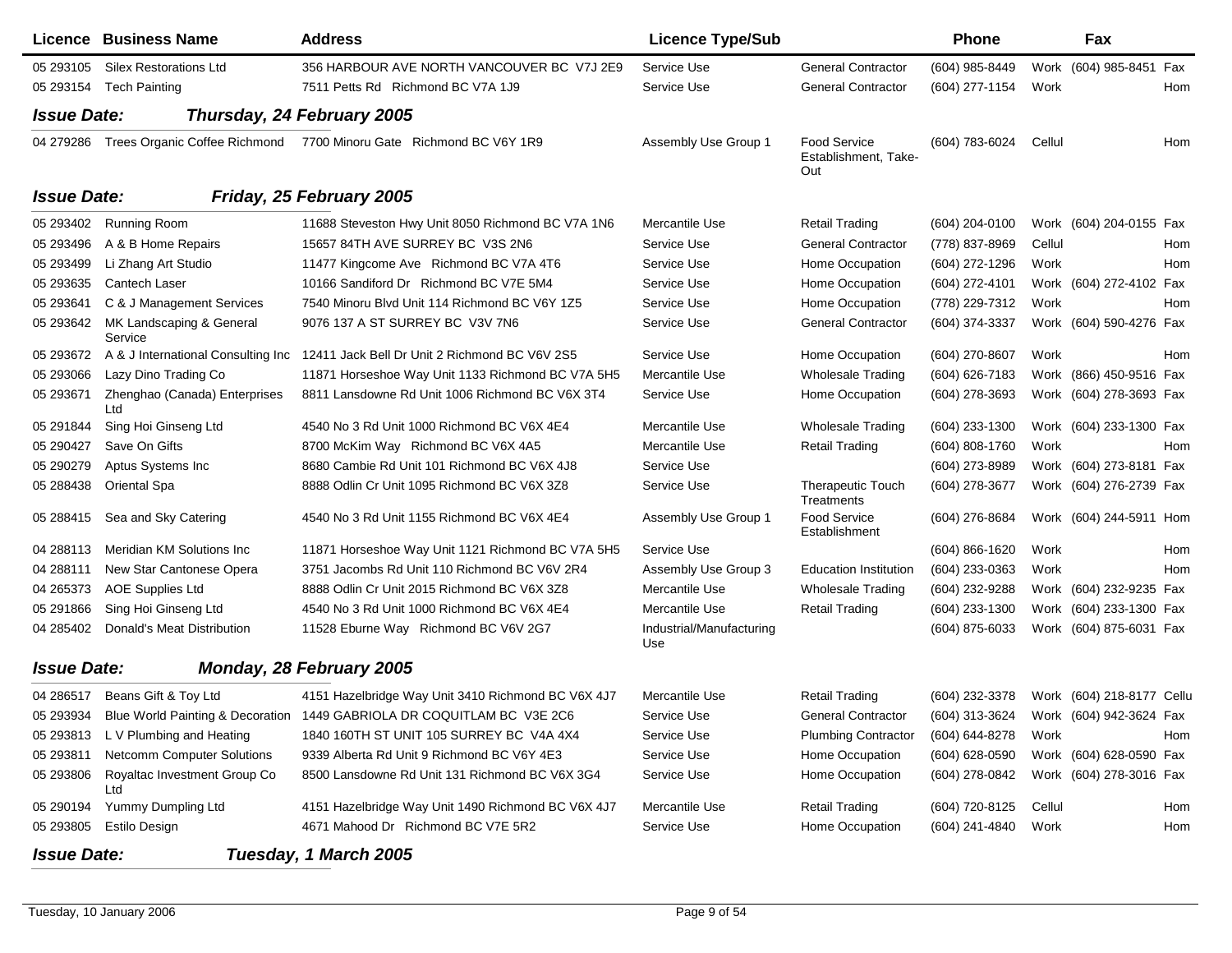| Licence | Business Name | Address | Licence Type/Sub | | Phone | | Fax | |
|---|---|---|---|---|---|---|---|---|
| 05 293105 | Silex Restorations Ltd | 356 HARBOUR AVE NORTH VANCOUVER BC V7J 2E9 | Service Use | General Contractor | (604) 985-8449 | Work | (604) 985-8451 | Fax |
| 05 293154 | Tech Painting | 7511 Petts Rd Richmond BC V7A 1J9 | Service Use | General Contractor | (604) 277-1154 | Work | | Hom |

***Issue Date: Thursday, 24 February 2005***

| Licence | Business Name | Address | Licence Type/Sub | | Phone | | Fax | |
|---|---|---|---|---|---|---|---|---|
| 04 279286 | Trees Organic Coffee Richmond | 7700 Minoru Gate Richmond BC V6Y 1R9 | Assembly Use Group 1 | Food Service Establishment, Take-Out | (604) 783-6024 | Cellul | | Hom |

***Issue Date: Friday, 25 February 2005***

| Licence | Business Name | Address | Licence Type/Sub | | Phone | | Fax | |
|---|---|---|---|---|---|---|---|---|
| 05 293402 | Running Room | 11688 Steveston Hwy Unit 8050 Richmond BC V7A 1N6 | Mercantile Use | Retail Trading | (604) 204-0100 | Work | (604) 204-0155 | Fax |
| 05 293496 | A & B Home Repairs | 15657 84TH AVE SURREY BC V3S 2N6 | Service Use | General Contractor | (778) 837-8969 | Cellul | | Hom |
| 05 293499 | Li Zhang Art Studio | 11477 Kingcome Ave Richmond BC V7A 4T6 | Service Use | Home Occupation | (604) 272-1296 | Work | | Hom |
| 05 293635 | Cantech Laser | 10166 Sandiford Dr Richmond BC V7E 5M4 | Service Use | Home Occupation | (604) 272-4101 | Work | (604) 272-4102 | Fax |
| 05 293641 | C & J Management Services | 7540 Minoru Blvd Unit 114 Richmond BC V6Y 1Z5 | Service Use | Home Occupation | (778) 229-7312 | Work | | Hom |
| 05 293642 | MK Landscaping & General Service | 9076 137 A ST SURREY BC V3V 7N6 | Service Use | General Contractor | (604) 374-3337 | Work | (604) 590-4276 | Fax |
| 05 293672 | A & J International Consulting Inc | 12411 Jack Bell Dr Unit 2 Richmond BC V6V 2S5 | Service Use | Home Occupation | (604) 270-8607 | Work | | Hom |
| 05 293066 | Lazy Dino Trading Co | 11871 Horseshoe Way Unit 1133 Richmond BC V7A 5H5 | Mercantile Use | Wholesale Trading | (604) 626-7183 | Work | (866) 450-9516 | Fax |
| 05 293671 | Zhenghao (Canada) Enterprises Ltd | 8811 Lansdowne Rd Unit 1006 Richmond BC V6X 3T4 | Service Use | Home Occupation | (604) 278-3693 | Work | (604) 278-3693 | Fax |
| 05 291844 | Sing Hoi Ginseng Ltd | 4540 No 3 Rd Unit 1000 Richmond BC V6X 4E4 | Mercantile Use | Wholesale Trading | (604) 233-1300 | Work | (604) 233-1300 | Fax |
| 05 290427 | Save On Gifts | 8700 McKim Way Richmond BC V6X 4A5 | Mercantile Use | Retail Trading | (604) 808-1760 | Work | | Hom |
| 05 290279 | Aptus Systems Inc | 8680 Cambie Rd Unit 101 Richmond BC V6X 4J8 | Service Use | | (604) 273-8989 | Work | (604) 273-8181 | Fax |
| 05 288438 | Oriental Spa | 8888 Odlin Cr Unit 1095 Richmond BC V6X 3Z8 | Service Use | Therapeutic Touch Treatments | (604) 278-3677 | Work | (604) 276-2739 | Fax |
| 05 288415 | Sea and Sky Catering | 4540 No 3 Rd Unit 1155 Richmond BC V6X 4E4 | Assembly Use Group 1 | Food Service Establishment | (604) 276-8684 | Work | (604) 244-5911 | Hom |
| 04 288113 | Meridian KM Solutions Inc | 11871 Horseshoe Way Unit 1121 Richmond BC V7A 5H5 | Service Use | | (604) 866-1620 | Work | | Hom |
| 04 288111 | New Star Cantonese Opera | 3751 Jacombs Rd Unit 110 Richmond BC V6V 2R4 | Assembly Use Group 3 | Education Institution | (604) 233-0363 | Work | | Hom |
| 04 265373 | AOE Supplies Ltd | 8888 Odlin Cr Unit 2015 Richmond BC V6X 3Z8 | Mercantile Use | Wholesale Trading | (604) 232-9288 | Work | (604) 232-9235 | Fax |
| 05 291866 | Sing Hoi Ginseng Ltd | 4540 No 3 Rd Unit 1000 Richmond BC V6X 4E4 | Mercantile Use | Retail Trading | (604) 233-1300 | Work | (604) 233-1300 | Fax |
| 04 285402 | Donald's Meat Distribution | 11528 Eburne Way Richmond BC V6V 2G7 | Industrial/Manufacturing Use | | (604) 875-6033 | Work | (604) 875-6031 | Fax |

***Issue Date: Monday, 28 February 2005***

| Licence | Business Name | Address | Licence Type/Sub | | Phone | | Fax | |
|---|---|---|---|---|---|---|---|---|
| 04 286517 | Beans Gift & Toy Ltd | 4151 Hazelbridge Way Unit 3410 Richmond BC V6X 4J7 | Mercantile Use | Retail Trading | (604) 232-3378 | Work | (604) 218-8177 | Cellu |
| 05 293934 | Blue World Painting & Decoration | 1449 GABRIOLA DR COQUITLAM BC V3E 2C6 | Service Use | General Contractor | (604) 313-3624 | Work | (604) 942-3624 | Fax |
| 05 293813 | L V Plumbing and Heating | 1840 160TH ST UNIT 105 SURREY BC V4A 4X4 | Service Use | Plumbing Contractor | (604) 644-8278 | Work | | Hom |
| 05 293811 | Netcomm Computer Solutions | 9339 Alberta Rd Unit 9 Richmond BC V6Y 4E3 | Service Use | Home Occupation | (604) 628-0590 | Work | (604) 628-0590 | Fax |
| 05 293806 | Royaltac Investment Group Co Ltd | 8500 Lansdowne Rd Unit 131 Richmond BC V6X 3G4 | Service Use | Home Occupation | (604) 278-0842 | Work | (604) 278-3016 | Fax |
| 05 290194 | Yummy Dumpling Ltd | 4151 Hazelbridge Way Unit 1490 Richmond BC V6X 4J7 | Mercantile Use | Retail Trading | (604) 720-8125 | Cellul | | Hom |
| 05 293805 | Estilo Design | 4671 Mahood Dr Richmond BC V7E 5R2 | Service Use | Home Occupation | (604) 241-4840 | Work | | Hom |

***Issue Date: Tuesday, 1 March 2005***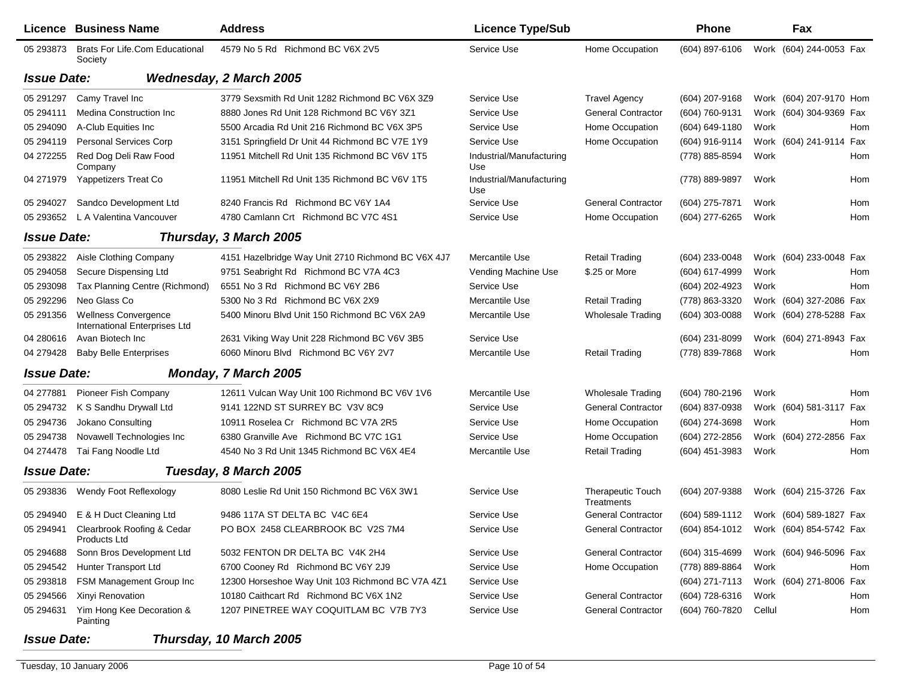| Licence | Business Name | Address | Licence Type/Sub | | Phone | | Fax | |
|---|---|---|---|---|---|---|---|---|
| 05 293873 | Brats For Life.Com Educational Society | 4579 No 5 Rd Richmond BC V6X 2V5 | Service Use | Home Occupation | (604) 897-6106 | Work | (604) 244-0053 | Fax |

**Issue Date:** ***Wednesday, 2 March 2005***

| Licence | Business Name | Address | Licence Type/Sub | | Phone | | Fax | |
|---|---|---|---|---|---|---|---|---|
| 05 291297 | Camy Travel Inc | 3779 Sexsmith Rd Unit 1282 Richmond BC V6X 3Z9 | Service Use | Travel Agency | (604) 207-9168 | Work | (604) 207-9170 | Hom |
| 05 294111 | Medina Construction Inc | 8880 Jones Rd Unit 128 Richmond BC V6Y 3Z1 | Service Use | General Contractor | (604) 760-9131 | Work | (604) 304-9369 | Fax |
| 05 294090 | A-Club Equities Inc | 5500 Arcadia Rd Unit 216 Richmond BC V6X 3P5 | Service Use | Home Occupation | (604) 649-1180 | Work | | Hom |
| 05 294119 | Personal Services Corp | 3151 Springfield Dr Unit 44 Richmond BC V7E 1Y9 | Service Use | Home Occupation | (604) 916-9114 | Work | (604) 241-9114 | Fax |
| 04 272255 | Red Dog Deli Raw Food Company | 11951 Mitchell Rd Unit 135 Richmond BC V6V 1T5 | Industrial/Manufacturing Use | | (778) 885-8594 | Work | | Hom |
| 04 271979 | Yappetizers Treat Co | 11951 Mitchell Rd Unit 135 Richmond BC V6V 1T5 | Industrial/Manufacturing Use | | (778) 889-9897 | Work | | Hom |
| 05 294027 | Sandco Development Ltd | 8240 Francis Rd Richmond BC V6Y 1A4 | Service Use | General Contractor | (604) 275-7871 | Work | | Hom |
| 05 293652 | L A Valentina Vancouver | 4780 Camlann Crt Richmond BC V7C 4S1 | Service Use | Home Occupation | (604) 277-6265 | Work | | Hom |

**Issue Date:** ***Thursday, 3 March 2005***

| Licence | Business Name | Address | Licence Type/Sub | | Phone | | Fax | |
|---|---|---|---|---|---|---|---|---|
| 05 293822 | Aisle Clothing Company | 4151 Hazelbridge Way Unit 2710 Richmond BC V6X 4J7 | Mercantile Use | Retail Trading | (604) 233-0048 | Work | (604) 233-0048 | Fax |
| 05 294058 | Secure Dispensing Ltd | 9751 Seabright Rd Richmond BC V7A 4C3 | Vending Machine Use | $.25 or More | (604) 617-4999 | Work | | Hom |
| 05 293098 | Tax Planning Centre (Richmond) | 6551 No 3 Rd Richmond BC V6Y 2B6 | Service Use | | (604) 202-4923 | Work | | Hom |
| 05 292296 | Neo Glass Co | 5300 No 3 Rd Richmond BC V6X 2X9 | Mercantile Use | Retail Trading | (778) 863-3320 | Work | (604) 327-2086 | Fax |
| 05 291356 | Wellness Convergence International Enterprises Ltd | 5400 Minoru Blvd Unit 150 Richmond BC V6X 2A9 | Mercantile Use | Wholesale Trading | (604) 303-0088 | Work | (604) 278-5288 | Fax |
| 04 280616 | Avan Biotech Inc | 2631 Viking Way Unit 228 Richmond BC V6V 3B5 | Service Use | | (604) 231-8099 | Work | (604) 271-8943 | Fax |
| 04 279428 | Baby Belle Enterprises | 6060 Minoru Blvd Richmond BC V6Y 2V7 | Mercantile Use | Retail Trading | (778) 839-7868 | Work | | Hom |

**Issue Date:** ***Monday, 7 March 2005***

| Licence | Business Name | Address | Licence Type/Sub | | Phone | | Fax | |
|---|---|---|---|---|---|---|---|---|
| 04 277881 | Pioneer Fish Company | 12611 Vulcan Way Unit 100 Richmond BC V6V 1V6 | Mercantile Use | Wholesale Trading | (604) 780-2196 | Work | | Hom |
| 05 294732 | K S Sandhu Drywall Ltd | 9141 122ND ST SURREY BC V3V 8C9 | Service Use | General Contractor | (604) 837-0938 | Work | (604) 581-3117 | Fax |
| 05 294736 | Jokano Consulting | 10911 Roselea Cr Richmond BC V7A 2R5 | Service Use | Home Occupation | (604) 274-3698 | Work | | Hom |
| 05 294738 | Novawell Technologies Inc | 6380 Granville Ave Richmond BC V7C 1G1 | Service Use | Home Occupation | (604) 272-2856 | Work | (604) 272-2856 | Fax |
| 04 274478 | Tai Fang Noodle Ltd | 4540 No 3 Rd Unit 1345 Richmond BC V6X 4E4 | Mercantile Use | Retail Trading | (604) 451-3983 | Work | | Hom |

**Issue Date:** ***Tuesday, 8 March 2005***

| Licence | Business Name | Address | Licence Type/Sub | | Phone | | Fax | |
|---|---|---|---|---|---|---|---|---|
| 05 293836 | Wendy Foot Reflexology | 8080 Leslie Rd Unit 150 Richmond BC V6X 3W1 | Service Use | Therapeutic Touch Treatments | (604) 207-9388 | Work | (604) 215-3726 | Fax |
| 05 294940 | E & H Duct Cleaning Ltd | 9486 117A ST DELTA BC V4C 6E4 | Service Use | General Contractor | (604) 589-1112 | Work | (604) 589-1827 | Fax |
| 05 294941 | Clearbrook Roofing & Cedar Products Ltd | PO BOX 2458 CLEARBROOK BC V2S 7M4 | Service Use | General Contractor | (604) 854-1012 | Work | (604) 854-5742 | Fax |
| 05 294688 | Sonn Bros Development Ltd | 5032 FENTON DR DELTA BC V4K 2H4 | Service Use | General Contractor | (604) 315-4699 | Work | (604) 946-5096 | Fax |
| 05 294542 | Hunter Transport Ltd | 6700 Cooney Rd Richmond BC V6Y 2J9 | Service Use | Home Occupation | (778) 889-8864 | Work | | Hom |
| 05 293818 | FSM Management Group Inc | 12300 Horseshoe Way Unit 103 Richmond BC V7A 4Z1 | Service Use | | (604) 271-7113 | Work | (604) 271-8006 | Fax |
| 05 294566 | Xinyi Renovation | 10180 Caithcart Rd Richmond BC V6X 1N2 | Service Use | General Contractor | (604) 728-6316 | Work | | Hom |
| 05 294631 | Yim Hong Kee Decoration & Painting | 1207 PINETREE WAY COQUITLAM BC V7B 7Y3 | Service Use | General Contractor | (604) 760-7820 | Cellul | | Hom |

**Issue Date:** ***Thursday, 10 March 2005***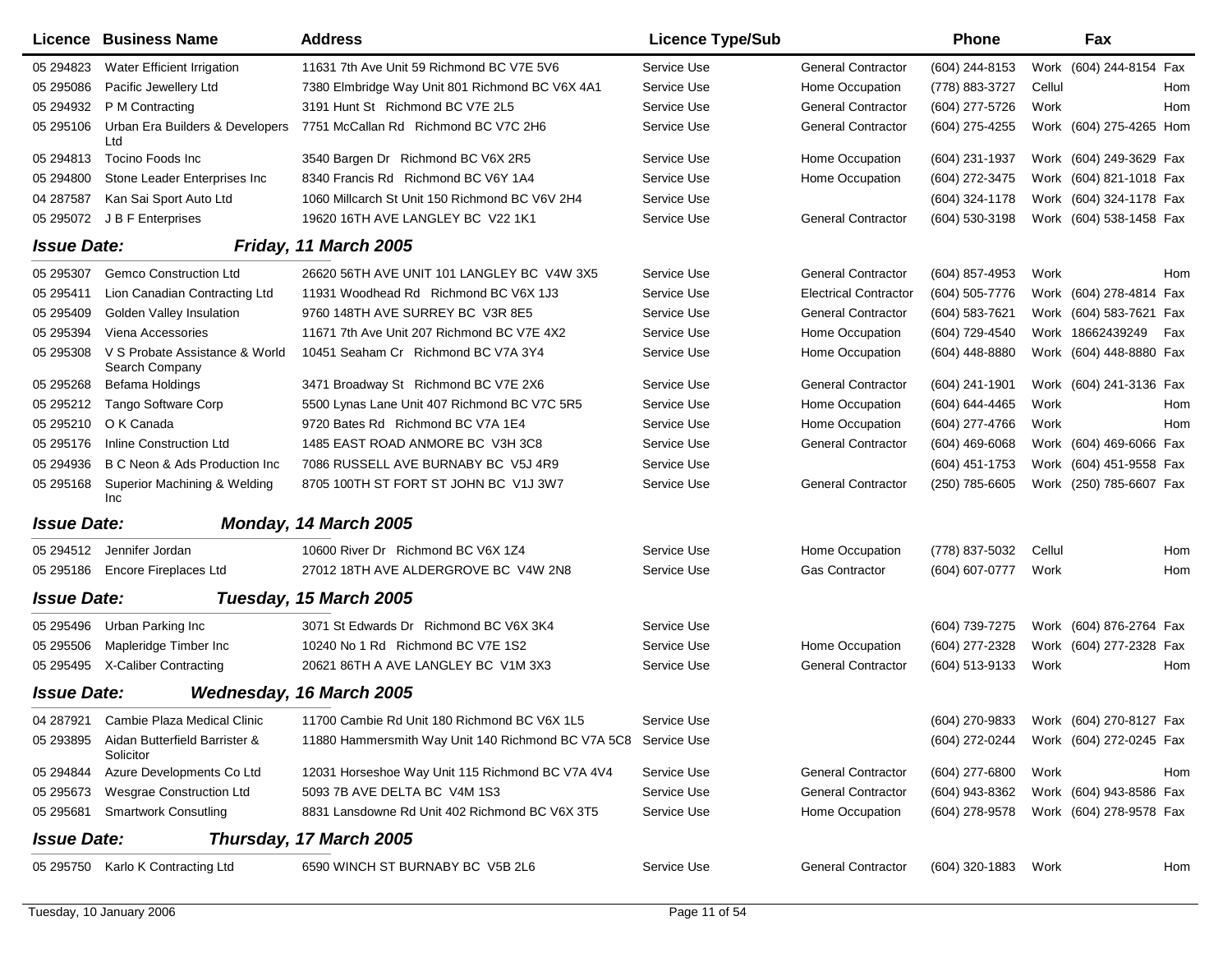| Licence | Business Name | Address | Licence Type/Sub | | Phone | | Fax | |
|---|---|---|---|---|---|---|---|---|
| 05 294823 | Water Efficient Irrigation | 11631 7th Ave Unit 59 Richmond BC V7E 5V6 | Service Use | General Contractor | (604) 244-8153 | Work | (604) 244-8154 | Fax |
| 05 295086 | Pacific Jewellery Ltd | 7380 Elmbridge Way Unit 801 Richmond BC V6X 4A1 | Service Use | Home Occupation | (778) 883-3727 | Cellul | | Hom |
| 05 294932 | P M Contracting | 3191 Hunt St Richmond BC V7E 2L5 | Service Use | General Contractor | (604) 277-5726 | Work | | Hom |
| 05 295106 | Urban Era Builders & Developers Ltd | 7751 McCallan Rd Richmond BC V7C 2H6 | Service Use | General Contractor | (604) 275-4255 | Work | (604) 275-4265 | Hom |
| 05 294813 | Tocino Foods Inc | 3540 Bargen Dr Richmond BC V6X 2R5 | Service Use | Home Occupation | (604) 231-1937 | Work | (604) 249-3629 | Fax |
| 05 294800 | Stone Leader Enterprises Inc | 8340 Francis Rd Richmond BC V6Y 1A4 | Service Use | Home Occupation | (604) 272-3475 | Work | (604) 821-1018 | Fax |
| 04 287587 | Kan Sai Sport Auto Ltd | 1060 Millcarch St Unit 150 Richmond BC V6V 2H4 | Service Use | | (604) 324-1178 | Work | (604) 324-1178 | Fax |
| 05 295072 | J B F Enterprises | 19620 16TH AVE LANGLEY BC V22 1K1 | Service Use | General Contractor | (604) 530-3198 | Work | (604) 538-1458 | Fax |
| ***Issue Date:*** | ***Friday, 11 March 2005*** | | | | | | | |
| 05 295307 | Gemco Construction Ltd | 26620 56TH AVE UNIT 101 LANGLEY BC V4W 3X5 | Service Use | General Contractor | (604) 857-4953 | Work | | Hom |
| 05 295411 | Lion Canadian Contracting Ltd | 11931 Woodhead Rd Richmond BC V6X 1J3 | Service Use | Electrical Contractor | (604) 505-7776 | Work | (604) 278-4814 | Fax |
| 05 295409 | Golden Valley Insulation | 9760 148TH AVE SURREY BC V3R 8E5 | Service Use | General Contractor | (604) 583-7621 | Work | (604) 583-7621 | Fax |
| 05 295394 | Viena Accessories | 11671 7th Ave Unit 207 Richmond BC V7E 4X2 | Service Use | Home Occupation | (604) 729-4540 | Work | 18662439249 | Fax |
| 05 295308 | V S Probate Assistance & World Search Company | 10451 Seaham Cr Richmond BC V7A 3Y4 | Service Use | Home Occupation | (604) 448-8880 | Work | (604) 448-8880 | Fax |
| 05 295268 | Befama Holdings | 3471 Broadway St Richmond BC V7E 2X6 | Service Use | General Contractor | (604) 241-1901 | Work | (604) 241-3136 | Fax |
| 05 295212 | Tango Software Corp | 5500 Lynas Lane Unit 407 Richmond BC V7C 5R5 | Service Use | Home Occupation | (604) 644-4465 | Work | | Hom |
| 05 295210 | O K Canada | 9720 Bates Rd Richmond BC V7A 1E4 | Service Use | Home Occupation | (604) 277-4766 | Work | | Hom |
| 05 295176 | Inline Construction Ltd | 1485 EAST ROAD ANMORE BC V3H 3C8 | Service Use | General Contractor | (604) 469-6068 | Work | (604) 469-6066 | Fax |
| 05 294936 | B C Neon & Ads Production Inc | 7086 RUSSELL AVE BURNABY BC V5J 4R9 | Service Use | | (604) 451-1753 | Work | (604) 451-9558 | Fax |
| 05 295168 | Superior Machining & Welding Inc | 8705 100TH ST FORT ST JOHN BC V1J 3W7 | Service Use | General Contractor | (250) 785-6605 | Work | (250) 785-6607 | Fax |
| ***Issue Date:*** | ***Monday, 14 March 2005*** | | | | | | | |
| 05 294512 | Jennifer Jordan | 10600 River Dr Richmond BC V6X 1Z4 | Service Use | Home Occupation | (778) 837-5032 | Cellul | | Hom |
| 05 295186 | Encore Fireplaces Ltd | 27012 18TH AVE ALDERGROVE BC V4W 2N8 | Service Use | Gas Contractor | (604) 607-0777 | Work | | Hom |
| ***Issue Date:*** | ***Tuesday, 15 March 2005*** | | | | | | | |
| 05 295496 | Urban Parking Inc | 3071 St Edwards Dr Richmond BC V6X 3K4 | Service Use | | (604) 739-7275 | Work | (604) 876-2764 | Fax |
| 05 295506 | Mapleridge Timber Inc | 10240 No 1 Rd Richmond BC V7E 1S2 | Service Use | Home Occupation | (604) 277-2328 | Work | (604) 277-2328 | Fax |
| 05 295495 | X-Caliber Contracting | 20621 86TH A AVE LANGLEY BC V1M 3X3 | Service Use | General Contractor | (604) 513-9133 | Work | | Hom |
| ***Issue Date:*** | ***Wednesday, 16 March 2005*** | | | | | | | |
| 04 287921 | Cambie Plaza Medical Clinic | 11700 Cambie Rd Unit 180 Richmond BC V6X 1L5 | Service Use | | (604) 270-9833 | Work | (604) 270-8127 | Fax |
| 05 293895 | Aidan Butterfield Barrister & Solicitor | 11880 Hammersmith Way Unit 140 Richmond BC V7A 5C8 | Service Use | | (604) 272-0244 | Work | (604) 272-0245 | Fax |
| 05 294844 | Azure Developments Co Ltd | 12031 Horseshoe Way Unit 115 Richmond BC V7A 4V4 | Service Use | General Contractor | (604) 277-6800 | Work | | Hom |
| 05 295673 | Wesgrae Construction Ltd | 5093 7B AVE DELTA BC V4M 1S3 | Service Use | General Contractor | (604) 943-8362 | Work | (604) 943-8586 | Fax |
| 05 295681 | Smartwork Consutling | 8831 Lansdowne Rd Unit 402 Richmond BC V6X 3T5 | Service Use | Home Occupation | (604) 278-9578 | Work | (604) 278-9578 | Fax |
| ***Issue Date:*** | ***Thursday, 17 March 2005*** | | | | | | | |
| 05 295750 | Karlo K Contracting Ltd | 6590 WINCH ST BURNABY BC V5B 2L6 | Service Use | General Contractor | (604) 320-1883 | Work | | Hom |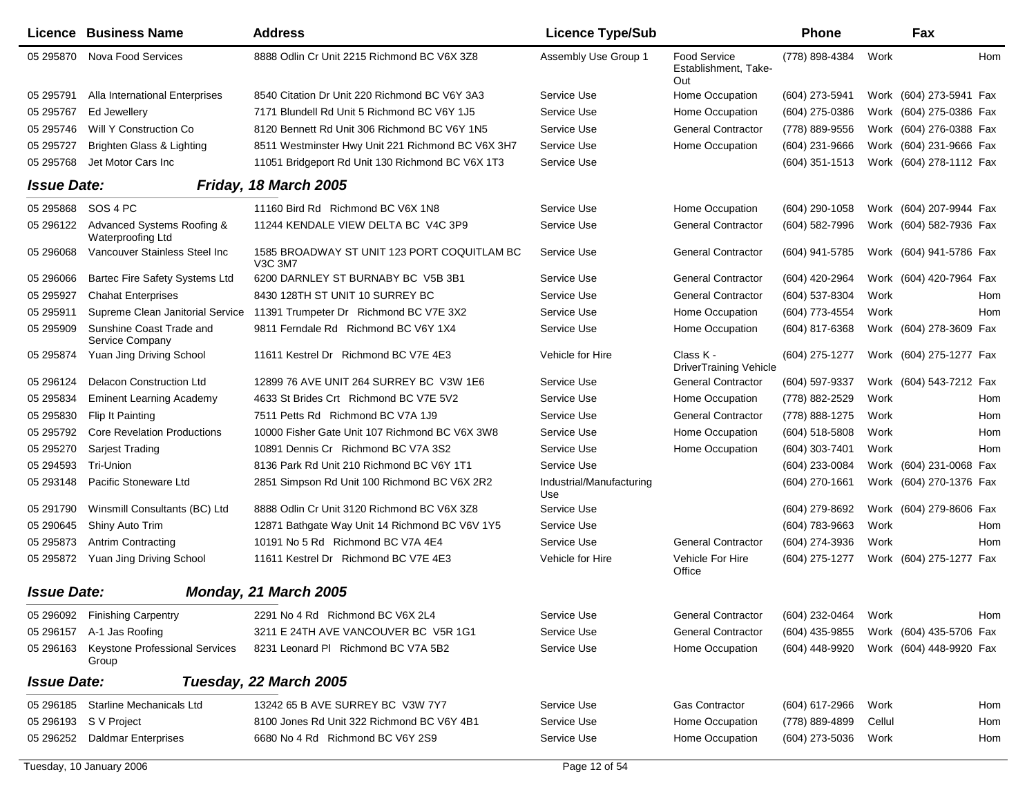| Licence | Business Name | Address | Licence Type/Sub | | Phone | | Fax | |
|---|---|---|---|---|---|---|---|---|
| 05 295870 | Nova Food Services | 8888 Odlin Cr Unit 2215 Richmond BC V6X 3Z8 | Assembly Use Group 1 | Food Service Establishment, Take-Out | (778) 898-4384 | Work | | Hom |
| 05 295791 | Alla International Enterprises | 8540 Citation Dr Unit 220 Richmond BC V6Y 3A3 | Service Use | Home Occupation | (604) 273-5941 | Work | (604) 273-5941 | Fax |
| 05 295767 | Ed Jewellery | 7171 Blundell Rd Unit 5 Richmond BC V6Y 1J5 | Service Use | Home Occupation | (604) 275-0386 | Work | (604) 275-0386 | Fax |
| 05 295746 | Will Y Construction Co | 8120 Bennett Rd Unit 306 Richmond BC V6Y 1N5 | Service Use | General Contractor | (778) 889-9556 | Work | (604) 276-0388 | Fax |
| 05 295727 | Brighten Glass & Lighting | 8511 Westminster Hwy Unit 221 Richmond BC V6X 3H7 | Service Use | Home Occupation | (604) 231-9666 | Work | (604) 231-9666 | Fax |
| 05 295768 | Jet Motor Cars Inc | 11051 Bridgeport Rd Unit 130 Richmond BC V6X 1T3 | Service Use | | (604) 351-1513 | Work | (604) 278-1112 | Fax |
| ***Issue Date:*** | ***Friday, 18 March 2005*** | | | | | | | |
| 05 295868 | SOS 4 PC | 11160 Bird Rd Richmond BC V6X 1N8 | Service Use | Home Occupation | (604) 290-1058 | Work | (604) 207-9944 | Fax |
| 05 296122 | Advanced Systems Roofing & Waterproofing Ltd | 11244 KENDALE VIEW DELTA BC V4C 3P9 | Service Use | General Contractor | (604) 582-7996 | Work | (604) 582-7936 | Fax |
| 05 296068 | Vancouver Stainless Steel Inc | 1585 BROADWAY ST UNIT 123 PORT COQUITLAM BC V3C 3M7 | Service Use | General Contractor | (604) 941-5785 | Work | (604) 941-5786 | Fax |
| 05 296066 | Bartec Fire Safety Systems Ltd | 6200 DARNLEY ST BURNABY BC V5B 3B1 | Service Use | General Contractor | (604) 420-2964 | Work | (604) 420-7964 | Fax |
| 05 295927 | Chahat Enterprises | 8430 128TH ST UNIT 10 SURREY BC | Service Use | General Contractor | (604) 537-8304 | Work | | Hom |
| 05 295911 | Supreme Clean Janitorial Service | 11391 Trumpeter Dr Richmond BC V7E 3X2 | Service Use | Home Occupation | (604) 773-4554 | Work | | Hom |
| 05 295909 | Sunshine Coast Trade and Service Company | 9811 Ferndale Rd Richmond BC V6Y 1X4 | Service Use | Home Occupation | (604) 817-6368 | Work | (604) 278-3609 | Fax |
| 05 295874 | Yuan Jing Driving School | 11611 Kestrel Dr Richmond BC V7E 4E3 | Vehicle for Hire | Class K - DriverTraining Vehicle | (604) 275-1277 | Work | (604) 275-1277 | Fax |
| 05 296124 | Delacon Construction Ltd | 12899 76 AVE UNIT 264 SURREY BC V3W 1E6 | Service Use | General Contractor | (604) 597-9337 | Work | (604) 543-7212 | Fax |
| 05 295834 | Eminent Learning Academy | 4633 St Brides Crt Richmond BC V7E 5V2 | Service Use | Home Occupation | (778) 882-2529 | Work | | Hom |
| 05 295830 | Flip It Painting | 7511 Petts Rd Richmond BC V7A 1J9 | Service Use | General Contractor | (778) 888-1275 | Work | | Hom |
| 05 295792 | Core Revelation Productions | 10000 Fisher Gate Unit 107 Richmond BC V6X 3W8 | Service Use | Home Occupation | (604) 518-5808 | Work | | Hom |
| 05 295270 | Sarjest Trading | 10891 Dennis Cr Richmond BC V7A 3S2 | Service Use | Home Occupation | (604) 303-7401 | Work | | Hom |
| 05 294593 | Tri-Union | 8136 Park Rd Unit 210 Richmond BC V6Y 1T1 | Service Use | | (604) 233-0084 | Work | (604) 231-0068 | Fax |
| 05 293148 | Pacific Stoneware Ltd | 2851 Simpson Rd Unit 100 Richmond BC V6X 2R2 | Industrial/Manufacturing Use | | (604) 270-1661 | Work | (604) 270-1376 | Fax |
| 05 291790 | Winsmill Consultants (BC) Ltd | 8888 Odlin Cr Unit 3120 Richmond BC V6X 3Z8 | Service Use | | (604) 279-8692 | Work | (604) 279-8606 | Fax |
| 05 290645 | Shiny Auto Trim | 12871 Bathgate Way Unit 14 Richmond BC V6V 1Y5 | Service Use | | (604) 783-9663 | Work | | Hom |
| 05 295873 | Antrim Contracting | 10191 No 5 Rd Richmond BC V7A 4E4 | Service Use | General Contractor | (604) 274-3936 | Work | | Hom |
| 05 295872 | Yuan Jing Driving School | 11611 Kestrel Dr Richmond BC V7E 4E3 | Vehicle for Hire | Vehicle For Hire Office | (604) 275-1277 | Work | (604) 275-1277 | Fax |
| ***Issue Date:*** | ***Monday, 21 March 2005*** | | | | | | | |
| 05 296092 | Finishing Carpentry | 2291 No 4 Rd Richmond BC V6X 2L4 | Service Use | General Contractor | (604) 232-0464 | Work | | Hom |
| 05 296157 | A-1 Jas Roofing | 3211 E 24TH AVE VANCOUVER BC V5R 1G1 | Service Use | General Contractor | (604) 435-9855 | Work | (604) 435-5706 | Fax |
| 05 296163 | Keystone Professional Services Group | 8231 Leonard Pl Richmond BC V7A 5B2 | Service Use | Home Occupation | (604) 448-9920 | Work | (604) 448-9920 | Fax |
| ***Issue Date:*** | ***Tuesday, 22 March 2005*** | | | | | | | |
| 05 296185 | Starline Mechanicals Ltd | 13242 65 B AVE SURREY BC V3W 7Y7 | Service Use | Gas Contractor | (604) 617-2966 | Work | | Hom |
| 05 296193 | S V Project | 8100 Jones Rd Unit 322 Richmond BC V6Y 4B1 | Service Use | Home Occupation | (778) 889-4899 | Cellul | | Hom |
| 05 296252 | Daldmar Enterprises | 6680 No 4 Rd Richmond BC V6Y 2S9 | Service Use | Home Occupation | (604) 273-5036 | Work | | Hom |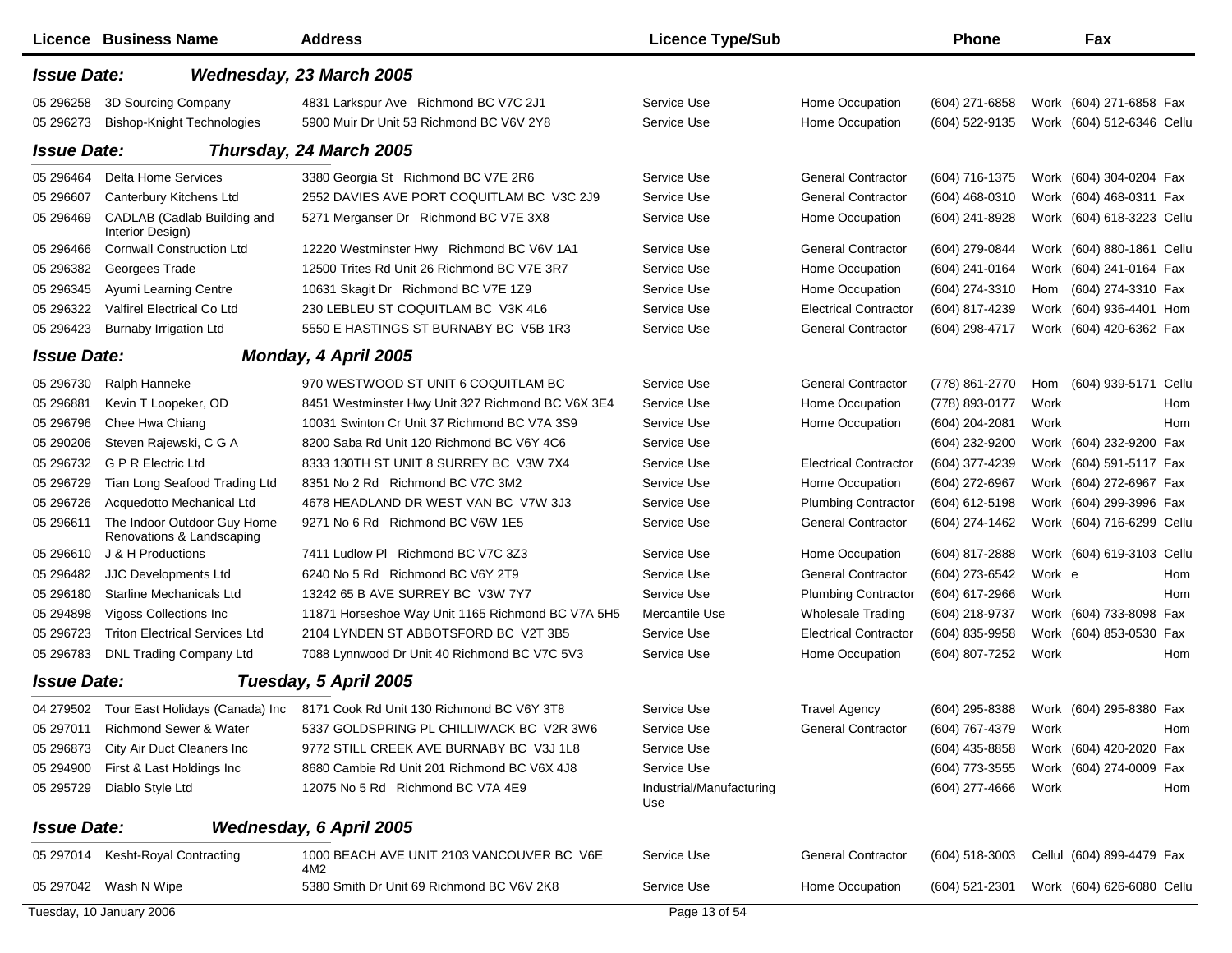| Licence | Business Name | Address | Licence Type/Sub | | Phone | | Fax | |
|---|---|---|---|---|---|---|---|---|
| ***Issue Date:*** | ***Wednesday, 23 March 2005*** | | | | | | | |
| 05 296258 | 3D Sourcing Company | 4831 Larkspur Ave Richmond BC V7C 2J1 | Service Use | Home Occupation | (604) 271-6858 | Work | (604) 271-6858 | Fax |
| 05 296273 | Bishop-Knight Technologies | 5900 Muir Dr Unit 53 Richmond BC V6V 2Y8 | Service Use | Home Occupation | (604) 522-9135 | Work | (604) 512-6346 | Cellu |
| ***Issue Date:*** | ***Thursday, 24 March 2005*** | | | | | | | |
| 05 296464 | Delta Home Services | 3380 Georgia St Richmond BC V7E 2R6 | Service Use | General Contractor | (604) 716-1375 | Work | (604) 304-0204 | Fax |
| 05 296607 | Canterbury Kitchens Ltd | 2552 DAVIES AVE PORT COQUITLAM BC V3C 2J9 | Service Use | General Contractor | (604) 468-0310 | Work | (604) 468-0311 | Fax |
| 05 296469 | CADLAB (Cadlab Building and Interior Design) | 5271 Merganser Dr Richmond BC V7E 3X8 | Service Use | Home Occupation | (604) 241-8928 | Work | (604) 618-3223 | Cellu |
| 05 296466 | Cornwall Construction Ltd | 12220 Westminster Hwy Richmond BC V6V 1A1 | Service Use | General Contractor | (604) 279-0844 | Work | (604) 880-1861 | Cellu |
| 05 296382 | Georgees Trade | 12500 Trites Rd Unit 26 Richmond BC V7E 3R7 | Service Use | Home Occupation | (604) 241-0164 | Work | (604) 241-0164 | Fax |
| 05 296345 | Ayumi Learning Centre | 10631 Skagit Dr Richmond BC V7E 1Z9 | Service Use | Home Occupation | (604) 274-3310 | Hom | (604) 274-3310 | Fax |
| 05 296322 | Valfirel Electrical Co Ltd | 230 LEBLEU ST COQUITLAM BC V3K 4L6 | Service Use | Electrical Contractor | (604) 817-4239 | Work | (604) 936-4401 | Hom |
| 05 296423 | Burnaby Irrigation Ltd | 5550 E HASTINGS ST BURNABY BC V5B 1R3 | Service Use | General Contractor | (604) 298-4717 | Work | (604) 420-6362 | Fax |
| ***Issue Date:*** | ***Monday, 4 April 2005*** | | | | | | | |
| 05 296730 | Ralph Hanneke | 970 WESTWOOD ST UNIT 6 COQUITLAM BC | Service Use | General Contractor | (778) 861-2770 | Hom | (604) 939-5171 | Cellu |
| 05 296881 | Kevin T Loopeker, OD | 8451 Westminster Hwy Unit 327 Richmond BC V6X 3E4 | Service Use | Home Occupation | (778) 893-0177 | Work | | Hom |
| 05 296796 | Chee Hwa Chiang | 10031 Swinton Cr Unit 37 Richmond BC V7A 3S9 | Service Use | Home Occupation | (604) 204-2081 | Work | | Hom |
| 05 290206 | Steven Rajewski, C G A | 8200 Saba Rd Unit 120 Richmond BC V6Y 4C6 | Service Use | | (604) 232-9200 | Work | (604) 232-9200 | Fax |
| 05 296732 | G P R Electric Ltd | 8333 130TH ST UNIT 8 SURREY BC V3W 7X4 | Service Use | Electrical Contractor | (604) 377-4239 | Work | (604) 591-5117 | Fax |
| 05 296729 | Tian Long Seafood Trading Ltd | 8351 No 2 Rd Richmond BC V7C 3M2 | Service Use | Home Occupation | (604) 272-6967 | Work | (604) 272-6967 | Fax |
| 05 296726 | Acquedotto Mechanical Ltd | 4678 HEADLAND DR WEST VAN BC V7W 3J3 | Service Use | Plumbing Contractor | (604) 612-5198 | Work | (604) 299-3996 | Fax |
| 05 296611 | The Indoor Outdoor Guy Home Renovations & Landscaping | 9271 No 6 Rd Richmond BC V6W 1E5 | Service Use | General Contractor | (604) 274-1462 | Work | (604) 716-6299 | Cellu |
| 05 296610 | J & H Productions | 7411 Ludlow Pl Richmond BC V7C 3Z3 | Service Use | Home Occupation | (604) 817-2888 | Work | (604) 619-3103 | Cellu |
| 05 296482 | JJC Developments Ltd | 6240 No 5 Rd Richmond BC V6Y 2T9 | Service Use | General Contractor | (604) 273-6542 | Work e | | Hom |
| 05 296180 | Starline Mechanicals Ltd | 13242 65 B AVE SURREY BC V3W 7Y7 | Service Use | Plumbing Contractor | (604) 617-2966 | Work | | Hom |
| 05 294898 | Vigoss Collections Inc | 11871 Horseshoe Way Unit 1165 Richmond BC V7A 5H5 | Mercantile Use | Wholesale Trading | (604) 218-9737 | Work | (604) 733-8098 | Fax |
| 05 296723 | Triton Electrical Services Ltd | 2104 LYNDEN ST ABBOTSFORD BC V2T 3B5 | Service Use | Electrical Contractor | (604) 835-9958 | Work | (604) 853-0530 | Fax |
| 05 296783 | DNL Trading Company Ltd | 7088 Lynnwood Dr Unit 40 Richmond BC V7C 5V3 | Service Use | Home Occupation | (604) 807-7252 | Work | | Hom |
| ***Issue Date:*** | ***Tuesday, 5 April 2005*** | | | | | | | |
| 04 279502 | Tour East Holidays (Canada) Inc | 8171 Cook Rd Unit 130 Richmond BC V6Y 3T8 | Service Use | Travel Agency | (604) 295-8388 | Work | (604) 295-8380 | Fax |
| 05 297011 | Richmond Sewer & Water | 5337 GOLDSPRING PL CHILLIWACK BC V2R 3W6 | Service Use | General Contractor | (604) 767-4379 | Work | | Hom |
| 05 296873 | City Air Duct Cleaners Inc | 9772 STILL CREEK AVE BURNABY BC V3J 1L8 | Service Use | | (604) 435-8858 | Work | (604) 420-2020 | Fax |
| 05 294900 | First & Last Holdings Inc | 8680 Cambie Rd Unit 201 Richmond BC V6X 4J8 | Service Use | | (604) 773-3555 | Work | (604) 274-0009 | Fax |
| 05 295729 | Diablo Style Ltd | 12075 No 5 Rd Richmond BC V7A 4E9 | Industrial/Manufacturing Use | | (604) 277-4666 | Work | | Hom |
| ***Issue Date:*** | ***Wednesday, 6 April 2005*** | | | | | | | |
| 05 297014 | Kesht-Royal Contracting | 1000 BEACH AVE UNIT 2103 VANCOUVER BC V6E 4M2 | Service Use | General Contractor | (604) 518-3003 | Cellul | (604) 899-4479 | Fax |
| 05 297042 | Wash N Wipe | 5380 Smith Dr Unit 69 Richmond BC V6V 2K8 | Service Use | Home Occupation | (604) 521-2301 | Work | (604) 626-6080 | Cellu |

Tuesday, 10 January 2006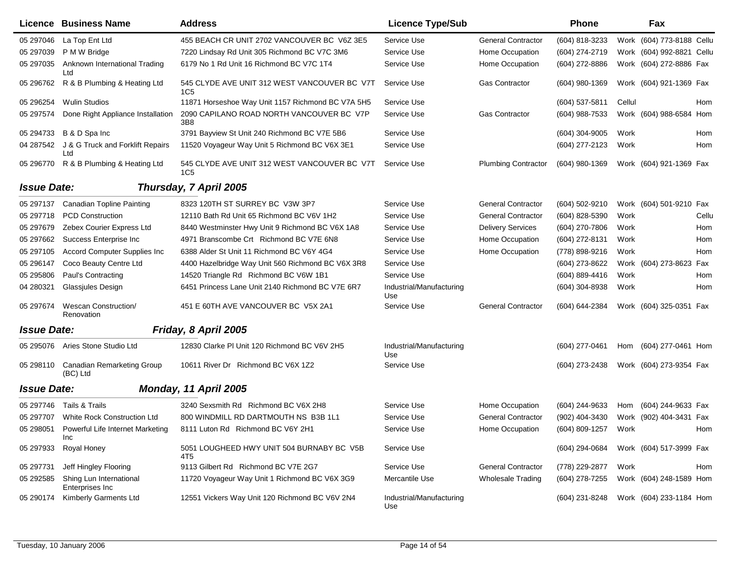| Licence | Business Name | Address | Licence Type/Sub | | Phone | Fax | |
|---|---|---|---|---|---|---|---|
| 05 297046 | La Top Ent Ltd | 455 BEACH CR UNIT 2702 VANCOUVER BC V6Z 3E5 | Service Use | General Contractor | (604) 818-3233 | Work (604) 773-8188 | Cellu |
| 05 297039 | P M W Bridge | 7220 Lindsay Rd Unit 305 Richmond BC V7C 3M6 | Service Use | Home Occupation | (604) 274-2719 | Work (604) 992-8821 | Cellu |
| 05 297035 | Anknown International Trading Ltd | 6179 No 1 Rd Unit 16 Richmond BC V7C 1T4 | Service Use | Home Occupation | (604) 272-8886 | Work (604) 272-8886 | Fax |
| 05 296762 | R & B Plumbing & Heating Ltd | 545 CLYDE AVE UNIT 312 WEST VANCOUVER BC V7T 1C5 | Service Use | Gas Contractor | (604) 980-1369 | Work (604) 921-1369 | Fax |
| 05 296254 | Wulin Studios | 11871 Horseshoe Way Unit 1157 Richmond BC V7A 5H5 | Service Use | | (604) 537-5811 | Cellul | Hom |
| 05 297574 | Done Right Appliance Installation | 2090 CAPILANO ROAD NORTH VANCOUVER BC V7P 3B8 | Service Use | Gas Contractor | (604) 988-7533 | Work (604) 988-6584 | Hom |
| 05 294733 | B & D Spa Inc | 3791 Bayview St Unit 240 Richmond BC V7E 5B6 | Service Use | | (604) 304-9005 | Work | Hom |
| 04 287542 | J & G Truck and Forklift Repairs Ltd | 11520 Voyageur Way Unit 5 Richmond BC V6X 3E1 | Service Use | | (604) 277-2123 | Work | Hom |
| 05 296770 | R & B Plumbing & Heating Ltd | 545 CLYDE AVE UNIT 312 WEST VANCOUVER BC V7T 1C5 | Service Use | Plumbing Contractor | (604) 980-1369 | Work (604) 921-1369 | Fax |

***Issue Date:*** ***Thursday, 7 April 2005***

| Licence | Business Name | Address | Licence Type/Sub | | Phone | Fax | |
|---|---|---|---|---|---|---|---|
| 05 297137 | Canadian Topline Painting | 8323 120TH ST SURREY BC V3W 3P7 | Service Use | General Contractor | (604) 502-9210 | Work (604) 501-9210 | Fax |
| 05 297718 | PCD Construction | 12110 Bath Rd Unit 65 Richmond BC V6V 1H2 | Service Use | General Contractor | (604) 828-5390 | Work | Cellu |
| 05 297679 | Zebex Courier Express Ltd | 8440 Westminster Hwy Unit 9 Richmond BC V6X 1A8 | Service Use | Delivery Services | (604) 270-7806 | Work | Hom |
| 05 297662 | Success Enterprise Inc | 4971 Branscombe Crt Richmond BC V7E 6N8 | Service Use | Home Occupation | (604) 272-8131 | Work | Hom |
| 05 297105 | Accord Computer Supplies Inc | 6388 Alder St Unit 11 Richmond BC V6Y 4G4 | Service Use | Home Occupation | (778) 898-9216 | Work | Hom |
| 05 296147 | Coco Beauty Centre Ltd | 4400 Hazelbridge Way Unit 560 Richmond BC V6X 3R8 | Service Use | | (604) 273-8622 | Work (604) 273-8623 | Fax |
| 05 295806 | Paul's Contracting | 14520 Triangle Rd Richmond BC V6W 1B1 | Service Use | | (604) 889-4416 | Work | Hom |
| 04 280321 | Glassjules Design | 6451 Princess Lane Unit 2140 Richmond BC V7E 6R7 | Industrial/Manufacturing Use | | (604) 304-8938 | Work | Hom |
| 05 297674 | Wescan Construction/ Renovation | 451 E 60TH AVE VANCOUVER BC V5X 2A1 | Service Use | General Contractor | (604) 644-2384 | Work (604) 325-0351 | Fax |

***Issue Date:*** ***Friday, 8 April 2005***

| Licence | Business Name | Address | Licence Type/Sub | | Phone | Fax | |
|---|---|---|---|---|---|---|---|
| 05 295076 | Aries Stone Studio Ltd | 12830 Clarke Pl Unit 120 Richmond BC V6V 2H5 | Industrial/Manufacturing Use | | (604) 277-0461 | Hom (604) 277-0461 | Hom |
| 05 298110 | Canadian Remarketing Group (BC) Ltd | 10611 River Dr Richmond BC V6X 1Z2 | Service Use | | (604) 273-2438 | Work (604) 273-9354 | Fax |

***Issue Date:*** ***Monday, 11 April 2005***

| Licence | Business Name | Address | Licence Type/Sub | | Phone | Fax | |
|---|---|---|---|---|---|---|---|
| 05 297746 | Tails & Trails | 3240 Sexsmith Rd Richmond BC V6X 2H8 | Service Use | Home Occupation | (604) 244-9633 | Hom (604) 244-9633 | Fax |
| 05 297707 | White Rock Construction Ltd | 800 WINDMILL RD DARTMOUTH NS B3B 1L1 | Service Use | General Contractor | (902) 404-3430 | Work (902) 404-3431 | Fax |
| 05 298051 | Powerful Life Internet Marketing Inc | 8111 Luton Rd Richmond BC V6Y 2H1 | Service Use | Home Occupation | (604) 809-1257 | Work | Hom |
| 05 297933 | Royal Honey | 5051 LOUGHEED HWY UNIT 504 BURNABY BC V5B 4T5 | Service Use | | (604) 294-0684 | Work (604) 517-3999 | Fax |
| 05 297731 | Jeff Hingley Flooring | 9113 Gilbert Rd Richmond BC V7E 2G7 | Service Use | General Contractor | (778) 229-2877 | Work | Hom |
| 05 292585 | Shing Lun International Enterprises Inc | 11720 Voyageur Way Unit 1 Richmond BC V6X 3G9 | Mercantile Use | Wholesale Trading | (604) 278-7255 | Work (604) 248-1589 | Hom |
| 05 290174 | Kimberly Garments Ltd | 12551 Vickers Way Unit 120 Richmond BC V6V 2N4 | Industrial/Manufacturing Use | | (604) 231-8248 | Work (604) 233-1184 | Hom |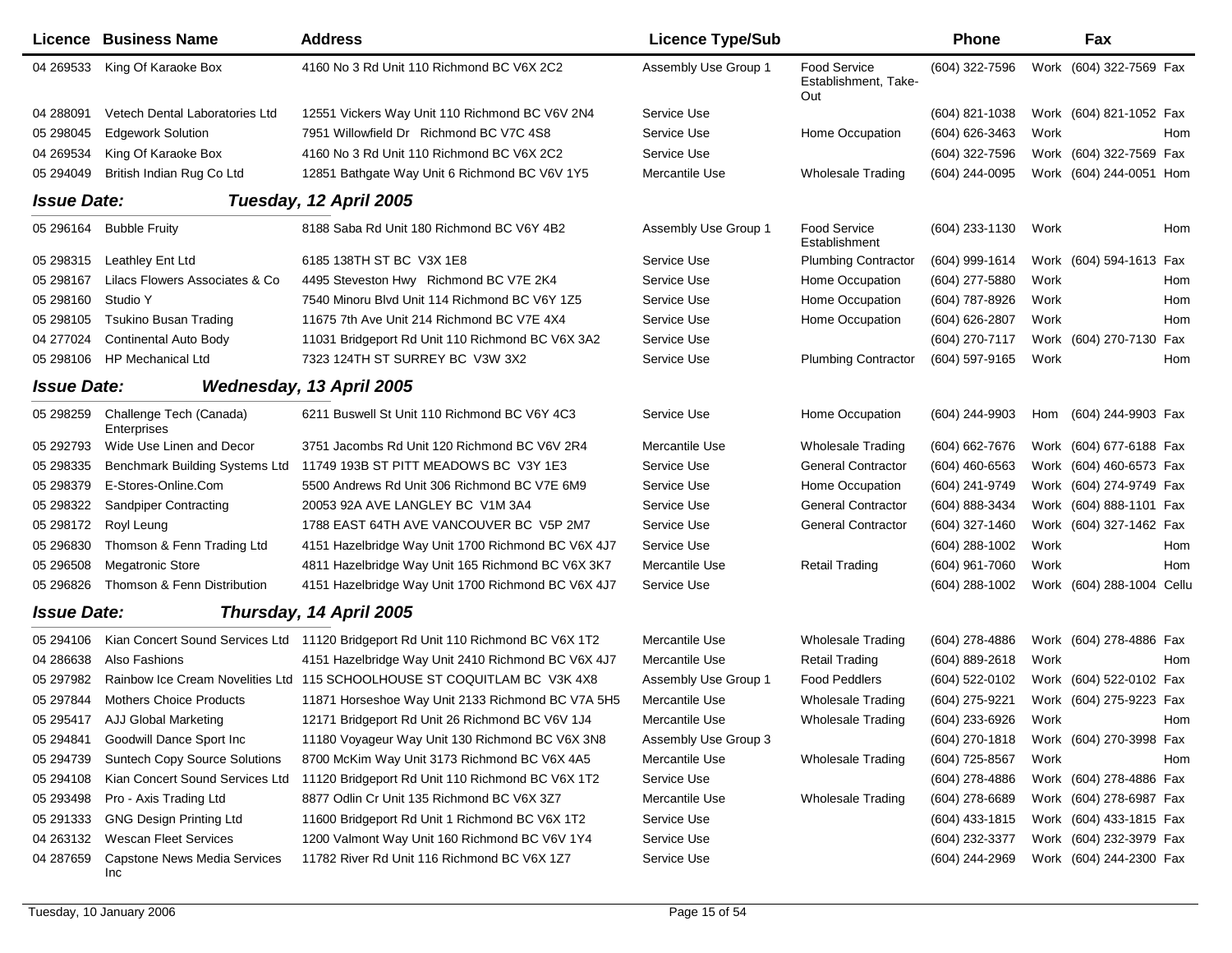| Licence | Business Name | Address | Licence Type/Sub | | Phone | | Fax | |
|---|---|---|---|---|---|---|---|---|
| 04 269533 | King Of Karaoke Box | 4160 No 3 Rd Unit 110 Richmond BC V6X 2C2 | Assembly Use Group 1 | Food Service Establishment, Take-Out | (604) 322-7596 | Work | (604) 322-7569 | Fax |
| 04 288091 | Vetech Dental Laboratories Ltd | 12551 Vickers Way Unit 110 Richmond BC V6V 2N4 | Service Use | | (604) 821-1038 | Work | (604) 821-1052 | Fax |
| 05 298045 | Edgework Solution | 7951 Willowfield Dr Richmond BC V7C 4S8 | Service Use | Home Occupation | (604) 626-3463 | Work | | Hom |
| 04 269534 | King Of Karaoke Box | 4160 No 3 Rd Unit 110 Richmond BC V6X 2C2 | Service Use | | (604) 322-7596 | Work | (604) 322-7569 | Fax |
| 05 294049 | British Indian Rug Co Ltd | 12851 Bathgate Way Unit 6 Richmond BC V6V 1Y5 | Mercantile Use | Wholesale Trading | (604) 244-0095 | Work | (604) 244-0051 | Hom |

## Issue Date: Tuesday, 12 April 2005

| Licence | Business Name | Address | Licence Type/Sub | | Phone | | Fax | |
|---|---|---|---|---|---|---|---|---|
| 05 296164 | Bubble Fruity | 8188 Saba Rd Unit 180 Richmond BC V6Y 4B2 | Assembly Use Group 1 | Food Service Establishment | (604) 233-1130 | Work | | Hom |
| 05 298315 | Leathley Ent Ltd | 6185 138TH ST BC V3X 1E8 | Service Use | Plumbing Contractor | (604) 999-1614 | Work | (604) 594-1613 | Fax |
| 05 298167 | Lilacs Flowers Associates & Co | 4495 Steveston Hwy Richmond BC V7E 2K4 | Service Use | Home Occupation | (604) 277-5880 | Work | | Hom |
| 05 298160 | Studio Y | 7540 Minoru Blvd Unit 114 Richmond BC V6Y 1Z5 | Service Use | Home Occupation | (604) 787-8926 | Work | | Hom |
| 05 298105 | Tsukino Busan Trading | 11675 7th Ave Unit 214 Richmond BC V7E 4X4 | Service Use | Home Occupation | (604) 626-2807 | Work | | Hom |
| 04 277024 | Continental Auto Body | 11031 Bridgeport Rd Unit 110 Richmond BC V6X 3A2 | Service Use | | (604) 270-7117 | Work | (604) 270-7130 | Fax |
| 05 298106 | HP Mechanical Ltd | 7323 124TH ST SURREY BC V3W 3X2 | Service Use | Plumbing Contractor | (604) 597-9165 | Work | | Hom |

## Issue Date: Wednesday, 13 April 2005

| Licence | Business Name | Address | Licence Type/Sub | | Phone | | Fax | |
|---|---|---|---|---|---|---|---|---|
| 05 298259 | Challenge Tech (Canada) Enterprises | 6211 Buswell St Unit 110 Richmond BC V6Y 4C3 | Service Use | Home Occupation | (604) 244-9903 | Hom | (604) 244-9903 | Fax |
| 05 292793 | Wide Use Linen and Decor | 3751 Jacombs Rd Unit 120 Richmond BC V6V 2R4 | Mercantile Use | Wholesale Trading | (604) 662-7676 | Work | (604) 677-6188 | Fax |
| 05 298335 | Benchmark Building Systems Ltd | 11749 193B ST PITT MEADOWS BC V3Y 1E3 | Service Use | General Contractor | (604) 460-6563 | Work | (604) 460-6573 | Fax |
| 05 298379 | E-Stores-Online.Com | 5500 Andrews Rd Unit 306 Richmond BC V7E 6M9 | Service Use | Home Occupation | (604) 241-9749 | Work | (604) 274-9749 | Fax |
| 05 298322 | Sandpiper Contracting | 20053 92A AVE LANGLEY BC V1M 3A4 | Service Use | General Contractor | (604) 888-3434 | Work | (604) 888-1101 | Fax |
| 05 298172 | Royl Leung | 1788 EAST 64TH AVE VANCOUVER BC V5P 2M7 | Service Use | General Contractor | (604) 327-1460 | Work | (604) 327-1462 | Fax |
| 05 296830 | Thomson & Fenn Trading Ltd | 4151 Hazelbridge Way Unit 1700 Richmond BC V6X 4J7 | Service Use | | (604) 288-1002 | Work | | Hom |
| 05 296508 | Megatronic Store | 4811 Hazelbridge Way Unit 165 Richmond BC V6X 3K7 | Mercantile Use | Retail Trading | (604) 961-7060 | Work | | Hom |
| 05 296826 | Thomson & Fenn Distribution | 4151 Hazelbridge Way Unit 1700 Richmond BC V6X 4J7 | Service Use | | (604) 288-1002 | Work | (604) 288-1004 | Cellu |

## Issue Date: Thursday, 14 April 2005

| Licence | Business Name | Address | Licence Type/Sub | | Phone | | Fax | |
|---|---|---|---|---|---|---|---|---|
| 05 294106 | Kian Concert Sound Services Ltd | 11120 Bridgeport Rd Unit 110 Richmond BC V6X 1T2 | Mercantile Use | Wholesale Trading | (604) 278-4886 | Work | (604) 278-4886 | Fax |
| 04 286638 | Also Fashions | 4151 Hazelbridge Way Unit 2410 Richmond BC V6X 4J7 | Mercantile Use | Retail Trading | (604) 889-2618 | Work | | Hom |
| 05 297982 | Rainbow Ice Cream Novelities Ltd | 115 SCHOOLHOUSE ST COQUITLAM BC V3K 4X8 | Assembly Use Group 1 | Food Peddlers | (604) 522-0102 | Work | (604) 522-0102 | Fax |
| 05 297844 | Mothers Choice Products | 11871 Horseshoe Way Unit 2133 Richmond BC V7A 5H5 | Mercantile Use | Wholesale Trading | (604) 275-9221 | Work | (604) 275-9223 | Fax |
| 05 295417 | AJJ Global Marketing | 12171 Bridgeport Rd Unit 26 Richmond BC V6V 1J4 | Mercantile Use | Wholesale Trading | (604) 233-6926 | Work | | Hom |
| 05 294841 | Goodwill Dance Sport Inc | 11180 Voyageur Way Unit 130 Richmond BC V6X 3N8 | Assembly Use Group 3 | | (604) 270-1818 | Work | (604) 270-3998 | Fax |
| 05 294739 | Suntech Copy Source Solutions | 8700 McKim Way Unit 3173 Richmond BC V6X 4A5 | Mercantile Use | Wholesale Trading | (604) 725-8567 | Work | | Hom |
| 05 294108 | Kian Concert Sound Services Ltd | 11120 Bridgeport Rd Unit 110 Richmond BC V6X 1T2 | Service Use | | (604) 278-4886 | Work | (604) 278-4886 | Fax |
| 05 293498 | Pro - Axis Trading Ltd | 8877 Odlin Cr Unit 135 Richmond BC V6X 3Z7 | Mercantile Use | Wholesale Trading | (604) 278-6689 | Work | (604) 278-6987 | Fax |
| 05 291333 | GNG Design Printing Ltd | 11600 Bridgeport Rd Unit 1 Richmond BC V6X 1T2 | Service Use | | (604) 433-1815 | Work | (604) 433-1815 | Fax |
| 04 263132 | Wescan Fleet Services | 1200 Valmont Way Unit 160 Richmond BC V6V 1Y4 | Service Use | | (604) 232-3377 | Work | (604) 232-3979 | Fax |
| 04 287659 | Capstone News Media Services Inc | 11782 River Rd Unit 116 Richmond BC V6X 1Z7 | Service Use | | (604) 244-2969 | Work | (604) 244-2300 | Fax |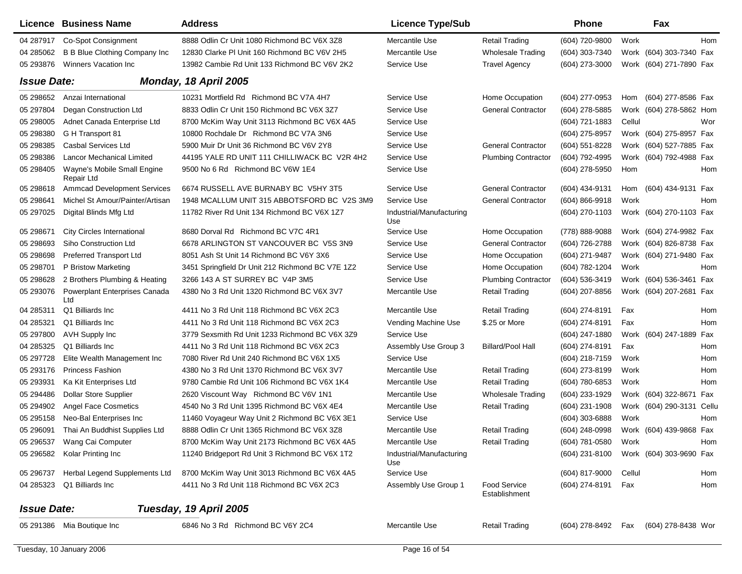| Licence | Business Name | Address | Licence Type/Sub | | Phone | Fax | | |
|---|---|---|---|---|---|---|---|---|
| 04 287917 | Co-Spot Consignment | 8888 Odlin Cr Unit 1080 Richmond BC V6X 3Z8 | Mercantile Use | Retail Trading | (604) 720-9800 | Work | | Hom |
| 04 285062 | B B Blue Clothing Company Inc | 12830 Clarke Pl Unit 160 Richmond BC V6V 2H5 | Mercantile Use | Wholesale Trading | (604) 303-7340 | Work | (604) 303-7340 | Fax |
| 05 293876 | Winners Vacation Inc | 13982 Cambie Rd Unit 133 Richmond BC V6V 2K2 | Service Use | Travel Agency | (604) 273-3000 | Work | (604) 271-7890 | Fax |

***Issue Date: Monday, 18 April 2005***

| Licence | Business Name | Address | Licence Type/Sub | | Phone | Fax | | |
|---|---|---|---|---|---|---|---|---|
| 05 298652 | Anzai International | 10231 Mortfield Rd Richmond BC V7A 4H7 | Service Use | Home Occupation | (604) 277-0953 | Hom | (604) 277-8586 | Fax |
| 05 297804 | Degan Construction Ltd | 8833 Odlin Cr Unit 150 Richmond BC V6X 3Z7 | Service Use | General Contractor | (604) 278-5885 | Work | (604) 278-5862 | Hom |
| 05 298005 | Adnet Canada Enterprise Ltd | 8700 McKim Way Unit 3113 Richmond BC V6X 4A5 | Service Use | | (604) 721-1883 | Cellul | | Wor |
| 05 298380 | G H Transport 81 | 10800 Rochdale Dr Richmond BC V7A 3N6 | Service Use | | (604) 275-8957 | Work | (604) 275-8957 | Fax |
| 05 298385 | Casbal Services Ltd | 5900 Muir Dr Unit 36 Richmond BC V6V 2Y8 | Service Use | General Contractor | (604) 551-8228 | Work | (604) 527-7885 | Fax |
| 05 298386 | Lancor Mechanical Limited | 44195 YALE RD UNIT 111 CHILLIWACK BC V2R 4H2 | Service Use | Plumbing Contractor | (604) 792-4995 | Work | (604) 792-4988 | Fax |
| 05 298405 | Wayne's Mobile Small Engine Repair Ltd | 9500 No 6 Rd Richmond BC V6W 1E4 | Service Use | | (604) 278-5950 | Hom | | Hom |
| 05 298618 | Ammcad Development Services | 6674 RUSSELL AVE BURNABY BC V5HY 3T5 | Service Use | General Contractor | (604) 434-9131 | Hom | (604) 434-9131 | Fax |
| 05 298641 | Michel St Amour/Painter/Artisan | 1948 MCALLUM UNIT 315 ABBOTSFORD BC V2S 3M9 | Service Use | General Contractor | (604) 866-9918 | Work | | Hom |
| 05 297025 | Digital Blinds Mfg Ltd | 11782 River Rd Unit 134 Richmond BC V6X 1Z7 | Industrial/Manufacturing Use | | (604) 270-1103 | Work | (604) 270-1103 | Fax |
| 05 298671 | City Circles International | 8680 Dorval Rd Richmond BC V7C 4R1 | Service Use | Home Occupation | (778) 888-9088 | Work | (604) 274-9982 | Fax |
| 05 298693 | Siho Construction Ltd | 6678 ARLINGTON ST VANCOUVER BC V5S 3N9 | Service Use | General Contractor | (604) 726-2788 | Work | (604) 826-8738 | Fax |
| 05 298698 | Preferred Transport Ltd | 8051 Ash St Unit 14 Richmond BC V6Y 3X6 | Service Use | Home Occupation | (604) 271-9487 | Work | (604) 271-9480 | Fax |
| 05 298701 | P Bristow Marketing | 3451 Springfield Dr Unit 212 Richmond BC V7E 1Z2 | Service Use | Home Occupation | (604) 782-1204 | Work | | Hom |
| 05 298628 | 2 Brothers Plumbing & Heating | 3266 143 A ST SURREY BC V4P 3M5 | Service Use | Plumbing Contractor | (604) 536-3419 | Work | (604) 536-3461 | Fax |
| 05 293076 | Powerplant Enterprises Canada Ltd | 4380 No 3 Rd Unit 1320 Richmond BC V6X 3V7 | Mercantile Use | Retail Trading | (604) 207-8856 | Work | (604) 207-2681 | Fax |
| 04 285311 | Q1 Billiards Inc | 4411 No 3 Rd Unit 118 Richmond BC V6X 2C3 | Mercantile Use | Retail Trading | (604) 274-8191 | Fax | | Hom |
| 04 285321 | Q1 Billiards Inc | 4411 No 3 Rd Unit 118 Richmond BC V6X 2C3 | Vending Machine Use | $.25 or More | (604) 274-8191 | Fax | | Hom |
| 05 297800 | AVH Supply Inc | 3779 Sexsmith Rd Unit 1233 Richmond BC V6X 3Z9 | Service Use | | (604) 247-1880 | Work | (604) 247-1889 | Fax |
| 04 285325 | Q1 Billiards Inc | 4411 No 3 Rd Unit 118 Richmond BC V6X 2C3 | Assembly Use Group 3 | Billard/Pool Hall | (604) 274-8191 | Fax | | Hom |
| 05 297728 | Elite Wealth Management Inc | 7080 River Rd Unit 240 Richmond BC V6X 1X5 | Service Use | | (604) 218-7159 | Work | | Hom |
| 05 293176 | Princess Fashion | 4380 No 3 Rd Unit 1370 Richmond BC V6X 3V7 | Mercantile Use | Retail Trading | (604) 273-8199 | Work | | Hom |
| 05 293931 | Ka Kit Enterprises Ltd | 9780 Cambie Rd Unit 106 Richmond BC V6X 1K4 | Mercantile Use | Retail Trading | (604) 780-6853 | Work | | Hom |
| 05 294486 | Dollar Store Supplier | 2620 Viscount Way Richmond BC V6V 1N1 | Mercantile Use | Wholesale Trading | (604) 233-1929 | Work | (604) 322-8671 | Fax |
| 05 294902 | Angel Face Cosmetics | 4540 No 3 Rd Unit 1395 Richmond BC V6X 4E4 | Mercantile Use | Retail Trading | (604) 231-1908 | Work | (604) 290-3131 | Cellu |
| 05 295158 | Neo-Bal Enterprises Inc | 11460 Voyageur Way Unit 2 Richmond BC V6X 3E1 | Service Use | | (604) 303-6888 | Work | | Hom |
| 05 296091 | Thai An Buddhist Supplies Ltd | 8888 Odlin Cr Unit 1365 Richmond BC V6X 3Z8 | Mercantile Use | Retail Trading | (604) 248-0998 | Work | (604) 439-9868 | Fax |
| 05 296537 | Wang Cai Computer | 8700 McKim Way Unit 2173 Richmond BC V6X 4A5 | Mercantile Use | Retail Trading | (604) 781-0580 | Work | | Hom |
| 05 296582 | Kolar Printing Inc | 11240 Bridgeport Rd Unit 3 Richmond BC V6X 1T2 | Industrial/Manufacturing Use | | (604) 231-8100 | Work | (604) 303-9690 | Fax |
| 05 296737 | Herbal Legend Supplements Ltd | 8700 McKim Way Unit 3013 Richmond BC V6X 4A5 | Service Use | | (604) 817-9000 | Cellul | | Hom |
| 04 285323 | Q1 Billiards Inc | 4411 No 3 Rd Unit 118 Richmond BC V6X 2C3 | Assembly Use Group 1 | Food Service Establishment | (604) 274-8191 | Fax | | Hom |

***Issue Date: Tuesday, 19 April 2005***

| Licence | Business Name | Address | Licence Type/Sub | | Phone | Fax | | |
|---|---|---|---|---|---|---|---|---|
| 05 291386 | Mia Boutique Inc | 6846 No 3 Rd Richmond BC V6Y 2C4 | Mercantile Use | Retail Trading | (604) 278-8492 | Fax | (604) 278-8438 | Wor |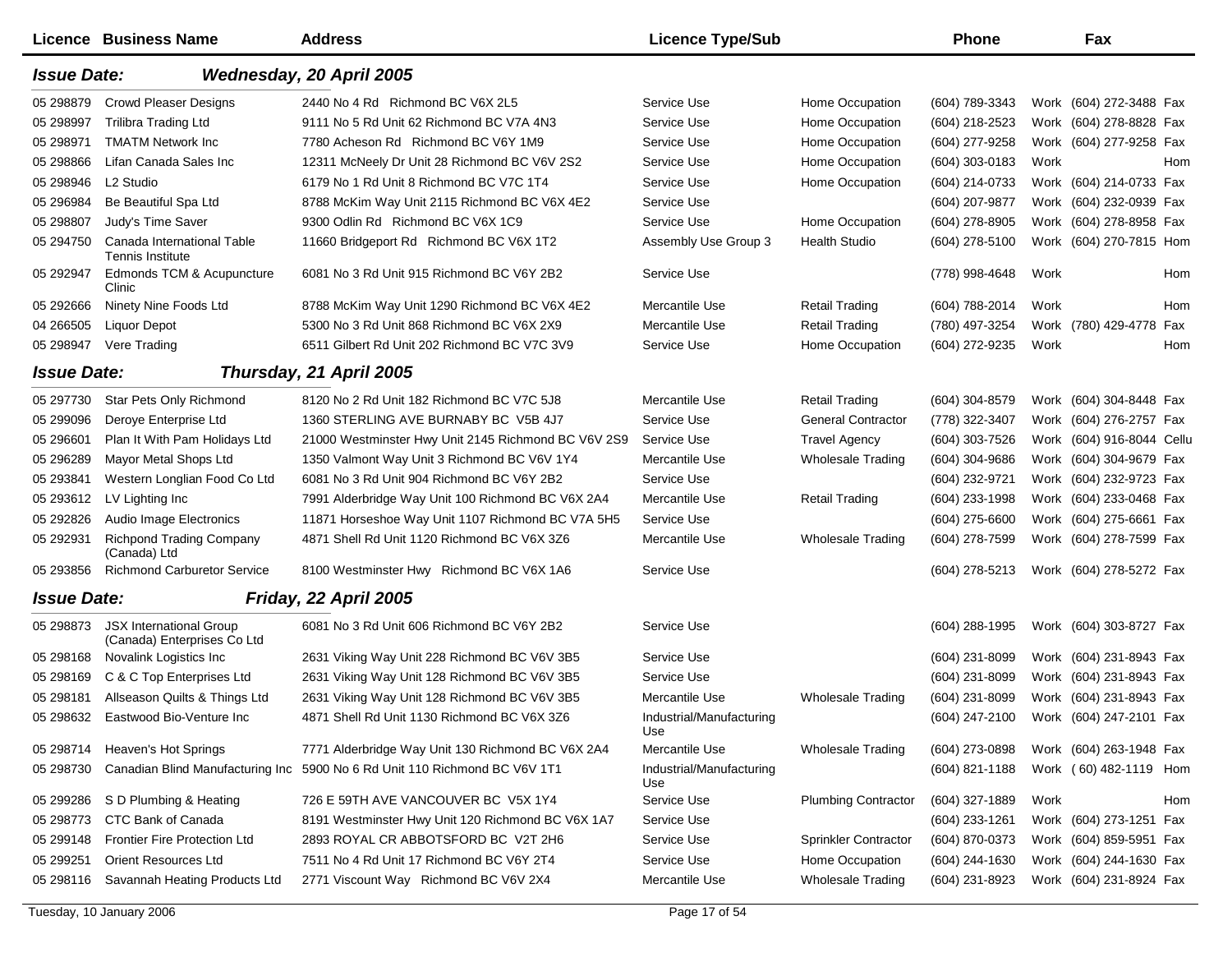| Licence | Business Name | Address | Licence Type/Sub | | Phone | | Fax | |
|---|---|---|---|---|---|---|---|---|
| ***Issue Date:*** | ***Wednesday, 20 April 2005*** | | | | | | | |
| 05 298879 | Crowd Pleaser Designs | 2440 No 4 Rd Richmond BC V6X 2L5 | Service Use | Home Occupation | (604) 789-3343 | Work | (604) 272-3488 | Fax |
| 05 298997 | Trilibra Trading Ltd | 9111 No 5 Rd Unit 62 Richmond BC V7A 4N3 | Service Use | Home Occupation | (604) 218-2523 | Work | (604) 278-8828 | Fax |
| 05 298971 | TMATM Network Inc | 7780 Acheson Rd Richmond BC V6Y 1M9 | Service Use | Home Occupation | (604) 277-9258 | Work | (604) 277-9258 | Fax |
| 05 298866 | Lifan Canada Sales Inc | 12311 McNeely Dr Unit 28 Richmond BC V6V 2S2 | Service Use | Home Occupation | (604) 303-0183 | Work | | Hom |
| 05 298946 | L2 Studio | 6179 No 1 Rd Unit 8 Richmond BC V7C 1T4 | Service Use | Home Occupation | (604) 214-0733 | Work | (604) 214-0733 | Fax |
| 05 296984 | Be Beautiful Spa Ltd | 8788 McKim Way Unit 2115 Richmond BC V6X 4E2 | Service Use | | (604) 207-9877 | Work | (604) 232-0939 | Fax |
| 05 298807 | Judy's Time Saver | 9300 Odlin Rd Richmond BC V6X 1C9 | Service Use | Home Occupation | (604) 278-8905 | Work | (604) 278-8958 | Fax |
| 05 294750 | Canada International Table Tennis Institute | 11660 Bridgeport Rd Richmond BC V6X 1T2 | Assembly Use Group 3 | Health Studio | (604) 278-5100 | Work | (604) 270-7815 | Hom |
| 05 292947 | Edmonds TCM & Acupuncture Clinic | 6081 No 3 Rd Unit 915 Richmond BC V6Y 2B2 | Service Use | | (778) 998-4648 | Work | | Hom |
| 05 292666 | Ninety Nine Foods Ltd | 8788 McKim Way Unit 1290 Richmond BC V6X 4E2 | Mercantile Use | Retail Trading | (604) 788-2014 | Work | | Hom |
| 04 266505 | Liquor Depot | 5300 No 3 Rd Unit 868 Richmond BC V6X 2X9 | Mercantile Use | Retail Trading | (780) 497-3254 | Work | (780) 429-4778 | Fax |
| 05 298947 | Vere Trading | 6511 Gilbert Rd Unit 202 Richmond BC V7C 3V9 | Service Use | Home Occupation | (604) 272-9235 | Work | | Hom |
| ***Issue Date:*** | ***Thursday, 21 April 2005*** | | | | | | | |
| 05 297730 | Star Pets Only Richmond | 8120 No 2 Rd Unit 182 Richmond BC V7C 5J8 | Mercantile Use | Retail Trading | (604) 304-8579 | Work | (604) 304-8448 | Fax |
| 05 299096 | Deroye Enterprise Ltd | 1360 STERLING AVE BURNABY BC V5B 4J7 | Service Use | General Contractor | (778) 322-3407 | Work | (604) 276-2757 | Fax |
| 05 296601 | Plan It With Pam Holidays Ltd | 21000 Westminster Hwy Unit 2145 Richmond BC V6V 2S9 | Service Use | Travel Agency | (604) 303-7526 | Work | (604) 916-8044 | Cellu |
| 05 296289 | Mayor Metal Shops Ltd | 1350 Valmont Way Unit 3 Richmond BC V6V 1Y4 | Mercantile Use | Wholesale Trading | (604) 304-9686 | Work | (604) 304-9679 | Fax |
| 05 293841 | Western Longlian Food Co Ltd | 6081 No 3 Rd Unit 904 Richmond BC V6Y 2B2 | Service Use | | (604) 232-9721 | Work | (604) 232-9723 | Fax |
| 05 293612 | LV Lighting Inc | 7991 Alderbridge Way Unit 100 Richmond BC V6X 2A4 | Mercantile Use | Retail Trading | (604) 233-1998 | Work | (604) 233-0468 | Fax |
| 05 292826 | Audio Image Electronics | 11871 Horseshoe Way Unit 1107 Richmond BC V7A 5H5 | Service Use | | (604) 275-6600 | Work | (604) 275-6661 | Fax |
| 05 292931 | Richpond Trading Company (Canada) Ltd | 4871 Shell Rd Unit 1120 Richmond BC V6X 3Z6 | Mercantile Use | Wholesale Trading | (604) 278-7599 | Work | (604) 278-7599 | Fax |
| 05 293856 | Richmond Carburetor Service | 8100 Westminster Hwy Richmond BC V6X 1A6 | Service Use | | (604) 278-5213 | Work | (604) 278-5272 | Fax |
| ***Issue Date:*** | ***Friday, 22 April 2005*** | | | | | | | |
| 05 298873 | JSX International Group (Canada) Enterprises Co Ltd | 6081 No 3 Rd Unit 606 Richmond BC V6Y 2B2 | Service Use | | (604) 288-1995 | Work | (604) 303-8727 | Fax |
| 05 298168 | Novalink Logistics Inc | 2631 Viking Way Unit 228 Richmond BC V6V 3B5 | Service Use | | (604) 231-8099 | Work | (604) 231-8943 | Fax |
| 05 298169 | C & C Top Enterprises Ltd | 2631 Viking Way Unit 128 Richmond BC V6V 3B5 | Service Use | | (604) 231-8099 | Work | (604) 231-8943 | Fax |
| 05 298181 | Allseason Quilts & Things Ltd | 2631 Viking Way Unit 128 Richmond BC V6V 3B5 | Mercantile Use | Wholesale Trading | (604) 231-8099 | Work | (604) 231-8943 | Fax |
| 05 298632 | Eastwood Bio-Venture Inc | 4871 Shell Rd Unit 1130 Richmond BC V6X 3Z6 | Industrial/Manufacturing Use | | (604) 247-2100 | Work | (604) 247-2101 | Fax |
| 05 298714 | Heaven's Hot Springs | 7771 Alderbridge Way Unit 130 Richmond BC V6X 2A4 | Mercantile Use | Wholesale Trading | (604) 273-0898 | Work | (604) 263-1948 | Fax |
| 05 298730 | Canadian Blind Manufacturing Inc | 5900 No 6 Rd Unit 110 Richmond BC V6V 1T1 | Industrial/Manufacturing Use | | (604) 821-1188 | Work | ( 60) 482-1119 | Hom |
| 05 299286 | S D Plumbing & Heating | 726 E 59TH AVE VANCOUVER BC V5X 1Y4 | Service Use | Plumbing Contractor | (604) 327-1889 | Work | | Hom |
| 05 298773 | CTC Bank of Canada | 8191 Westminster Hwy Unit 120 Richmond BC V6X 1A7 | Service Use | | (604) 233-1261 | Work | (604) 273-1251 | Fax |
| 05 299148 | Frontier Fire Protection Ltd | 2893 ROYAL CR ABBOTSFORD BC V2T 2H6 | Service Use | Sprinkler Contractor | (604) 870-0373 | Work | (604) 859-5951 | Fax |
| 05 299251 | Orient Resources Ltd | 7511 No 4 Rd Unit 17 Richmond BC V6Y 2T4 | Service Use | Home Occupation | (604) 244-1630 | Work | (604) 244-1630 | Fax |
| 05 298116 | Savannah Heating Products Ltd | 2771 Viscount Way Richmond BC V6V 2X4 | Mercantile Use | Wholesale Trading | (604) 231-8923 | Work | (604) 231-8924 | Fax |

Tuesday, 10 January 2006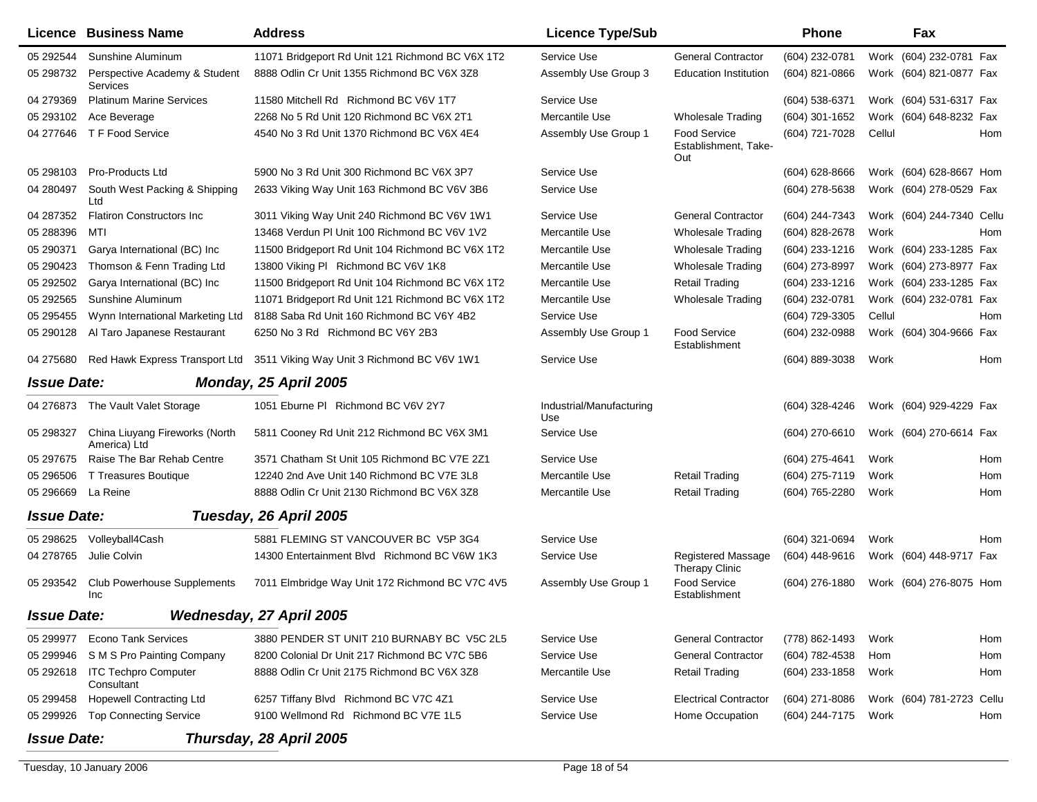| Licence | Business Name | Address | Licence Type/Sub | | Phone | | Fax | |
|---|---|---|---|---|---|---|---|---|
| 05 292544 | Sunshine Aluminum | 11071 Bridgeport Rd Unit 121 Richmond BC V6X 1T2 | Service Use | General Contractor | (604) 232-0781 | Work | (604) 232-0781 | Fax |
| 05 298732 | Perspective Academy & Student Services | 8888 Odlin Cr Unit 1355 Richmond BC V6X 3Z8 | Assembly Use Group 3 | Education Institution | (604) 821-0866 | Work | (604) 821-0877 | Fax |
| 04 279369 | Platinum Marine Services | 11580 Mitchell Rd Richmond BC V6V 1T7 | Service Use | | (604) 538-6371 | Work | (604) 531-6317 | Fax |
| 05 293102 | Ace Beverage | 2268 No 5 Rd Unit 120 Richmond BC V6X 2T1 | Mercantile Use | Wholesale Trading | (604) 301-1652 | Work | (604) 648-8232 | Fax |
| 04 277646 | T F Food Service | 4540 No 3 Rd Unit 1370 Richmond BC V6X 4E4 | Assembly Use Group 1 | Food Service Establishment, Take-Out | (604) 721-7028 | Cellul | | Hom |
| 05 298103 | Pro-Products Ltd | 5900 No 3 Rd Unit 300 Richmond BC V6X 3P7 | Service Use | | (604) 628-8666 | Work | (604) 628-8667 | Hom |
| 04 280497 | South West Packing & Shipping Ltd | 2633 Viking Way Unit 163 Richmond BC V6V 3B6 | Service Use | | (604) 278-5638 | Work | (604) 278-0529 | Fax |
| 04 287352 | Flatiron Constructors Inc | 3011 Viking Way Unit 240 Richmond BC V6V 1W1 | Service Use | General Contractor | (604) 244-7343 | Work | (604) 244-7340 | Cellu |
| 05 288396 | MTI | 13468 Verdun Pl Unit 100 Richmond BC V6V 1V2 | Mercantile Use | Wholesale Trading | (604) 828-2678 | Work | | Hom |
| 05 290371 | Garya International (BC) Inc | 11500 Bridgeport Rd Unit 104 Richmond BC V6X 1T2 | Mercantile Use | Wholesale Trading | (604) 233-1216 | Work | (604) 233-1285 | Fax |
| 05 290423 | Thomson & Fenn Trading Ltd | 13800 Viking Pl Richmond BC V6V 1K8 | Mercantile Use | Wholesale Trading | (604) 273-8997 | Work | (604) 273-8977 | Fax |
| 05 292502 | Garya International (BC) Inc | 11500 Bridgeport Rd Unit 104 Richmond BC V6X 1T2 | Mercantile Use | Retail Trading | (604) 233-1216 | Work | (604) 233-1285 | Fax |
| 05 292565 | Sunshine Aluminum | 11071 Bridgeport Rd Unit 121 Richmond BC V6X 1T2 | Mercantile Use | Wholesale Trading | (604) 232-0781 | Work | (604) 232-0781 | Fax |
| 05 295455 | Wynn International Marketing Ltd | 8188 Saba Rd Unit 160 Richmond BC V6Y 4B2 | Service Use | | (604) 729-3305 | Cellul | | Hom |
| 05 290128 | Al Taro Japanese Restaurant | 6250 No 3 Rd Richmond BC V6Y 2B3 | Assembly Use Group 1 | Food Service Establishment | (604) 232-0988 | Work | (604) 304-9666 | Fax |
| 04 275680 | Red Hawk Express Transport Ltd | 3511 Viking Way Unit 3 Richmond BC V6V 1W1 | Service Use | | (604) 889-3038 | Work | | Hom |
| ***Issue Date:*** | ***Monday, 25 April 2005*** | | | | | | | |
| 04 276873 | The Vault Valet Storage | 1051 Eburne Pl Richmond BC V6V 2Y7 | Industrial/Manufacturing Use | | (604) 328-4246 | Work | (604) 929-4229 | Fax |
| 05 298327 | China Liuyang Fireworks (North America) Ltd | 5811 Cooney Rd Unit 212 Richmond BC V6X 3M1 | Service Use | | (604) 270-6610 | Work | (604) 270-6614 | Fax |
| 05 297675 | Raise The Bar Rehab Centre | 3571 Chatham St Unit 105 Richmond BC V7E 2Z1 | Service Use | | (604) 275-4641 | Work | | Hom |
| 05 296506 | T Treasures Boutique | 12240 2nd Ave Unit 140 Richmond BC V7E 3L8 | Mercantile Use | Retail Trading | (604) 275-7119 | Work | | Hom |
| 05 296669 | La Reine | 8888 Odlin Cr Unit 2130 Richmond BC V6X 3Z8 | Mercantile Use | Retail Trading | (604) 765-2280 | Work | | Hom |
| ***Issue Date:*** | ***Tuesday, 26 April 2005*** | | | | | | | |
| 05 298625 | Volleyball4Cash | 5881 FLEMING ST VANCOUVER BC V5P 3G4 | Service Use | | (604) 321-0694 | Work | | Hom |
| 04 278765 | Julie Colvin | 14300 Entertainment Blvd Richmond BC V6W 1K3 | Service Use | Registered Massage Therapy Clinic | (604) 448-9616 | Work | (604) 448-9717 | Fax |
| 05 293542 | Club Powerhouse Supplements Inc | 7011 Elmbridge Way Unit 172 Richmond BC V7C 4V5 | Assembly Use Group 1 | Food Service Establishment | (604) 276-1880 | Work | (604) 276-8075 | Hom |
| ***Issue Date:*** | ***Wednesday, 27 April 2005*** | | | | | | | |
| 05 299977 | Econo Tank Services | 3880 PENDER ST UNIT 210 BURNABY BC V5C 2L5 | Service Use | General Contractor | (778) 862-1493 | Work | | Hom |
| 05 299946 | S M S Pro Painting Company | 8200 Colonial Dr Unit 217 Richmond BC V7C 5B6 | Service Use | General Contractor | (604) 782-4538 | Hom | | Hom |
| 05 292618 | ITC Techpro Computer Consultant | 8888 Odlin Cr Unit 2175 Richmond BC V6X 3Z8 | Mercantile Use | Retail Trading | (604) 233-1858 | Work | | Hom |
| 05 299458 | Hopewell Contracting Ltd | 6257 Tiffany Blvd Richmond BC V7C 4Z1 | Service Use | Electrical Contractor | (604) 271-8086 | Work | (604) 781-2723 | Cellu |
| 05 299926 | Top Connecting Service | 9100 Wellmond Rd Richmond BC V7E 1L5 | Service Use | Home Occupation | (604) 244-7175 | Work | | Hom |
| ***Issue Date:*** | ***Thursday, 28 April 2005*** | | | | | | | |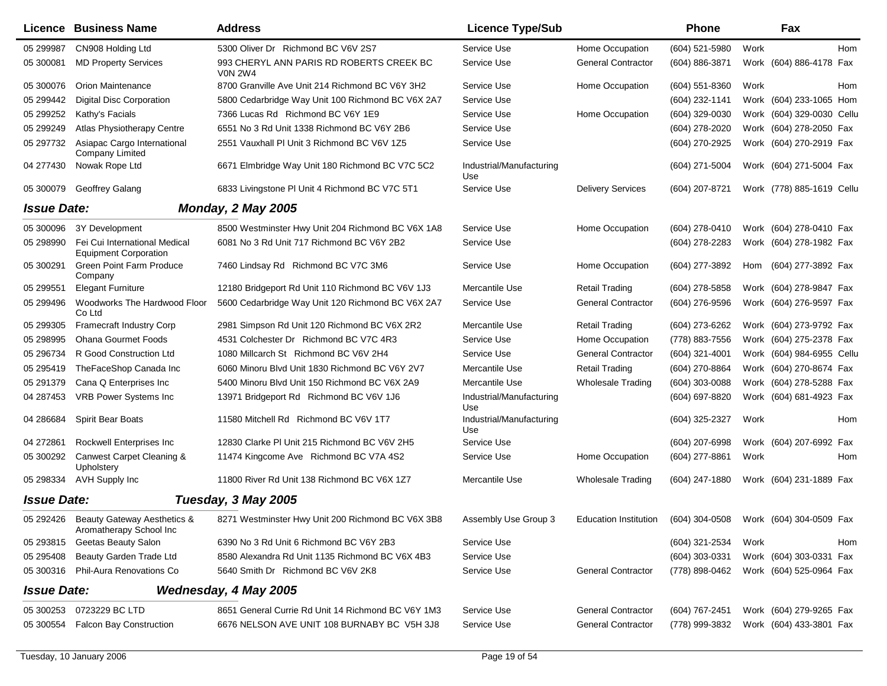| Licence | Business Name | Address | Licence Type/Sub | | Phone | Fax | |
|---|---|---|---|---|---|---|---|
| 05 299987 | CN908 Holding Ltd | 5300 Oliver Dr Richmond BC V6V 2S7 | Service Use | Home Occupation | (604) 521-5980 | Work | Hom |
| 05 300081 | MD Property Services | 993 CHERYL ANN PARIS RD ROBERTS CREEK BC V0N 2W4 | Service Use | General Contractor | (604) 886-3871 | Work (604) 886-4178 | Fax |
| 05 300076 | Orion Maintenance | 8700 Granville Ave Unit 214 Richmond BC V6Y 3H2 | Service Use | Home Occupation | (604) 551-8360 | Work | Hom |
| 05 299442 | Digital Disc Corporation | 5800 Cedarbridge Way Unit 100 Richmond BC V6X 2A7 | Service Use | | (604) 232-1141 | Work (604) 233-1065 | Hom |
| 05 299252 | Kathy's Facials | 7366 Lucas Rd Richmond BC V6Y 1E9 | Service Use | Home Occupation | (604) 329-0030 | Work (604) 329-0030 | Cellu |
| 05 299249 | Atlas Physiotherapy Centre | 6551 No 3 Rd Unit 1338 Richmond BC V6Y 2B6 | Service Use | | (604) 278-2020 | Work (604) 278-2050 | Fax |
| 05 297732 | Asiapac Cargo International Company Limited | 2551 Vauxhall Pl Unit 3 Richmond BC V6V 1Z5 | Service Use | | (604) 270-2925 | Work (604) 270-2919 | Fax |
| 04 277430 | Nowak Rope Ltd | 6671 Elmbridge Way Unit 180 Richmond BC V7C 5C2 | Industrial/Manufacturing Use | | (604) 271-5004 | Work (604) 271-5004 | Fax |
| 05 300079 | Geoffrey Galang | 6833 Livingstone Pl Unit 4 Richmond BC V7C 5T1 | Service Use | Delivery Services | (604) 207-8721 | Work (778) 885-1619 | Cellu |

**Issue Date:** ***Monday, 2 May 2005***

| Licence | Business Name | Address | Licence Type/Sub | | Phone | Fax | |
|---|---|---|---|---|---|---|---|
| 05 300096 | 3Y Development | 8500 Westminster Hwy Unit 204 Richmond BC V6X 1A8 | Service Use | Home Occupation | (604) 278-0410 | Work (604) 278-0410 | Fax |
| 05 298990 | Fei Cui International Medical Equipment Corporation | 6081 No 3 Rd Unit 717 Richmond BC V6Y 2B2 | Service Use | | (604) 278-2283 | Work (604) 278-1982 | Fax |
| 05 300291 | Green Point Farm Produce Company | 7460 Lindsay Rd Richmond BC V7C 3M6 | Service Use | Home Occupation | (604) 277-3892 | Hom (604) 277-3892 | Fax |
| 05 299551 | Elegant Furniture | 12180 Bridgeport Rd Unit 110 Richmond BC V6V 1J3 | Mercantile Use | Retail Trading | (604) 278-5858 | Work (604) 278-9847 | Fax |
| 05 299496 | Woodworks The Hardwood Floor Co Ltd | 5600 Cedarbridge Way Unit 120 Richmond BC V6X 2A7 | Service Use | General Contractor | (604) 276-9596 | Work (604) 276-9597 | Fax |
| 05 299305 | Framecraft Industry Corp | 2981 Simpson Rd Unit 120 Richmond BC V6X 2R2 | Mercantile Use | Retail Trading | (604) 273-6262 | Work (604) 273-9792 | Fax |
| 05 298995 | Ohana Gourmet Foods | 4531 Colchester Dr Richmond BC V7C 4R3 | Service Use | Home Occupation | (778) 883-7556 | Work (604) 275-2378 | Fax |
| 05 296734 | R Good Construction Ltd | 1080 Millcarch St Richmond BC V6V 2H4 | Service Use | General Contractor | (604) 321-4001 | Work (604) 984-6955 | Cellu |
| 05 295419 | TheFaceShop Canada Inc | 6060 Minoru Blvd Unit 1830 Richmond BC V6Y 2V7 | Mercantile Use | Retail Trading | (604) 270-8864 | Work (604) 270-8674 | Fax |
| 05 291379 | Cana Q Enterprises Inc | 5400 Minoru Blvd Unit 150 Richmond BC V6X 2A9 | Mercantile Use | Wholesale Trading | (604) 303-0088 | Work (604) 278-5288 | Fax |
| 04 287453 | VRB Power Systems Inc | 13971 Bridgeport Rd Richmond BC V6V 1J6 | Industrial/Manufacturing Use | | (604) 697-8820 | Work (604) 681-4923 | Fax |
| 04 286684 | Spirit Bear Boats | 11580 Mitchell Rd Richmond BC V6V 1T7 | Industrial/Manufacturing Use | | (604) 325-2327 | Work | Hom |
| 04 272861 | Rockwell Enterprises Inc | 12830 Clarke Pl Unit 215 Richmond BC V6V 2H5 | Service Use | | (604) 207-6998 | Work (604) 207-6992 | Fax |
| 05 300292 | Canwest Carpet Cleaning & Upholstery | 11474 Kingcome Ave Richmond BC V7A 4S2 | Service Use | Home Occupation | (604) 277-8861 | Work | Hom |
| 05 298334 | AVH Supply Inc | 11800 River Rd Unit 138 Richmond BC V6X 1Z7 | Mercantile Use | Wholesale Trading | (604) 247-1880 | Work (604) 231-1889 | Fax |

**Issue Date:** ***Tuesday, 3 May 2005***

| Licence | Business Name | Address | Licence Type/Sub | | Phone | Fax | |
|---|---|---|---|---|---|---|---|
| 05 292426 | Beauty Gateway Aesthetics & Aromatherapy School Inc | 8271 Westminster Hwy Unit 200 Richmond BC V6X 3B8 | Assembly Use Group 3 | Education Institution | (604) 304-0508 | Work (604) 304-0509 | Fax |
| 05 293815 | Geetas Beauty Salon | 6390 No 3 Rd Unit 6 Richmond BC V6Y 2B3 | Service Use | | (604) 321-2534 | Work | Hom |
| 05 295408 | Beauty Garden Trade Ltd | 8580 Alexandra Rd Unit 1135 Richmond BC V6X 4B3 | Service Use | | (604) 303-0331 | Work (604) 303-0331 | Fax |
| 05 300316 | Phil-Aura Renovations Co | 5640 Smith Dr Richmond BC V6V 2K8 | Service Use | General Contractor | (778) 898-0462 | Work (604) 525-0964 | Fax |

**Issue Date:** ***Wednesday, 4 May 2005***

| Licence | Business Name | Address | Licence Type/Sub | | Phone | Fax | |
|---|---|---|---|---|---|---|---|
| 05 300253 | 0723229 BC LTD | 8651 General Currie Rd Unit 14 Richmond BC V6Y 1M3 | Service Use | General Contractor | (604) 767-2451 | Work (604) 279-9265 | Fax |
| 05 300554 | Falcon Bay Construction | 6676 NELSON AVE UNIT 108 BURNABY BC V5H 3J8 | Service Use | General Contractor | (778) 999-3832 | Work (604) 433-3801 | Fax |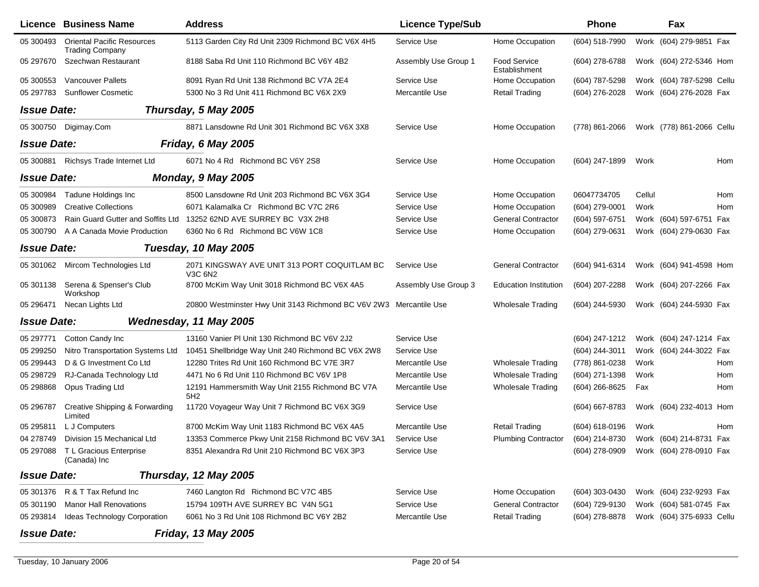| Licence | Business Name | Address | Licence Type/Sub | | Phone | | Fax | |
|---|---|---|---|---|---|---|---|---|
| 05 300493 | Oriental Pacific Resources Trading Company | 5113 Garden City Rd Unit 2309 Richmond BC V6X 4H5 | Service Use | Home Occupation | (604) 518-7990 | Work | (604) 279-9851 | Fax |
| 05 297670 | Szechwan Restaurant | 8188 Saba Rd Unit 110 Richmond BC V6Y 4B2 | Assembly Use Group 1 | Food Service Establishment | (604) 278-6788 | Work | (604) 272-5346 | Hom |
| 05 300553 | Vancouver Pallets | 8091 Ryan Rd Unit 138 Richmond BC V7A 2E4 | Service Use | Home Occupation | (604) 787-5298 | Work | (604) 787-5298 | Cellu |
| 05 297783 | Sunflower Cosmetic | 5300 No 3 Rd Unit 411 Richmond BC V6X 2X9 | Mercantile Use | Retail Trading | (604) 276-2028 | Work | (604) 276-2028 | Fax |
| ***Issue Date:*** | ***Thursday, 5 May 2005*** | | | | | | | |
| 05 300750 | Digimay.Com | 8871 Lansdowne Rd Unit 301 Richmond BC V6X 3X8 | Service Use | Home Occupation | (778) 861-2066 | Work | (778) 861-2066 | Cellu |
| ***Issue Date:*** | ***Friday, 6 May 2005*** | | | | | | | |
| 05 300881 | Richsys Trade Internet Ltd | 6071 No 4 Rd Richmond BC V6Y 2S8 | Service Use | Home Occupation | (604) 247-1899 | Work | | Hom |
| ***Issue Date:*** | ***Monday, 9 May 2005*** | | | | | | | |
| 05 300984 | Tadune Holdings Inc | 8500 Lansdowne Rd Unit 203 Richmond BC V6X 3G4 | Service Use | Home Occupation | 06047734705 | Cellul | | Hom |
| 05 300989 | Creative Collections | 6071 Kalamalka Cr Richmond BC V7C 2R6 | Service Use | Home Occupation | (604) 279-0001 | Work | | Hom |
| 05 300873 | Rain Guard Gutter and Soffits Ltd | 13252 62ND AVE SURREY BC V3X 2H8 | Service Use | General Contractor | (604) 597-6751 | Work | (604) 597-6751 | Fax |
| 05 300790 | A A Canada Movie Production | 6360 No 6 Rd Richmond BC V6W 1C8 | Service Use | Home Occupation | (604) 279-0631 | Work | (604) 279-0630 | Fax |
| ***Issue Date:*** | ***Tuesday, 10 May 2005*** | | | | | | | |
| 05 301062 | Mircom Technologies Ltd | 2071 KINGSWAY AVE UNIT 313 PORT COQUITLAM BC V3C 6N2 | Service Use | General Contractor | (604) 941-6314 | Work | (604) 941-4598 | Hom |
| 05 301138 | Serena & Spenser's Club Workshop | 8700 McKim Way Unit 3018 Richmond BC V6X 4A5 | Assembly Use Group 3 | Education Institution | (604) 207-2288 | Work | (604) 207-2266 | Fax |
| 05 296471 | Necan Lights Ltd | 20800 Westminster Hwy Unit 3143 Richmond BC V6V 2W3 | Mercantile Use | Wholesale Trading | (604) 244-5930 | Work | (604) 244-5930 | Fax |
| ***Issue Date:*** | ***Wednesday, 11 May 2005*** | | | | | | | |
| 05 297771 | Cotton Candy Inc | 13160 Vanier Pl Unit 130 Richmond BC V6V 2J2 | Service Use | | (604) 247-1212 | Work | (604) 247-1214 | Fax |
| 05 299250 | Nitro Transportation Systems Ltd | 10451 Shellbridge Way Unit 240 Richmond BC V6X 2W8 | Service Use | | (604) 244-3011 | Work | (604) 244-3022 | Fax |
| 05 299443 | D & G Investment Co Ltd | 12280 Trites Rd Unit 160 Richmond BC V7E 3R7 | Mercantile Use | Wholesale Trading | (778) 861-0238 | Work | | Hom |
| 05 298729 | RJ-Canada Technology Ltd | 4471 No 6 Rd Unit 110 Richmond BC V6V 1P8 | Mercantile Use | Wholesale Trading | (604) 271-1398 | Work | | Hom |
| 05 298868 | Opus Trading Ltd | 12191 Hammersmith Way Unit 2155 Richmond BC V7A 5H2 | Mercantile Use | Wholesale Trading | (604) 266-8625 | Fax | | Hom |
| 05 296787 | Creative Shipping & Forwarding Limited | 11720 Voyageur Way Unit 7 Richmond BC V6X 3G9 | Service Use | | (604) 667-8783 | Work | (604) 232-4013 | Hom |
| 05 295811 | L J Computers | 8700 McKim Way Unit 1183 Richmond BC V6X 4A5 | Mercantile Use | Retail Trading | (604) 618-0196 | Work | | Hom |
| 04 278749 | Division 15 Mechanical Ltd | 13353 Commerce Pkwy Unit 2158 Richmond BC V6V 3A1 | Service Use | Plumbing Contractor | (604) 214-8730 | Work | (604) 214-8731 | Fax |
| 05 297088 | T L Gracious Enterprise (Canada) Inc | 8351 Alexandra Rd Unit 210 Richmond BC V6X 3P3 | Service Use | | (604) 278-0909 | Work | (604) 278-0910 | Fax |
| ***Issue Date:*** | ***Thursday, 12 May 2005*** | | | | | | | |
| 05 301376 | R & T Tax Refund Inc | 7460 Langton Rd Richmond BC V7C 4B5 | Service Use | Home Occupation | (604) 303-0430 | Work | (604) 232-9293 | Fax |
| 05 301190 | Manor Hall Renovations | 15794 109TH AVE SURREY BC V4N 5G1 | Service Use | General Contractor | (604) 729-9130 | Work | (604) 581-0745 | Fax |
| 05 293814 | Ideas Technology Corporation | 6061 No 3 Rd Unit 108 Richmond BC V6Y 2B2 | Mercantile Use | Retail Trading | (604) 278-8878 | Work | (604) 375-6933 | Cellu |
| ***Issue Date:*** | ***Friday, 13 May 2005*** | | | | | | | |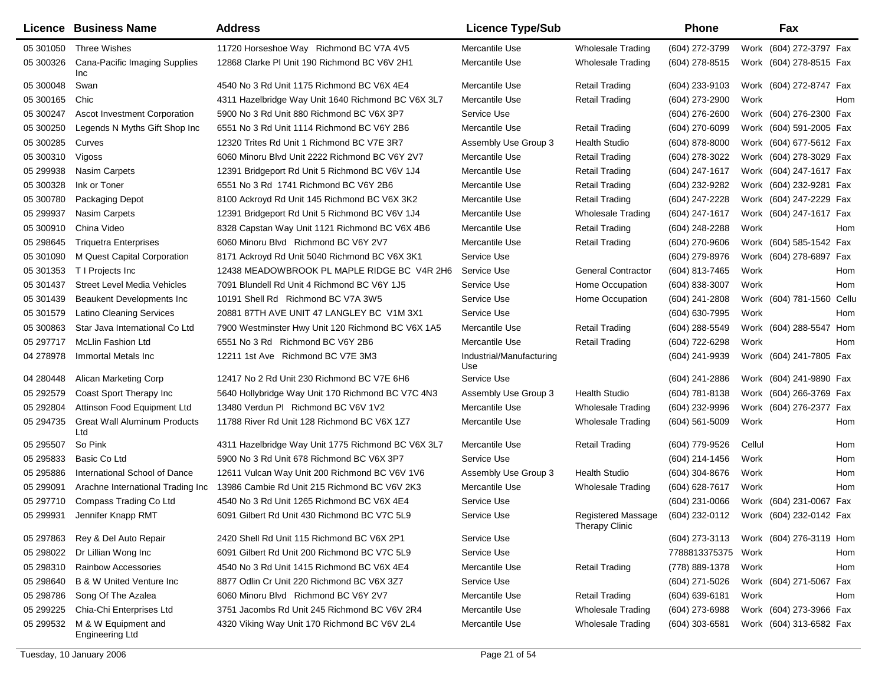| Licence | Business Name | Address | Licence Type/Sub | | Phone | | Fax | |
|---|---|---|---|---|---|---|---|---|
| 05 301050 | Three Wishes | 11720 Horseshoe Way Richmond BC V7A 4V5 | Mercantile Use | Wholesale Trading | (604) 272-3799 | Work | (604) 272-3797 | Fax |
| 05 300326 | Cana-Pacific Imaging Supplies Inc | 12868 Clarke Pl Unit 190 Richmond BC V6V 2H1 | Mercantile Use | Wholesale Trading | (604) 278-8515 | Work | (604) 278-8515 | Fax |
| 05 300048 | Swan | 4540 No 3 Rd Unit 1175 Richmond BC V6X 4E4 | Mercantile Use | Retail Trading | (604) 233-9103 | Work | (604) 272-8747 | Fax |
| 05 300165 | Chic | 4311 Hazelbridge Way Unit 1640 Richmond BC V6X 3L7 | Mercantile Use | Retail Trading | (604) 273-2900 | Work | | Hom |
| 05 300247 | Ascot Investment Corporation | 5900 No 3 Rd Unit 880 Richmond BC V6X 3P7 | Service Use | | (604) 276-2600 | Work | (604) 276-2300 | Fax |
| 05 300250 | Legends N Myths Gift Shop Inc | 6551 No 3 Rd Unit 1114 Richmond BC V6Y 2B6 | Mercantile Use | Retail Trading | (604) 270-6099 | Work | (604) 591-2005 | Fax |
| 05 300285 | Curves | 12320 Trites Rd Unit 1 Richmond BC V7E 3R7 | Assembly Use Group 3 | Health Studio | (604) 878-8000 | Work | (604) 677-5612 | Fax |
| 05 300310 | Vigoss | 6060 Minoru Blvd Unit 2222 Richmond BC V6Y 2V7 | Mercantile Use | Retail Trading | (604) 278-3022 | Work | (604) 278-3029 | Fax |
| 05 299938 | Nasim Carpets | 12391 Bridgeport Rd Unit 5 Richmond BC V6V 1J4 | Mercantile Use | Retail Trading | (604) 247-1617 | Work | (604) 247-1617 | Fax |
| 05 300328 | Ink or Toner | 6551 No 3 Rd 1741 Richmond BC V6Y 2B6 | Mercantile Use | Retail Trading | (604) 232-9282 | Work | (604) 232-9281 | Fax |
| 05 300780 | Packaging Depot | 8100 Ackroyd Rd Unit 145 Richmond BC V6X 3K2 | Mercantile Use | Retail Trading | (604) 247-2228 | Work | (604) 247-2229 | Fax |
| 05 299937 | Nasim Carpets | 12391 Bridgeport Rd Unit 5 Richmond BC V6V 1J4 | Mercantile Use | Wholesale Trading | (604) 247-1617 | Work | (604) 247-1617 | Fax |
| 05 300910 | China Video | 8328 Capstan Way Unit 1121 Richmond BC V6X 4B6 | Mercantile Use | Retail Trading | (604) 248-2288 | Work | | Hom |
| 05 298645 | Triquetra Enterprises | 6060 Minoru Blvd Richmond BC V6Y 2V7 | Mercantile Use | Retail Trading | (604) 270-9606 | Work | (604) 585-1542 | Fax |
| 05 301090 | M Quest Capital Corporation | 8171 Ackroyd Rd Unit 5040 Richmond BC V6X 3K1 | Service Use | | (604) 279-8976 | Work | (604) 278-6897 | Fax |
| 05 301353 | T I Projects Inc | 12438 MEADOWBROOK PL MAPLE RIDGE BC V4R 2H6 | Service Use | General Contractor | (604) 813-7465 | Work | | Hom |
| 05 301437 | Street Level Media Vehicles | 7091 Blundell Rd Unit 4 Richmond BC V6Y 1J5 | Service Use | Home Occupation | (604) 838-3007 | Work | | Hom |
| 05 301439 | Beaukent Developments Inc | 10191 Shell Rd Richmond BC V7A 3W5 | Service Use | Home Occupation | (604) 241-2808 | Work | (604) 781-1560 | Cellu |
| 05 301579 | Latino Cleaning Services | 20881 87TH AVE UNIT 47 LANGLEY BC V1M 3X1 | Service Use | | (604) 630-7995 | Work | | Hom |
| 05 300863 | Star Java International Co Ltd | 7900 Westminster Hwy Unit 120 Richmond BC V6X 1A5 | Mercantile Use | Retail Trading | (604) 288-5549 | Work | (604) 288-5547 | Hom |
| 05 297717 | McLlin Fashion Ltd | 6551 No 3 Rd Richmond BC V6Y 2B6 | Mercantile Use | Retail Trading | (604) 722-6298 | Work | | Hom |
| 04 278978 | Immortal Metals Inc | 12211 1st Ave Richmond BC V7E 3M3 | Industrial/Manufacturing Use | | (604) 241-9939 | Work | (604) 241-7805 | Fax |
| 04 280448 | Alican Marketing Corp | 12417 No 2 Rd Unit 230 Richmond BC V7E 6H6 | Service Use | | (604) 241-2886 | Work | (604) 241-9890 | Fax |
| 05 292579 | Coast Sport Therapy Inc | 5640 Hollybridge Way Unit 170 Richmond BC V7C 4N3 | Assembly Use Group 3 | Health Studio | (604) 781-8138 | Work | (604) 266-3769 | Fax |
| 05 292804 | Attinson Food Equipment Ltd | 13480 Verdun Pl Richmond BC V6V 1V2 | Mercantile Use | Wholesale Trading | (604) 232-9996 | Work | (604) 276-2377 | Fax |
| 05 294735 | Great Wall Aluminum Products Ltd | 11788 River Rd Unit 128 Richmond BC V6X 1Z7 | Mercantile Use | Wholesale Trading | (604) 561-5009 | Work | | Hom |
| 05 295507 | So Pink | 4311 Hazelbridge Way Unit 1775 Richmond BC V6X 3L7 | Mercantile Use | Retail Trading | (604) 779-9526 | Cellul | | Hom |
| 05 295833 | Basic Co Ltd | 5900 No 3 Rd Unit 678 Richmond BC V6X 3P7 | Service Use | | (604) 214-1456 | Work | | Hom |
| 05 295886 | International School of Dance | 12611 Vulcan Way Unit 200 Richmond BC V6V 1V6 | Assembly Use Group 3 | Health Studio | (604) 304-8676 | Work | | Hom |
| 05 299091 | Arachne International Trading Inc | 13986 Cambie Rd Unit 215 Richmond BC V6V 2K3 | Mercantile Use | Wholesale Trading | (604) 628-7617 | Work | | Hom |
| 05 297710 | Compass Trading Co Ltd | 4540 No 3 Rd Unit 1265 Richmond BC V6X 4E4 | Service Use | | (604) 231-0066 | Work | (604) 231-0067 | Fax |
| 05 299931 | Jennifer Knapp RMT | 6091 Gilbert Rd Unit 430 Richmond BC V7C 5L9 | Service Use | Registered Massage Therapy Clinic | (604) 232-0112 | Work | (604) 232-0142 | Fax |
| 05 297863 | Rey & Del Auto Repair | 2420 Shell Rd Unit 115 Richmond BC V6X 2P1 | Service Use | | (604) 273-3113 | Work | (604) 276-3119 | Hom |
| 05 298022 | Dr Lillian Wong Inc | 6091 Gilbert Rd Unit 200 Richmond BC V7C 5L9 | Service Use | | 7788813375375 | Work | | Hom |
| 05 298310 | Rainbow Accessories | 4540 No 3 Rd Unit 1415 Richmond BC V6X 4E4 | Mercantile Use | Retail Trading | (778) 889-1378 | Work | | Hom |
| 05 298640 | B & W United Venture Inc | 8877 Odlin Cr Unit 220 Richmond BC V6X 3Z7 | Service Use | | (604) 271-5026 | Work | (604) 271-5067 | Fax |
| 05 298786 | Song Of The Azalea | 6060 Minoru Blvd Richmond BC V6Y 2V7 | Mercantile Use | Retail Trading | (604) 639-6181 | Work | | Hom |
| 05 299225 | Chia-Chi Enterprises Ltd | 3751 Jacombs Rd Unit 245 Richmond BC V6V 2R4 | Mercantile Use | Wholesale Trading | (604) 273-6988 | Work | (604) 273-3966 | Fax |
| 05 299532 | M & W Equipment and Engineering Ltd | 4320 Viking Way Unit 170 Richmond BC V6V 2L4 | Mercantile Use | Wholesale Trading | (604) 303-6581 | Work | (604) 313-6582 | Fax |

Tuesday, 10 January 2006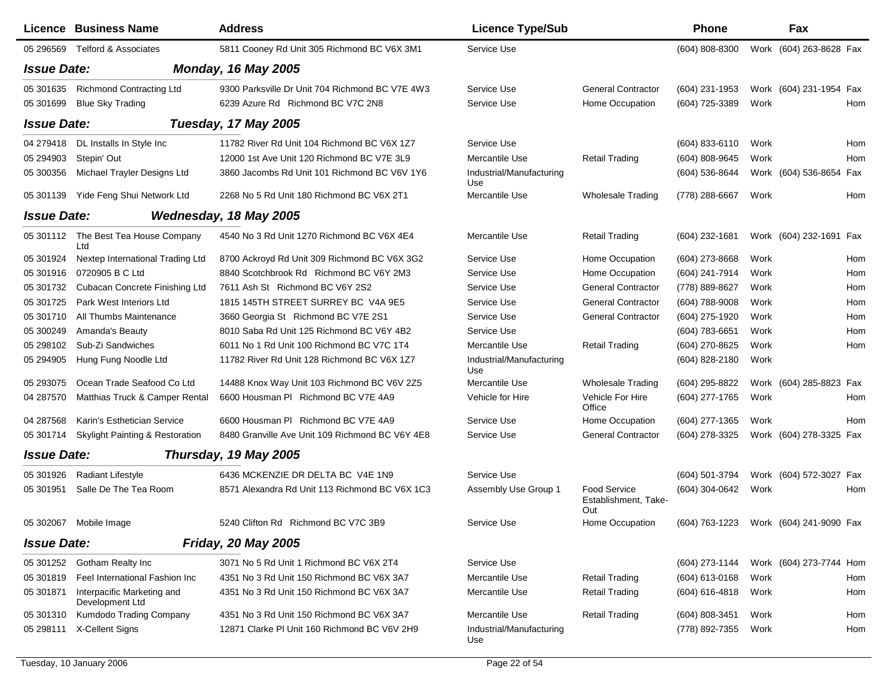| Licence | Business Name | Address | Licence Type/Sub | | Phone | | Fax | |
|---|---|---|---|---|---|---|---|---|
| 05 296569 | Telford & Associates | 5811 Cooney Rd Unit 305 Richmond BC V6X 3M1 | Service Use | | (604) 808-8300 | Work | (604) 263-8628 | Fax |
| ***Issue Date:*** | | ***Monday, 16 May 2005*** | | | | | | |
| 05 301635 | Richmond Contracting Ltd | 9300 Parksville Dr Unit 704 Richmond BC V7E 4W3 | Service Use | General Contractor | (604) 231-1953 | Work | (604) 231-1954 | Fax |
| 05 301699 | Blue Sky Trading | 6239 Azure Rd Richmond BC V7C 2N8 | Service Use | Home Occupation | (604) 725-3389 | Work | | Hom |
| ***Issue Date:*** | | ***Tuesday, 17 May 2005*** | | | | | | |
| 04 279418 | DL Installs In Style Inc | 11782 River Rd Unit 104 Richmond BC V6X 1Z7 | Service Use | | (604) 833-6110 | Work | | Hom |
| 05 294903 | Stepin' Out | 12000 1st Ave Unit 120 Richmond BC V7E 3L9 | Mercantile Use | Retail Trading | (604) 808-9645 | Work | | Hom |
| 05 300356 | Michael Trayler Designs Ltd | 3860 Jacombs Rd Unit 101 Richmond BC V6V 1Y6 | Industrial/Manufacturing Use | | (604) 536-8644 | Work | (604) 536-8654 | Fax |
| 05 301139 | Yide Feng Shui Network Ltd | 2268 No 5 Rd Unit 180 Richmond BC V6X 2T1 | Mercantile Use | Wholesale Trading | (778) 288-6667 | Work | | Hom |
| ***Issue Date:*** | | ***Wednesday, 18 May 2005*** | | | | | | |
| 05 301112 | The Best Tea House Company Ltd | 4540 No 3 Rd Unit 1270 Richmond BC V6X 4E4 | Mercantile Use | Retail Trading | (604) 232-1681 | Work | (604) 232-1691 | Fax |
| 05 301924 | Nextep International Trading Ltd | 8700 Ackroyd Rd Unit 309 Richmond BC V6X 3G2 | Service Use | Home Occupation | (604) 273-8668 | Work | | Hom |
| 05 301916 | 0720905 B C Ltd | 8840 Scotchbrook Rd Richmond BC V6Y 2M3 | Service Use | Home Occupation | (604) 241-7914 | Work | | Hom |
| 05 301732 | Cubacan Concrete Finishing Ltd | 7611 Ash St Richmond BC V6Y 2S2 | Service Use | General Contractor | (778) 889-8627 | Work | | Hom |
| 05 301725 | Park West Interiors Ltd | 1815 145TH STREET SURREY BC V4A 9E5 | Service Use | General Contractor | (604) 788-9008 | Work | | Hom |
| 05 301710 | All Thumbs Maintenance | 3660 Georgia St Richmond BC V7E 2S1 | Service Use | General Contractor | (604) 275-1920 | Work | | Hom |
| 05 300249 | Amanda's Beauty | 8010 Saba Rd Unit 125 Richmond BC V6Y 4B2 | Service Use | | (604) 783-6651 | Work | | Hom |
| 05 298102 | Sub-Zi Sandwiches | 6011 No 1 Rd Unit 100 Richmond BC V7C 1T4 | Mercantile Use | Retail Trading | (604) 270-8625 | Work | | Hom |
| 05 294905 | Hung Fung Noodle Ltd | 11782 River Rd Unit 128 Richmond BC V6X 1Z7 | Industrial/Manufacturing Use | | (604) 828-2180 | Work | | |
| 05 293075 | Ocean Trade Seafood Co Ltd | 14488 Knox Way Unit 103 Richmond BC V6V 2Z5 | Mercantile Use | Wholesale Trading | (604) 295-8822 | Work | (604) 285-8823 | Fax |
| 04 287570 | Matthias Truck & Camper Rental | 6600 Housman Pl Richmond BC V7E 4A9 | Vehicle for Hire | Vehicle For Hire Office | (604) 277-1765 | Work | | Hom |
| 04 287568 | Karin's Esthetician Service | 6600 Housman Pl Richmond BC V7E 4A9 | Service Use | Home Occupation | (604) 277-1365 | Work | | Hom |
| 05 301714 | Skylight Painting & Restoration | 8480 Granville Ave Unit 109 Richmond BC V6Y 4E8 | Service Use | General Contractor | (604) 278-3325 | Work | (604) 278-3325 | Fax |
| ***Issue Date:*** | | ***Thursday, 19 May 2005*** | | | | | | |
| 05 301926 | Radiant Lifestyle | 6436 MCKENZIE DR DELTA BC V4E 1N9 | Service Use | | (604) 501-3794 | Work | (604) 572-3027 | Fax |
| 05 301951 | Salle De The Tea Room | 8571 Alexandra Rd Unit 113 Richmond BC V6X 1C3 | Assembly Use Group 1 | Food Service Establishment, Take-Out | (604) 304-0642 | Work | | Hom |
| 05 302067 | Mobile Image | 5240 Clifton Rd Richmond BC V7C 3B9 | Service Use | Home Occupation | (604) 763-1223 | Work | (604) 241-9090 | Fax |
| ***Issue Date:*** | | ***Friday, 20 May 2005*** | | | | | | |
| 05 301252 | Gotham Realty Inc | 3071 No 5 Rd Unit 1 Richmond BC V6X 2T4 | Service Use | | (604) 273-1144 | Work | (604) 273-7744 | Hom |
| 05 301819 | Feel International Fashion Inc | 4351 No 3 Rd Unit 150 Richmond BC V6X 3A7 | Mercantile Use | Retail Trading | (604) 613-0168 | Work | | Hom |
| 05 301871 | Interpacific Marketing and Development Ltd | 4351 No 3 Rd Unit 150 Richmond BC V6X 3A7 | Mercantile Use | Retail Trading | (604) 616-4818 | Work | | Hom |
| 05 301310 | Kumdodo Trading Company | 4351 No 3 Rd Unit 150 Richmond BC V6X 3A7 | Mercantile Use | Retail Trading | (604) 808-3451 | Work | | Hom |
| 05 298111 | X-Cellent Signs | 12871 Clarke Pl Unit 160 Richmond BC V6V 2H9 | Industrial/Manufacturing Use | | (778) 892-7355 | Work | | Hom |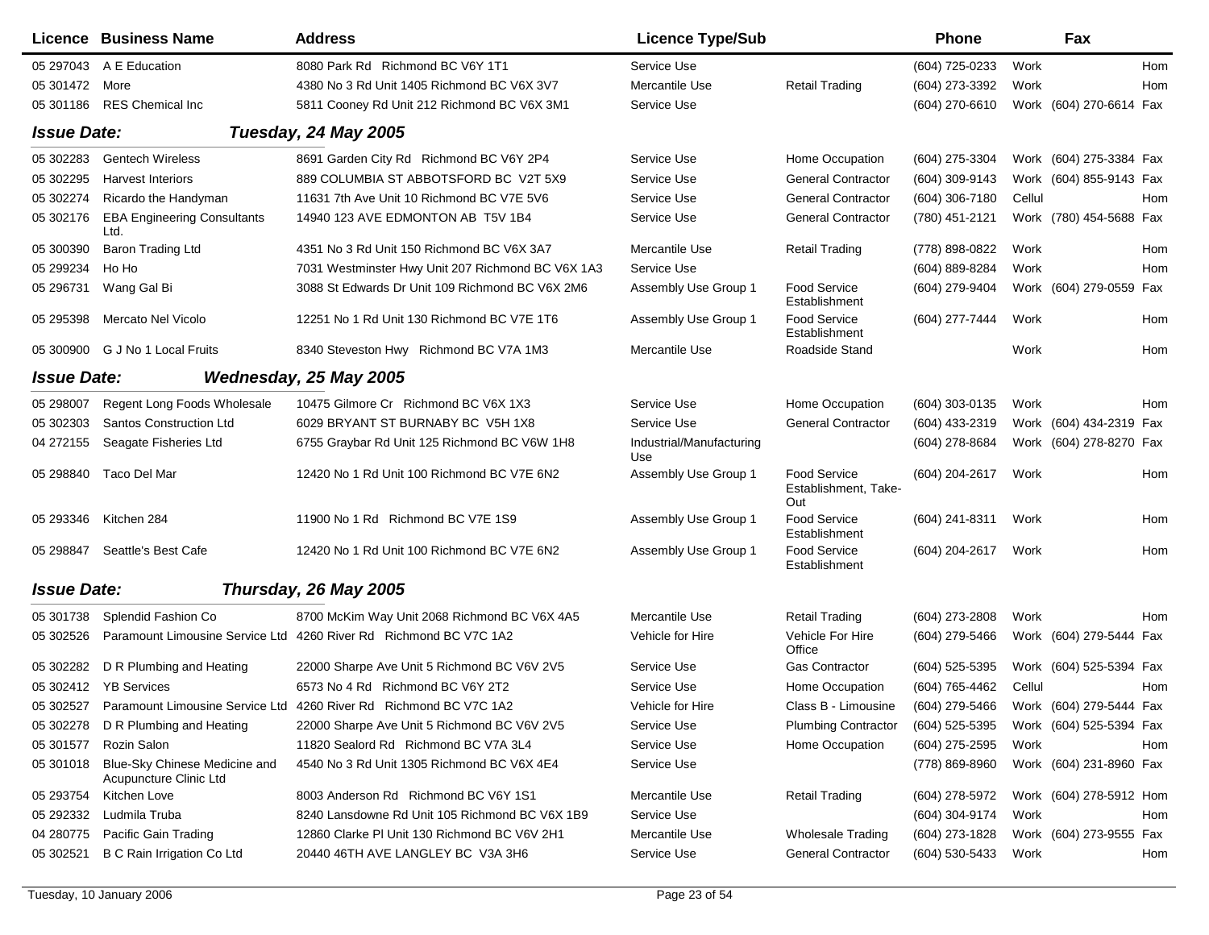| Licence | Business Name | Address | Licence Type/Sub | | Phone | Fax | | |
|---|---|---|---|---|---|---|---|---|
| 05 297043 | A E Education | 8080 Park Rd Richmond BC V6Y 1T1 | Service Use | | (604) 725-0233 | Work | | Hom |
| 05 301472 | More | 4380 No 3 Rd Unit 1405 Richmond BC V6X 3V7 | Mercantile Use | Retail Trading | (604) 273-3392 | Work | | Hom |
| 05 301186 | RES Chemical Inc | 5811 Cooney Rd Unit 212 Richmond BC V6X 3M1 | Service Use | | (604) 270-6610 | Work | (604) 270-6614 | Fax |
| ***Issue Date:*** | ***Tuesday, 24 May 2005*** | | | | | | | |
| 05 302283 | Gentech Wireless | 8691 Garden City Rd Richmond BC V6Y 2P4 | Service Use | Home Occupation | (604) 275-3304 | Work | (604) 275-3384 | Fax |
| 05 302295 | Harvest Interiors | 889 COLUMBIA ST ABBOTSFORD BC V2T 5X9 | Service Use | General Contractor | (604) 309-9143 | Work | (604) 855-9143 | Fax |
| 05 302274 | Ricardo the Handyman | 11631 7th Ave Unit 10 Richmond BC V7E 5V6 | Service Use | General Contractor | (604) 306-7180 | Cellul | | Hom |
| 05 302176 | EBA Engineering Consultants Ltd. | 14940 123 AVE EDMONTON AB T5V 1B4 | Service Use | General Contractor | (780) 451-2121 | Work | (780) 454-5688 | Fax |
| 05 300390 | Baron Trading Ltd | 4351 No 3 Rd Unit 150 Richmond BC V6X 3A7 | Mercantile Use | Retail Trading | (778) 898-0822 | Work | | Hom |
| 05 299234 | Ho Ho | 7031 Westminster Hwy Unit 207 Richmond BC V6X 1A3 | Service Use | | (604) 889-8284 | Work | | Hom |
| 05 296731 | Wang Gal Bi | 3088 St Edwards Dr Unit 109 Richmond BC V6X 2M6 | Assembly Use Group 1 | Food Service Establishment | (604) 279-9404 | Work | (604) 279-0559 | Fax |
| 05 295398 | Mercato Nel Vicolo | 12251 No 1 Rd Unit 130 Richmond BC V7E 1T6 | Assembly Use Group 1 | Food Service Establishment | (604) 277-7444 | Work | | Hom |
| 05 300900 | G J No 1 Local Fruits | 8340 Steveston Hwy Richmond BC V7A 1M3 | Mercantile Use | Roadside Stand | | Work | | Hom |
| ***Issue Date:*** | ***Wednesday, 25 May 2005*** | | | | | | | |
| 05 298007 | Regent Long Foods Wholesale | 10475 Gilmore Cr Richmond BC V6X 1X3 | Service Use | Home Occupation | (604) 303-0135 | Work | | Hom |
| 05 302303 | Santos Construction Ltd | 6029 BRYANT ST BURNABY BC V5H 1X8 | Service Use | General Contractor | (604) 433-2319 | Work | (604) 434-2319 | Fax |
| 04 272155 | Seagate Fisheries Ltd | 6755 Graybar Rd Unit 125 Richmond BC V6W 1H8 | Industrial/Manufacturing Use | | (604) 278-8684 | Work | (604) 278-8270 | Fax |
| 05 298840 | Taco Del Mar | 12420 No 1 Rd Unit 100 Richmond BC V7E 6N2 | Assembly Use Group 1 | Food Service Establishment, Take-Out | (604) 204-2617 | Work | | Hom |
| 05 293346 | Kitchen 284 | 11900 No 1 Rd Richmond BC V7E 1S9 | Assembly Use Group 1 | Food Service Establishment | (604) 241-8311 | Work | | Hom |
| 05 298847 | Seattle's Best Cafe | 12420 No 1 Rd Unit 100 Richmond BC V7E 6N2 | Assembly Use Group 1 | Food Service Establishment | (604) 204-2617 | Work | | Hom |
| ***Issue Date:*** | ***Thursday, 26 May 2005*** | | | | | | | |
| 05 301738 | Splendid Fashion Co | 8700 McKim Way Unit 2068 Richmond BC V6X 4A5 | Mercantile Use | Retail Trading | (604) 273-2808 | Work | | Hom |
| 05 302526 | Paramount Limousine Service Ltd | 4260 River Rd Richmond BC V7C 1A2 | Vehicle for Hire | Vehicle For Hire Office | (604) 279-5466 | Work | (604) 279-5444 | Fax |
| 05 302282 | D R Plumbing and Heating | 22000 Sharpe Ave Unit 5 Richmond BC V6V 2V5 | Service Use | Gas Contractor | (604) 525-5395 | Work | (604) 525-5394 | Fax |
| 05 302412 | YB Services | 6573 No 4 Rd Richmond BC V6Y 2T2 | Service Use | Home Occupation | (604) 765-4462 | Cellul | | Hom |
| 05 302527 | Paramount Limousine Service Ltd | 4260 River Rd Richmond BC V7C 1A2 | Vehicle for Hire | Class B - Limousine | (604) 279-5466 | Work | (604) 279-5444 | Fax |
| 05 302278 | D R Plumbing and Heating | 22000 Sharpe Ave Unit 5 Richmond BC V6V 2V5 | Service Use | Plumbing Contractor | (604) 525-5395 | Work | (604) 525-5394 | Fax |
| 05 301577 | Rozin Salon | 11820 Sealord Rd Richmond BC V7A 3L4 | Service Use | Home Occupation | (604) 275-2595 | Work | | Hom |
| 05 301018 | Blue-Sky Chinese Medicine and Acupuncture Clinic Ltd | 4540 No 3 Rd Unit 1305 Richmond BC V6X 4E4 | Service Use | | (778) 869-8960 | Work | (604) 231-8960 | Fax |
| 05 293754 | Kitchen Love | 8003 Anderson Rd Richmond BC V6Y 1S1 | Mercantile Use | Retail Trading | (604) 278-5972 | Work | (604) 278-5912 | Hom |
| 05 292332 | Ludmila Truba | 8240 Lansdowne Rd Unit 105 Richmond BC V6X 1B9 | Service Use | | (604) 304-9174 | Work | | Hom |
| 04 280775 | Pacific Gain Trading | 12860 Clarke Pl Unit 130 Richmond BC V6V 2H1 | Mercantile Use | Wholesale Trading | (604) 273-1828 | Work | (604) 273-9555 | Fax |
| 05 302521 | B C Rain Irrigation Co Ltd | 20440 46TH AVE LANGLEY BC V3A 3H6 | Service Use | General Contractor | (604) 530-5433 | Work | | Hom |

Tuesday, 10 January 2006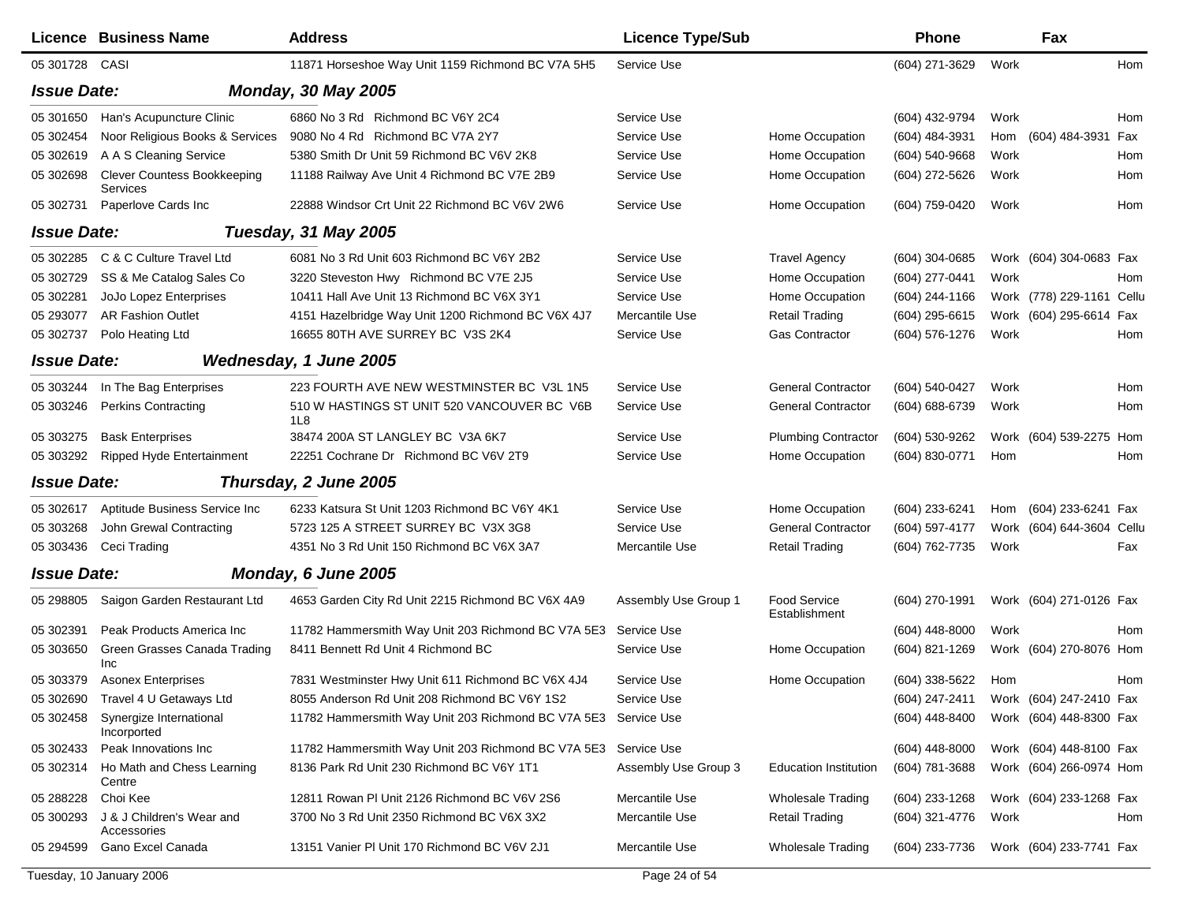| Licence | Business Name | Address | Licence Type/Sub | | Phone | | Fax | |
|---|---|---|---|---|---|---|---|---|
| 05 301728 | CASI | 11871 Horseshoe Way Unit 1159 Richmond BC V7A 5H5 | Service Use | | (604) 271-3629 | Work | | Hom |
| ***Issue Date:*** | | ***Monday, 30 May 2005*** | | | | | | |
| 05 301650 | Han's Acupuncture Clinic | 6860 No 3 Rd Richmond BC V6Y 2C4 | Service Use | | (604) 432-9794 | Work | | Hom |
| 05 302454 | Noor Religious Books & Services | 9080 No 4 Rd Richmond BC V7A 2Y7 | Service Use | Home Occupation | (604) 484-3931 | Hom | (604) 484-3931 | Fax |
| 05 302619 | A A S Cleaning Service | 5380 Smith Dr Unit 59 Richmond BC V6V 2K8 | Service Use | Home Occupation | (604) 540-9668 | Work | | Hom |
| 05 302698 | Clever Countess Bookkeeping Services | 11188 Railway Ave Unit 4 Richmond BC V7E 2B9 | Service Use | Home Occupation | (604) 272-5626 | Work | | Hom |
| 05 302731 | Paperlove Cards Inc | 22888 Windsor Crt Unit 22 Richmond BC V6V 2W6 | Service Use | Home Occupation | (604) 759-0420 | Work | | Hom |
| ***Issue Date:*** | | ***Tuesday, 31 May 2005*** | | | | | | |
| 05 302285 | C & C Culture Travel Ltd | 6081 No 3 Rd Unit 603 Richmond BC V6Y 2B2 | Service Use | Travel Agency | (604) 304-0685 | Work | (604) 304-0683 | Fax |
| 05 302729 | SS & Me Catalog Sales Co | 3220 Steveston Hwy Richmond BC V7E 2J5 | Service Use | Home Occupation | (604) 277-0441 | Work | | Hom |
| 05 302281 | JoJo Lopez Enterprises | 10411 Hall Ave Unit 13 Richmond BC V6X 3Y1 | Service Use | Home Occupation | (604) 244-1166 | Work | (778) 229-1161 | Cellu |
| 05 293077 | AR Fashion Outlet | 4151 Hazelbridge Way Unit 1200 Richmond BC V6X 4J7 | Mercantile Use | Retail Trading | (604) 295-6615 | Work | (604) 295-6614 | Fax |
| 05 302737 | Polo Heating Ltd | 16655 80TH AVE SURREY BC V3S 2K4 | Service Use | Gas Contractor | (604) 576-1276 | Work | | Hom |
| ***Issue Date:*** | | ***Wednesday, 1 June 2005*** | | | | | | |
| 05 303244 | In The Bag Enterprises | 223 FOURTH AVE NEW WESTMINSTER BC V3L 1N5 | Service Use | General Contractor | (604) 540-0427 | Work | | Hom |
| 05 303246 | Perkins Contracting | 510 W HASTINGS ST UNIT 520 VANCOUVER BC V6B 1L8 | Service Use | General Contractor | (604) 688-6739 | Work | | Hom |
| 05 303275 | Bask Enterprises | 38474 200A ST LANGLEY BC V3A 6K7 | Service Use | Plumbing Contractor | (604) 530-9262 | Work | (604) 539-2275 | Hom |
| 05 303292 | Ripped Hyde Entertainment | 22251 Cochrane Dr Richmond BC V6V 2T9 | Service Use | Home Occupation | (604) 830-0771 | Hom | | Hom |
| ***Issue Date:*** | | ***Thursday, 2 June 2005*** | | | | | | |
| 05 302617 | Aptitude Business Service Inc | 6233 Katsura St Unit 1203 Richmond BC V6Y 4K1 | Service Use | Home Occupation | (604) 233-6241 | Hom | (604) 233-6241 | Fax |
| 05 303268 | John Grewal Contracting | 5723 125 A STREET SURREY BC V3X 3G8 | Service Use | General Contractor | (604) 597-4177 | Work | (604) 644-3604 | Cellu |
| 05 303436 | Ceci Trading | 4351 No 3 Rd Unit 150 Richmond BC V6X 3A7 | Mercantile Use | Retail Trading | (604) 762-7735 | Work | | Fax |
| ***Issue Date:*** | | ***Monday, 6 June 2005*** | | | | | | |
| 05 298805 | Saigon Garden Restaurant Ltd | 4653 Garden City Rd Unit 2215 Richmond BC V6X 4A9 | Assembly Use Group 1 | Food Service Establishment | (604) 270-1991 | Work | (604) 271-0126 | Fax |
| 05 302391 | Peak Products America Inc | 11782 Hammersmith Way Unit 203 Richmond BC V7A 5E3 | Service Use | | (604) 448-8000 | Work | | Hom |
| 05 303650 | Green Grasses Canada Trading Inc | 8411 Bennett Rd Unit 4 Richmond BC | Service Use | Home Occupation | (604) 821-1269 | Work | (604) 270-8076 | Hom |
| 05 303379 | Asonex Enterprises | 7831 Westminster Hwy Unit 611 Richmond BC V6X 4J4 | Service Use | Home Occupation | (604) 338-5622 | Hom | | Hom |
| 05 302690 | Travel 4 U Getaways Ltd | 8055 Anderson Rd Unit 208 Richmond BC V6Y 1S2 | Service Use | | (604) 247-2411 | Work | (604) 247-2410 | Fax |
| 05 302458 | Synergize International Incorported | 11782 Hammersmith Way Unit 203 Richmond BC V7A 5E3 | Service Use | | (604) 448-8400 | Work | (604) 448-8300 | Fax |
| 05 302433 | Peak Innovations Inc | 11782 Hammersmith Way Unit 203 Richmond BC V7A 5E3 | Service Use | | (604) 448-8000 | Work | (604) 448-8100 | Fax |
| 05 302314 | Ho Math and Chess Learning Centre | 8136 Park Rd Unit 230 Richmond BC V6Y 1T1 | Assembly Use Group 3 | Education Institution | (604) 781-3688 | Work | (604) 266-0974 | Hom |
| 05 288228 | Choi Kee | 12811 Rowan Pl Unit 2126 Richmond BC V6V 2S6 | Mercantile Use | Wholesale Trading | (604) 233-1268 | Work | (604) 233-1268 | Fax |
| 05 300293 | J & J Children's Wear and Accessories | 3700 No 3 Rd Unit 2350 Richmond BC V6X 3X2 | Mercantile Use | Retail Trading | (604) 321-4776 | Work | | Hom |
| 05 294599 | Gano Excel Canada | 13151 Vanier Pl Unit 170 Richmond BC V6V 2J1 | Mercantile Use | Wholesale Trading | (604) 233-7736 | Work | (604) 233-7741 | Fax |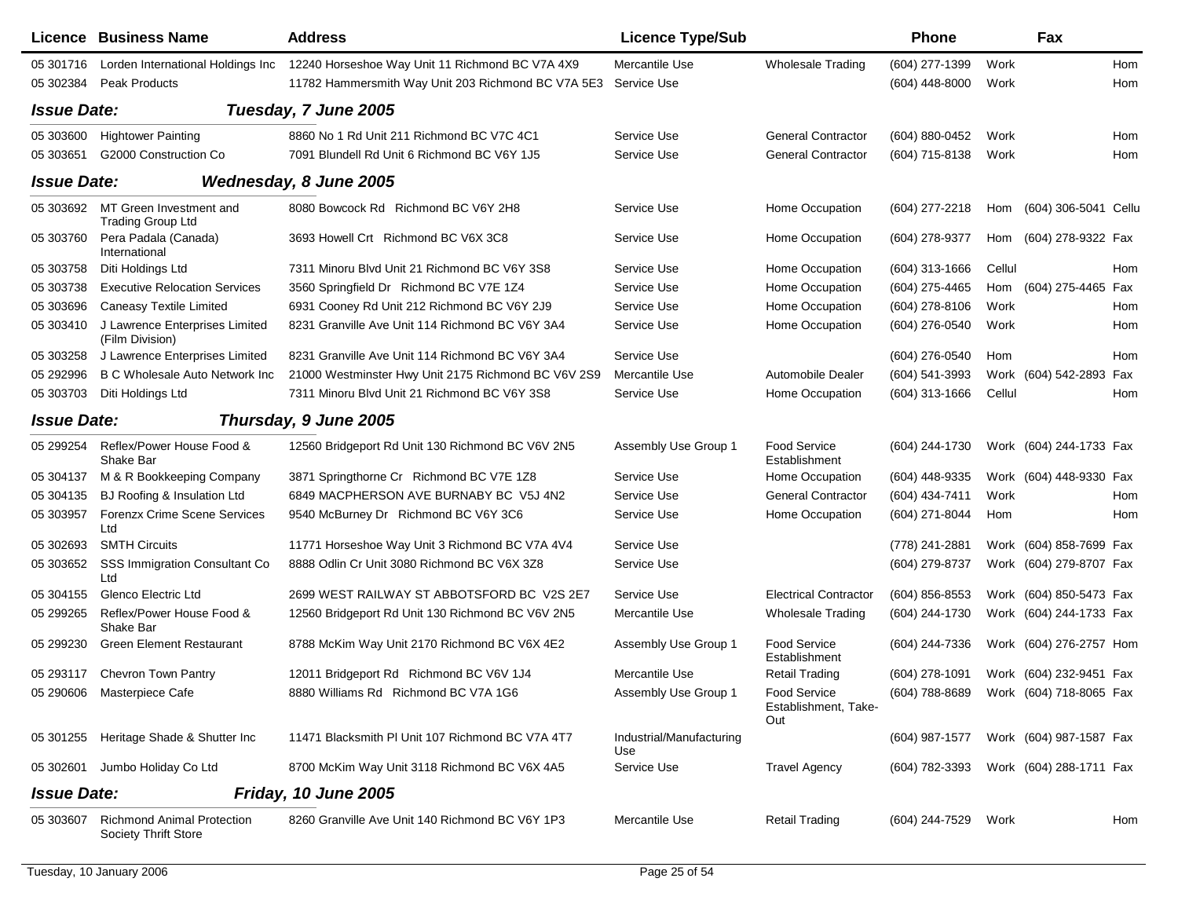| Licence | Business Name | Address | Licence Type/Sub | | Phone | | Fax | |
|---|---|---|---|---|---|---|---|---|
| 05 301716 | Lorden International Holdings Inc | 12240 Horseshoe Way Unit 11 Richmond BC V7A 4X9 | Mercantile Use | Wholesale Trading | (604) 277-1399 | Work | | Hom |
| 05 302384 | Peak Products | 11782 Hammersmith Way Unit 203 Richmond BC V7A 5E3 | Service Use | | (604) 448-8000 | Work | | Hom |
| ***Issue Date:*** | | ***Tuesday, 7 June 2005*** | | | | | | |
| 05 303600 | Hightower Painting | 8860 No 1 Rd Unit 211 Richmond BC V7C 4C1 | Service Use | General Contractor | (604) 880-0452 | Work | | Hom |
| 05 303651 | G2000 Construction Co | 7091 Blundell Rd Unit 6 Richmond BC V6Y 1J5 | Service Use | General Contractor | (604) 715-8138 | Work | | Hom |
| ***Issue Date:*** | | ***Wednesday, 8 June 2005*** | | | | | | |
| 05 303692 | MT Green Investment and Trading Group Ltd | 8080 Bowcock Rd Richmond BC V6Y 2H8 | Service Use | Home Occupation | (604) 277-2218 | Hom | (604) 306-5041 | Cellu |
| 05 303760 | Pera Padala (Canada) International | 3693 Howell Crt Richmond BC V6X 3C8 | Service Use | Home Occupation | (604) 278-9377 | Hom | (604) 278-9322 | Fax |
| 05 303758 | Diti Holdings Ltd | 7311 Minoru Blvd Unit 21 Richmond BC V6Y 3S8 | Service Use | Home Occupation | (604) 313-1666 | Cellul | | Hom |
| 05 303738 | Executive Relocation Services | 3560 Springfield Dr Richmond BC V7E 1Z4 | Service Use | Home Occupation | (604) 275-4465 | Hom | (604) 275-4465 | Fax |
| 05 303696 | Caneasy Textile Limited | 6931 Cooney Rd Unit 212 Richmond BC V6Y 2J9 | Service Use | Home Occupation | (604) 278-8106 | Work | | Hom |
| 05 303410 | J Lawrence Enterprises Limited (Film Division) | 8231 Granville Ave Unit 114 Richmond BC V6Y 3A4 | Service Use | Home Occupation | (604) 276-0540 | Work | | Hom |
| 05 303258 | J Lawrence Enterprises Limited | 8231 Granville Ave Unit 114 Richmond BC V6Y 3A4 | Service Use | | (604) 276-0540 | Hom | | Hom |
| 05 292996 | B C Wholesale Auto Network Inc | 21000 Westminster Hwy Unit 2175 Richmond BC V6V 2S9 | Mercantile Use | Automobile Dealer | (604) 541-3993 | Work | (604) 542-2893 | Fax |
| 05 303703 | Diti Holdings Ltd | 7311 Minoru Blvd Unit 21 Richmond BC V6Y 3S8 | Service Use | Home Occupation | (604) 313-1666 | Cellul | | Hom |
| ***Issue Date:*** | | ***Thursday, 9 June 2005*** | | | | | | |
| 05 299254 | Reflex/Power House Food & Shake Bar | 12560 Bridgeport Rd Unit 130 Richmond BC V6V 2N5 | Assembly Use Group 1 | Food Service Establishment | (604) 244-1730 | Work | (604) 244-1733 | Fax |
| 05 304137 | M & R Bookkeeping Company | 3871 Springthorne Cr Richmond BC V7E 1Z8 | Service Use | Home Occupation | (604) 448-9335 | Work | (604) 448-9330 | Fax |
| 05 304135 | BJ Roofing & Insulation Ltd | 6849 MACPHERSON AVE BURNABY BC V5J 4N2 | Service Use | General Contractor | (604) 434-7411 | Work | | Hom |
| 05 303957 | Forenzx Crime Scene Services Ltd | 9540 McBurney Dr Richmond BC V6Y 3C6 | Service Use | Home Occupation | (604) 271-8044 | Hom | | Hom |
| 05 302693 | SMTH Circuits | 11771 Horseshoe Way Unit 3 Richmond BC V7A 4V4 | Service Use | | (778) 241-2881 | Work | (604) 858-7699 | Fax |
| 05 303652 | SSS Immigration Consultant Co Ltd | 8888 Odlin Cr Unit 3080 Richmond BC V6X 3Z8 | Service Use | | (604) 279-8737 | Work | (604) 279-8707 | Fax |
| 05 304155 | Glenco Electric Ltd | 2699 WEST RAILWAY ST ABBOTSFORD BC V2S 2E7 | Service Use | Electrical Contractor | (604) 856-8553 | Work | (604) 850-5473 | Fax |
| 05 299265 | Reflex/Power House Food & Shake Bar | 12560 Bridgeport Rd Unit 130 Richmond BC V6V 2N5 | Mercantile Use | Wholesale Trading | (604) 244-1730 | Work | (604) 244-1733 | Fax |
| 05 299230 | Green Element Restaurant | 8788 McKim Way Unit 2170 Richmond BC V6X 4E2 | Assembly Use Group 1 | Food Service Establishment | (604) 244-7336 | Work | (604) 276-2757 | Hom |
| 05 293117 | Chevron Town Pantry | 12011 Bridgeport Rd Richmond BC V6V 1J4 | Mercantile Use | Retail Trading | (604) 278-1091 | Work | (604) 232-9451 | Fax |
| 05 290606 | Masterpiece Cafe | 8880 Williams Rd Richmond BC V7A 1G6 | Assembly Use Group 1 | Food Service Establishment, Take-Out | (604) 788-8689 | Work | (604) 718-8065 | Fax |
| 05 301255 | Heritage Shade & Shutter Inc | 11471 Blacksmith Pl Unit 107 Richmond BC V7A 4T7 | Industrial/Manufacturing Use | | (604) 987-1577 | Work | (604) 987-1587 | Fax |
| 05 302601 | Jumbo Holiday Co Ltd | 8700 McKim Way Unit 3118 Richmond BC V6X 4A5 | Service Use | Travel Agency | (604) 782-3393 | Work | (604) 288-1711 | Fax |
| ***Issue Date:*** | | ***Friday, 10 June 2005*** | | | | | | |
| 05 303607 | Richmond Animal Protection Society Thrift Store | 8260 Granville Ave Unit 140 Richmond BC V6Y 1P3 | Mercantile Use | Retail Trading | (604) 244-7529 | Work | | Hom |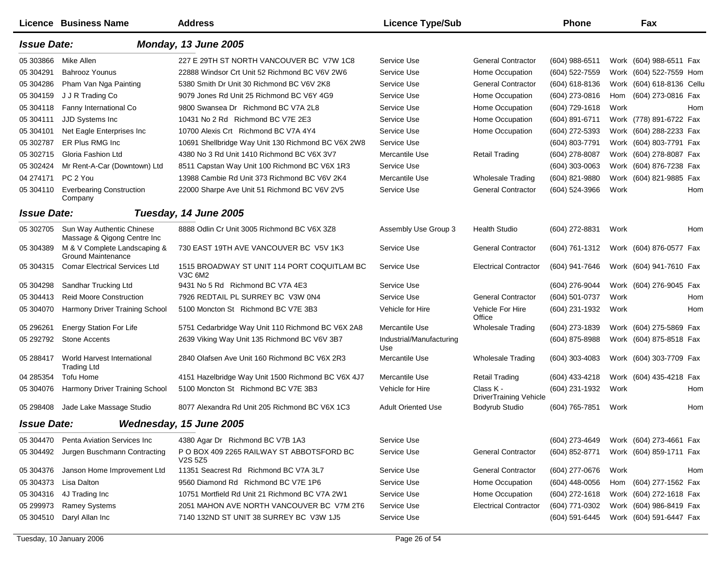| Licence | Business Name | Address | Licence Type/Sub | | Phone | | Fax | |
|---|---|---|---|---|---|---|---|---|
| ***Issue Date:*** | | ***Monday, 13 June 2005*** | | | | | | |
| 05 303866 | Mike Allen | 227 E 29TH ST NORTH VANCOUVER BC V7W 1C8 | Service Use | General Contractor | (604) 988-6511 | Work | (604) 988-6511 | Fax |
| 05 304291 | Bahrooz Younus | 22888 Windsor Crt Unit 52 Richmond BC V6V 2W6 | Service Use | Home Occupation | (604) 522-7559 | Work | (604) 522-7559 | Hom |
| 05 304286 | Pham Van Nga Painting | 5380 Smith Dr Unit 30 Richmond BC V6V 2K8 | Service Use | General Contractor | (604) 618-8136 | Work | (604) 618-8136 | Cellu |
| 05 304159 | J J R Trading Co | 9079 Jones Rd Unit 25 Richmond BC V6Y 4G9 | Service Use | Home Occupation | (604) 273-0816 | Hom | (604) 273-0816 | Fax |
| 05 304118 | Fanny International Co | 9800 Swansea Dr Richmond BC V7A 2L8 | Service Use | Home Occupation | (604) 729-1618 | Work | | Hom |
| 05 304111 | JJD Systems Inc | 10431 No 2 Rd Richmond BC V7E 2E3 | Service Use | Home Occupation | (604) 891-6711 | Work | (778) 891-6722 | Fax |
| 05 304101 | Net Eagle Enterprises Inc | 10700 Alexis Crt Richmond BC V7A 4Y4 | Service Use | Home Occupation | (604) 272-5393 | Work | (604) 288-2233 | Fax |
| 05 302787 | ER Plus RMG Inc | 10691 Shellbridge Way Unit 130 Richmond BC V6X 2W8 | Service Use | | (604) 803-7791 | Work | (604) 803-7791 | Fax |
| 05 302715 | Gloria Fashion Ltd | 4380 No 3 Rd Unit 1410 Richmond BC V6X 3V7 | Mercantile Use | Retail Trading | (604) 278-8087 | Work | (604) 278-8087 | Fax |
| 05 302424 | Mr Rent-A-Car (Downtown) Ltd | 8511 Capstan Way Unit 100 Richmond BC V6X 1R3 | Service Use | | (604) 303-0063 | Work | (604) 876-7238 | Fax |
| 04 274171 | PC 2 You | 13988 Cambie Rd Unit 373 Richmond BC V6V 2K4 | Mercantile Use | Wholesale Trading | (604) 821-9880 | Work | (604) 821-9885 | Fax |
| 05 304110 | Everbearing Construction Company | 22000 Sharpe Ave Unit 51 Richmond BC V6V 2V5 | Service Use | General Contractor | (604) 524-3966 | Work | | Hom |
| ***Issue Date:*** | | ***Tuesday, 14 June 2005*** | | | | | | |
| 05 302705 | Sun Way Authentic Chinese Massage & Qigong Centre Inc | 8888 Odlin Cr Unit 3005 Richmond BC V6X 3Z8 | Assembly Use Group 3 | Health Studio | (604) 272-8831 | Work | | Hom |
| 05 304389 | M & V Complete Landscaping & Ground Maintenance | 730 EAST 19TH AVE VANCOUVER BC V5V 1K3 | Service Use | General Contractor | (604) 761-1312 | Work | (604) 876-0577 | Fax |
| 05 304315 | Comar Electrical Services Ltd | 1515 BROADWAY ST UNIT 114 PORT COQUITLAM BC V3C 6M2 | Service Use | Electrical Contractor | (604) 941-7646 | Work | (604) 941-7610 | Fax |
| 05 304298 | Sandhar Trucking Ltd | 9431 No 5 Rd Richmond BC V7A 4E3 | Service Use | | (604) 276-9044 | Work | (604) 276-9045 | Fax |
| 05 304413 | Reid Moore Construction | 7926 REDTAIL PL SURREY BC V3W 0N4 | Service Use | General Contractor | (604) 501-0737 | Work | | Hom |
| 05 304070 | Harmony Driver Training School | 5100 Moncton St Richmond BC V7E 3B3 | Vehicle for Hire | Vehicle For Hire Office | (604) 231-1932 | Work | | Hom |
| 05 296261 | Energy Station For Life | 5751 Cedarbridge Way Unit 110 Richmond BC V6X 2A8 | Mercantile Use | Wholesale Trading | (604) 273-1839 | Work | (604) 275-5869 | Fax |
| 05 292792 | Stone Accents | 2639 Viking Way Unit 135 Richmond BC V6V 3B7 | Industrial/Manufacturing Use | | (604) 875-8988 | Work | (604) 875-8518 | Fax |
| 05 288417 | World Harvest International Trading Ltd | 2840 Olafsen Ave Unit 160 Richmond BC V6X 2R3 | Mercantile Use | Wholesale Trading | (604) 303-4083 | Work | (604) 303-7709 | Fax |
| 04 285354 | Tofu Home | 4151 Hazelbridge Way Unit 1500 Richmond BC V6X 4J7 | Mercantile Use | Retail Trading | (604) 433-4218 | Work | (604) 435-4218 | Fax |
| 05 304076 | Harmony Driver Training School | 5100 Moncton St Richmond BC V7E 3B3 | Vehicle for Hire | Class K - DriverTraining Vehicle | (604) 231-1932 | Work | | Hom |
| 05 298408 | Jade Lake Massage Studio | 8077 Alexandra Rd Unit 205 Richmond BC V6X 1C3 | Adult Oriented Use | Bodyrub Studio | (604) 765-7851 | Work | | Hom |
| ***Issue Date:*** | | ***Wednesday, 15 June 2005*** | | | | | | |
| 05 304470 | Penta Aviation Services Inc | 4380 Agar Dr Richmond BC V7B 1A3 | Service Use | | (604) 273-4649 | Work | (604) 273-4661 | Fax |
| 05 304492 | Jurgen Buschmann Contracting | P O BOX 409 2265 RAILWAY ST ABBOTSFORD BC V2S 5Z5 | Service Use | General Contractor | (604) 852-8771 | Work | (604) 859-1711 | Fax |
| 05 304376 | Janson Home Improvement Ltd | 11351 Seacrest Rd Richmond BC V7A 3L7 | Service Use | General Contractor | (604) 277-0676 | Work | | Hom |
| 05 304373 | Lisa Dalton | 9560 Diamond Rd Richmond BC V7E 1P6 | Service Use | Home Occupation | (604) 448-0056 | Hom | (604) 277-1562 | Fax |
| 05 304316 | 4J Trading Inc | 10751 Mortfield Rd Unit 21 Richmond BC V7A 2W1 | Service Use | Home Occupation | (604) 272-1618 | Work | (604) 272-1618 | Fax |
| 05 299973 | Ramey Systems | 2051 MAHON AVE NORTH VANCOUVER BC V7M 2T6 | Service Use | Electrical Contractor | (604) 771-0302 | Work | (604) 986-8419 | Fax |
| 05 304510 | Daryl Allan Inc | 7140 132ND ST UNIT 38 SURREY BC V3W 1J5 | Service Use | | (604) 591-6445 | Work | (604) 591-6447 | Fax |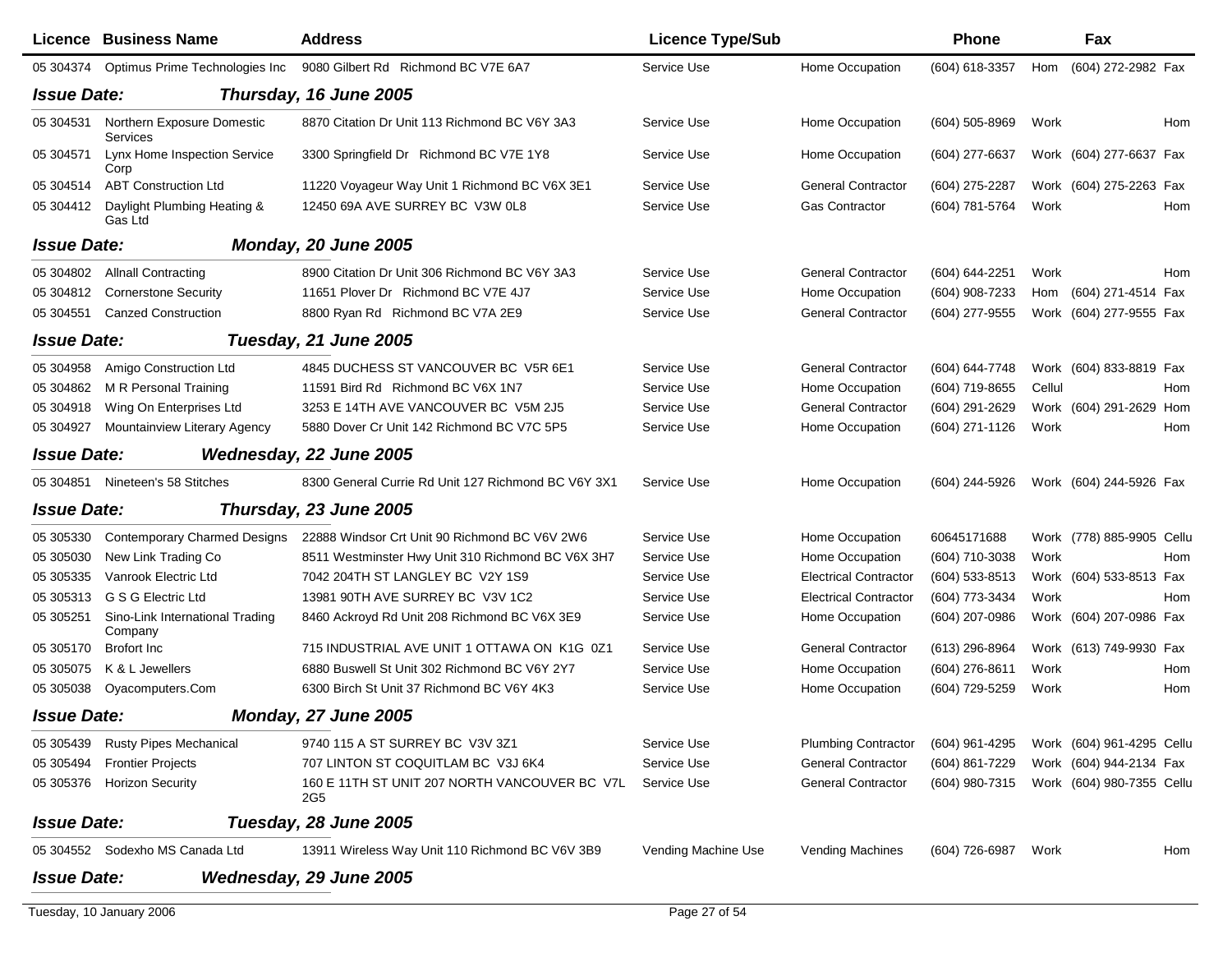| Licence | Business Name | Address | Licence Type/Sub | | Phone | | Fax | |
|---|---|---|---|---|---|---|---|---|
| 05 304374 | Optimus Prime Technologies Inc | 9080 Gilbert Rd Richmond BC V7E 6A7 | Service Use | Home Occupation | (604) 618-3357 | Hom | (604) 272-2982 | Fax |
| ***Issue Date:*** | ***Thursday, 16 June 2005*** | | | | | | | |
| 05 304531 | Northern Exposure Domestic Services | 8870 Citation Dr Unit 113 Richmond BC V6Y 3A3 | Service Use | Home Occupation | (604) 505-8969 | Work | | Hom |
| 05 304571 | Lynx Home Inspection Service Corp | 3300 Springfield Dr Richmond BC V7E 1Y8 | Service Use | Home Occupation | (604) 277-6637 | Work | (604) 277-6637 | Fax |
| 05 304514 | ABT Construction Ltd | 11220 Voyageur Way Unit 1 Richmond BC V6X 3E1 | Service Use | General Contractor | (604) 275-2287 | Work | (604) 275-2263 | Fax |
| 05 304412 | Daylight Plumbing Heating & Gas Ltd | 12450 69A AVE SURREY BC V3W 0L8 | Service Use | Gas Contractor | (604) 781-5764 | Work | | Hom |
| ***Issue Date:*** | ***Monday, 20 June 2005*** | | | | | | | |
| 05 304802 | Allnall Contracting | 8900 Citation Dr Unit 306 Richmond BC V6Y 3A3 | Service Use | General Contractor | (604) 644-2251 | Work | | Hom |
| 05 304812 | Cornerstone Security | 11651 Plover Dr Richmond BC V7E 4J7 | Service Use | Home Occupation | (604) 908-7233 | Hom | (604) 271-4514 | Fax |
| 05 304551 | Canzed Construction | 8800 Ryan Rd Richmond BC V7A 2E9 | Service Use | General Contractor | (604) 277-9555 | Work | (604) 277-9555 | Fax |
| ***Issue Date:*** | ***Tuesday, 21 June 2005*** | | | | | | | |
| 05 304958 | Amigo Construction Ltd | 4845 DUCHESS ST VANCOUVER BC V5R 6E1 | Service Use | General Contractor | (604) 644-7748 | Work | (604) 833-8819 | Fax |
| 05 304862 | M R Personal Training | 11591 Bird Rd Richmond BC V6X 1N7 | Service Use | Home Occupation | (604) 719-8655 | Cellul | | Hom |
| 05 304918 | Wing On Enterprises Ltd | 3253 E 14TH AVE VANCOUVER BC V5M 2J5 | Service Use | General Contractor | (604) 291-2629 | Work | (604) 291-2629 | Hom |
| 05 304927 | Mountainview Literary Agency | 5880 Dover Cr Unit 142 Richmond BC V7C 5P5 | Service Use | Home Occupation | (604) 271-1126 | Work | | Hom |
| ***Issue Date:*** | ***Wednesday, 22 June 2005*** | | | | | | | |
| 05 304851 | Nineteen's 58 Stitches | 8300 General Currie Rd Unit 127 Richmond BC V6Y 3X1 | Service Use | Home Occupation | (604) 244-5926 | Work | (604) 244-5926 | Fax |
| ***Issue Date:*** | ***Thursday, 23 June 2005*** | | | | | | | |
| 05 305330 | Contemporary Charmed Designs | 22888 Windsor Crt Unit 90 Richmond BC V6V 2W6 | Service Use | Home Occupation | 60645171688 | Work | (778) 885-9905 | Cellu |
| 05 305030 | New Link Trading Co | 8511 Westminster Hwy Unit 310 Richmond BC V6X 3H7 | Service Use | Home Occupation | (604) 710-3038 | Work | | Hom |
| 05 305335 | Vanrook Electric Ltd | 7042 204TH ST LANGLEY BC V2Y 1S9 | Service Use | Electrical Contractor | (604) 533-8513 | Work | (604) 533-8513 | Fax |
| 05 305313 | G S G Electric Ltd | 13981 90TH AVE SURREY BC V3V 1C2 | Service Use | Electrical Contractor | (604) 773-3434 | Work | | Hom |
| 05 305251 | Sino-Link International Trading Company | 8460 Ackroyd Rd Unit 208 Richmond BC V6X 3E9 | Service Use | Home Occupation | (604) 207-0986 | Work | (604) 207-0986 | Fax |
| 05 305170 | Brofort Inc | 715 INDUSTRIAL AVE UNIT 1 OTTAWA ON K1G 0Z1 | Service Use | General Contractor | (613) 296-8964 | Work | (613) 749-9930 | Fax |
| 05 305075 | K & L Jewellers | 6880 Buswell St Unit 302 Richmond BC V6Y 2Y7 | Service Use | Home Occupation | (604) 276-8611 | Work | | Hom |
| 05 305038 | Oyacomputers.Com | 6300 Birch St Unit 37 Richmond BC V6Y 4K3 | Service Use | Home Occupation | (604) 729-5259 | Work | | Hom |
| ***Issue Date:*** | ***Monday, 27 June 2005*** | | | | | | | |
| 05 305439 | Rusty Pipes Mechanical | 9740 115 A ST SURREY BC V3V 3Z1 | Service Use | Plumbing Contractor | (604) 961-4295 | Work | (604) 961-4295 | Cellu |
| 05 305494 | Frontier Projects | 707 LINTON ST COQUITLAM BC V3J 6K4 | Service Use | General Contractor | (604) 861-7229 | Work | (604) 944-2134 | Fax |
| 05 305376 | Horizon Security | 160 E 11TH ST UNIT 207 NORTH VANCOUVER BC V7L 2G5 | Service Use | General Contractor | (604) 980-7315 | Work | (604) 980-7355 | Cellu |
| ***Issue Date:*** | ***Tuesday, 28 June 2005*** | | | | | | | |
| 05 304552 | Sodexho MS Canada Ltd | 13911 Wireless Way Unit 110 Richmond BC V6V 3B9 | Vending Machine Use | Vending Machines | (604) 726-6987 | Work | | Hom |
| ***Issue Date:*** | ***Wednesday, 29 June 2005*** | | | | | | | |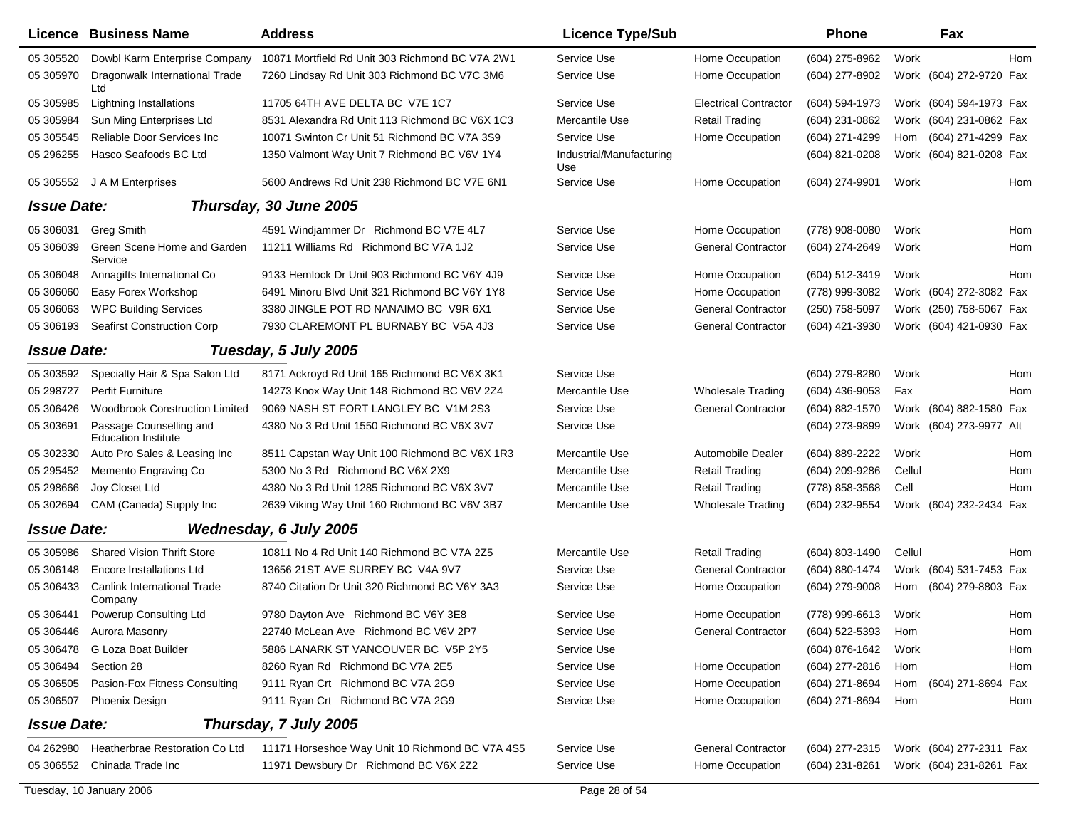| Licence | Business Name | Address | Licence Type/Sub | | Phone | | Fax | |
|---|---|---|---|---|---|---|---|---|
| 05 305520 | Dowbl Karm Enterprise Company | 10871 Mortfield Rd Unit 303 Richmond BC V7A 2W1 | Service Use | Home Occupation | (604) 275-8962 | Work | | Hom |
| 05 305970 | Dragonwalk International Trade Ltd | 7260 Lindsay Rd Unit 303 Richmond BC V7C 3M6 | Service Use | Home Occupation | (604) 277-8902 | Work | (604) 272-9720 | Fax |
| 05 305985 | Lightning Installations | 11705 64TH AVE DELTA BC V7E 1C7 | Service Use | Electrical Contractor | (604) 594-1973 | Work | (604) 594-1973 | Fax |
| 05 305984 | Sun Ming Enterprises Ltd | 8531 Alexandra Rd Unit 113 Richmond BC V6X 1C3 | Mercantile Use | Retail Trading | (604) 231-0862 | Work | (604) 231-0862 | Fax |
| 05 305545 | Reliable Door Services Inc | 10071 Swinton Cr Unit 51 Richmond BC V7A 3S9 | Service Use | Home Occupation | (604) 271-4299 | Hom | (604) 271-4299 | Fax |
| 05 296255 | Hasco Seafoods BC Ltd | 1350 Valmont Way Unit 7 Richmond BC V6V 1Y4 | Industrial/Manufacturing Use | | (604) 821-0208 | Work | (604) 821-0208 | Fax |
| 05 305552 | J A M Enterprises | 5600 Andrews Rd Unit 238 Richmond BC V7E 6N1 | Service Use | Home Occupation | (604) 274-9901 | Work | | Hom |
| ***Issue Date:*** | ***Thursday, 30 June 2005*** | | | | | | | |
| 05 306031 | Greg Smith | 4591 Windjammer Dr Richmond BC V7E 4L7 | Service Use | Home Occupation | (778) 908-0080 | Work | | Hom |
| 05 306039 | Green Scene Home and Garden Service | 11211 Williams Rd Richmond BC V7A 1J2 | Service Use | General Contractor | (604) 274-2649 | Work | | Hom |
| 05 306048 | Annagifts International Co | 9133 Hemlock Dr Unit 903 Richmond BC V6Y 4J9 | Service Use | Home Occupation | (604) 512-3419 | Work | | Hom |
| 05 306060 | Easy Forex Workshop | 6491 Minoru Blvd Unit 321 Richmond BC V6Y 1Y8 | Service Use | Home Occupation | (778) 999-3082 | Work | (604) 272-3082 | Fax |
| 05 306063 | WPC Building Services | 3380 JINGLE POT RD NANAIMO BC V9R 6X1 | Service Use | General Contractor | (250) 758-5097 | Work | (250) 758-5067 | Fax |
| 05 306193 | Seafirst Construction Corp | 7930 CLAREMONT PL BURNABY BC V5A 4J3 | Service Use | General Contractor | (604) 421-3930 | Work | (604) 421-0930 | Fax |
| ***Issue Date:*** | ***Tuesday, 5 July 2005*** | | | | | | | |
| 05 303592 | Specialty Hair & Spa Salon Ltd | 8171 Ackroyd Rd Unit 165 Richmond BC V6X 3K1 | Service Use | | (604) 279-8280 | Work | | Hom |
| 05 298727 | Perfit Furniture | 14273 Knox Way Unit 148 Richmond BC V6V 2Z4 | Mercantile Use | Wholesale Trading | (604) 436-9053 | Fax | | Hom |
| 05 306426 | Woodbrook Construction Limited | 9069 NASH ST FORT LANGLEY BC V1M 2S3 | Service Use | General Contractor | (604) 882-1570 | Work | (604) 882-1580 | Fax |
| 05 303691 | Passage Counselling and Education Institute | 4380 No 3 Rd Unit 1550 Richmond BC V6X 3V7 | Service Use | | (604) 273-9899 | Work | (604) 273-9977 | Alt |
| 05 302330 | Auto Pro Sales & Leasing Inc | 8511 Capstan Way Unit 100 Richmond BC V6X 1R3 | Mercantile Use | Automobile Dealer | (604) 889-2222 | Work | | Hom |
| 05 295452 | Memento Engraving Co | 5300 No 3 Rd Richmond BC V6X 2X9 | Mercantile Use | Retail Trading | (604) 209-9286 | Cellul | | Hom |
| 05 298666 | Joy Closet Ltd | 4380 No 3 Rd Unit 1285 Richmond BC V6X 3V7 | Mercantile Use | Retail Trading | (778) 858-3568 | Cell | | Hom |
| 05 302694 | CAM (Canada) Supply Inc | 2639 Viking Way Unit 160 Richmond BC V6V 3B7 | Mercantile Use | Wholesale Trading | (604) 232-9554 | Work | (604) 232-2434 | Fax |
| ***Issue Date:*** | ***Wednesday, 6 July 2005*** | | | | | | | |
| 05 305986 | Shared Vision Thrift Store | 10811 No 4 Rd Unit 140 Richmond BC V7A 2Z5 | Mercantile Use | Retail Trading | (604) 803-1490 | Cellul | | Hom |
| 05 306148 | Encore Installations Ltd | 13656 21ST AVE SURREY BC V4A 9V7 | Service Use | General Contractor | (604) 880-1474 | Work | (604) 531-7453 | Fax |
| 05 306433 | Canlink International Trade Company | 8740 Citation Dr Unit 320 Richmond BC V6Y 3A3 | Service Use | Home Occupation | (604) 279-9008 | Hom | (604) 279-8803 | Fax |
| 05 306441 | Powerup Consulting Ltd | 9780 Dayton Ave Richmond BC V6Y 3E8 | Service Use | Home Occupation | (778) 999-6613 | Work | | Hom |
| 05 306446 | Aurora Masonry | 22740 McLean Ave Richmond BC V6V 2P7 | Service Use | General Contractor | (604) 522-5393 | Hom | | Hom |
| 05 306478 | G Loza Boat Builder | 5886 LANARK ST VANCOUVER BC V5P 2Y5 | Service Use | | (604) 876-1642 | Work | | Hom |
| 05 306494 | Section 28 | 8260 Ryan Rd Richmond BC V7A 2E5 | Service Use | Home Occupation | (604) 277-2816 | Hom | | Hom |
| 05 306505 | Pasion-Fox Fitness Consulting | 9111 Ryan Crt Richmond BC V7A 2G9 | Service Use | Home Occupation | (604) 271-8694 | Hom | (604) 271-8694 | Fax |
| 05 306507 | Phoenix Design | 9111 Ryan Crt Richmond BC V7A 2G9 | Service Use | Home Occupation | (604) 271-8694 | Hom | | Hom |
| ***Issue Date:*** | ***Thursday, 7 July 2005*** | | | | | | | |
| 04 262980 | Heatherbrae Restoration Co Ltd | 11171 Horseshoe Way Unit 10 Richmond BC V7A 4S5 | Service Use | General Contractor | (604) 277-2315 | Work | (604) 277-2311 | Fax |
| 05 306552 | Chinada Trade Inc | 11971 Dewsbury Dr Richmond BC V6X 2Z2 | Service Use | Home Occupation | (604) 231-8261 | Work | (604) 231-8261 | Fax |

Tuesday, 10 January 2006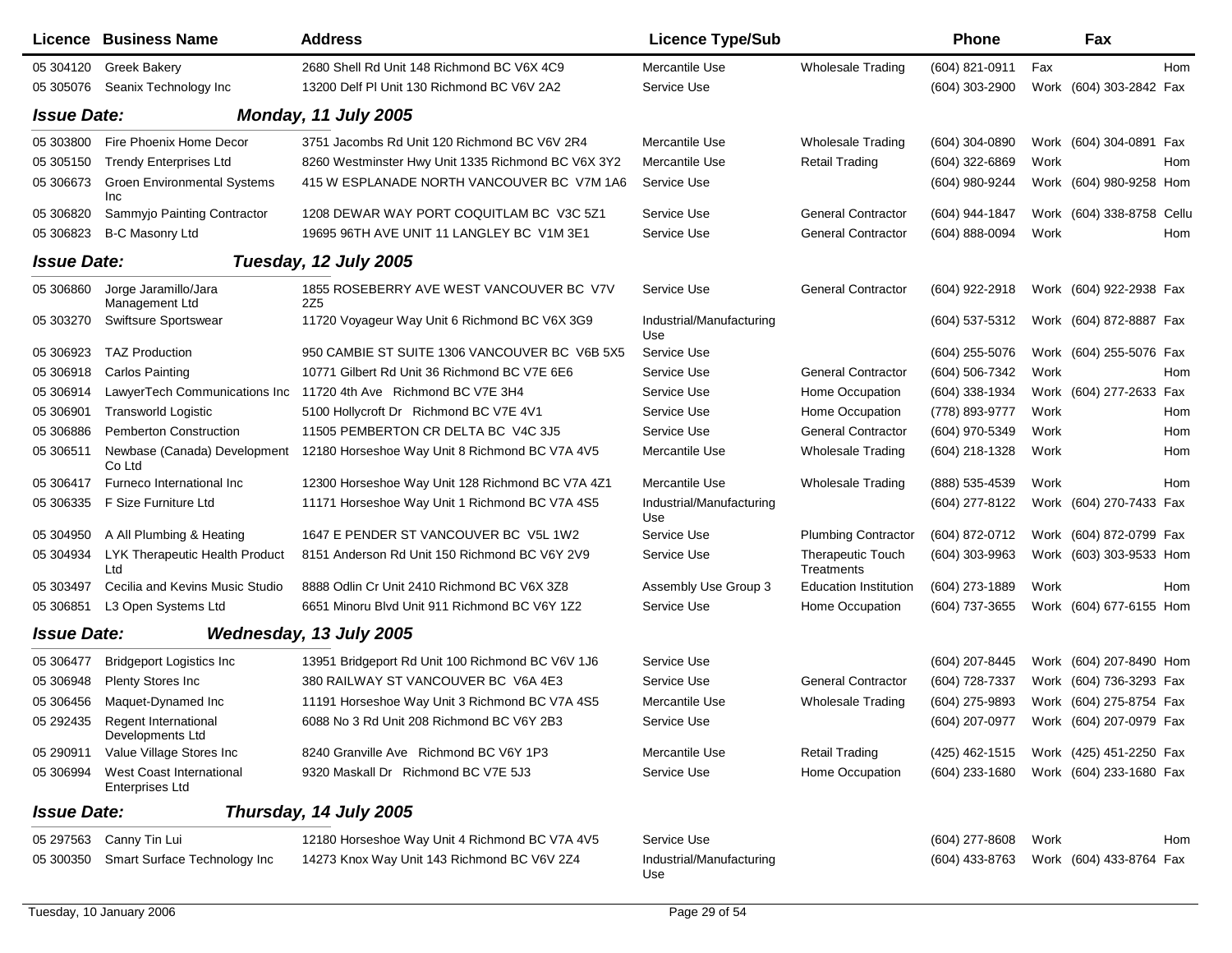| Licence | Business Name | Address | Licence Type/Sub | | Phone | Fax | |
|---|---|---|---|---|---|---|---|
| 05 304120 | Greek Bakery | 2680 Shell Rd Unit 148 Richmond BC V6X 4C9 | Mercantile Use | Wholesale Trading | (604) 821-0911 | Fax | Hom |
| 05 305076 | Seanix Technology Inc | 13200 Delf Pl Unit 130 Richmond BC V6V 2A2 | Service Use | | (604) 303-2900 | Work (604) 303-2842 | Fax |
| ***Issue Date:*** | ***Monday, 11 July 2005*** | | | | | | |
| 05 303800 | Fire Phoenix Home Decor | 3751 Jacombs Rd Unit 120 Richmond BC V6V 2R4 | Mercantile Use | Wholesale Trading | (604) 304-0890 | Work (604) 304-0891 | Fax |
| 05 305150 | Trendy Enterprises Ltd | 8260 Westminster Hwy Unit 1335 Richmond BC V6X 3Y2 | Mercantile Use | Retail Trading | (604) 322-6869 | Work | Hom |
| 05 306673 | Groen Environmental Systems Inc | 415 W ESPLANADE NORTH VANCOUVER BC V7M 1A6 | Service Use | | (604) 980-9244 | Work (604) 980-9258 | Hom |
| 05 306820 | Sammyjo Painting Contractor | 1208 DEWAR WAY PORT COQUITLAM BC V3C 5Z1 | Service Use | General Contractor | (604) 944-1847 | Work (604) 338-8758 | Cellu |
| 05 306823 | B-C Masonry Ltd | 19695 96TH AVE UNIT 11 LANGLEY BC V1M 3E1 | Service Use | General Contractor | (604) 888-0094 | Work | Hom |
| ***Issue Date:*** | ***Tuesday, 12 July 2005*** | | | | | | |
| 05 306860 | Jorge Jaramillo/Jara Management Ltd | 1855 ROSEBERRY AVE WEST VANCOUVER BC V7V 2Z5 | Service Use | General Contractor | (604) 922-2918 | Work (604) 922-2938 | Fax |
| 05 303270 | Swiftsure Sportswear | 11720 Voyageur Way Unit 6 Richmond BC V6X 3G9 | Industrial/Manufacturing Use | | (604) 537-5312 | Work (604) 872-8887 | Fax |
| 05 306923 | TAZ Production | 950 CAMBIE ST SUITE 1306 VANCOUVER BC V6B 5X5 | Service Use | | (604) 255-5076 | Work (604) 255-5076 | Fax |
| 05 306918 | Carlos Painting | 10771 Gilbert Rd Unit 36 Richmond BC V7E 6E6 | Service Use | General Contractor | (604) 506-7342 | Work | Hom |
| 05 306914 | LawyerTech Communications Inc | 11720 4th Ave Richmond BC V7E 3H4 | Service Use | Home Occupation | (604) 338-1934 | Work (604) 277-2633 | Fax |
| 05 306901 | Transworld Logistic | 5100 Hollycroft Dr Richmond BC V7E 4V1 | Service Use | Home Occupation | (778) 893-9777 | Work | Hom |
| 05 306886 | Pemberton Construction | 11505 PEMBERTON CR DELTA BC V4C 3J5 | Service Use | General Contractor | (604) 970-5349 | Work | Hom |
| 05 306511 | Newbase (Canada) Development Co Ltd | 12180 Horseshoe Way Unit 8 Richmond BC V7A 4V5 | Mercantile Use | Wholesale Trading | (604) 218-1328 | Work | Hom |
| 05 306417 | Furneco International Inc | 12300 Horseshoe Way Unit 128 Richmond BC V7A 4Z1 | Mercantile Use | Wholesale Trading | (888) 535-4539 | Work | Hom |
| 05 306335 | F Size Furniture Ltd | 11171 Horseshoe Way Unit 1 Richmond BC V7A 4S5 | Industrial/Manufacturing Use | | (604) 277-8122 | Work (604) 270-7433 | Fax |
| 05 304950 | A All Plumbing & Heating | 1647 E PENDER ST VANCOUVER BC V5L 1W2 | Service Use | Plumbing Contractor | (604) 872-0712 | Work (604) 872-0799 | Fax |
| 05 304934 | LYK Therapeutic Health Product Ltd | 8151 Anderson Rd Unit 150 Richmond BC V6Y 2V9 | Service Use | Therapeutic Touch Treatments | (604) 303-9963 | Work (603) 303-9533 | Hom |
| 05 303497 | Cecilia and Kevins Music Studio | 8888 Odlin Cr Unit 2410 Richmond BC V6X 3Z8 | Assembly Use Group 3 | Education Institution | (604) 273-1889 | Work | Hom |
| 05 306851 | L3 Open Systems Ltd | 6651 Minoru Blvd Unit 911 Richmond BC V6Y 1Z2 | Service Use | Home Occupation | (604) 737-3655 | Work (604) 677-6155 | Hom |
| ***Issue Date:*** | ***Wednesday, 13 July 2005*** | | | | | | |
| 05 306477 | Bridgeport Logistics Inc | 13951 Bridgeport Rd Unit 100 Richmond BC V6V 1J6 | Service Use | | (604) 207-8445 | Work (604) 207-8490 | Hom |
| 05 306948 | Plenty Stores Inc | 380 RAILWAY ST VANCOUVER BC V6A 4E3 | Service Use | General Contractor | (604) 728-7337 | Work (604) 736-3293 | Fax |
| 05 306456 | Maquet-Dynamed Inc | 11191 Horseshoe Way Unit 3 Richmond BC V7A 4S5 | Mercantile Use | Wholesale Trading | (604) 275-9893 | Work (604) 275-8754 | Fax |
| 05 292435 | Regent International Developments Ltd | 6088 No 3 Rd Unit 208 Richmond BC V6Y 2B3 | Service Use | | (604) 207-0977 | Work (604) 207-0979 | Fax |
| 05 290911 | Value Village Stores Inc | 8240 Granville Ave Richmond BC V6Y 1P3 | Mercantile Use | Retail Trading | (425) 462-1515 | Work (425) 451-2250 | Fax |
| 05 306994 | West Coast International Enterprises Ltd | 9320 Maskall Dr Richmond BC V7E 5J3 | Service Use | Home Occupation | (604) 233-1680 | Work (604) 233-1680 | Fax |
| ***Issue Date:*** | ***Thursday, 14 July 2005*** | | | | | | |
| 05 297563 | Canny Tin Lui | 12180 Horseshoe Way Unit 4 Richmond BC V7A 4V5 | Service Use | | (604) 277-8608 | Work | Hom |
| 05 300350 | Smart Surface Technology Inc | 14273 Knox Way Unit 143 Richmond BC V6V 2Z4 | Industrial/Manufacturing Use | | (604) 433-8763 | Work (604) 433-8764 | Fax |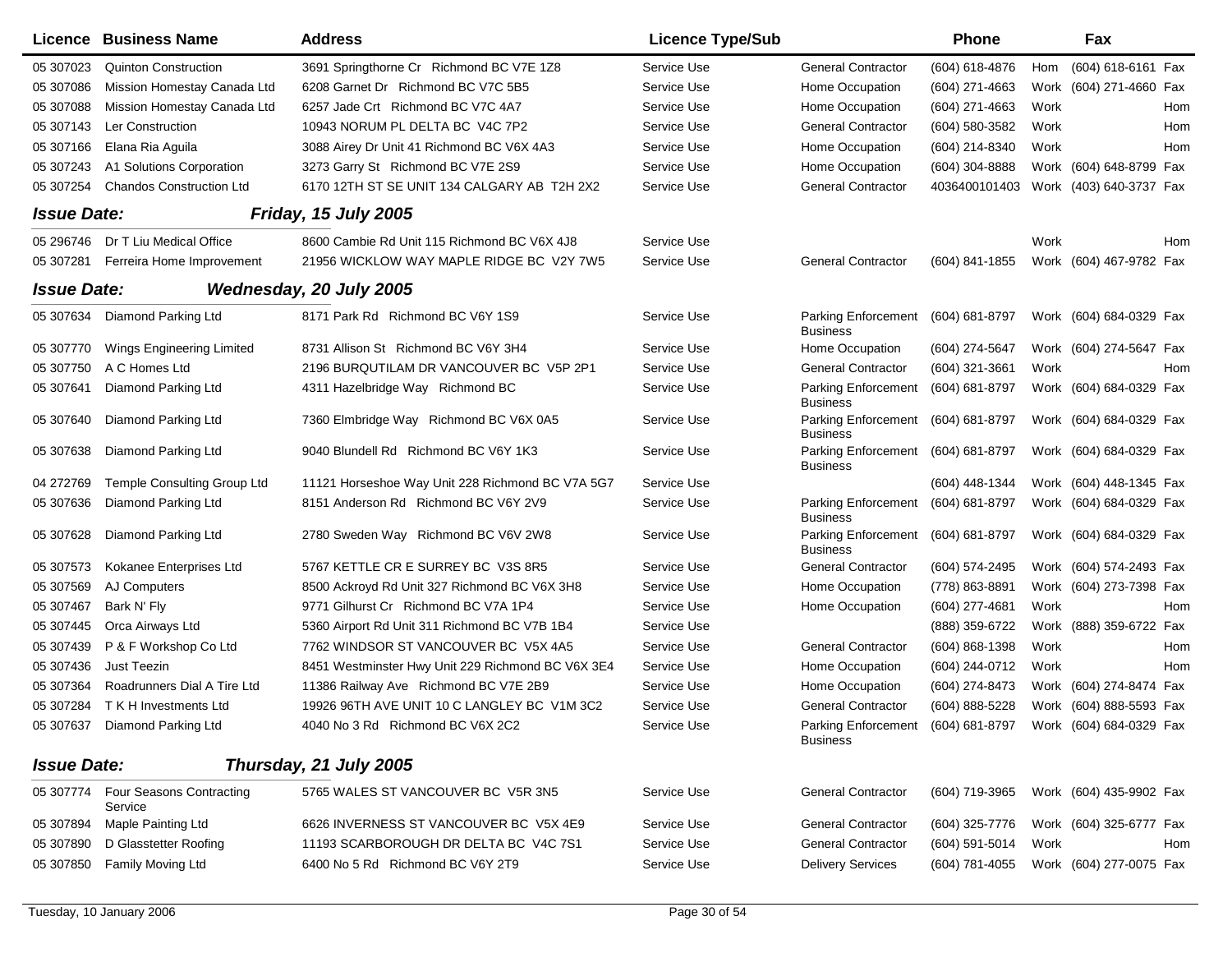| Licence | Business Name | Address | Licence Type/Sub | | Phone | | Fax | |
|---|---|---|---|---|---|---|---|---|
| 05 307023 | Quinton Construction | 3691 Springthorne Cr Richmond BC V7E 1Z8 | Service Use | General Contractor | (604) 618-4876 | Hom | (604) 618-6161 | Fax |
| 05 307086 | Mission Homestay Canada Ltd | 6208 Garnet Dr Richmond BC V7C 5B5 | Service Use | Home Occupation | (604) 271-4663 | Work | (604) 271-4660 | Fax |
| 05 307088 | Mission Homestay Canada Ltd | 6257 Jade Crt Richmond BC V7C 4A7 | Service Use | Home Occupation | (604) 271-4663 | Work | | Hom |
| 05 307143 | Ler Construction | 10943 NORUM PL DELTA BC V4C 7P2 | Service Use | General Contractor | (604) 580-3582 | Work | | Hom |
| 05 307166 | Elana Ria Aguila | 3088 Airey Dr Unit 41 Richmond BC V6X 4A3 | Service Use | Home Occupation | (604) 214-8340 | Work | | Hom |
| 05 307243 | A1 Solutions Corporation | 3273 Garry St Richmond BC V7E 2S9 | Service Use | Home Occupation | (604) 304-8888 | Work | (604) 648-8799 | Fax |
| 05 307254 | Chandos Construction Ltd | 6170 12TH ST SE UNIT 134 CALGARY AB T2H 2X2 | Service Use | General Contractor | 4036400101403 | Work | (403) 640-3737 | Fax |
| ***Issue Date:*** | | ***Friday, 15 July 2005*** | | | | | | |
| 05 296746 | Dr T Liu Medical Office | 8600 Cambie Rd Unit 115 Richmond BC V6X 4J8 | Service Use | | | Work | | Hom |
| 05 307281 | Ferreira Home Improvement | 21956 WICKLOW WAY MAPLE RIDGE BC V2Y 7W5 | Service Use | General Contractor | (604) 841-1855 | Work | (604) 467-9782 | Fax |
| ***Issue Date:*** | | ***Wednesday, 20 July 2005*** | | | | | | |
| 05 307634 | Diamond Parking Ltd | 8171 Park Rd Richmond BC V6Y 1S9 | Service Use | Parking Enforcement Business | (604) 681-8797 | Work | (604) 684-0329 | Fax |
| 05 307770 | Wings Engineering Limited | 8731 Allison St Richmond BC V6Y 3H4 | Service Use | Home Occupation | (604) 274-5647 | Work | (604) 274-5647 | Fax |
| 05 307750 | A C Homes Ltd | 2196 BURQUTILAM DR VANCOUVER BC V5P 2P1 | Service Use | General Contractor | (604) 321-3661 | Work | | Hom |
| 05 307641 | Diamond Parking Ltd | 4311 Hazelbridge Way Richmond BC | Service Use | Parking Enforcement Business | (604) 681-8797 | Work | (604) 684-0329 | Fax |
| 05 307640 | Diamond Parking Ltd | 7360 Elmbridge Way Richmond BC V6X 0A5 | Service Use | Parking Enforcement Business | (604) 681-8797 | Work | (604) 684-0329 | Fax |
| 05 307638 | Diamond Parking Ltd | 9040 Blundell Rd Richmond BC V6Y 1K3 | Service Use | Parking Enforcement Business | (604) 681-8797 | Work | (604) 684-0329 | Fax |
| 04 272769 | Temple Consulting Group Ltd | 11121 Horseshoe Way Unit 228 Richmond BC V7A 5G7 | Service Use | | (604) 448-1344 | Work | (604) 448-1345 | Fax |
| 05 307636 | Diamond Parking Ltd | 8151 Anderson Rd Richmond BC V6Y 2V9 | Service Use | Parking Enforcement Business | (604) 681-8797 | Work | (604) 684-0329 | Fax |
| 05 307628 | Diamond Parking Ltd | 2780 Sweden Way Richmond BC V6V 2W8 | Service Use | Parking Enforcement Business | (604) 681-8797 | Work | (604) 684-0329 | Fax |
| 05 307573 | Kokanee Enterprises Ltd | 5767 KETTLE CR E SURREY BC V3S 8R5 | Service Use | General Contractor | (604) 574-2495 | Work | (604) 574-2493 | Fax |
| 05 307569 | AJ Computers | 8500 Ackroyd Rd Unit 327 Richmond BC V6X 3H8 | Service Use | Home Occupation | (778) 863-8891 | Work | (604) 273-7398 | Fax |
| 05 307467 | Bark N' Fly | 9771 Gilhurst Cr Richmond BC V7A 1P4 | Service Use | Home Occupation | (604) 277-4681 | Work | | Hom |
| 05 307445 | Orca Airways Ltd | 5360 Airport Rd Unit 311 Richmond BC V7B 1B4 | Service Use | | (888) 359-6722 | Work | (888) 359-6722 | Fax |
| 05 307439 | P & F Workshop Co Ltd | 7762 WINDSOR ST VANCOUVER BC V5X 4A5 | Service Use | General Contractor | (604) 868-1398 | Work | | Hom |
| 05 307436 | Just Teezin | 8451 Westminster Hwy Unit 229 Richmond BC V6X 3E4 | Service Use | Home Occupation | (604) 244-0712 | Work | | Hom |
| 05 307364 | Roadrunners Dial A Tire Ltd | 11386 Railway Ave Richmond BC V7E 2B9 | Service Use | Home Occupation | (604) 274-8473 | Work | (604) 274-8474 | Fax |
| 05 307284 | T K H Investments Ltd | 19926 96TH AVE UNIT 10 C LANGLEY BC V1M 3C2 | Service Use | General Contractor | (604) 888-5228 | Work | (604) 888-5593 | Fax |
| 05 307637 | Diamond Parking Ltd | 4040 No 3 Rd Richmond BC V6X 2C2 | Service Use | Parking Enforcement Business | (604) 681-8797 | Work | (604) 684-0329 | Fax |
| ***Issue Date:*** | | ***Thursday, 21 July 2005*** | | | | | | |
| 05 307774 | Four Seasons Contracting Service | 5765 WALES ST VANCOUVER BC V5R 3N5 | Service Use | General Contractor | (604) 719-3965 | Work | (604) 435-9902 | Fax |
| 05 307894 | Maple Painting Ltd | 6626 INVERNESS ST VANCOUVER BC V5X 4E9 | Service Use | General Contractor | (604) 325-7776 | Work | (604) 325-6777 | Fax |
| 05 307890 | D Glasstetter Roofing | 11193 SCARBOROUGH DR DELTA BC V4C 7S1 | Service Use | General Contractor | (604) 591-5014 | Work | | Hom |
| 05 307850 | Family Moving Ltd | 6400 No 5 Rd Richmond BC V6Y 2T9 | Service Use | Delivery Services | (604) 781-4055 | Work | (604) 277-0075 | Fax |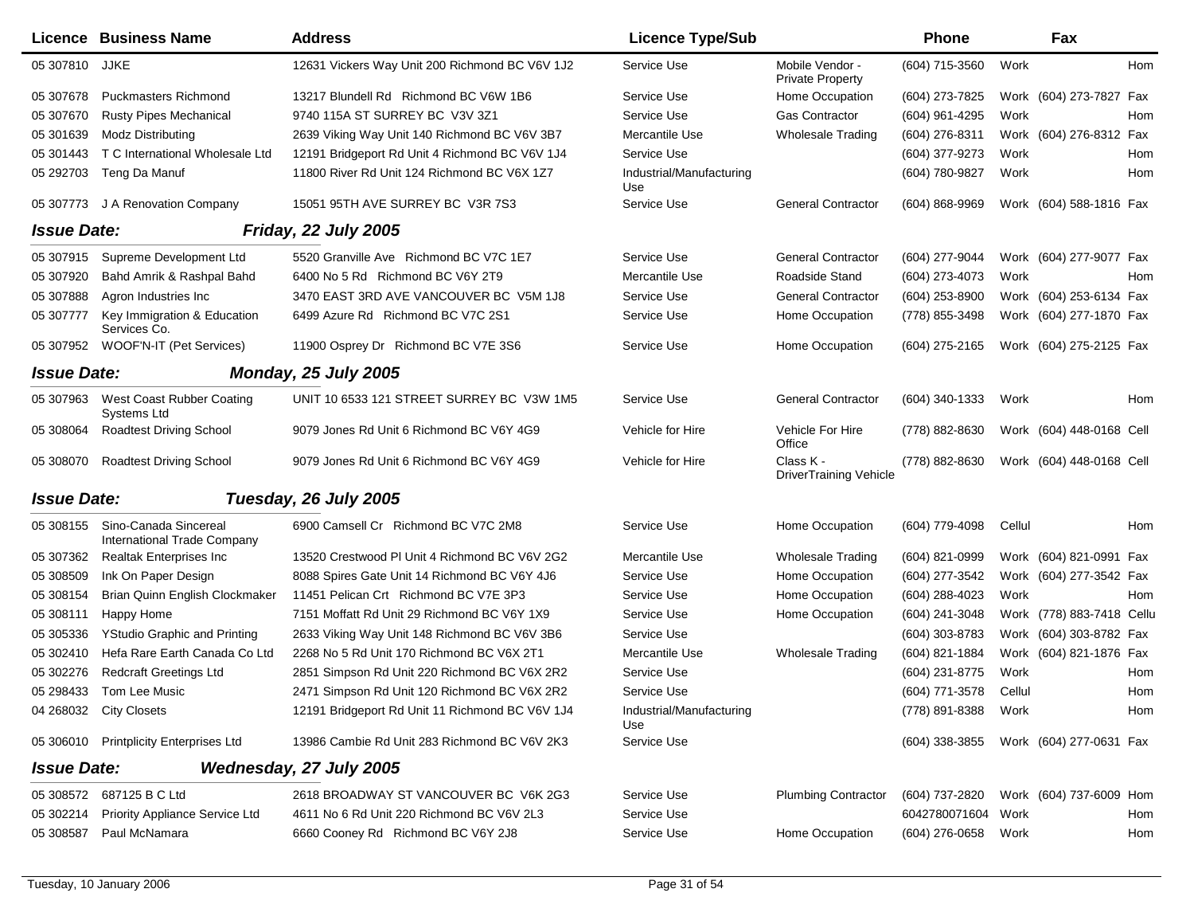| Licence | Business Name | Address | Licence Type/Sub | | Phone | | Fax | |
|---|---|---|---|---|---|---|---|---|
| 05 307810 | JJKE | 12631 Vickers Way Unit 200 Richmond BC V6V 1J2 | Service Use | Mobile Vendor - Private Property | (604) 715-3560 | Work | | Hom |
| 05 307678 | Puckmasters Richmond | 13217 Blundell Rd Richmond BC V6W 1B6 | Service Use | Home Occupation | (604) 273-7825 | Work | (604) 273-7827 | Fax |
| 05 307670 | Rusty Pipes Mechanical | 9740 115A ST SURREY BC V3V 3Z1 | Service Use | Gas Contractor | (604) 961-4295 | Work | | Hom |
| 05 301639 | Modz Distributing | 2639 Viking Way Unit 140 Richmond BC V6V 3B7 | Mercantile Use | Wholesale Trading | (604) 276-8311 | Work | (604) 276-8312 | Fax |
| 05 301443 | T C International Wholesale Ltd | 12191 Bridgeport Rd Unit 4 Richmond BC V6V 1J4 | Service Use | | (604) 377-9273 | Work | | Hom |
| 05 292703 | Teng Da Manuf | 11800 River Rd Unit 124 Richmond BC V6X 1Z7 | Industrial/Manufacturing Use | | (604) 780-9827 | Work | | Hom |
| 05 307773 | J A Renovation Company | 15051 95TH AVE SURREY BC V3R 7S3 | Service Use | General Contractor | (604) 868-9969 | Work | (604) 588-1816 | Fax |
| ***Issue Date:*** | ***Friday, 22 July 2005*** | | | | | | | |
| 05 307915 | Supreme Development Ltd | 5520 Granville Ave Richmond BC V7C 1E7 | Service Use | General Contractor | (604) 277-9044 | Work | (604) 277-9077 | Fax |
| 05 307920 | Bahd Amrik & Rashpal Bahd | 6400 No 5 Rd Richmond BC V6Y 2T9 | Mercantile Use | Roadside Stand | (604) 273-4073 | Work | | Hom |
| 05 307888 | Agron Industries Inc | 3470 EAST 3RD AVE VANCOUVER BC V5M 1J8 | Service Use | General Contractor | (604) 253-8900 | Work | (604) 253-6134 | Fax |
| 05 307777 | Key Immigration & Education Services Co. | 6499 Azure Rd Richmond BC V7C 2S1 | Service Use | Home Occupation | (778) 855-3498 | Work | (604) 277-1870 | Fax |
| 05 307952 | WOOF'N-IT (Pet Services) | 11900 Osprey Dr Richmond BC V7E 3S6 | Service Use | Home Occupation | (604) 275-2165 | Work | (604) 275-2125 | Fax |
| ***Issue Date:*** | ***Monday, 25 July 2005*** | | | | | | | |
| 05 307963 | West Coast Rubber Coating Systems Ltd | UNIT 10 6533 121 STREET SURREY BC V3W 1M5 | Service Use | General Contractor | (604) 340-1333 | Work | | Hom |
| 05 308064 | Roadtest Driving School | 9079 Jones Rd Unit 6 Richmond BC V6Y 4G9 | Vehicle for Hire | Vehicle For Hire Office | (778) 882-8630 | Work | (604) 448-0168 | Cell |
| 05 308070 | Roadtest Driving School | 9079 Jones Rd Unit 6 Richmond BC V6Y 4G9 | Vehicle for Hire | Class K - DriverTraining Vehicle | (778) 882-8630 | Work | (604) 448-0168 | Cell |
| ***Issue Date:*** | ***Tuesday, 26 July 2005*** | | | | | | | |
| 05 308155 | Sino-Canada Sincereal International Trade Company | 6900 Camsell Cr Richmond BC V7C 2M8 | Service Use | Home Occupation | (604) 779-4098 | Cellul | | Hom |
| 05 307362 | Realtak Enterprises Inc | 13520 Crestwood Pl Unit 4 Richmond BC V6V 2G2 | Mercantile Use | Wholesale Trading | (604) 821-0999 | Work | (604) 821-0991 | Fax |
| 05 308509 | Ink On Paper Design | 8088 Spires Gate Unit 14 Richmond BC V6Y 4J6 | Service Use | Home Occupation | (604) 277-3542 | Work | (604) 277-3542 | Fax |
| 05 308154 | Brian Quinn English Clockmaker | 11451 Pelican Crt Richmond BC V7E 3P3 | Service Use | Home Occupation | (604) 288-4023 | Work | | Hom |
| 05 308111 | Happy Home | 7151 Moffatt Rd Unit 29 Richmond BC V6Y 1X9 | Service Use | Home Occupation | (604) 241-3048 | Work | (778) 883-7418 | Cellu |
| 05 305336 | YStudio Graphic and Printing | 2633 Viking Way Unit 148 Richmond BC V6V 3B6 | Service Use | | (604) 303-8783 | Work | (604) 303-8782 | Fax |
| 05 302410 | Hefa Rare Earth Canada Co Ltd | 2268 No 5 Rd Unit 170 Richmond BC V6X 2T1 | Mercantile Use | Wholesale Trading | (604) 821-1884 | Work | (604) 821-1876 | Fax |
| 05 302276 | Redcraft Greetings Ltd | 2851 Simpson Rd Unit 220 Richmond BC V6X 2R2 | Service Use | | (604) 231-8775 | Work | | Hom |
| 05 298433 | Tom Lee Music | 2471 Simpson Rd Unit 120 Richmond BC V6X 2R2 | Service Use | | (604) 771-3578 | Cellul | | Hom |
| 04 268032 | City Closets | 12191 Bridgeport Rd Unit 11 Richmond BC V6V 1J4 | Industrial/Manufacturing Use | | (778) 891-8388 | Work | | Hom |
| 05 306010 | Printplicity Enterprises Ltd | 13986 Cambie Rd Unit 283 Richmond BC V6V 2K3 | Service Use | | (604) 338-3855 | Work | (604) 277-0631 | Fax |
| ***Issue Date:*** | ***Wednesday, 27 July 2005*** | | | | | | | |
| 05 308572 | 687125 B C Ltd | 2618 BROADWAY ST VANCOUVER BC V6K 2G3 | Service Use | Plumbing Contractor | (604) 737-2820 | Work | (604) 737-6009 | Hom |
| 05 302214 | Priority Appliance Service Ltd | 4611 No 6 Rd Unit 220 Richmond BC V6V 2L3 | Service Use | | 6042780071604 | Work | | Hom |
| 05 308587 | Paul McNamara | 6660 Cooney Rd Richmond BC V6Y 2J8 | Service Use | Home Occupation | (604) 276-0658 | Work | | Hom |

Tuesday, 10 January 2006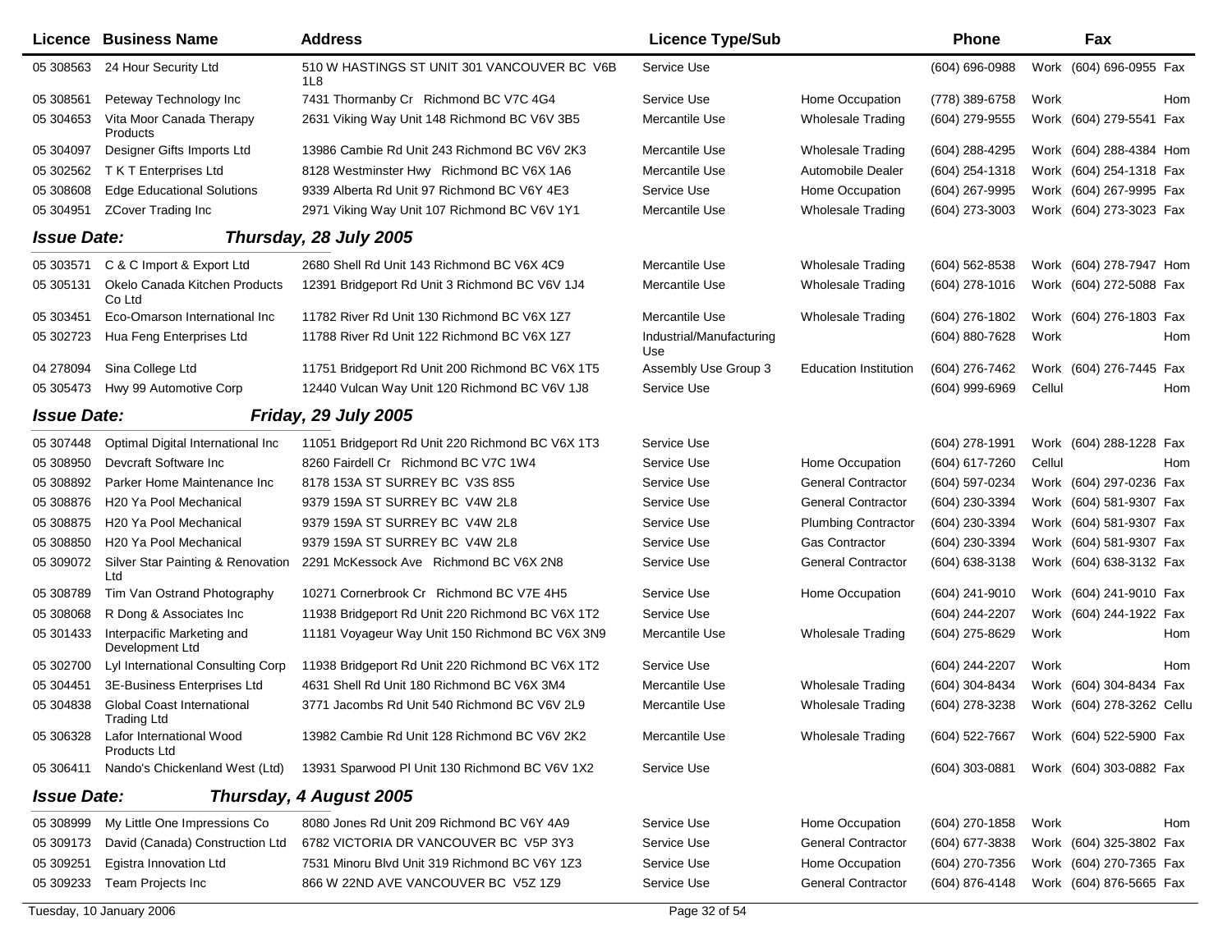| Licence | Business Name | Address | Licence Type/Sub | | Phone | | Fax | |
|---|---|---|---|---|---|---|---|---|
| 05 308563 | 24 Hour Security Ltd | 510 W HASTINGS ST UNIT 301 VANCOUVER BC V6B 1L8 | Service Use | | (604) 696-0988 | Work | (604) 696-0955 | Fax |
| 05 308561 | Peteway Technology Inc | 7431 Thormanby Cr Richmond BC V7C 4G4 | Service Use | Home Occupation | (778) 389-6758 | Work | | Hom |
| 05 304653 | Vita Moor Canada Therapy Products | 2631 Viking Way Unit 148 Richmond BC V6V 3B5 | Mercantile Use | Wholesale Trading | (604) 279-9555 | Work | (604) 279-5541 | Fax |
| 05 304097 | Designer Gifts Imports Ltd | 13986 Cambie Rd Unit 243 Richmond BC V6V 2K3 | Mercantile Use | Wholesale Trading | (604) 288-4295 | Work | (604) 288-4384 | Hom |
| 05 302562 | T K T Enterprises Ltd | 8128 Westminster Hwy Richmond BC V6X 1A6 | Mercantile Use | Automobile Dealer | (604) 254-1318 | Work | (604) 254-1318 | Fax |
| 05 308608 | Edge Educational Solutions | 9339 Alberta Rd Unit 97 Richmond BC V6Y 4E3 | Service Use | Home Occupation | (604) 267-9995 | Work | (604) 267-9995 | Fax |
| 05 304951 | ZCover Trading Inc | 2971 Viking Way Unit 107 Richmond BC V6V 1Y1 | Mercantile Use | Wholesale Trading | (604) 273-3003 | Work | (604) 273-3023 | Fax |
| ***Issue Date:*** | ***Thursday, 28 July 2005*** | | | | | | | |
| 05 303571 | C & C Import & Export Ltd | 2680 Shell Rd Unit 143 Richmond BC V6X 4C9 | Mercantile Use | Wholesale Trading | (604) 562-8538 | Work | (604) 278-7947 | Hom |
| 05 305131 | Okelo Canada Kitchen Products Co Ltd | 12391 Bridgeport Rd Unit 3 Richmond BC V6V 1J4 | Mercantile Use | Wholesale Trading | (604) 278-1016 | Work | (604) 272-5088 | Fax |
| 05 303451 | Eco-Omarson International Inc | 11782 River Rd Unit 130 Richmond BC V6X 1Z7 | Mercantile Use | Wholesale Trading | (604) 276-1802 | Work | (604) 276-1803 | Fax |
| 05 302723 | Hua Feng Enterprises Ltd | 11788 River Rd Unit 122 Richmond BC V6X 1Z7 | Industrial/Manufacturing Use | | (604) 880-7628 | Work | | Hom |
| 04 278094 | Sina College Ltd | 11751 Bridgeport Rd Unit 200 Richmond BC V6X 1T5 | Assembly Use Group 3 | Education Institution | (604) 276-7462 | Work | (604) 276-7445 | Fax |
| 05 305473 | Hwy 99 Automotive Corp | 12440 Vulcan Way Unit 120 Richmond BC V6V 1J8 | Service Use | | (604) 999-6969 | Cellul | | Hom |
| ***Issue Date:*** | ***Friday, 29 July 2005*** | | | | | | | |
| 05 307448 | Optimal Digital International Inc | 11051 Bridgeport Rd Unit 220 Richmond BC V6X 1T3 | Service Use | | (604) 278-1991 | Work | (604) 288-1228 | Fax |
| 05 308950 | Devcraft Software Inc | 8260 Fairdell Cr Richmond BC V7C 1W4 | Service Use | Home Occupation | (604) 617-7260 | Cellul | | Hom |
| 05 308892 | Parker Home Maintenance Inc | 8178 153A ST SURREY BC V3S 8S5 | Service Use | General Contractor | (604) 597-0234 | Work | (604) 297-0236 | Fax |
| 05 308876 | H20 Ya Pool Mechanical | 9379 159A ST SURREY BC V4W 2L8 | Service Use | General Contractor | (604) 230-3394 | Work | (604) 581-9307 | Fax |
| 05 308875 | H20 Ya Pool Mechanical | 9379 159A ST SURREY BC V4W 2L8 | Service Use | Plumbing Contractor | (604) 230-3394 | Work | (604) 581-9307 | Fax |
| 05 308850 | H20 Ya Pool Mechanical | 9379 159A ST SURREY BC V4W 2L8 | Service Use | Gas Contractor | (604) 230-3394 | Work | (604) 581-9307 | Fax |
| 05 309072 | Silver Star Painting & Renovation Ltd | 2291 McKessock Ave Richmond BC V6X 2N8 | Service Use | General Contractor | (604) 638-3138 | Work | (604) 638-3132 | Fax |
| 05 308789 | Tim Van Ostrand Photography | 10271 Cornerbrook Cr Richmond BC V7E 4H5 | Service Use | Home Occupation | (604) 241-9010 | Work | (604) 241-9010 | Fax |
| 05 308068 | R Dong & Associates Inc | 11938 Bridgeport Rd Unit 220 Richmond BC V6X 1T2 | Service Use | | (604) 244-2207 | Work | (604) 244-1922 | Fax |
| 05 301433 | Interpacific Marketing and Development Ltd | 11181 Voyageur Way Unit 150 Richmond BC V6X 3N9 | Mercantile Use | Wholesale Trading | (604) 275-8629 | Work | | Hom |
| 05 302700 | Lyl International Consulting Corp | 11938 Bridgeport Rd Unit 220 Richmond BC V6X 1T2 | Service Use | | (604) 244-2207 | Work | | Hom |
| 05 304451 | 3E-Business Enterprises Ltd | 4631 Shell Rd Unit 180 Richmond BC V6X 3M4 | Mercantile Use | Wholesale Trading | (604) 304-8434 | Work | (604) 304-8434 | Fax |
| 05 304838 | Global Coast International Trading Ltd | 3771 Jacombs Rd Unit 540 Richmond BC V6V 2L9 | Mercantile Use | Wholesale Trading | (604) 278-3238 | Work | (604) 278-3262 | Cellu |
| 05 306328 | Lafor International Wood Products Ltd | 13982 Cambie Rd Unit 128 Richmond BC V6V 2K2 | Mercantile Use | Wholesale Trading | (604) 522-7667 | Work | (604) 522-5900 | Fax |
| 05 306411 | Nando's Chickenland West (Ltd) | 13931 Sparwood Pl Unit 130 Richmond BC V6V 1X2 | Service Use | | (604) 303-0881 | Work | (604) 303-0882 | Fax |
| ***Issue Date:*** | ***Thursday, 4 August 2005*** | | | | | | | |
| 05 308999 | My Little One Impressions Co | 8080 Jones Rd Unit 209 Richmond BC V6Y 4A9 | Service Use | Home Occupation | (604) 270-1858 | Work | | Hom |
| 05 309173 | David (Canada) Construction Ltd | 6782 VICTORIA DR VANCOUVER BC V5P 3Y3 | Service Use | General Contractor | (604) 677-3838 | Work | (604) 325-3802 | Fax |
| 05 309251 | Egistra Innovation Ltd | 7531 Minoru Blvd Unit 319 Richmond BC V6Y 1Z3 | Service Use | Home Occupation | (604) 270-7356 | Work | (604) 270-7365 | Fax |
| 05 309233 | Team Projects Inc | 866 W 22ND AVE VANCOUVER BC V5Z 1Z9 | Service Use | General Contractor | (604) 876-4148 | Work | (604) 876-5665 | Fax |

Tuesday, 10 January 2006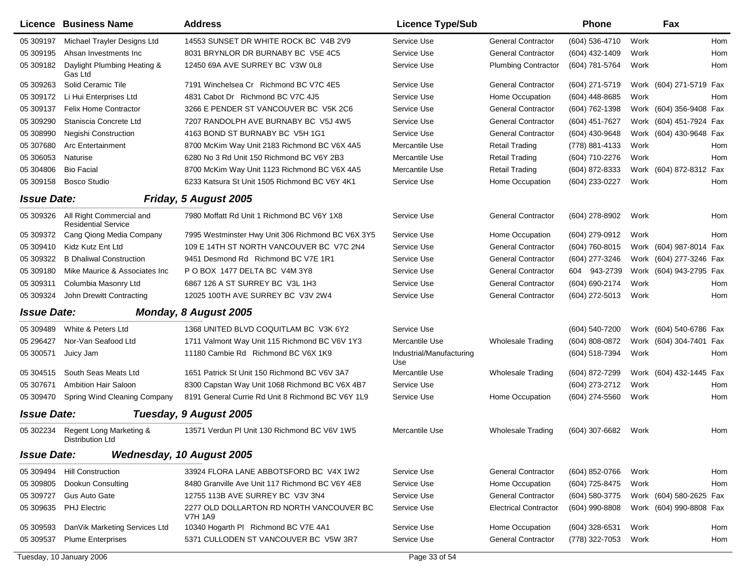| Licence | Business Name | Address | Licence Type/Sub | | Phone | | Fax | |
|---|---|---|---|---|---|---|---|---|
| 05 309197 | Michael Trayler Designs Ltd | 14553 SUNSET DR WHITE ROCK BC V4B 2V9 | Service Use | General Contractor | (604) 536-4710 | Work | | Hom |
| 05 309195 | Ahsan Investments Inc | 8031 BRYNLOR DR BURNABY BC V5E 4C5 | Service Use | General Contractor | (604) 432-1409 | Work | | Hom |
| 05 309182 | Daylight Plumbing Heating & Gas Ltd | 12450 69A AVE SURREY BC V3W 0L8 | Service Use | Plumbing Contractor | (604) 781-5764 | Work | | Hom |
| 05 309263 | Solid Ceramic Tile | 7191 Winchelsea Cr Richmond BC V7C 4E5 | Service Use | General Contractor | (604) 271-5719 | Work | (604) 271-5719 | Fax |
| 05 309172 | Li Hui Enterprises Ltd | 4831 Cabot Dr Richmond BC V7C 4J5 | Service Use | Home Occupation | (604) 448-8685 | Work | | Hom |
| 05 309137 | Felix Home Contractor | 3266 E PENDER ST VANCOUVER BC V5K 2C6 | Service Use | General Contractor | (604) 762-1398 | Work | (604) 356-9408 | Fax |
| 05 309290 | Staniscia Concrete Ltd | 7207 RANDOLPH AVE BURNABY BC V5J 4W5 | Service Use | General Contractor | (604) 451-7627 | Work | (604) 451-7924 | Fax |
| 05 308990 | Negishi Construction | 4163 BOND ST BURNABY BC V5H 1G1 | Service Use | General Contractor | (604) 430-9648 | Work | (604) 430-9648 | Fax |
| 05 307680 | Arc Entertainment | 8700 McKim Way Unit 2183 Richmond BC V6X 4A5 | Mercantile Use | Retail Trading | (778) 881-4133 | Work | | Hom |
| 05 306053 | Naturise | 6280 No 3 Rd Unit 150 Richmond BC V6Y 2B3 | Mercantile Use | Retail Trading | (604) 710-2276 | Work | | Hom |
| 05 304806 | Bio Facial | 8700 McKim Way Unit 1123 Richmond BC V6X 4A5 | Mercantile Use | Retail Trading | (604) 872-8333 | Work | (604) 872-8312 | Fax |
| 05 309158 | Bosco Studio | 6233 Katsura St Unit 1505 Richmond BC V6Y 4K1 | Service Use | Home Occupation | (604) 233-0227 | Work | | Hom |

**Issue Date:** ***Friday, 5 August 2005***

| Licence | Business Name | Address | Licence Type/Sub | | Phone | | Fax | |
|---|---|---|---|---|---|---|---|---|
| 05 309326 | All Right Commercial and Residential Service | 7980 Moffatt Rd Unit 1 Richmond BC V6Y 1X8 | Service Use | General Contractor | (604) 278-8902 | Work | | Hom |
| 05 309372 | Cang Qiong Media Company | 7995 Westminster Hwy Unit 306 Richmond BC V6X 3Y5 | Service Use | Home Occupation | (604) 279-0912 | Work | | Hom |
| 05 309410 | Kidz Kutz Ent Ltd | 109 E 14TH ST NORTH VANCOUVER BC V7C 2N4 | Service Use | General Contractor | (604) 760-8015 | Work | (604) 987-8014 | Fax |
| 05 309322 | B Dhaliwal Construction | 9451 Desmond Rd Richmond BC V7E 1R1 | Service Use | General Contractor | (604) 277-3246 | Work | (604) 277-3246 | Fax |
| 05 309180 | Mike Maurice & Associates Inc | P O BOX 1477 DELTA BC V4M 3Y8 | Service Use | General Contractor | 604 943-2739 | Work | (604) 943-2795 | Fax |
| 05 309311 | Columbia Masonry Ltd | 6867 126 A ST SURREY BC V3L 1H3 | Service Use | General Contractor | (604) 690-2174 | Work | | Hom |
| 05 309324 | John Drewitt Contracting | 12025 100TH AVE SURREY BC V3V 2W4 | Service Use | General Contractor | (604) 272-5013 | Work | | Hom |

**Issue Date:** ***Monday, 8 August 2005***

| Licence | Business Name | Address | Licence Type/Sub | | Phone | | Fax | |
|---|---|---|---|---|---|---|---|---|
| 05 309489 | White & Peters Ltd | 1368 UNITED BLVD COQUITLAM BC V3K 6Y2 | Service Use | | (604) 540-7200 | Work | (604) 540-6786 | Fax |
| 05 296427 | Nor-Van Seafood Ltd | 1711 Valmont Way Unit 115 Richmond BC V6V 1Y3 | Mercantile Use | Wholesale Trading | (604) 808-0872 | Work | (604) 304-7401 | Fax |
| 05 300571 | Juicy Jam | 11180 Cambie Rd Richmond BC V6X 1K9 | Industrial/Manufacturing Use | | (604) 518-7394 | Work | | Hom |
| 05 304515 | South Seas Meats Ltd | 1651 Patrick St Unit 150 Richmond BC V6V 3A7 | Mercantile Use | Wholesale Trading | (604) 872-7299 | Work | (604) 432-1445 | Fax |
| 05 307671 | Ambition Hair Saloon | 8300 Capstan Way Unit 1068 Richmond BC V6X 4B7 | Service Use | | (604) 273-2712 | Work | | Hom |
| 05 309470 | Spring Wind Cleaning Company | 8191 General Currie Rd Unit 8 Richmond BC V6Y 1L9 | Service Use | Home Occupation | (604) 274-5560 | Work | | Hom |

**Issue Date:** ***Tuesday, 9 August 2005***

| Licence | Business Name | Address | Licence Type/Sub | | Phone | | Fax | |
|---|---|---|---|---|---|---|---|---|
| 05 302234 | Regent Long Marketing & Distribution Ltd | 13571 Verdun Pl Unit 130 Richmond BC V6V 1W5 | Mercantile Use | Wholesale Trading | (604) 307-6682 | Work | | Hom |

**Issue Date:** ***Wednesday, 10 August 2005***

| Licence | Business Name | Address | Licence Type/Sub | | Phone | | Fax | |
|---|---|---|---|---|---|---|---|---|
| 05 309494 | Hill Construction | 33924 FLORA LANE ABBOTSFORD BC V4X 1W2 | Service Use | General Contractor | (604) 852-0766 | Work | | Hom |
| 05 309805 | Dookun Consulting | 8480 Granville Ave Unit 117 Richmond BC V6Y 4E8 | Service Use | Home Occupation | (604) 725-8475 | Work | | Hom |
| 05 309727 | Gus Auto Gate | 12755 113B AVE SURREY BC V3V 3N4 | Service Use | General Contractor | (604) 580-3775 | Work | (604) 580-2625 | Fax |
| 05 309635 | PHJ Electric | 2277 OLD DOLLARTON RD NORTH VANCOUVER BC V7H 1A9 | Service Use | Electrical Contractor | (604) 990-8808 | Work | (604) 990-8808 | Fax |
| 05 309593 | DanVik Marketing Services Ltd | 10340 Hogarth Pl Richmond BC V7E 4A1 | Service Use | Home Occupation | (604) 328-6531 | Work | | Hom |
| 05 309537 | Plume Enterprises | 5371 CULLODEN ST VANCOUVER BC V5W 3R7 | Service Use | General Contractor | (778) 322-7053 | Work | | Hom |

Tuesday, 10 January 2006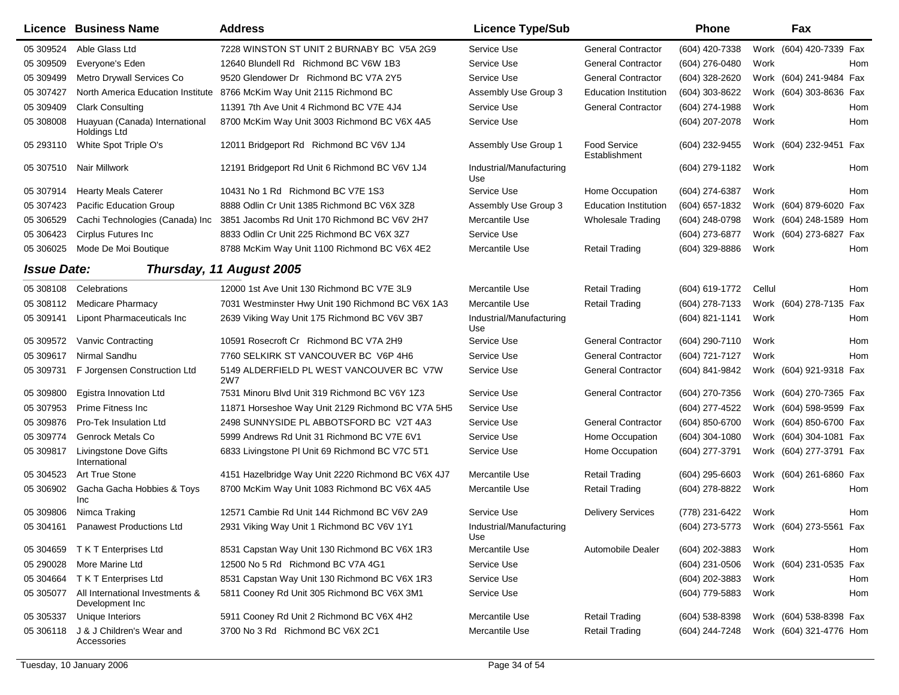| Licence | Business Name | Address | Licence Type/Sub | | Phone | | Fax | |
|---|---|---|---|---|---|---|---|---|
| 05 309524 | Able Glass Ltd | 7228 WINSTON ST UNIT 2 BURNABY BC V5A 2G9 | Service Use | General Contractor | (604) 420-7338 | Work | (604) 420-7339 | Fax |
| 05 309509 | Everyone's Eden | 12640 Blundell Rd Richmond BC V6W 1B3 | Service Use | General Contractor | (604) 276-0480 | Work | | Hom |
| 05 309499 | Metro Drywall Services Co | 9520 Glendower Dr Richmond BC V7A 2Y5 | Service Use | General Contractor | (604) 328-2620 | Work | (604) 241-9484 | Fax |
| 05 307427 | North America Education Institute | 8766 McKim Way Unit 2115 Richmond BC | Assembly Use Group 3 | Education Institution | (604) 303-8622 | Work | (604) 303-8636 | Fax |
| 05 309409 | Clark Consulting | 11391 7th Ave Unit 4 Richmond BC V7E 4J4 | Service Use | General Contractor | (604) 274-1988 | Work | | Hom |
| 05 308008 | Huayuan (Canada) International Holdings Ltd | 8700 McKim Way Unit 3003 Richmond BC V6X 4A5 | Service Use | | (604) 207-2078 | Work | | Hom |
| 05 293110 | White Spot Triple O's | 12011 Bridgeport Rd Richmond BC V6V 1J4 | Assembly Use Group 1 | Food Service Establishment | (604) 232-9455 | Work | (604) 232-9451 | Fax |
| 05 307510 | Nair Millwork | 12191 Bridgeport Rd Unit 6 Richmond BC V6V 1J4 | Industrial/Manufacturing Use | | (604) 279-1182 | Work | | Hom |
| 05 307914 | Hearty Meals Caterer | 10431 No 1 Rd Richmond BC V7E 1S3 | Service Use | Home Occupation | (604) 274-6387 | Work | | Hom |
| 05 307423 | Pacific Education Group | 8888 Odlin Cr Unit 1385 Richmond BC V6X 3Z8 | Assembly Use Group 3 | Education Institution | (604) 657-1832 | Work | (604) 879-6020 | Fax |
| 05 306529 | Cachi Technologies (Canada) Inc | 3851 Jacombs Rd Unit 170 Richmond BC V6V 2H7 | Mercantile Use | Wholesale Trading | (604) 248-0798 | Work | (604) 248-1589 | Hom |
| 05 306423 | Cirplus Futures Inc | 8833 Odlin Cr Unit 225 Richmond BC V6X 3Z7 | Service Use | | (604) 273-6877 | Work | (604) 273-6827 | Fax |
| 05 306025 | Mode De Moi Boutique | 8788 McKim Way Unit 1100 Richmond BC V6X 4E2 | Mercantile Use | Retail Trading | (604) 329-8886 | Work | | Hom |

***Issue Date: Thursday, 11 August 2005***

| Licence | Business Name | Address | Licence Type/Sub | | Phone | | Fax | |
|---|---|---|---|---|---|---|---|---|
| 05 308108 | Celebrations | 12000 1st Ave Unit 130 Richmond BC V7E 3L9 | Mercantile Use | Retail Trading | (604) 619-1772 | Cellul | | Hom |
| 05 308112 | Medicare Pharmacy | 7031 Westminster Hwy Unit 190 Richmond BC V6X 1A3 | Mercantile Use | Retail Trading | (604) 278-7133 | Work | (604) 278-7135 | Fax |
| 05 309141 | Lipont Pharmaceuticals Inc | 2639 Viking Way Unit 175 Richmond BC V6V 3B7 | Industrial/Manufacturing Use | | (604) 821-1141 | Work | | Hom |
| 05 309572 | Vanvic Contracting | 10591 Rosecroft Cr Richmond BC V7A 2H9 | Service Use | General Contractor | (604) 290-7110 | Work | | Hom |
| 05 309617 | Nirmal Sandhu | 7760 SELKIRK ST VANCOUVER BC V6P 4H6 | Service Use | General Contractor | (604) 721-7127 | Work | | Hom |
| 05 309731 | F Jorgensen Construction Ltd | 5149 ALDERFIELD PL WEST VANCOUVER BC V7W 2W7 | Service Use | General Contractor | (604) 841-9842 | Work | (604) 921-9318 | Fax |
| 05 309800 | Egistra Innovation Ltd | 7531 Minoru Blvd Unit 319 Richmond BC V6Y 1Z3 | Service Use | General Contractor | (604) 270-7356 | Work | (604) 270-7365 | Fax |
| 05 307953 | Prime Fitness Inc | 11871 Horseshoe Way Unit 2129 Richmond BC V7A 5H5 | Service Use | | (604) 277-4522 | Work | (604) 598-9599 | Fax |
| 05 309876 | Pro-Tek Insulation Ltd | 2498 SUNNYSIDE PL ABBOTSFORD BC V2T 4A3 | Service Use | General Contractor | (604) 850-6700 | Work | (604) 850-6700 | Fax |
| 05 309774 | Genrock Metals Co | 5999 Andrews Rd Unit 31 Richmond BC V7E 6V1 | Service Use | Home Occupation | (604) 304-1080 | Work | (604) 304-1081 | Fax |
| 05 309817 | Livingstone Dove Gifts International | 6833 Livingstone Pl Unit 69 Richmond BC V7C 5T1 | Service Use | Home Occupation | (604) 277-3791 | Work | (604) 277-3791 | Fax |
| 05 304523 | Art True Stone | 4151 Hazelbridge Way Unit 2220 Richmond BC V6X 4J7 | Mercantile Use | Retail Trading | (604) 295-6603 | Work | (604) 261-6860 | Fax |
| 05 306902 | Gacha Gacha Hobbies & Toys Inc | 8700 McKim Way Unit 1083 Richmond BC V6X 4A5 | Mercantile Use | Retail Trading | (604) 278-8822 | Work | | Hom |
| 05 309806 | Nimca Traking | 12571 Cambie Rd Unit 144 Richmond BC V6V 2A9 | Service Use | Delivery Services | (778) 231-6422 | Work | | Hom |
| 05 304161 | Panawest Productions Ltd | 2931 Viking Way Unit 1 Richmond BC V6V 1Y1 | Industrial/Manufacturing Use | | (604) 273-5773 | Work | (604) 273-5561 | Fax |
| 05 304659 | T K T Enterprises Ltd | 8531 Capstan Way Unit 130 Richmond BC V6X 1R3 | Mercantile Use | Automobile Dealer | (604) 202-3883 | Work | | Hom |
| 05 290028 | More Marine Ltd | 12500 No 5 Rd Richmond BC V7A 4G1 | Service Use | | (604) 231-0506 | Work | (604) 231-0535 | Fax |
| 05 304664 | T K T Enterprises Ltd | 8531 Capstan Way Unit 130 Richmond BC V6X 1R3 | Service Use | | (604) 202-3883 | Work | | Hom |
| 05 305077 | All International Investments & Development Inc | 5811 Cooney Rd Unit 305 Richmond BC V6X 3M1 | Service Use | | (604) 779-5883 | Work | | Hom |
| 05 305337 | Unique Interiors | 5911 Cooney Rd Unit 2 Richmond BC V6X 4H2 | Mercantile Use | Retail Trading | (604) 538-8398 | Work | (604) 538-8398 | Fax |
| 05 306118 | J & J Children's Wear and Accessories | 3700 No 3 Rd Richmond BC V6X 2C1 | Mercantile Use | Retail Trading | (604) 244-7248 | Work | (604) 321-4776 | Hom |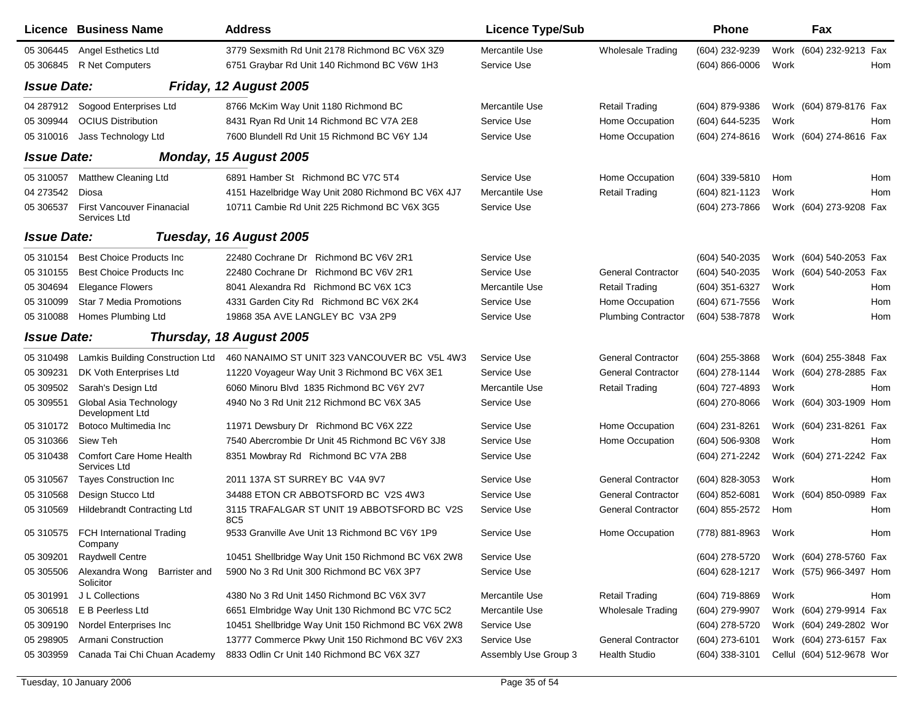| Licence | Business Name | Address | Licence Type/Sub | | Phone | | Fax | |
|---|---|---|---|---|---|---|---|---|
| 05 306445 | Angel Esthetics Ltd | 3779 Sexsmith Rd Unit 2178 Richmond BC V6X 3Z9 | Mercantile Use | Wholesale Trading | (604) 232-9239 | Work | (604) 232-9213 | Fax |
| 05 306845 | R Net Computers | 6751 Graybar Rd Unit 140 Richmond BC V6W 1H3 | Service Use | | (604) 866-0006 | Work | | Hom |
| ***Issue Date:*** | ***Friday, 12 August 2005*** | | | | | | | |
| 04 287912 | Sogood Enterprises Ltd | 8766 McKim Way Unit 1180 Richmond BC | Mercantile Use | Retail Trading | (604) 879-9386 | Work | (604) 879-8176 | Fax |
| 05 309944 | OCIUS Distribution | 8431 Ryan Rd Unit 14 Richmond BC V7A 2E8 | Service Use | Home Occupation | (604) 644-5235 | Work | | Hom |
| 05 310016 | Jass Technology Ltd | 7600 Blundell Rd Unit 15 Richmond BC V6Y 1J4 | Service Use | Home Occupation | (604) 274-8616 | Work | (604) 274-8616 | Fax |
| ***Issue Date:*** | ***Monday, 15 August 2005*** | | | | | | | |
| 05 310057 | Matthew Cleaning Ltd | 6891 Hamber St Richmond BC V7C 5T4 | Service Use | Home Occupation | (604) 339-5810 | Hom | | Hom |
| 04 273542 | Diosa | 4151 Hazelbridge Way Unit 2080 Richmond BC V6X 4J7 | Mercantile Use | Retail Trading | (604) 821-1123 | Work | | Hom |
| 05 306537 | First Vancouver Finanacial Services Ltd | 10711 Cambie Rd Unit 225 Richmond BC V6X 3G5 | Service Use | | (604) 273-7866 | Work | (604) 273-9208 | Fax |
| ***Issue Date:*** | ***Tuesday, 16 August 2005*** | | | | | | | |
| 05 310154 | Best Choice Products Inc | 22480 Cochrane Dr Richmond BC V6V 2R1 | Service Use | | (604) 540-2035 | Work | (604) 540-2053 | Fax |
| 05 310155 | Best Choice Products Inc | 22480 Cochrane Dr Richmond BC V6V 2R1 | Service Use | General Contractor | (604) 540-2035 | Work | (604) 540-2053 | Fax |
| 05 304694 | Elegance Flowers | 8041 Alexandra Rd Richmond BC V6X 1C3 | Mercantile Use | Retail Trading | (604) 351-6327 | Work | | Hom |
| 05 310099 | Star 7 Media Promotions | 4331 Garden City Rd Richmond BC V6X 2K4 | Service Use | Home Occupation | (604) 671-7556 | Work | | Hom |
| 05 310088 | Homes Plumbing Ltd | 19868 35A AVE LANGLEY BC V3A 2P9 | Service Use | Plumbing Contractor | (604) 538-7878 | Work | | Hom |
| ***Issue Date:*** | ***Thursday, 18 August 2005*** | | | | | | | |
| 05 310498 | Lamkis Building Construction Ltd | 460 NANAIMO ST UNIT 323 VANCOUVER BC V5L 4W3 | Service Use | General Contractor | (604) 255-3868 | Work | (604) 255-3848 | Fax |
| 05 309231 | DK Voth Enterprises Ltd | 11220 Voyageur Way Unit 3 Richmond BC V6X 3E1 | Service Use | General Contractor | (604) 278-1144 | Work | (604) 278-2885 | Fax |
| 05 309502 | Sarah's Design Ltd | 6060 Minoru Blvd 1835 Richmond BC V6Y 2V7 | Mercantile Use | Retail Trading | (604) 727-4893 | Work | | Hom |
| 05 309551 | Global Asia Technology Development Ltd | 4940 No 3 Rd Unit 212 Richmond BC V6X 3A5 | Service Use | | (604) 270-8066 | Work | (604) 303-1909 | Hom |
| 05 310172 | Botoco Multimedia Inc | 11971 Dewsbury Dr Richmond BC V6X 2Z2 | Service Use | Home Occupation | (604) 231-8261 | Work | (604) 231-8261 | Fax |
| 05 310366 | Siew Teh | 7540 Abercrombie Dr Unit 45 Richmond BC V6Y 3J8 | Service Use | Home Occupation | (604) 506-9308 | Work | | Hom |
| 05 310438 | Comfort Care Home Health Services Ltd | 8351 Mowbray Rd Richmond BC V7A 2B8 | Service Use | | (604) 271-2242 | Work | (604) 271-2242 | Fax |
| 05 310567 | Tayes Construction Inc | 2011 137A ST SURREY BC V4A 9V7 | Service Use | General Contractor | (604) 828-3053 | Work | | Hom |
| 05 310568 | Design Stucco Ltd | 34488 ETON CR ABBOTSFORD BC V2S 4W3 | Service Use | General Contractor | (604) 852-6081 | Work | (604) 850-0989 | Fax |
| 05 310569 | Hildebrandt Contracting Ltd | 3115 TRAFALGAR ST UNIT 19 ABBOTSFORD BC V2S 8C5 | Service Use | General Contractor | (604) 855-2572 | Hom | | Hom |
| 05 310575 | FCH International Trading Company | 9533 Granville Ave Unit 13 Richmond BC V6Y 1P9 | Service Use | Home Occupation | (778) 881-8963 | Work | | Hom |
| 05 309201 | Raydwell Centre | 10451 Shellbridge Way Unit 150 Richmond BC V6X 2W8 | Service Use | | (604) 278-5720 | Work | (604) 278-5760 | Fax |
| 05 305506 | Alexandra Wong Barrister and Solicitor | 5900 No 3 Rd Unit 300 Richmond BC V6X 3P7 | Service Use | | (604) 628-1217 | Work | (575) 966-3497 | Hom |
| 05 301991 | J L Collections | 4380 No 3 Rd Unit 1450 Richmond BC V6X 3V7 | Mercantile Use | Retail Trading | (604) 719-8869 | Work | | Hom |
| 05 306518 | E B Peerless Ltd | 6651 Elmbridge Way Unit 130 Richmond BC V7C 5C2 | Mercantile Use | Wholesale Trading | (604) 279-9907 | Work | (604) 279-9914 | Fax |
| 05 309190 | Nordel Enterprises Inc | 10451 Shellbridge Way Unit 150 Richmond BC V6X 2W8 | Service Use | | (604) 278-5720 | Work | (604) 249-2802 | Wor |
| 05 298905 | Armani Construction | 13777 Commerce Pkwy Unit 150 Richmond BC V6V 2X3 | Service Use | General Contractor | (604) 273-6101 | Work | (604) 273-6157 | Fax |
| 05 303959 | Canada Tai Chi Chuan Academy | 8833 Odlin Cr Unit 140 Richmond BC V6X 3Z7 | Assembly Use Group 3 | Health Studio | (604) 338-3101 | Cellul | (604) 512-9678 | Wor |

Tuesday, 10 January 2006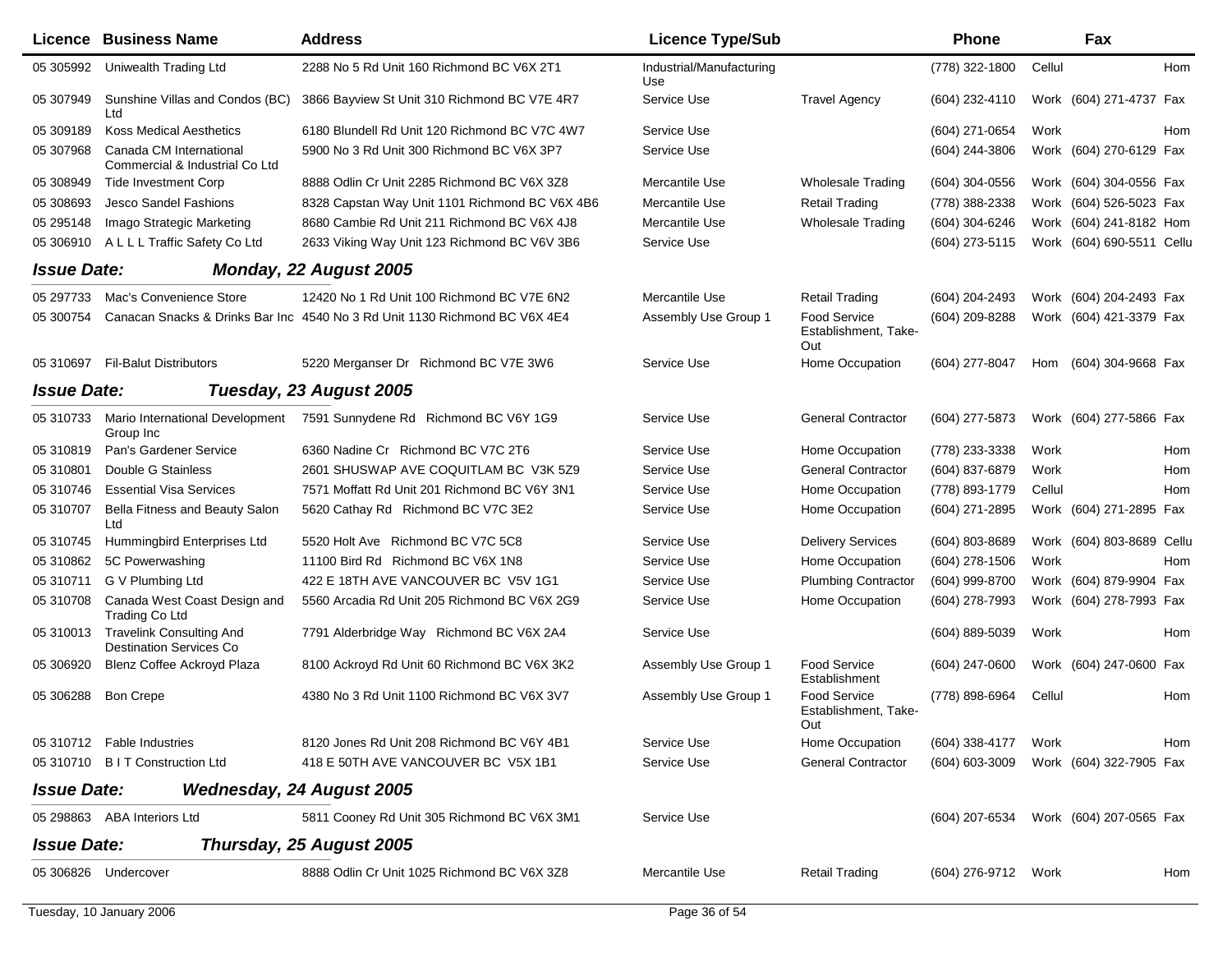| Licence | Business Name | Address | Licence Type/Sub | | Phone | | Fax | |
|---|---|---|---|---|---|---|---|---|
| 05 305992 | Uniwealth Trading Ltd | 2288 No 5 Rd Unit 160 Richmond BC V6X 2T1 | Industrial/Manufacturing Use | | (778) 322-1800 | Cellul | | Hom |
| 05 307949 | Sunshine Villas and Condos (BC) Ltd | 3866 Bayview St Unit 310 Richmond BC V7E 4R7 | Service Use | Travel Agency | (604) 232-4110 | Work | (604) 271-4737 | Fax |
| 05 309189 | Koss Medical Aesthetics | 6180 Blundell Rd Unit 120 Richmond BC V7C 4W7 | Service Use | | (604) 271-0654 | Work | | Hom |
| 05 307968 | Canada CM International Commercial & Industrial Co Ltd | 5900 No 3 Rd Unit 300 Richmond BC V6X 3P7 | Service Use | | (604) 244-3806 | Work | (604) 270-6129 | Fax |
| 05 308949 | Tide Investment Corp | 8888 Odlin Cr Unit 2285 Richmond BC V6X 3Z8 | Mercantile Use | Wholesale Trading | (604) 304-0556 | Work | (604) 304-0556 | Fax |
| 05 308693 | Jesco Sandel Fashions | 8328 Capstan Way Unit 1101 Richmond BC V6X 4B6 | Mercantile Use | Retail Trading | (778) 388-2338 | Work | (604) 526-5023 | Fax |
| 05 295148 | Imago Strategic Marketing | 8680 Cambie Rd Unit 211 Richmond BC V6X 4J8 | Mercantile Use | Wholesale Trading | (604) 304-6246 | Work | (604) 241-8182 | Hom |
| 05 306910 | A L L L Traffic Safety Co Ltd | 2633 Viking Way Unit 123 Richmond BC V6V 3B6 | Service Use | | (604) 273-5115 | Work | (604) 690-5511 | Cellu |

***Issue Date: Monday, 22 August 2005***

| Licence | Business Name | Address | Licence Type/Sub | | Phone | | Fax | |
|---|---|---|---|---|---|---|---|---|
| 05 297733 | Mac's Convenience Store | 12420 No 1 Rd Unit 100 Richmond BC V7E 6N2 | Mercantile Use | Retail Trading | (604) 204-2493 | Work | (604) 204-2493 | Fax |
| 05 300754 | Canacan Snacks & Drinks Bar Inc | 4540 No 3 Rd Unit 1130 Richmond BC V6X 4E4 | Assembly Use Group 1 | Food Service Establishment, Take-Out | (604) 209-8288 | Work | (604) 421-3379 | Fax |
| 05 310697 | Fil-Balut Distributors | 5220 Merganser Dr Richmond BC V7E 3W6 | Service Use | Home Occupation | (604) 277-8047 | Hom | (604) 304-9668 | Fax |

***Issue Date: Tuesday, 23 August 2005***

| Licence | Business Name | Address | Licence Type/Sub | | Phone | | Fax | |
|---|---|---|---|---|---|---|---|---|
| 05 310733 | Mario International Development Group Inc | 7591 Sunnydene Rd Richmond BC V6Y 1G9 | Service Use | General Contractor | (604) 277-5873 | Work | (604) 277-5866 | Fax |
| 05 310819 | Pan's Gardener Service | 6360 Nadine Cr Richmond BC V7C 2T6 | Service Use | Home Occupation | (778) 233-3338 | Work | | Hom |
| 05 310801 | Double G Stainless | 2601 SHUSWAP AVE COQUITLAM BC V3K 5Z9 | Service Use | General Contractor | (604) 837-6879 | Work | | Hom |
| 05 310746 | Essential Visa Services | 7571 Moffatt Rd Unit 201 Richmond BC V6Y 3N1 | Service Use | Home Occupation | (778) 893-1779 | Cellul | | Hom |
| 05 310707 | Bella Fitness and Beauty Salon Ltd | 5620 Cathay Rd Richmond BC V7C 3E2 | Service Use | Home Occupation | (604) 271-2895 | Work | (604) 271-2895 | Fax |
| 05 310745 | Hummingbird Enterprises Ltd | 5520 Holt Ave Richmond BC V7C 5C8 | Service Use | Delivery Services | (604) 803-8689 | Work | (604) 803-8689 | Cellu |
| 05 310862 | 5C Powerwashing | 11100 Bird Rd Richmond BC V6X 1N8 | Service Use | Home Occupation | (604) 278-1506 | Work | | Hom |
| 05 310711 | G V Plumbing Ltd | 422 E 18TH AVE VANCOUVER BC V5V 1G1 | Service Use | Plumbing Contractor | (604) 999-8700 | Work | (604) 879-9904 | Fax |
| 05 310708 | Canada West Coast Design and Trading Co Ltd | 5560 Arcadia Rd Unit 205 Richmond BC V6X 2G9 | Service Use | Home Occupation | (604) 278-7993 | Work | (604) 278-7993 | Fax |
| 05 310013 | Travelink Consulting And Destination Services Co | 7791 Alderbridge Way Richmond BC V6X 2A4 | Service Use | | (604) 889-5039 | Work | | Hom |
| 05 306920 | Blenz Coffee Ackroyd Plaza | 8100 Ackroyd Rd Unit 60 Richmond BC V6X 3K2 | Assembly Use Group 1 | Food Service Establishment | (604) 247-0600 | Work | (604) 247-0600 | Fax |
| 05 306288 | Bon Crepe | 4380 No 3 Rd Unit 1100 Richmond BC V6X 3V7 | Assembly Use Group 1 | Food Service Establishment, Take-Out | (778) 898-6964 | Cellul | | Hom |
| 05 310712 | Fable Industries | 8120 Jones Rd Unit 208 Richmond BC V6Y 4B1 | Service Use | Home Occupation | (604) 338-4177 | Work | | Hom |
| 05 310710 | B I T Construction Ltd | 418 E 50TH AVE VANCOUVER BC V5X 1B1 | Service Use | General Contractor | (604) 603-3009 | Work | (604) 322-7905 | Fax |

***Issue Date: Wednesday, 24 August 2005***

| Licence | Business Name | Address | Licence Type/Sub | | Phone | | Fax | |
|---|---|---|---|---|---|---|---|---|
| 05 298863 | ABA Interiors Ltd | 5811 Cooney Rd Unit 305 Richmond BC V6X 3M1 | Service Use | | (604) 207-6534 | Work | (604) 207-0565 | Fax |

***Issue Date: Thursday, 25 August 2005***

| Licence | Business Name | Address | Licence Type/Sub | | Phone | | Fax | |
|---|---|---|---|---|---|---|---|---|
| 05 306826 | Undercover | 8888 Odlin Cr Unit 1025 Richmond BC V6X 3Z8 | Mercantile Use | Retail Trading | (604) 276-9712 | Work | | Hom |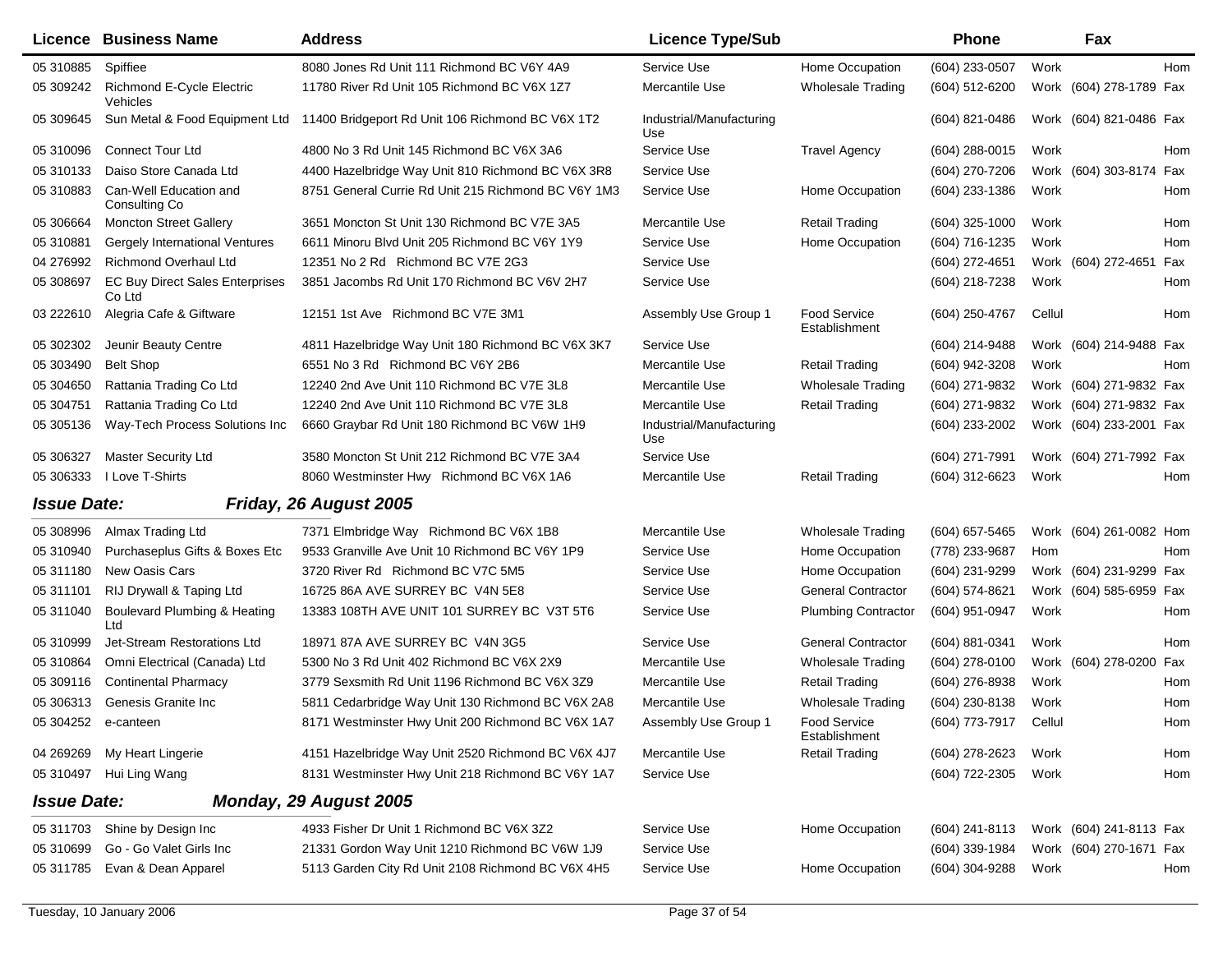| Licence | Business Name | Address | Licence Type/Sub | | Phone | | Fax | |
|---|---|---|---|---|---|---|---|---|
| 05 310885 | Spiffiee | 8080 Jones Rd Unit 111 Richmond BC V6Y 4A9 | Service Use | Home Occupation | (604) 233-0507 | Work | | Hom |
| 05 309242 | Richmond E-Cycle Electric Vehicles | 11780 River Rd Unit 105 Richmond BC V6X 1Z7 | Mercantile Use | Wholesale Trading | (604) 512-6200 | Work | (604) 278-1789 | Fax |
| 05 309645 | Sun Metal & Food Equipment Ltd | 11400 Bridgeport Rd Unit 106 Richmond BC V6X 1T2 | Industrial/Manufacturing Use | | (604) 821-0486 | Work | (604) 821-0486 | Fax |
| 05 310096 | Connect Tour Ltd | 4800 No 3 Rd Unit 145 Richmond BC V6X 3A6 | Service Use | Travel Agency | (604) 288-0015 | Work | | Hom |
| 05 310133 | Daiso Store Canada Ltd | 4400 Hazelbridge Way Unit 810 Richmond BC V6X 3R8 | Service Use | | (604) 270-7206 | Work | (604) 303-8174 | Fax |
| 05 310883 | Can-Well Education and Consulting Co | 8751 General Currie Rd Unit 215 Richmond BC V6Y 1M3 | Service Use | Home Occupation | (604) 233-1386 | Work | | Hom |
| 05 306664 | Moncton Street Gallery | 3651 Moncton St Unit 130 Richmond BC V7E 3A5 | Mercantile Use | Retail Trading | (604) 325-1000 | Work | | Hom |
| 05 310881 | Gergely International Ventures | 6611 Minoru Blvd Unit 205 Richmond BC V6Y 1Y9 | Service Use | Home Occupation | (604) 716-1235 | Work | | Hom |
| 04 276992 | Richmond Overhaul Ltd | 12351 No 2 Rd Richmond BC V7E 2G3 | Service Use | | (604) 272-4651 | Work | (604) 272-4651 | Fax |
| 05 308697 | EC Buy Direct Sales Enterprises Co Ltd | 3851 Jacombs Rd Unit 170 Richmond BC V6V 2H7 | Service Use | | (604) 218-7238 | Work | | Hom |
| 03 222610 | Alegria Cafe & Giftware | 12151 1st Ave Richmond BC V7E 3M1 | Assembly Use Group 1 | Food Service Establishment | (604) 250-4767 | Cellul | | Hom |
| 05 302302 | Jeunir Beauty Centre | 4811 Hazelbridge Way Unit 180 Richmond BC V6X 3K7 | Service Use | | (604) 214-9488 | Work | (604) 214-9488 | Fax |
| 05 303490 | Belt Shop | 6551 No 3 Rd Richmond BC V6Y 2B6 | Mercantile Use | Retail Trading | (604) 942-3208 | Work | | Hom |
| 05 304650 | Rattania Trading Co Ltd | 12240 2nd Ave Unit 110 Richmond BC V7E 3L8 | Mercantile Use | Wholesale Trading | (604) 271-9832 | Work | (604) 271-9832 | Fax |
| 05 304751 | Rattania Trading Co Ltd | 12240 2nd Ave Unit 110 Richmond BC V7E 3L8 | Mercantile Use | Retail Trading | (604) 271-9832 | Work | (604) 271-9832 | Fax |
| 05 305136 | Way-Tech Process Solutions Inc | 6660 Graybar Rd Unit 180 Richmond BC V6W 1H9 | Industrial/Manufacturing Use | | (604) 233-2002 | Work | (604) 233-2001 | Fax |
| 05 306327 | Master Security Ltd | 3580 Moncton St Unit 212 Richmond BC V7E 3A4 | Service Use | | (604) 271-7991 | Work | (604) 271-7992 | Fax |
| 05 306333 | I Love T-Shirts | 8060 Westminster Hwy Richmond BC V6X 1A6 | Mercantile Use | Retail Trading | (604) 312-6623 | Work | | Hom |

***Issue Date: Friday, 26 August 2005***

| Licence | Business Name | Address | Licence Type/Sub | | Phone | | Fax | |
|---|---|---|---|---|---|---|---|---|
| 05 308996 | Almax Trading Ltd | 7371 Elmbridge Way Richmond BC V6X 1B8 | Mercantile Use | Wholesale Trading | (604) 657-5465 | Work | (604) 261-0082 | Hom |
| 05 310940 | Purchaseplus Gifts & Boxes Etc | 9533 Granville Ave Unit 10 Richmond BC V6Y 1P9 | Service Use | Home Occupation | (778) 233-9687 | Hom | | Hom |
| 05 311180 | New Oasis Cars | 3720 River Rd Richmond BC V7C 5M5 | Service Use | Home Occupation | (604) 231-9299 | Work | (604) 231-9299 | Fax |
| 05 311101 | RIJ Drywall & Taping Ltd | 16725 86A AVE SURREY BC V4N 5E8 | Service Use | General Contractor | (604) 574-8621 | Work | (604) 585-6959 | Fax |
| 05 311040 | Boulevard Plumbing & Heating Ltd | 13383 108TH AVE UNIT 101 SURREY BC V3T 5T6 | Service Use | Plumbing Contractor | (604) 951-0947 | Work | | Hom |
| 05 310999 | Jet-Stream Restorations Ltd | 18971 87A AVE SURREY BC V4N 3G5 | Service Use | General Contractor | (604) 881-0341 | Work | | Hom |
| 05 310864 | Omni Electrical (Canada) Ltd | 5300 No 3 Rd Unit 402 Richmond BC V6X 2X9 | Mercantile Use | Wholesale Trading | (604) 278-0100 | Work | (604) 278-0200 | Fax |
| 05 309116 | Continental Pharmacy | 3779 Sexsmith Rd Unit 1196 Richmond BC V6X 3Z9 | Mercantile Use | Retail Trading | (604) 276-8938 | Work | | Hom |
| 05 306313 | Genesis Granite Inc | 5811 Cedarbridge Way Unit 130 Richmond BC V6X 2A8 | Mercantile Use | Wholesale Trading | (604) 230-8138 | Work | | Hom |
| 05 304252 | e-canteen | 8171 Westminster Hwy Unit 200 Richmond BC V6X 1A7 | Assembly Use Group 1 | Food Service Establishment | (604) 773-7917 | Cellul | | Hom |
| 04 269269 | My Heart Lingerie | 4151 Hazelbridge Way Unit 2520 Richmond BC V6X 4J7 | Mercantile Use | Retail Trading | (604) 278-2623 | Work | | Hom |
| 05 310497 | Hui Ling Wang | 8131 Westminster Hwy Unit 218 Richmond BC V6Y 1A7 | Service Use | | (604) 722-2305 | Work | | Hom |

***Issue Date: Monday, 29 August 2005***

| Licence | Business Name | Address | Licence Type/Sub | | Phone | | Fax | |
|---|---|---|---|---|---|---|---|---|
| 05 311703 | Shine by Design Inc | 4933 Fisher Dr Unit 1 Richmond BC V6X 3Z2 | Service Use | Home Occupation | (604) 241-8113 | Work | (604) 241-8113 | Fax |
| 05 310699 | Go - Go Valet Girls Inc | 21331 Gordon Way Unit 1210 Richmond BC V6W 1J9 | Service Use | | (604) 339-1984 | Work | (604) 270-1671 | Fax |
| 05 311785 | Evan & Dean Apparel | 5113 Garden City Rd Unit 2108 Richmond BC V6X 4H5 | Service Use | Home Occupation | (604) 304-9288 | Work | | Hom |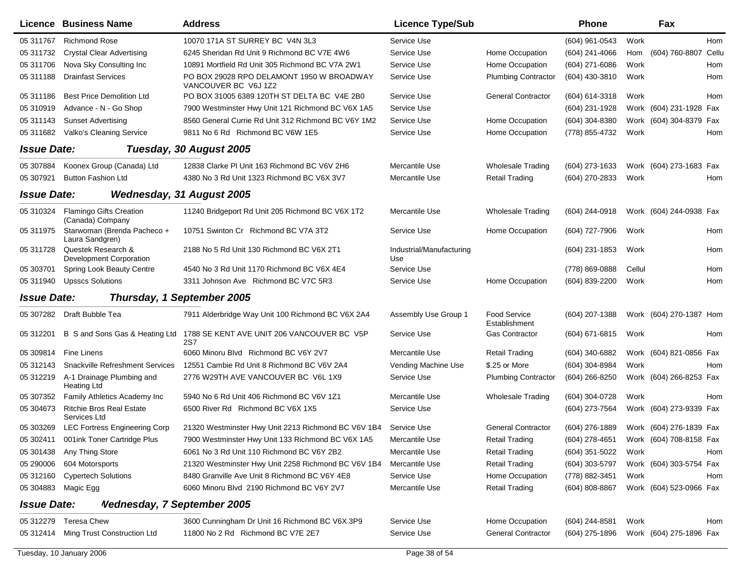| Licence | Business Name | Address | Licence Type/Sub | | Phone | | Fax | |
|---|---|---|---|---|---|---|---|---|
| 05 311767 | Richmond Rose | 10070 171A ST SURREY BC V4N 3L3 | Service Use | | (604) 961-0543 | Work | | Hom |
| 05 311732 | Crystal Clear Advertising | 6245 Sheridan Rd Unit 9 Richmond BC V7E 4W6 | Service Use | Home Occupation | (604) 241-4066 | Hom | (604) 760-8807 | Cellu |
| 05 311706 | Nova Sky Consulting Inc | 10891 Mortfield Rd Unit 305 Richmond BC V7A 2W1 | Service Use | Home Occupation | (604) 271-6086 | Work | | Hom |
| 05 311188 | Drainfast Services | PO BOX 29028 RPO DELAMONT 1950 W BROADWAY VANCOUVER BC V6J 1Z2 | Service Use | Plumbing Contractor | (604) 430-3810 | Work | | Hom |
| 05 311186 | Best Price Demolition Ltd | PO BOX 31005 6389 120TH ST DELTA BC V4E 2B0 | Service Use | General Contractor | (604) 614-3318 | Work | | Hom |
| 05 310919 | Advance - N - Go Shop | 7900 Westminster Hwy Unit 121 Richmond BC V6X 1A5 | Service Use | | (604) 231-1928 | Work | (604) 231-1928 | Fax |
| 05 311143 | Sunset Advertising | 8560 General Currie Rd Unit 312 Richmond BC V6Y 1M2 | Service Use | Home Occupation | (604) 304-8380 | Work | (604) 304-8379 | Fax |
| 05 311682 | Valko's Cleaning Service | 9811 No 6 Rd Richmond BC V6W 1E5 | Service Use | Home Occupation | (778) 855-4732 | Work | | Hom |

**Issue Date:** ***Tuesday, 30 August 2005***

| Licence | Business Name | Address | Licence Type/Sub | | Phone | | Fax | |
|---|---|---|---|---|---|---|---|---|
| 05 307884 | Koonex Group (Canada) Ltd | 12838 Clarke Pl Unit 163 Richmond BC V6V 2H6 | Mercantile Use | Wholesale Trading | (604) 273-1633 | Work | (604) 273-1683 | Fax |
| 05 307921 | Button Fashion Ltd | 4380 No 3 Rd Unit 1323 Richmond BC V6X 3V7 | Mercantile Use | Retail Trading | (604) 270-2833 | Work | | Hom |

**Issue Date:** ***Wednesday, 31 August 2005***

| Licence | Business Name | Address | Licence Type/Sub | | Phone | | Fax | |
|---|---|---|---|---|---|---|---|---|
| 05 310324 | Flamingo Gifts Creation (Canada) Company | 11240 Bridgeport Rd Unit 205 Richmond BC V6X 1T2 | Mercantile Use | Wholesale Trading | (604) 244-0918 | Work | (604) 244-0938 | Fax |
| 05 311975 | Starwoman (Brenda Pacheco + Laura Sandgren) | 10751 Swinton Cr Richmond BC V7A 3T2 | Service Use | Home Occupation | (604) 727-7906 | Work | | Hom |
| 05 311728 | Questek Research & Development Corporation | 2188 No 5 Rd Unit 130 Richmond BC V6X 2T1 | Industrial/Manufacturing Use | | (604) 231-1853 | Work | | Hom |
| 05 303701 | Spring Look Beauty Centre | 4540 No 3 Rd Unit 1170 Richmond BC V6X 4E4 | Service Use | | (778) 869-0888 | Cellul | | Hom |
| 05 311940 | Upsscs Solutions | 3311 Johnson Ave Richmond BC V7C 5R3 | Service Use | Home Occupation | (604) 839-2200 | Work | | Hom |

**Issue Date:** ***Thursday, 1 September 2005***

| Licence | Business Name | Address | Licence Type/Sub | | Phone | | Fax | |
|---|---|---|---|---|---|---|---|---|
| 05 307282 | Draft Bubble Tea | 7911 Alderbridge Way Unit 100 Richmond BC V6X 2A4 | Assembly Use Group 1 | Food Service Establishment | (604) 207-1388 | Work | (604) 270-1387 | Hom |
| 05 312201 | B S and Sons Gas & Heating Ltd | 1788 SE KENT AVE UNIT 206 VANCOUVER BC V5P 2S7 | Service Use | Gas Contractor | (604) 671-6815 | Work | | Hom |
| 05 309814 | Fine Linens | 6060 Minoru Blvd Richmond BC V6Y 2V7 | Mercantile Use | Retail Trading | (604) 340-6882 | Work | (604) 821-0856 | Fax |
| 05 312143 | Snackville Refreshment Services | 12551 Cambie Rd Unit 8 Richmond BC V6V 2A4 | Vending Machine Use | $.25 or More | (604) 304-8984 | Work | | Hom |
| 05 312219 | A-1 Drainage Plumbing and Heating Ltd | 2776 W29TH AVE VANCOUVER BC V6L 1X9 | Service Use | Plumbing Contractor | (604) 266-8250 | Work | (604) 266-8253 | Fax |
| 05 307352 | Family Athletics Academy Inc | 5940 No 6 Rd Unit 406 Richmond BC V6V 1Z1 | Mercantile Use | Wholesale Trading | (604) 304-0728 | Work | | Hom |
| 05 304673 | Ritchie Bros Real Estate Services Ltd | 6500 River Rd Richmond BC V6X 1X5 | Service Use | | (604) 273-7564 | Work | (604) 273-9339 | Fax |
| 05 303269 | LEC Fortress Engineering Corp | 21320 Westminster Hwy Unit 2213 Richmond BC V6V 1B4 | Service Use | General Contractor | (604) 276-1889 | Work | (604) 276-1839 | Fax |
| 05 302411 | 001ink Toner Cartridge Plus | 7900 Westminster Hwy Unit 133 Richmond BC V6X 1A5 | Mercantile Use | Retail Trading | (604) 278-4651 | Work | (604) 708-8158 | Fax |
| 05 301438 | Any Thing Store | 6061 No 3 Rd Unit 110 Richmond BC V6Y 2B2 | Mercantile Use | Retail Trading | (604) 351-5022 | Work | | Hom |
| 05 290006 | 604 Motorsports | 21320 Westminster Hwy Unit 2258 Richmond BC V6V 1B4 | Mercantile Use | Retail Trading | (604) 303-5797 | Work | (604) 303-5754 | Fax |
| 05 312160 | Cypertech Solutions | 8480 Granville Ave Unit 8 Richmond BC V6Y 4E8 | Service Use | Home Occupation | (778) 882-3451 | Work | | Hom |
| 05 304883 | Magic Egg | 6060 Minoru Blvd 2190 Richmond BC V6Y 2V7 | Mercantile Use | Retail Trading | (604) 808-8867 | Work | (604) 523-0966 | Fax |

**Issue Date:** ***Wednesday, 7 September 2005***

| Licence | Business Name | Address | Licence Type/Sub | | Phone | | Fax | |
|---|---|---|---|---|---|---|---|---|
| 05 312279 | Teresa Chew | 3600 Cunningham Dr Unit 16 Richmond BC V6X 3P9 | Service Use | Home Occupation | (604) 244-8581 | Work | | Hom |
| 05 312414 | Ming Trust Construction Ltd | 11800 No 2 Rd Richmond BC V7E 2E7 | Service Use | General Contractor | (604) 275-1896 | Work | (604) 275-1896 | Fax |

Tuesday, 10 January 2006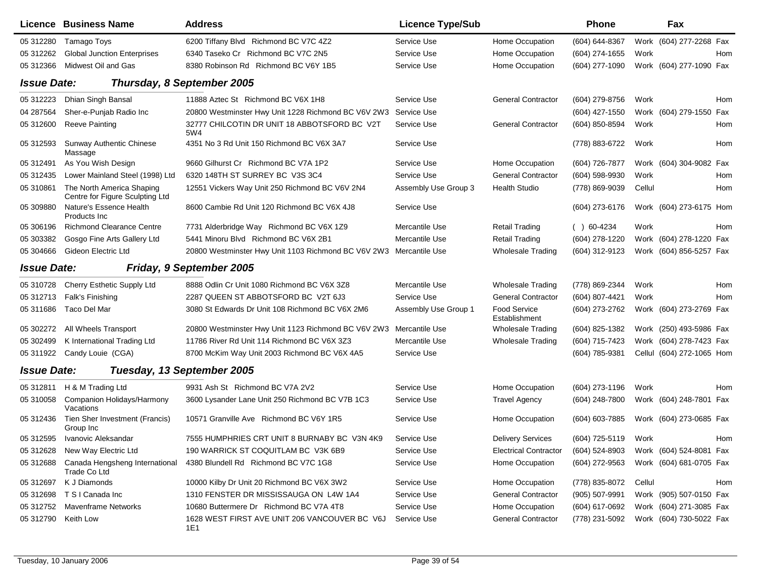| Licence | Business Name | Address | Licence Type/Sub | | Phone | | Fax | |
|---|---|---|---|---|---|---|---|---|
| 05 312280 | Tamago Toys | 6200 Tiffany Blvd Richmond BC V7C 4Z2 | Service Use | Home Occupation | (604) 644-8367 | Work | (604) 277-2268 | Fax |
| 05 312262 | Global Junction Enterprises | 6340 Taseko Cr Richmond BC V7C 2N5 | Service Use | Home Occupation | (604) 274-1655 | Work | | Hom |
| 05 312366 | Midwest Oil and Gas | 8380 Robinson Rd Richmond BC V6Y 1B5 | Service Use | Home Occupation | (604) 277-1090 | Work | (604) 277-1090 | Fax |

**Issue Date:** ***Thursday, 8 September 2005***

| Licence | Business Name | Address | Licence Type/Sub | | Phone | | Fax | |
|---|---|---|---|---|---|---|---|---|
| 05 312223 | Dhian Singh Bansal | 11888 Aztec St Richmond BC V6X 1H8 | Service Use | General Contractor | (604) 279-8756 | Work | | Hom |
| 04 287564 | Sher-e-Punjab Radio Inc | 20800 Westminster Hwy Unit 1228 Richmond BC V6V 2W3 | Service Use | | (604) 427-1550 | Work | (604) 279-1550 | Fax |
| 05 312600 | Reeve Painting | 32777 CHILCOTIN DR UNIT 18 ABBOTSFORD BC V2T 5W4 | Service Use | General Contractor | (604) 850-8594 | Work | | Hom |
| 05 312593 | Sunway Authentic Chinese Massage | 4351 No 3 Rd Unit 150 Richmond BC V6X 3A7 | Service Use | | (778) 883-6722 | Work | | Hom |
| 05 312491 | As You Wish Design | 9660 Gilhurst Cr Richmond BC V7A 1P2 | Service Use | Home Occupation | (604) 726-7877 | Work | (604) 304-9082 | Fax |
| 05 312435 | Lower Mainland Steel (1998) Ltd | 6320 148TH ST SURREY BC V3S 3C4 | Service Use | General Contractor | (604) 598-9930 | Work | | Hom |
| 05 310861 | The North America Shaping Centre for Figure Sculpting Ltd | 12551 Vickers Way Unit 250 Richmond BC V6V 2N4 | Assembly Use Group 3 | Health Studio | (778) 869-9039 | Cellul | | Hom |
| 05 309880 | Nature's Essence Health Products Inc | 8600 Cambie Rd Unit 120 Richmond BC V6X 4J8 | Service Use | | (604) 273-6176 | Work | (604) 273-6175 | Hom |
| 05 306196 | Richmond Clearance Centre | 7731 Alderbridge Way Richmond BC V6X 1Z9 | Mercantile Use | Retail Trading | ( ) 60-4234 | Work | | Hom |
| 05 303382 | Gosgo Fine Arts Gallery Ltd | 5441 Minoru Blvd Richmond BC V6X 2B1 | Mercantile Use | Retail Trading | (604) 278-1220 | Work | (604) 278-1220 | Fax |
| 05 304666 | Gideon Electric Ltd | 20800 Westminster Hwy Unit 1103 Richmond BC V6V 2W3 | Mercantile Use | Wholesale Trading | (604) 312-9123 | Work | (604) 856-5257 | Fax |

**Issue Date:** ***Friday, 9 September 2005***

| Licence | Business Name | Address | Licence Type/Sub | | Phone | | Fax | |
|---|---|---|---|---|---|---|---|---|
| 05 310728 | Cherry Esthetic Supply Ltd | 8888 Odlin Cr Unit 1080 Richmond BC V6X 3Z8 | Mercantile Use | Wholesale Trading | (778) 869-2344 | Work | | Hom |
| 05 312713 | Falk's Finishing | 2287 QUEEN ST ABBOTSFORD BC V2T 6J3 | Service Use | General Contractor | (604) 807-4421 | Work | | Hom |
| 05 311686 | Taco Del Mar | 3080 St Edwards Dr Unit 108 Richmond BC V6X 2M6 | Assembly Use Group 1 | Food Service Establishment | (604) 273-2762 | Work | (604) 273-2769 | Fax |
| 05 302272 | All Wheels Transport | 20800 Westminster Hwy Unit 1123 Richmond BC V6V 2W3 | Mercantile Use | Wholesale Trading | (604) 825-1382 | Work | (250) 493-5986 | Fax |
| 05 302499 | K International Trading Ltd | 11786 River Rd Unit 114 Richmond BC V6X 3Z3 | Mercantile Use | Wholesale Trading | (604) 715-7423 | Work | (604) 278-7423 | Fax |
| 05 311922 | Candy Louie (CGA) | 8700 McKim Way Unit 2003 Richmond BC V6X 4A5 | Service Use | | (604) 785-9381 | Cellul | (604) 272-1065 | Hom |

**Issue Date:** ***Tuesday, 13 September 2005***

| Licence | Business Name | Address | Licence Type/Sub | | Phone | | Fax | |
|---|---|---|---|---|---|---|---|---|
| 05 312811 | H & M Trading Ltd | 9931 Ash St Richmond BC V7A 2V2 | Service Use | Home Occupation | (604) 273-1196 | Work | | Hom |
| 05 310058 | Companion Holidays/Harmony Vacations | 3600 Lysander Lane Unit 250 Richmond BC V7B 1C3 | Service Use | Travel Agency | (604) 248-7800 | Work | (604) 248-7801 | Fax |
| 05 312436 | Tien Sher Investment (Francis) Group Inc | 10571 Granville Ave Richmond BC V6Y 1R5 | Service Use | Home Occupation | (604) 603-7885 | Work | (604) 273-0685 | Fax |
| 05 312595 | Ivanovic Aleksandar | 7555 HUMPHRIES CRT UNIT 8 BURNABY BC V3N 4K9 | Service Use | Delivery Services | (604) 725-5119 | Work | | Hom |
| 05 312628 | New Way Electric Ltd | 190 WARRICK ST COQUITLAM BC V3K 6B9 | Service Use | Electrical Contractor | (604) 524-8903 | Work | (604) 524-8081 | Fax |
| 05 312688 | Canada Hengsheng International Trade Co Ltd | 4380 Blundell Rd Richmond BC V7C 1G8 | Service Use | Home Occupation | (604) 272-9563 | Work | (604) 681-0705 | Fax |
| 05 312697 | K J Diamonds | 10000 Kilby Dr Unit 20 Richmond BC V6X 3W2 | Service Use | Home Occupation | (778) 835-8072 | Cellul | | Hom |
| 05 312698 | T S I Canada Inc | 1310 FENSTER DR MISSISSAUGA ON L4W 1A4 | Service Use | General Contractor | (905) 507-9991 | Work | (905) 507-0150 | Fax |
| 05 312752 | Mavenframe Networks | 10680 Buttermere Dr Richmond BC V7A 4T8 | Service Use | Home Occupation | (604) 617-0692 | Work | (604) 271-3085 | Fax |
| 05 312790 | Keith Low | 1628 WEST FIRST AVE UNIT 206 VANCOUVER BC V6J 1E1 | Service Use | General Contractor | (778) 231-5092 | Work | (604) 730-5022 | Fax |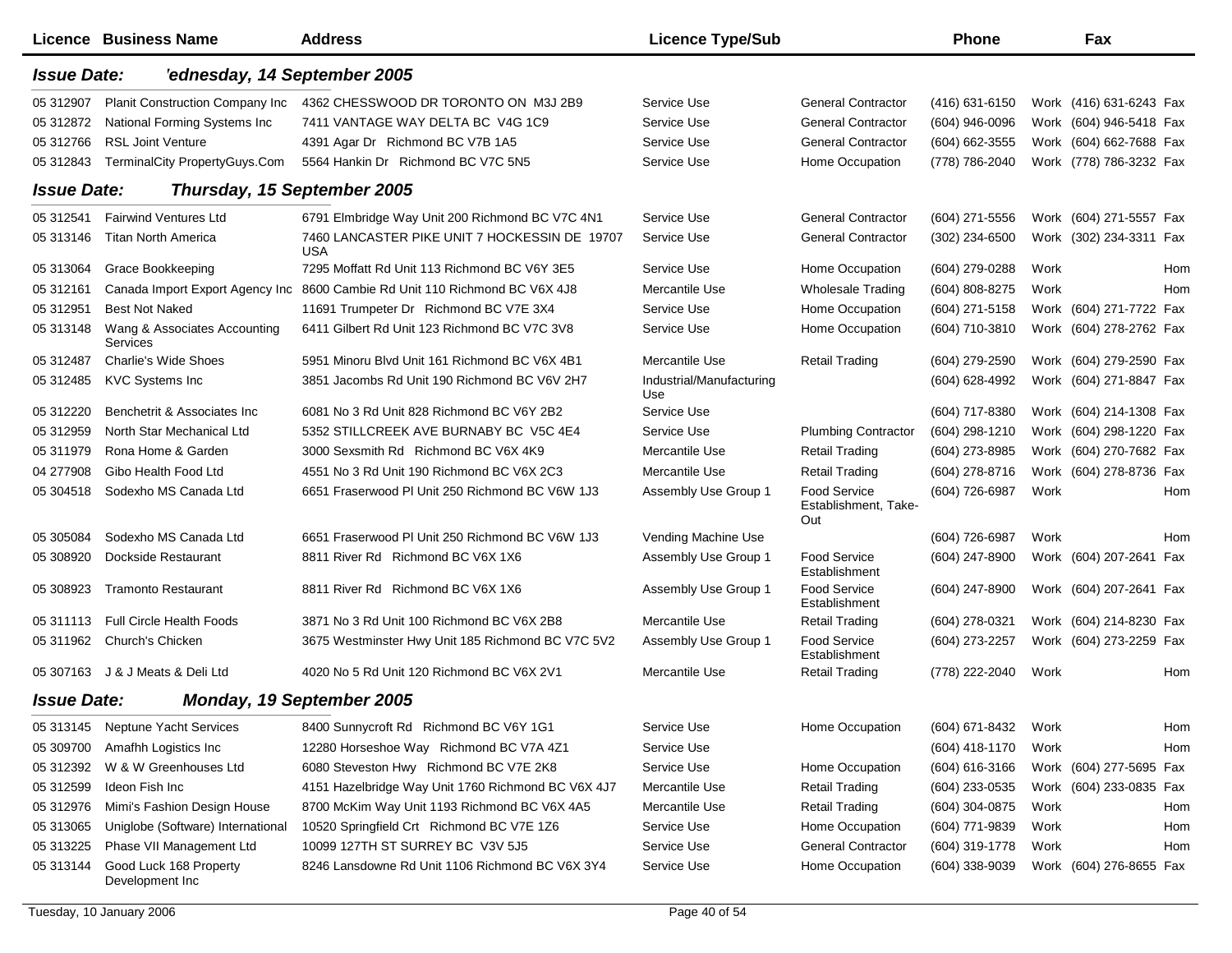| Licence | Business Name | Address | Licence Type/Sub | | Phone | | Fax | |
|---|---|---|---|---|---|---|---|---|
| **Issue Date:** | ***'ednesday, 14 September 2005*** | | | | | | | |
| 05 312907 | Planit Construction Company Inc | 4362 CHESSWOOD DR TORONTO ON M3J 2B9 | Service Use | General Contractor | (416) 631-6150 | Work | (416) 631-6243 | Fax |
| 05 312872 | National Forming Systems Inc | 7411 VANTAGE WAY DELTA BC V4G 1C9 | Service Use | General Contractor | (604) 946-0096 | Work | (604) 946-5418 | Fax |
| 05 312766 | RSL Joint Venture | 4391 Agar Dr Richmond BC V7B 1A5 | Service Use | General Contractor | (604) 662-3555 | Work | (604) 662-7688 | Fax |
| 05 312843 | TerminalCity PropertyGuys.Com | 5564 Hankin Dr Richmond BC V7C 5N5 | Service Use | Home Occupation | (778) 786-2040 | Work | (778) 786-3232 | Fax |
| **Issue Date:** | ***Thursday, 15 September 2005*** | | | | | | | |
| 05 312541 | Fairwind Ventures Ltd | 6791 Elmbridge Way Unit 200 Richmond BC V7C 4N1 | Service Use | General Contractor | (604) 271-5556 | Work | (604) 271-5557 | Fax |
| 05 313146 | Titan North America | 7460 LANCASTER PIKE UNIT 7 HOCKESSIN DE 19707 USA | Service Use | General Contractor | (302) 234-6500 | Work | (302) 234-3311 | Fax |
| 05 313064 | Grace Bookkeeping | 7295 Moffatt Rd Unit 113 Richmond BC V6Y 3E5 | Service Use | Home Occupation | (604) 279-0288 | Work | | Hom |
| 05 312161 | Canada Import Export Agency Inc | 8600 Cambie Rd Unit 110 Richmond BC V6X 4J8 | Mercantile Use | Wholesale Trading | (604) 808-8275 | Work | | Hom |
| 05 312951 | Best Not Naked | 11691 Trumpeter Dr Richmond BC V7E 3X4 | Service Use | Home Occupation | (604) 271-5158 | Work | (604) 271-7722 | Fax |
| 05 313148 | Wang & Associates Accounting Services | 6411 Gilbert Rd Unit 123 Richmond BC V7C 3V8 | Service Use | Home Occupation | (604) 710-3810 | Work | (604) 278-2762 | Fax |
| 05 312487 | Charlie's Wide Shoes | 5951 Minoru Blvd Unit 161 Richmond BC V6X 4B1 | Mercantile Use | Retail Trading | (604) 279-2590 | Work | (604) 279-2590 | Fax |
| 05 312485 | KVC Systems Inc | 3851 Jacombs Rd Unit 190 Richmond BC V6V 2H7 | Industrial/Manufacturing Use | | (604) 628-4992 | Work | (604) 271-8847 | Fax |
| 05 312220 | Benchetrit & Associates Inc | 6081 No 3 Rd Unit 828 Richmond BC V6Y 2B2 | Service Use | | (604) 717-8380 | Work | (604) 214-1308 | Fax |
| 05 312959 | North Star Mechanical Ltd | 5352 STILLCREEK AVE BURNABY BC V5C 4E4 | Service Use | Plumbing Contractor | (604) 298-1210 | Work | (604) 298-1220 | Fax |
| 05 311979 | Rona Home & Garden | 3000 Sexsmith Rd Richmond BC V6X 4K9 | Mercantile Use | Retail Trading | (604) 273-8985 | Work | (604) 270-7682 | Fax |
| 04 277908 | Gibo Health Food Ltd | 4551 No 3 Rd Unit 190 Richmond BC V6X 2C3 | Mercantile Use | Retail Trading | (604) 278-8716 | Work | (604) 278-8736 | Fax |
| 05 304518 | Sodexho MS Canada Ltd | 6651 Fraserwood Pl Unit 250 Richmond BC V6W 1J3 | Assembly Use Group 1 | Food Service Establishment, Take-Out | (604) 726-6987 | Work | | Hom |
| 05 305084 | Sodexho MS Canada Ltd | 6651 Fraserwood Pl Unit 250 Richmond BC V6W 1J3 | Vending Machine Use | | (604) 726-6987 | Work | | Hom |
| 05 308920 | Dockside Restaurant | 8811 River Rd Richmond BC V6X 1X6 | Assembly Use Group 1 | Food Service Establishment | (604) 247-8900 | Work | (604) 207-2641 | Fax |
| 05 308923 | Tramonto Restaurant | 8811 River Rd Richmond BC V6X 1X6 | Assembly Use Group 1 | Food Service Establishment | (604) 247-8900 | Work | (604) 207-2641 | Fax |
| 05 311113 | Full Circle Health Foods | 3871 No 3 Rd Unit 100 Richmond BC V6X 2B8 | Mercantile Use | Retail Trading | (604) 278-0321 | Work | (604) 214-8230 | Fax |
| 05 311962 | Church's Chicken | 3675 Westminster Hwy Unit 185 Richmond BC V7C 5V2 | Assembly Use Group 1 | Food Service Establishment | (604) 273-2257 | Work | (604) 273-2259 | Fax |
| 05 307163 | J & J Meats & Deli Ltd | 4020 No 5 Rd Unit 120 Richmond BC V6X 2V1 | Mercantile Use | Retail Trading | (778) 222-2040 | Work | | Hom |
| **Issue Date:** | ***Monday, 19 September 2005*** | | | | | | | |
| 05 313145 | Neptune Yacht Services | 8400 Sunnycroft Rd Richmond BC V6Y 1G1 | Service Use | Home Occupation | (604) 671-8432 | Work | | Hom |
| 05 309700 | Amafhh Logistics Inc | 12280 Horseshoe Way Richmond BC V7A 4Z1 | Service Use | | (604) 418-1170 | Work | | Hom |
| 05 312392 | W & W Greenhouses Ltd | 6080 Steveston Hwy Richmond BC V7E 2K8 | Service Use | Home Occupation | (604) 616-3166 | Work | (604) 277-5695 | Fax |
| 05 312599 | Ideon Fish Inc | 4151 Hazelbridge Way Unit 1760 Richmond BC V6X 4J7 | Mercantile Use | Retail Trading | (604) 233-0535 | Work | (604) 233-0835 | Fax |
| 05 312976 | Mimi's Fashion Design House | 8700 McKim Way Unit 1193 Richmond BC V6X 4A5 | Mercantile Use | Retail Trading | (604) 304-0875 | Work | | Hom |
| 05 313065 | Uniglobe (Software) International | 10520 Springfield Crt Richmond BC V7E 1Z6 | Service Use | Home Occupation | (604) 771-9839 | Work | | Hom |
| 05 313225 | Phase VII Management Ltd | 10099 127TH ST SURREY BC V3V 5J5 | Service Use | General Contractor | (604) 319-1778 | Work | | Hom |
| 05 313144 | Good Luck 168 Property Development Inc | 8246 Lansdowne Rd Unit 1106 Richmond BC V6X 3Y4 | Service Use | Home Occupation | (604) 338-9039 | Work | (604) 276-8655 | Fax |

Tuesday, 10 January 2006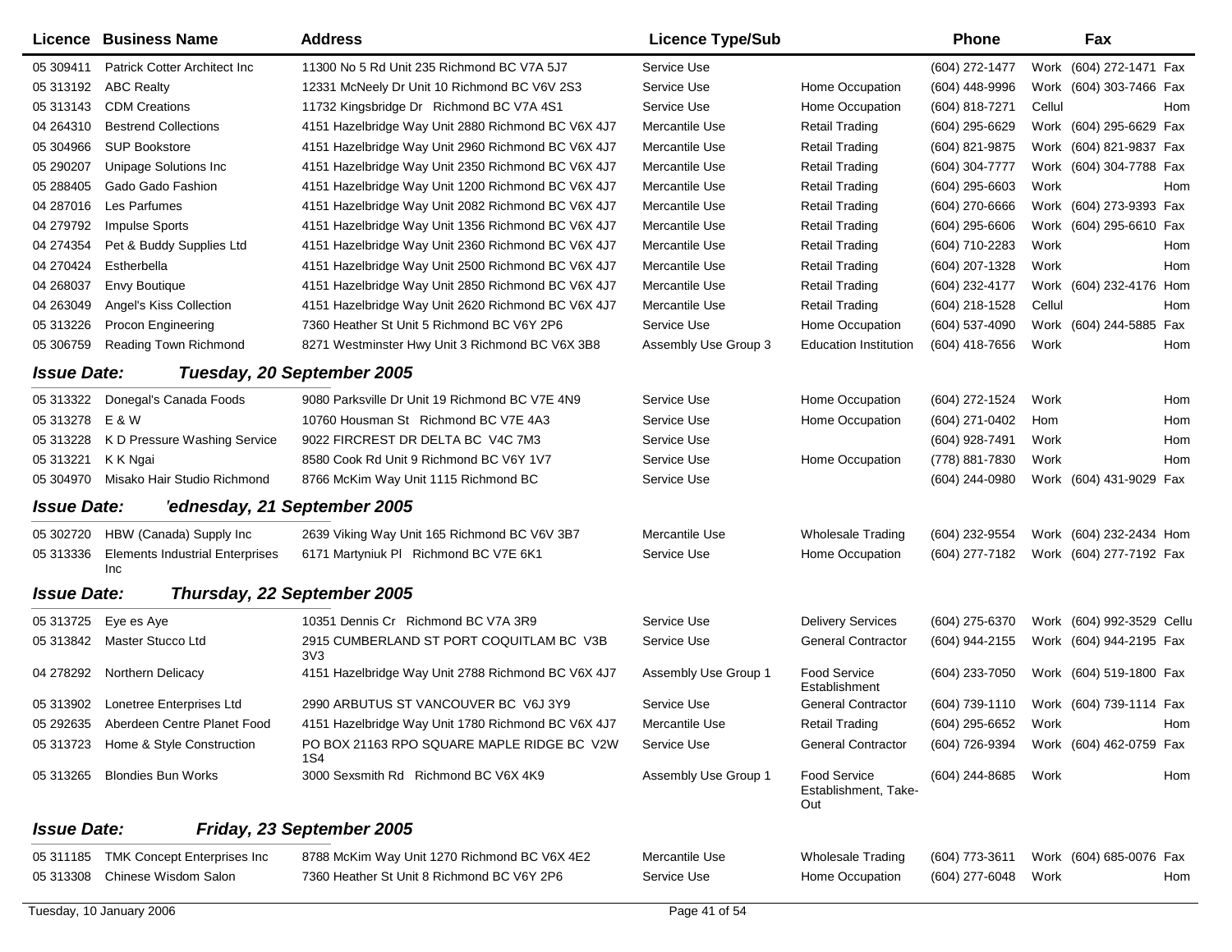| Licence | Business Name | Address | Licence Type/Sub | | Phone | | Fax | |
|---|---|---|---|---|---|---|---|---|
| 05 309411 | Patrick Cotter Architect Inc | 11300 No 5 Rd Unit 235 Richmond BC V7A 5J7 | Service Use | | (604) 272-1477 | Work | (604) 272-1471 | Fax |
| 05 313192 | ABC Realty | 12331 McNeely Dr Unit 10 Richmond BC V6V 2S3 | Service Use | Home Occupation | (604) 448-9996 | Work | (604) 303-7466 | Fax |
| 05 313143 | CDM Creations | 11732 Kingsbridge Dr Richmond BC V7A 4S1 | Service Use | Home Occupation | (604) 818-7271 | Cellul | | Hom |
| 04 264310 | Bestrend Collections | 4151 Hazelbridge Way Unit 2880 Richmond BC V6X 4J7 | Mercantile Use | Retail Trading | (604) 295-6629 | Work | (604) 295-6629 | Fax |
| 05 304966 | SUP Bookstore | 4151 Hazelbridge Way Unit 2960 Richmond BC V6X 4J7 | Mercantile Use | Retail Trading | (604) 821-9875 | Work | (604) 821-9837 | Fax |
| 05 290207 | Unipage Solutions Inc | 4151 Hazelbridge Way Unit 2350 Richmond BC V6X 4J7 | Mercantile Use | Retail Trading | (604) 304-7777 | Work | (604) 304-7788 | Fax |
| 05 288405 | Gado Gado Fashion | 4151 Hazelbridge Way Unit 1200 Richmond BC V6X 4J7 | Mercantile Use | Retail Trading | (604) 295-6603 | Work | | Hom |
| 04 287016 | Les Parfumes | 4151 Hazelbridge Way Unit 2082 Richmond BC V6X 4J7 | Mercantile Use | Retail Trading | (604) 270-6666 | Work | (604) 273-9393 | Fax |
| 04 279792 | Impulse Sports | 4151 Hazelbridge Way Unit 1356 Richmond BC V6X 4J7 | Mercantile Use | Retail Trading | (604) 295-6606 | Work | (604) 295-6610 | Fax |
| 04 274354 | Pet & Buddy Supplies Ltd | 4151 Hazelbridge Way Unit 2360 Richmond BC V6X 4J7 | Mercantile Use | Retail Trading | (604) 710-2283 | Work | | Hom |
| 04 270424 | Estherbella | 4151 Hazelbridge Way Unit 2500 Richmond BC V6X 4J7 | Mercantile Use | Retail Trading | (604) 207-1328 | Work | | Hom |
| 04 268037 | Envy Boutique | 4151 Hazelbridge Way Unit 2850 Richmond BC V6X 4J7 | Mercantile Use | Retail Trading | (604) 232-4177 | Work | (604) 232-4176 | Hom |
| 04 263049 | Angel's Kiss Collection | 4151 Hazelbridge Way Unit 2620 Richmond BC V6X 4J7 | Mercantile Use | Retail Trading | (604) 218-1528 | Cellul | | Hom |
| 05 313226 | Procon Engineering | 7360 Heather St Unit 5 Richmond BC V6Y 2P6 | Service Use | Home Occupation | (604) 537-4090 | Work | (604) 244-5885 | Fax |
| 05 306759 | Reading Town Richmond | 8271 Westminster Hwy Unit 3 Richmond BC V6X 3B8 | Assembly Use Group 3 | Education Institution | (604) 418-7656 | Work | | Hom |

***Issue Date: Tuesday, 20 September 2005***

| Licence | Business Name | Address | Licence Type/Sub | | Phone | | Fax | |
|---|---|---|---|---|---|---|---|---|
| 05 313322 | Donegal's Canada Foods | 9080 Parksville Dr Unit 19 Richmond BC V7E 4N9 | Service Use | Home Occupation | (604) 272-1524 | Work | | Hom |
| 05 313278 | E & W | 10760 Housman St Richmond BC V7E 4A3 | Service Use | Home Occupation | (604) 271-0402 | Hom | | Hom |
| 05 313228 | K D Pressure Washing Service | 9022 FIRCREST DR DELTA BC V4C 7M3 | Service Use | | (604) 928-7491 | Work | | Hom |
| 05 313221 | K K Ngai | 8580 Cook Rd Unit 9 Richmond BC V6Y 1V7 | Service Use | Home Occupation | (778) 881-7830 | Work | | Hom |
| 05 304970 | Misako Hair Studio Richmond | 8766 McKim Way Unit 1115 Richmond BC | Service Use | | (604) 244-0980 | Work | (604) 431-9029 | Fax |

***Issue Date: 'ednesday, 21 September 2005***

| Licence | Business Name | Address | Licence Type/Sub | | Phone | | Fax | |
|---|---|---|---|---|---|---|---|---|
| 05 302720 | HBW (Canada) Supply Inc | 2639 Viking Way Unit 165 Richmond BC V6V 3B7 | Mercantile Use | Wholesale Trading | (604) 232-9554 | Work | (604) 232-2434 | Hom |
| 05 313336 | Elements Industrial Enterprises Inc | 6171 Martyniuk Pl Richmond BC V7E 6K1 | Service Use | Home Occupation | (604) 277-7182 | Work | (604) 277-7192 | Fax |

***Issue Date: Thursday, 22 September 2005***

| Licence | Business Name | Address | Licence Type/Sub | | Phone | | Fax | |
|---|---|---|---|---|---|---|---|---|
| 05 313725 | Eye es Aye | 10351 Dennis Cr Richmond BC V7A 3R9 | Service Use | Delivery Services | (604) 275-6370 | Work | (604) 992-3529 | Cellu |
| 05 313842 | Master Stucco Ltd | 2915 CUMBERLAND ST PORT COQUITLAM BC V3B 3V3 | Service Use | General Contractor | (604) 944-2155 | Work | (604) 944-2195 | Fax |
| 04 278292 | Northern Delicacy | 4151 Hazelbridge Way Unit 2788 Richmond BC V6X 4J7 | Assembly Use Group 1 | Food Service Establishment | (604) 233-7050 | Work | (604) 519-1800 | Fax |
| 05 313902 | Lonetree Enterprises Ltd | 2990 ARBUTUS ST VANCOUVER BC V6J 3Y9 | Service Use | General Contractor | (604) 739-1110 | Work | (604) 739-1114 | Fax |
| 05 292635 | Aberdeen Centre Planet Food | 4151 Hazelbridge Way Unit 1780 Richmond BC V6X 4J7 | Mercantile Use | Retail Trading | (604) 295-6652 | Work | | Hom |
| 05 313723 | Home & Style Construction | PO BOX 21163 RPO SQUARE MAPLE RIDGE BC V2W 1S4 | Service Use | General Contractor | (604) 726-9394 | Work | (604) 462-0759 | Fax |
| 05 313265 | Blondies Bun Works | 3000 Sexsmith Rd Richmond BC V6X 4K9 | Assembly Use Group 1 | Food Service Establishment, Take-Out | (604) 244-8685 | Work | | Hom |

***Issue Date: Friday, 23 September 2005***

| Licence | Business Name | Address | Licence Type/Sub | | Phone | | Fax | |
|---|---|---|---|---|---|---|---|---|
| 05 311185 | TMK Concept Enterprises Inc | 8788 McKim Way Unit 1270 Richmond BC V6X 4E2 | Mercantile Use | Wholesale Trading | (604) 773-3611 | Work | (604) 685-0076 | Fax |
| 05 313308 | Chinese Wisdom Salon | 7360 Heather St Unit 8 Richmond BC V6Y 2P6 | Service Use | Home Occupation | (604) 277-6048 | Work | | Hom |

Tuesday, 10 January 2006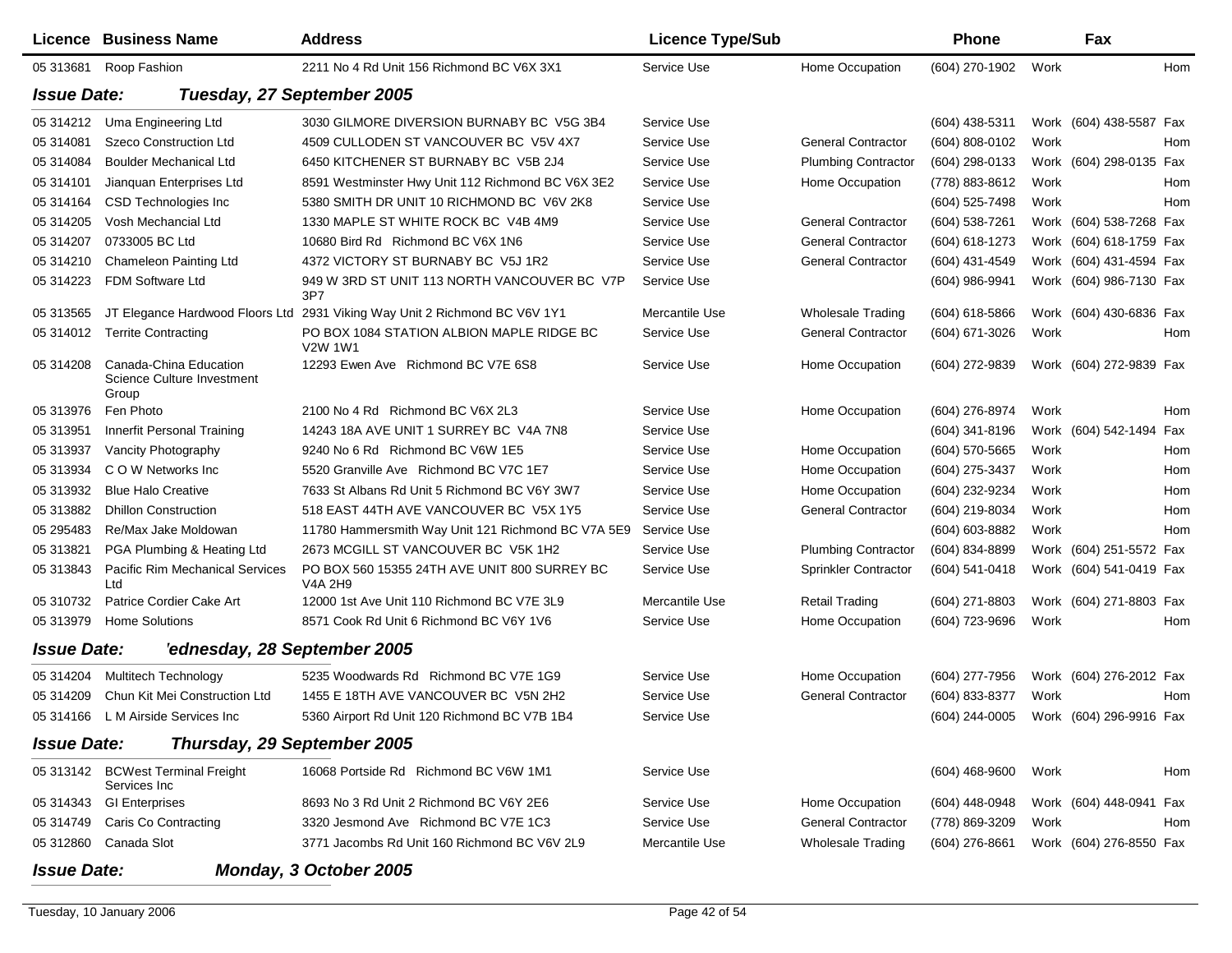| Licence | Business Name | Address | Licence Type/Sub | | Phone | | Fax | |
|---|---|---|---|---|---|---|---|---|
| 05 313681 | Roop Fashion | 2211 No 4 Rd Unit 156 Richmond BC V6X 3X1 | Service Use | Home Occupation | (604) 270-1902 | Work | | Hom |

**Issue Date: Tuesday, 27 September 2005**

| Licence | Business Name | Address | Licence Type/Sub | | Phone | | Fax | |
|---|---|---|---|---|---|---|---|---|
| 05 314212 | Uma Engineering Ltd | 3030 GILMORE DIVERSION BURNABY BC V5G 3B4 | Service Use | | (604) 438-5311 | Work | (604) 438-5587 | Fax |
| 05 314081 | Szeco Construction Ltd | 4509 CULLODEN ST VANCOUVER BC V5V 4X7 | Service Use | General Contractor | (604) 808-0102 | Work | | Hom |
| 05 314084 | Boulder Mechanical Ltd | 6450 KITCHENER ST BURNABY BC V5B 2J4 | Service Use | Plumbing Contractor | (604) 298-0133 | Work | (604) 298-0135 | Fax |
| 05 314101 | Jianquan Enterprises Ltd | 8591 Westminster Hwy Unit 112 Richmond BC V6X 3E2 | Service Use | Home Occupation | (778) 883-8612 | Work | | Hom |
| 05 314164 | CSD Technologies Inc | 5380 SMITH DR UNIT 10 RICHMOND BC V6V 2K8 | Service Use | | (604) 525-7498 | Work | | Hom |
| 05 314205 | Vosh Mechancial Ltd | 1330 MAPLE ST WHITE ROCK BC V4B 4M9 | Service Use | General Contractor | (604) 538-7261 | Work | (604) 538-7268 | Fax |
| 05 314207 | 0733005 BC Ltd | 10680 Bird Rd Richmond BC V6X 1N6 | Service Use | General Contractor | (604) 618-1273 | Work | (604) 618-1759 | Fax |
| 05 314210 | Chameleon Painting Ltd | 4372 VICTORY ST BURNABY BC V5J 1R2 | Service Use | General Contractor | (604) 431-4549 | Work | (604) 431-4594 | Fax |
| 05 314223 | FDM Software Ltd | 949 W 3RD ST UNIT 113 NORTH VANCOUVER BC V7P 3P7 | Service Use | | (604) 986-9941 | Work | (604) 986-7130 | Fax |
| 05 313565 | JT Elegance Hardwood Floors Ltd | 2931 Viking Way Unit 2 Richmond BC V6V 1Y1 | Mercantile Use | Wholesale Trading | (604) 618-5866 | Work | (604) 430-6836 | Fax |
| 05 314012 | Territe Contracting | PO BOX 1084 STATION ALBION MAPLE RIDGE BC V2W 1W1 | Service Use | General Contractor | (604) 671-3026 | Work | | Hom |
| 05 314208 | Canada-China Education Science Culture Investment Group | 12293 Ewen Ave Richmond BC V7E 6S8 | Service Use | Home Occupation | (604) 272-9839 | Work | (604) 272-9839 | Fax |
| 05 313976 | Fen Photo | 2100 No 4 Rd Richmond BC V6X 2L3 | Service Use | Home Occupation | (604) 276-8974 | Work | | Hom |
| 05 313951 | Innerfit Personal Training | 14243 18A AVE UNIT 1 SURREY BC V4A 7N8 | Service Use | | (604) 341-8196 | Work | (604) 542-1494 | Fax |
| 05 313937 | Vancity Photography | 9240 No 6 Rd Richmond BC V6W 1E5 | Service Use | Home Occupation | (604) 570-5665 | Work | | Hom |
| 05 313934 | C O W Networks Inc | 5520 Granville Ave Richmond BC V7C 1E7 | Service Use | Home Occupation | (604) 275-3437 | Work | | Hom |
| 05 313932 | Blue Halo Creative | 7633 St Albans Rd Unit 5 Richmond BC V6Y 3W7 | Service Use | Home Occupation | (604) 232-9234 | Work | | Hom |
| 05 313882 | Dhillon Construction | 518 EAST 44TH AVE VANCOUVER BC V5X 1Y5 | Service Use | General Contractor | (604) 219-8034 | Work | | Hom |
| 05 295483 | Re/Max Jake Moldowan | 11780 Hammersmith Way Unit 121 Richmond BC V7A 5E9 | Service Use | | (604) 603-8882 | Work | | Hom |
| 05 313821 | PGA Plumbing & Heating Ltd | 2673 MCGILL ST VANCOUVER BC V5K 1H2 | Service Use | Plumbing Contractor | (604) 834-8899 | Work | (604) 251-5572 | Fax |
| 05 313843 | Pacific Rim Mechanical Services Ltd | PO BOX 560 15355 24TH AVE UNIT 800 SURREY BC V4A 2H9 | Service Use | Sprinkler Contractor | (604) 541-0418 | Work | (604) 541-0419 | Fax |
| 05 310732 | Patrice Cordier Cake Art | 12000 1st Ave Unit 110 Richmond BC V7E 3L9 | Mercantile Use | Retail Trading | (604) 271-8803 | Work | (604) 271-8803 | Fax |
| 05 313979 | Home Solutions | 8571 Cook Rd Unit 6 Richmond BC V6Y 1V6 | Service Use | Home Occupation | (604) 723-9696 | Work | | Hom |

**Issue Date: 'ednesday, 28 September 2005**

| Licence | Business Name | Address | Licence Type/Sub | | Phone | | Fax | |
|---|---|---|---|---|---|---|---|---|
| 05 314204 | Multitech Technology | 5235 Woodwards Rd Richmond BC V7E 1G9 | Service Use | Home Occupation | (604) 277-7956 | Work | (604) 276-2012 | Fax |
| 05 314209 | Chun Kit Mei Construction Ltd | 1455 E 18TH AVE VANCOUVER BC V5N 2H2 | Service Use | General Contractor | (604) 833-8377 | Work | | Hom |
| 05 314166 | L M Airside Services Inc | 5360 Airport Rd Unit 120 Richmond BC V7B 1B4 | Service Use | | (604) 244-0005 | Work | (604) 296-9916 | Fax |

**Issue Date: Thursday, 29 September 2005**

| Licence | Business Name | Address | Licence Type/Sub | | Phone | | Fax | |
|---|---|---|---|---|---|---|---|---|
| 05 313142 | BCWest Terminal Freight Services Inc | 16068 Portside Rd Richmond BC V6W 1M1 | Service Use | | (604) 468-9600 | Work | | Hom |
| 05 314343 | GI Enterprises | 8693 No 3 Rd Unit 2 Richmond BC V6Y 2E6 | Service Use | Home Occupation | (604) 448-0948 | Work | (604) 448-0941 | Fax |
| 05 314749 | Caris Co Contracting | 3320 Jesmond Ave Richmond BC V7E 1C3 | Service Use | General Contractor | (778) 869-3209 | Work | | Hom |
| 05 312860 | Canada Slot | 3771 Jacombs Rd Unit 160 Richmond BC V6V 2L9 | Mercantile Use | Wholesale Trading | (604) 276-8661 | Work | (604) 276-8550 | Fax |

**Issue Date: Monday, 3 October 2005**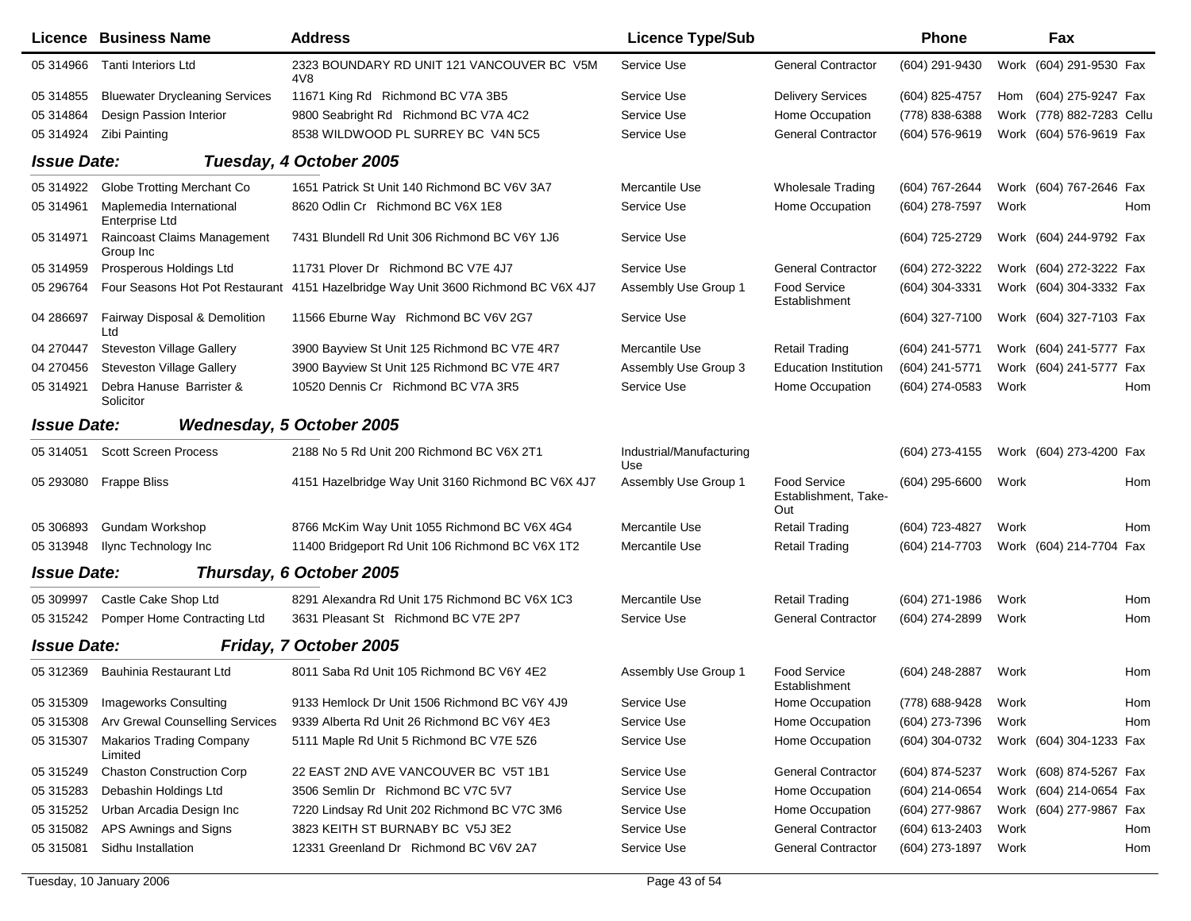| Licence | Business Name | Address | Licence Type/Sub | | Phone | | Fax | |
|---|---|---|---|---|---|---|---|---|
| 05 314966 | Tanti Interiors Ltd | 2323 BOUNDARY RD UNIT 121 VANCOUVER BC V5M 4V8 | Service Use | General Contractor | (604) 291-9430 | Work | (604) 291-9530 | Fax |
| 05 314855 | Bluewater Drycleaning Services | 11671 King Rd Richmond BC V7A 3B5 | Service Use | Delivery Services | (604) 825-4757 | Hom | (604) 275-9247 | Fax |
| 05 314864 | Design Passion Interior | 9800 Seabright Rd Richmond BC V7A 4C2 | Service Use | Home Occupation | (778) 838-6388 | Work | (778) 882-7283 | Cellu |
| 05 314924 | Zibi Painting | 8538 WILDWOOD PL SURREY BC V4N 5C5 | Service Use | General Contractor | (604) 576-9619 | Work | (604) 576-9619 | Fax |
| ***Issue Date:*** | ***Tuesday, 4 October 2005*** | | | | | | | |
| 05 314922 | Globe Trotting Merchant Co | 1651 Patrick St Unit 140 Richmond BC V6V 3A7 | Mercantile Use | Wholesale Trading | (604) 767-2644 | Work | (604) 767-2646 | Fax |
| 05 314961 | Maplemedia International Enterprise Ltd | 8620 Odlin Cr Richmond BC V6X 1E8 | Service Use | Home Occupation | (604) 278-7597 | Work | | Hom |
| 05 314971 | Raincoast Claims Management Group Inc | 7431 Blundell Rd Unit 306 Richmond BC V6Y 1J6 | Service Use | | (604) 725-2729 | Work | (604) 244-9792 | Fax |
| 05 314959 | Prosperous Holdings Ltd | 11731 Plover Dr Richmond BC V7E 4J7 | Service Use | General Contractor | (604) 272-3222 | Work | (604) 272-3222 | Fax |
| 05 296764 | Four Seasons Hot Pot Restaurant | 4151 Hazelbridge Way Unit 3600 Richmond BC V6X 4J7 | Assembly Use Group 1 | Food Service Establishment | (604) 304-3331 | Work | (604) 304-3332 | Fax |
| 04 286697 | Fairway Disposal & Demolition Ltd | 11566 Eburne Way Richmond BC V6V 2G7 | Service Use | | (604) 327-7100 | Work | (604) 327-7103 | Fax |
| 04 270447 | Steveston Village Gallery | 3900 Bayview St Unit 125 Richmond BC V7E 4R7 | Mercantile Use | Retail Trading | (604) 241-5771 | Work | (604) 241-5777 | Fax |
| 04 270456 | Steveston Village Gallery | 3900 Bayview St Unit 125 Richmond BC V7E 4R7 | Assembly Use Group 3 | Education Institution | (604) 241-5771 | Work | (604) 241-5777 | Fax |
| 05 314921 | Debra Hanuse Barrister & Solicitor | 10520 Dennis Cr Richmond BC V7A 3R5 | Service Use | Home Occupation | (604) 274-0583 | Work | | Hom |
| ***Issue Date:*** | ***Wednesday, 5 October 2005*** | | | | | | | |
| 05 314051 | Scott Screen Process | 2188 No 5 Rd Unit 200 Richmond BC V6X 2T1 | Industrial/Manufacturing Use | | (604) 273-4155 | Work | (604) 273-4200 | Fax |
| 05 293080 | Frappe Bliss | 4151 Hazelbridge Way Unit 3160 Richmond BC V6X 4J7 | Assembly Use Group 1 | Food Service Establishment, Take-Out | (604) 295-6600 | Work | | Hom |
| 05 306893 | Gundam Workshop | 8766 McKim Way Unit 1055 Richmond BC V6X 4G4 | Mercantile Use | Retail Trading | (604) 723-4827 | Work | | Hom |
| 05 313948 | Ilync Technology Inc | 11400 Bridgeport Rd Unit 106 Richmond BC V6X 1T2 | Mercantile Use | Retail Trading | (604) 214-7703 | Work | (604) 214-7704 | Fax |
| ***Issue Date:*** | ***Thursday, 6 October 2005*** | | | | | | | |
| 05 309997 | Castle Cake Shop Ltd | 8291 Alexandra Rd Unit 175 Richmond BC V6X 1C3 | Mercantile Use | Retail Trading | (604) 271-1986 | Work | | Hom |
| 05 315242 | Pomper Home Contracting Ltd | 3631 Pleasant St Richmond BC V7E 2P7 | Service Use | General Contractor | (604) 274-2899 | Work | | Hom |
| ***Issue Date:*** | ***Friday, 7 October 2005*** | | | | | | | |
| 05 312369 | Bauhinia Restaurant Ltd | 8011 Saba Rd Unit 105 Richmond BC V6Y 4E2 | Assembly Use Group 1 | Food Service Establishment | (604) 248-2887 | Work | | Hom |
| 05 315309 | Imageworks Consulting | 9133 Hemlock Dr Unit 1506 Richmond BC V6Y 4J9 | Service Use | Home Occupation | (778) 688-9428 | Work | | Hom |
| 05 315308 | Arv Grewal Counselling Services | 9339 Alberta Rd Unit 26 Richmond BC V6Y 4E3 | Service Use | Home Occupation | (604) 273-7396 | Work | | Hom |
| 05 315307 | Makarios Trading Company Limited | 5111 Maple Rd Unit 5 Richmond BC V7E 5Z6 | Service Use | Home Occupation | (604) 304-0732 | Work | (604) 304-1233 | Fax |
| 05 315249 | Chaston Construction Corp | 22 EAST 2ND AVE VANCOUVER BC V5T 1B1 | Service Use | General Contractor | (604) 874-5237 | Work | (608) 874-5267 | Fax |
| 05 315283 | Debashin Holdings Ltd | 3506 Semlin Dr Richmond BC V7C 5V7 | Service Use | Home Occupation | (604) 214-0654 | Work | (604) 214-0654 | Fax |
| 05 315252 | Urban Arcadia Design Inc | 7220 Lindsay Rd Unit 202 Richmond BC V7C 3M6 | Service Use | Home Occupation | (604) 277-9867 | Work | (604) 277-9867 | Fax |
| 05 315082 | APS Awnings and Signs | 3823 KEITH ST BURNABY BC V5J 3E2 | Service Use | General Contractor | (604) 613-2403 | Work | | Hom |
| 05 315081 | Sidhu Installation | 12331 Greenland Dr Richmond BC V6V 2A7 | Service Use | General Contractor | (604) 273-1897 | Work | | Hom |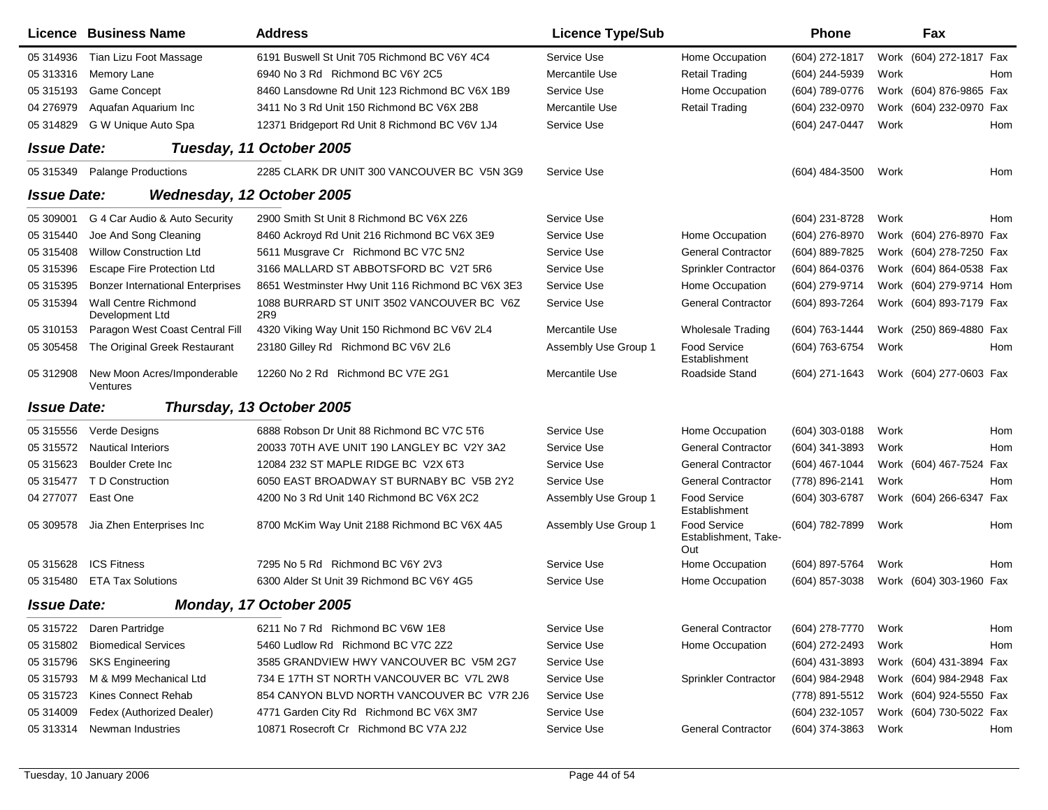| Licence | Business Name | Address | Licence Type/Sub | | Phone | | Fax | |
|---|---|---|---|---|---|---|---|---|
| 05 314936 | Tian Lizu Foot Massage | 6191 Buswell St Unit 705 Richmond BC V6Y 4C4 | Service Use | Home Occupation | (604) 272-1817 | Work | (604) 272-1817 | Fax |
| 05 313316 | Memory Lane | 6940 No 3 Rd Richmond BC V6Y 2C5 | Mercantile Use | Retail Trading | (604) 244-5939 | Work | | Hom |
| 05 315193 | Game Concept | 8460 Lansdowne Rd Unit 123 Richmond BC V6X 1B9 | Service Use | Home Occupation | (604) 789-0776 | Work | (604) 876-9865 | Fax |
| 04 276979 | Aquafan Aquarium Inc | 3411 No 3 Rd Unit 150 Richmond BC V6X 2B8 | Mercantile Use | Retail Trading | (604) 232-0970 | Work | (604) 232-0970 | Fax |
| 05 314829 | G W Unique Auto Spa | 12371 Bridgeport Rd Unit 8 Richmond BC V6V 1J4 | Service Use | | (604) 247-0447 | Work | | Hom |
| ***Issue Date:*** | ***Tuesday, 11 October 2005*** | | | | | | | |
| 05 315349 | Palange Productions | 2285 CLARK DR UNIT 300 VANCOUVER BC V5N 3G9 | Service Use | | (604) 484-3500 | Work | | Hom |
| ***Issue Date:*** | ***Wednesday, 12 October 2005*** | | | | | | | |
| 05 309001 | G 4 Car Audio & Auto Security | 2900 Smith St Unit 8 Richmond BC V6X 2Z6 | Service Use | | (604) 231-8728 | Work | | Hom |
| 05 315440 | Joe And Song Cleaning | 8460 Ackroyd Rd Unit 216 Richmond BC V6X 3E9 | Service Use | Home Occupation | (604) 276-8970 | Work | (604) 276-8970 | Fax |
| 05 315408 | Willow Construction Ltd | 5611 Musgrave Cr Richmond BC V7C 5N2 | Service Use | General Contractor | (604) 889-7825 | Work | (604) 278-7250 | Fax |
| 05 315396 | Escape Fire Protection Ltd | 3166 MALLARD ST ABBOTSFORD BC V2T 5R6 | Service Use | Sprinkler Contractor | (604) 864-0376 | Work | (604) 864-0538 | Fax |
| 05 315395 | Bonzer International Enterprises | 8651 Westminster Hwy Unit 116 Richmond BC V6X 3E3 | Service Use | Home Occupation | (604) 279-9714 | Work | (604) 279-9714 | Hom |
| 05 315394 | Wall Centre Richmond Development Ltd | 1088 BURRARD ST UNIT 3502 VANCOUVER BC V6Z 2R9 | Service Use | General Contractor | (604) 893-7264 | Work | (604) 893-7179 | Fax |
| 05 310153 | Paragon West Coast Central Fill | 4320 Viking Way Unit 150 Richmond BC V6V 2L4 | Mercantile Use | Wholesale Trading | (604) 763-1444 | Work | (250) 869-4880 | Fax |
| 05 305458 | The Original Greek Restaurant | 23180 Gilley Rd Richmond BC V6V 2L6 | Assembly Use Group 1 | Food Service Establishment | (604) 763-6754 | Work | | Hom |
| 05 312908 | New Moon Acres/Imponderable Ventures | 12260 No 2 Rd Richmond BC V7E 2G1 | Mercantile Use | Roadside Stand | (604) 271-1643 | Work | (604) 277-0603 | Fax |
| ***Issue Date:*** | ***Thursday, 13 October 2005*** | | | | | | | |
| 05 315556 | Verde Designs | 6888 Robson Dr Unit 88 Richmond BC V7C 5T6 | Service Use | Home Occupation | (604) 303-0188 | Work | | Hom |
| 05 315572 | Nautical Interiors | 20033 70TH AVE UNIT 190 LANGLEY BC V2Y 3A2 | Service Use | General Contractor | (604) 341-3893 | Work | | Hom |
| 05 315623 | Boulder Crete Inc | 12084 232 ST MAPLE RIDGE BC V2X 6T3 | Service Use | General Contractor | (604) 467-1044 | Work | (604) 467-7524 | Fax |
| 05 315477 | T D Construction | 6050 EAST BROADWAY ST BURNABY BC V5B 2Y2 | Service Use | General Contractor | (778) 896-2141 | Work | | Hom |
| 04 277077 | East One | 4200 No 3 Rd Unit 140 Richmond BC V6X 2C2 | Assembly Use Group 1 | Food Service Establishment | (604) 303-6787 | Work | (604) 266-6347 | Fax |
| 05 309578 | Jia Zhen Enterprises Inc | 8700 McKim Way Unit 2188 Richmond BC V6X 4A5 | Assembly Use Group 1 | Food Service Establishment, Take-Out | (604) 782-7899 | Work | | Hom |
| 05 315628 | ICS Fitness | 7295 No 5 Rd Richmond BC V6Y 2V3 | Service Use | Home Occupation | (604) 897-5764 | Work | | Hom |
| 05 315480 | ETA Tax Solutions | 6300 Alder St Unit 39 Richmond BC V6Y 4G5 | Service Use | Home Occupation | (604) 857-3038 | Work | (604) 303-1960 | Fax |
| ***Issue Date:*** | ***Monday, 17 October 2005*** | | | | | | | |
| 05 315722 | Daren Partridge | 6211 No 7 Rd Richmond BC V6W 1E8 | Service Use | General Contractor | (604) 278-7770 | Work | | Hom |
| 05 315802 | Biomedical Services | 5460 Ludlow Rd Richmond BC V7C 2Z2 | Service Use | Home Occupation | (604) 272-2493 | Work | | Hom |
| 05 315796 | SKS Engineering | 3585 GRANDVIEW HWY VANCOUVER BC V5M 2G7 | Service Use | | (604) 431-3893 | Work | (604) 431-3894 | Fax |
| 05 315793 | M & M99 Mechanical Ltd | 734 E 17TH ST NORTH VANCOUVER BC V7L 2W8 | Service Use | Sprinkler Contractor | (604) 984-2948 | Work | (604) 984-2948 | Fax |
| 05 315723 | Kines Connect Rehab | 854 CANYON BLVD NORTH VANCOUVER BC V7R 2J6 | Service Use | | (778) 891-5512 | Work | (604) 924-5550 | Fax |
| 05 314009 | Fedex (Authorized Dealer) | 4771 Garden City Rd Richmond BC V6X 3M7 | Service Use | | (604) 232-1057 | Work | (604) 730-5022 | Fax |
| 05 313314 | Newman Industries | 10871 Rosecroft Cr Richmond BC V7A 2J2 | Service Use | General Contractor | (604) 374-3863 | Work | | Hom |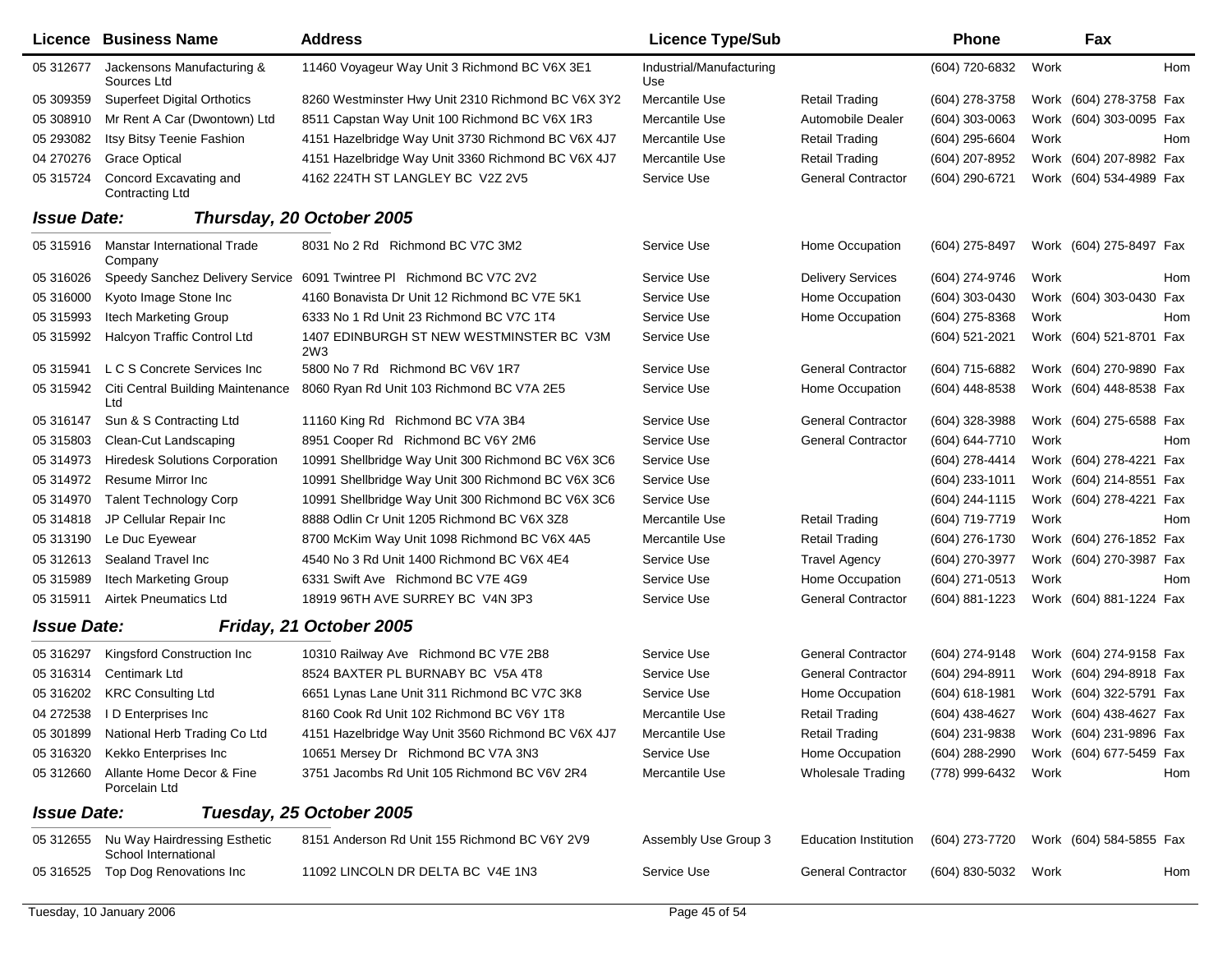| Licence | Business Name | Address | Licence Type/Sub | | Phone | | Fax | |
|---|---|---|---|---|---|---|---|---|
| 05 312677 | Jackensons Manufacturing & Sources Ltd | 11460 Voyageur Way Unit 3 Richmond BC V6X 3E1 | Industrial/Manufacturing Use | | (604) 720-6832 | Work | | Hom |
| 05 309359 | Superfeet Digital Orthotics | 8260 Westminster Hwy Unit 2310 Richmond BC V6X 3Y2 | Mercantile Use | Retail Trading | (604) 278-3758 | Work | (604) 278-3758 | Fax |
| 05 308910 | Mr Rent A Car (Dwontown) Ltd | 8511 Capstan Way Unit 100 Richmond BC V6X 1R3 | Mercantile Use | Automobile Dealer | (604) 303-0063 | Work | (604) 303-0095 | Fax |
| 05 293082 | Itsy Bitsy Teenie Fashion | 4151 Hazelbridge Way Unit 3730 Richmond BC V6X 4J7 | Mercantile Use | Retail Trading | (604) 295-6604 | Work | | Hom |
| 04 270276 | Grace Optical | 4151 Hazelbridge Way Unit 3360 Richmond BC V6X 4J7 | Mercantile Use | Retail Trading | (604) 207-8952 | Work | (604) 207-8982 | Fax |
| 05 315724 | Concord Excavating and Contracting Ltd | 4162 224TH ST LANGLEY BC V2Z 2V5 | Service Use | General Contractor | (604) 290-6721 | Work | (604) 534-4989 | Fax |

## *Issue Date: Thursday, 20 October 2005*

| Licence | Business Name | Address | Licence Type/Sub | | Phone | | Fax | |
|---|---|---|---|---|---|---|---|---|
| 05 315916 | Manstar International Trade Company | 8031 No 2 Rd Richmond BC V7C 3M2 | Service Use | Home Occupation | (604) 275-8497 | Work | (604) 275-8497 | Fax |
| 05 316026 | Speedy Sanchez Delivery Service | 6091 Twintree Pl Richmond BC V7C 2V2 | Service Use | Delivery Services | (604) 274-9746 | Work | | Hom |
| 05 316000 | Kyoto Image Stone Inc | 4160 Bonavista Dr Unit 12 Richmond BC V7E 5K1 | Service Use | Home Occupation | (604) 303-0430 | Work | (604) 303-0430 | Fax |
| 05 315993 | Itech Marketing Group | 6333 No 1 Rd Unit 23 Richmond BC V7C 1T4 | Service Use | Home Occupation | (604) 275-8368 | Work | | Hom |
| 05 315992 | Halcyon Traffic Control Ltd | 1407 EDINBURGH ST NEW WESTMINSTER BC V3M 2W3 | Service Use | | (604) 521-2021 | Work | (604) 521-8701 | Fax |
| 05 315941 | L C S Concrete Services Inc | 5800 No 7 Rd Richmond BC V6V 1R7 | Service Use | General Contractor | (604) 715-6882 | Work | (604) 270-9890 | Fax |
| 05 315942 | Citi Central Building Maintenance Ltd | 8060 Ryan Rd Unit 103 Richmond BC V7A 2E5 | Service Use | Home Occupation | (604) 448-8538 | Work | (604) 448-8538 | Fax |
| 05 316147 | Sun & S Contracting Ltd | 11160 King Rd Richmond BC V7A 3B4 | Service Use | General Contractor | (604) 328-3988 | Work | (604) 275-6588 | Fax |
| 05 315803 | Clean-Cut Landscaping | 8951 Cooper Rd Richmond BC V6Y 2M6 | Service Use | General Contractor | (604) 644-7710 | Work | | Hom |
| 05 314973 | Hiredesk Solutions Corporation | 10991 Shellbridge Way Unit 300 Richmond BC V6X 3C6 | Service Use | | (604) 278-4414 | Work | (604) 278-4221 | Fax |
| 05 314972 | Resume Mirror Inc | 10991 Shellbridge Way Unit 300 Richmond BC V6X 3C6 | Service Use | | (604) 233-1011 | Work | (604) 214-8551 | Fax |
| 05 314970 | Talent Technology Corp | 10991 Shellbridge Way Unit 300 Richmond BC V6X 3C6 | Service Use | | (604) 244-1115 | Work | (604) 278-4221 | Fax |
| 05 314818 | JP Cellular Repair Inc | 8888 Odlin Cr Unit 1205 Richmond BC V6X 3Z8 | Mercantile Use | Retail Trading | (604) 719-7719 | Work | | Hom |
| 05 313190 | Le Duc Eyewear | 8700 McKim Way Unit 1098 Richmond BC V6X 4A5 | Mercantile Use | Retail Trading | (604) 276-1730 | Work | (604) 276-1852 | Fax |
| 05 312613 | Sealand Travel Inc | 4540 No 3 Rd Unit 1400 Richmond BC V6X 4E4 | Service Use | Travel Agency | (604) 270-3977 | Work | (604) 270-3987 | Fax |
| 05 315989 | Itech Marketing Group | 6331 Swift Ave Richmond BC V7E 4G9 | Service Use | Home Occupation | (604) 271-0513 | Work | | Hom |
| 05 315911 | Airtek Pneumatics Ltd | 18919 96TH AVE SURREY BC V4N 3P3 | Service Use | General Contractor | (604) 881-1223 | Work | (604) 881-1224 | Fax |

## *Issue Date: Friday, 21 October 2005*

| Licence | Business Name | Address | Licence Type/Sub | | Phone | | Fax | |
|---|---|---|---|---|---|---|---|---|
| 05 316297 | Kingsford Construction Inc | 10310 Railway Ave Richmond BC V7E 2B8 | Service Use | General Contractor | (604) 274-9148 | Work | (604) 274-9158 | Fax |
| 05 316314 | Centimark Ltd | 8524 BAXTER PL BURNABY BC V5A 4T8 | Service Use | General Contractor | (604) 294-8911 | Work | (604) 294-8918 | Fax |
| 05 316202 | KRC Consulting Ltd | 6651 Lynas Lane Unit 311 Richmond BC V7C 3K8 | Service Use | Home Occupation | (604) 618-1981 | Work | (604) 322-5791 | Fax |
| 04 272538 | I D Enterprises Inc | 8160 Cook Rd Unit 102 Richmond BC V6Y 1T8 | Mercantile Use | Retail Trading | (604) 438-4627 | Work | (604) 438-4627 | Fax |
| 05 301899 | National Herb Trading Co Ltd | 4151 Hazelbridge Way Unit 3560 Richmond BC V6X 4J7 | Mercantile Use | Retail Trading | (604) 231-9838 | Work | (604) 231-9896 | Fax |
| 05 316320 | Kekko Enterprises Inc | 10651 Mersey Dr Richmond BC V7A 3N3 | Service Use | Home Occupation | (604) 288-2990 | Work | (604) 677-5459 | Fax |
| 05 312660 | Allante Home Decor & Fine Porcelain Ltd | 3751 Jacombs Rd Unit 105 Richmond BC V6V 2R4 | Mercantile Use | Wholesale Trading | (778) 999-6432 | Work | | Hom |

## *Issue Date: Tuesday, 25 October 2005*

| Licence | Business Name | Address | Licence Type/Sub | | Phone | | Fax | |
|---|---|---|---|---|---|---|---|---|
| 05 312655 | Nu Way Hairdressing Esthetic School International | 8151 Anderson Rd Unit 155 Richmond BC V6Y 2V9 | Assembly Use Group 3 | Education Institution | (604) 273-7720 | Work | (604) 584-5855 | Fax |
| 05 316525 | Top Dog Renovations Inc | 11092 LINCOLN DR DELTA BC V4E 1N3 | Service Use | General Contractor | (604) 830-5032 | Work | | Hom |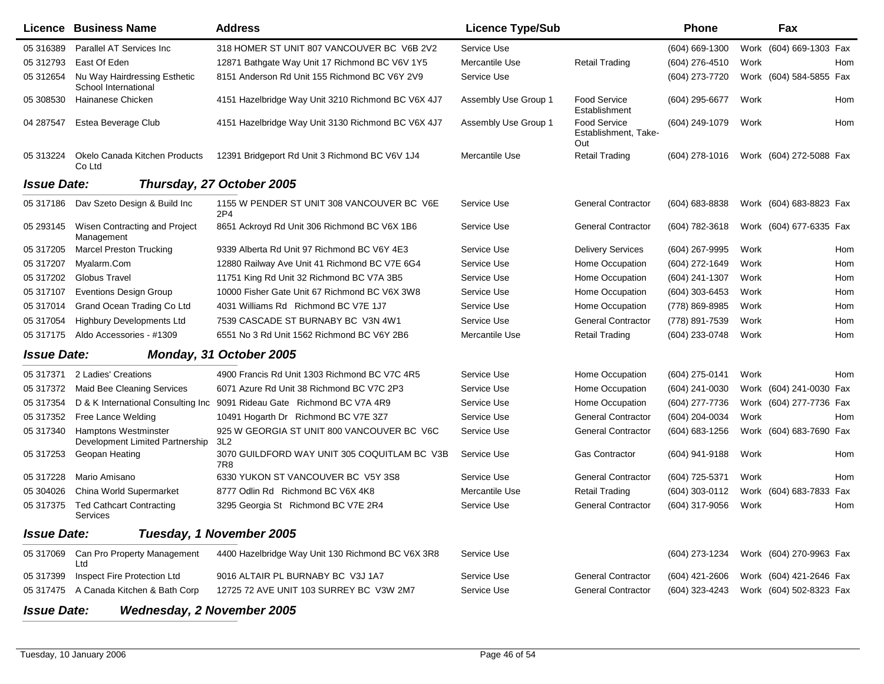| Licence | Business Name | Address | Licence Type/Sub | | Phone | | Fax | |
|---|---|---|---|---|---|---|---|---|
| 05 316389 | Parallel AT Services Inc | 318 HOMER ST UNIT 807 VANCOUVER BC V6B 2V2 | Service Use | | (604) 669-1300 | Work | (604) 669-1303 | Fax |
| 05 312793 | East Of Eden | 12871 Bathgate Way Unit 17 Richmond BC V6V 1Y5 | Mercantile Use | Retail Trading | (604) 276-4510 | Work | | Hom |
| 05 312654 | Nu Way Hairdressing Esthetic School International | 8151 Anderson Rd Unit 155 Richmond BC V6Y 2V9 | Service Use | | (604) 273-7720 | Work | (604) 584-5855 | Fax |
| 05 308530 | Hainanese Chicken | 4151 Hazelbridge Way Unit 3210 Richmond BC V6X 4J7 | Assembly Use Group 1 | Food Service Establishment | (604) 295-6677 | Work | | Hom |
| 04 287547 | Estea Beverage Club | 4151 Hazelbridge Way Unit 3130 Richmond BC V6X 4J7 | Assembly Use Group 1 | Food Service Establishment, Take-Out | (604) 249-1079 | Work | | Hom |
| 05 313224 | Okelo Canada Kitchen Products Co Ltd | 12391 Bridgeport Rd Unit 3 Richmond BC V6V 1J4 | Mercantile Use | Retail Trading | (604) 278-1016 | Work | (604) 272-5088 | Fax |

***Issue Date: Thursday, 27 October 2005***

| Licence | Business Name | Address | Licence Type/Sub | | Phone | | Fax | |
|---|---|---|---|---|---|---|---|---|
| 05 317186 | Dav Szeto Design & Build Inc | 1155 W PENDER ST UNIT 308 VANCOUVER BC V6E 2P4 | Service Use | General Contractor | (604) 683-8838 | Work | (604) 683-8823 | Fax |
| 05 293145 | Wisen Contracting and Project Management | 8651 Ackroyd Rd Unit 306 Richmond BC V6X 1B6 | Service Use | General Contractor | (604) 782-3618 | Work | (604) 677-6335 | Fax |
| 05 317205 | Marcel Preston Trucking | 9339 Alberta Rd Unit 97 Richmond BC V6Y 4E3 | Service Use | Delivery Services | (604) 267-9995 | Work | | Hom |
| 05 317207 | Myalarm.Com | 12880 Railway Ave Unit 41 Richmond BC V7E 6G4 | Service Use | Home Occupation | (604) 272-1649 | Work | | Hom |
| 05 317202 | Globus Travel | 11751 King Rd Unit 32 Richmond BC V7A 3B5 | Service Use | Home Occupation | (604) 241-1307 | Work | | Hom |
| 05 317107 | Eventions Design Group | 10000 Fisher Gate Unit 67 Richmond BC V6X 3W8 | Service Use | Home Occupation | (604) 303-6453 | Work | | Hom |
| 05 317014 | Grand Ocean Trading Co Ltd | 4031 Williams Rd Richmond BC V7E 1J7 | Service Use | Home Occupation | (778) 869-8985 | Work | | Hom |
| 05 317054 | Highbury Developments Ltd | 7539 CASCADE ST BURNABY BC V3N 4W1 | Service Use | General Contractor | (778) 891-7539 | Work | | Hom |
| 05 317175 | Aldo Accessories - #1309 | 6551 No 3 Rd Unit 1562 Richmond BC V6Y 2B6 | Mercantile Use | Retail Trading | (604) 233-0748 | Work | | Hom |

***Issue Date: Monday, 31 October 2005***

| Licence | Business Name | Address | Licence Type/Sub | | Phone | | Fax | |
|---|---|---|---|---|---|---|---|---|
| 05 317371 | 2 Ladies' Creations | 4900 Francis Rd Unit 1303 Richmond BC V7C 4R5 | Service Use | Home Occupation | (604) 275-0141 | Work | | Hom |
| 05 317372 | Maid Bee Cleaning Services | 6071 Azure Rd Unit 38 Richmond BC V7C 2P3 | Service Use | Home Occupation | (604) 241-0030 | Work | (604) 241-0030 | Fax |
| 05 317354 | D & K International Consulting Inc | 9091 Rideau Gate Richmond BC V7A 4R9 | Service Use | Home Occupation | (604) 277-7736 | Work | (604) 277-7736 | Fax |
| 05 317352 | Free Lance Welding | 10491 Hogarth Dr Richmond BC V7E 3Z7 | Service Use | General Contractor | (604) 204-0034 | Work | | Hom |
| 05 317340 | Hamptons Westminster Development Limited Partnership | 925 W GEORGIA ST UNIT 800 VANCOUVER BC V6C 3L2 | Service Use | General Contractor | (604) 683-1256 | Work | (604) 683-7690 | Fax |
| 05 317253 | Geopan Heating | 3070 GUILDFORD WAY UNIT 305 COQUITLAM BC V3B 7R8 | Service Use | Gas Contractor | (604) 941-9188 | Work | | Hom |
| 05 317228 | Mario Amisano | 6330 YUKON ST VANCOUVER BC V5Y 3S8 | Service Use | General Contractor | (604) 725-5371 | Work | | Hom |
| 05 304026 | China World Supermarket | 8777 Odlin Rd Richmond BC V6X 4K8 | Mercantile Use | Retail Trading | (604) 303-0112 | Work | (604) 683-7833 | Fax |
| 05 317375 | Ted Cathcart Contracting Services | 3295 Georgia St Richmond BC V7E 2R4 | Service Use | General Contractor | (604) 317-9056 | Work | | Hom |

***Issue Date: Tuesday, 1 November 2005***

| Licence | Business Name | Address | Licence Type/Sub | | Phone | | Fax | |
|---|---|---|---|---|---|---|---|---|
| 05 317069 | Can Pro Property Management Ltd | 4400 Hazelbridge Way Unit 130 Richmond BC V6X 3R8 | Service Use | | (604) 273-1234 | Work | (604) 270-9963 | Fax |
| 05 317399 | Inspect Fire Protection Ltd | 9016 ALTAIR PL BURNABY BC V3J 1A7 | Service Use | General Contractor | (604) 421-2606 | Work | (604) 421-2646 | Fax |
| 05 317475 | A Canada Kitchen & Bath Corp | 12725 72 AVE UNIT 103 SURREY BC V3W 2M7 | Service Use | General Contractor | (604) 323-4243 | Work | (604) 502-8323 | Fax |

***Issue Date: Wednesday, 2 November 2005***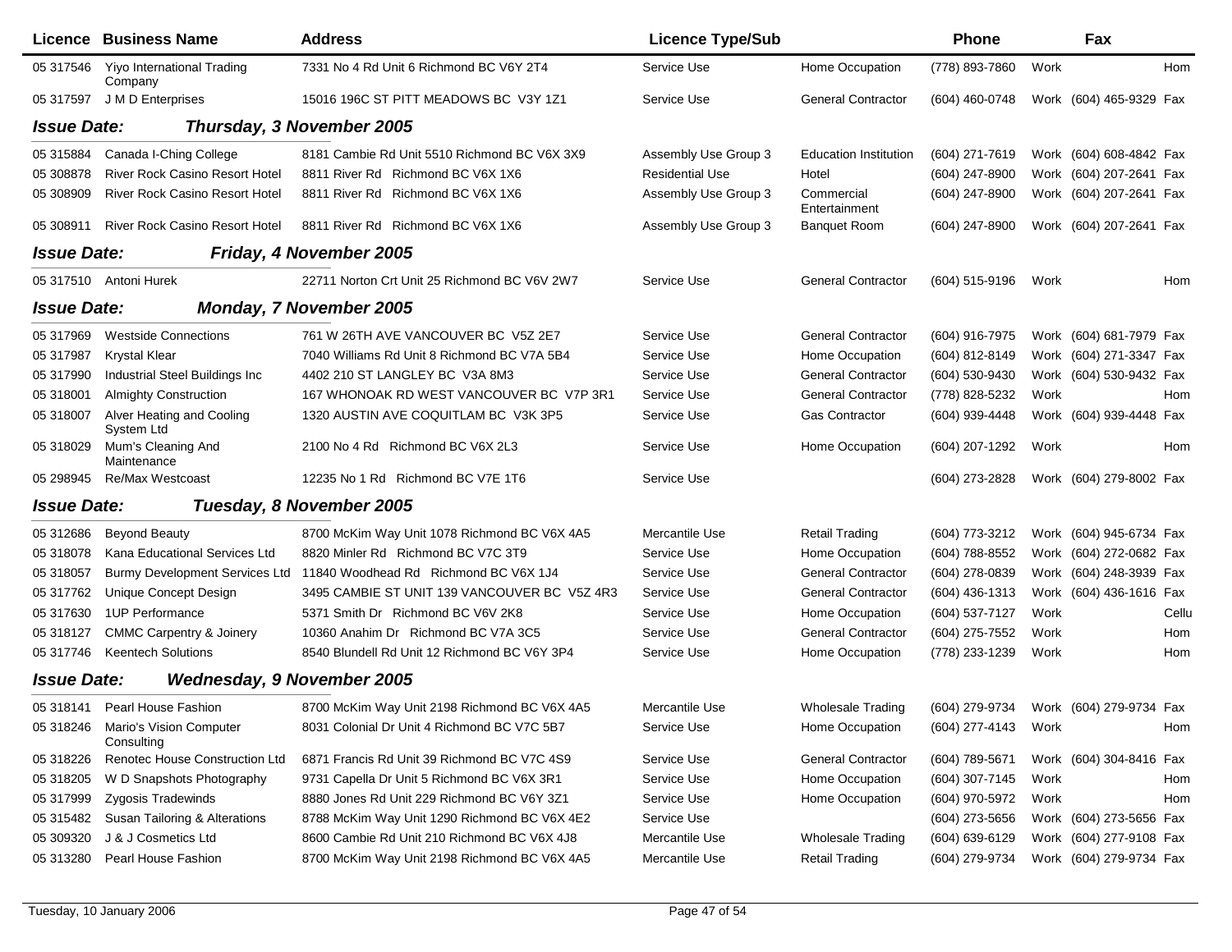| Licence | Business Name | Address | Licence Type/Sub | | Phone | | Fax | |
|---|---|---|---|---|---|---|---|---|
| 05 317546 | Yiyo International Trading Company | 7331 No 4 Rd Unit 6 Richmond BC V6Y 2T4 | Service Use | Home Occupation | (778) 893-7860 | Work | | Hom |
| 05 317597 | J M D Enterprises | 15016 196C ST PITT MEADOWS BC V3Y 1Z1 | Service Use | General Contractor | (604) 460-0748 | Work | (604) 465-9329 | Fax |
| ***Issue Date:*** | ***Thursday, 3 November 2005*** | | | | | | | |
| 05 315884 | Canada I-Ching College | 8181 Cambie Rd Unit 5510 Richmond BC V6X 3X9 | Assembly Use Group 3 | Education Institution | (604) 271-7619 | Work | (604) 608-4842 | Fax |
| 05 308878 | River Rock Casino Resort Hotel | 8811 River Rd Richmond BC V6X 1X6 | Residential Use | Hotel | (604) 247-8900 | Work | (604) 207-2641 | Fax |
| 05 308909 | River Rock Casino Resort Hotel | 8811 River Rd Richmond BC V6X 1X6 | Assembly Use Group 3 | Commercial Entertainment | (604) 247-8900 | Work | (604) 207-2641 | Fax |
| 05 308911 | River Rock Casino Resort Hotel | 8811 River Rd Richmond BC V6X 1X6 | Assembly Use Group 3 | Banquet Room | (604) 247-8900 | Work | (604) 207-2641 | Fax |
| ***Issue Date:*** | ***Friday, 4 November 2005*** | | | | | | | |
| 05 317510 | Antoni Hurek | 22711 Norton Crt Unit 25 Richmond BC V6V 2W7 | Service Use | General Contractor | (604) 515-9196 | Work | | Hom |
| ***Issue Date:*** | ***Monday, 7 November 2005*** | | | | | | | |
| 05 317969 | Westside Connections | 761 W 26TH AVE VANCOUVER BC V5Z 2E7 | Service Use | General Contractor | (604) 916-7975 | Work | (604) 681-7979 | Fax |
| 05 317987 | Krystal Klear | 7040 Williams Rd Unit 8 Richmond BC V7A 5B4 | Service Use | Home Occupation | (604) 812-8149 | Work | (604) 271-3347 | Fax |
| 05 317990 | Industrial Steel Buildings Inc | 4402 210 ST LANGLEY BC V3A 8M3 | Service Use | General Contractor | (604) 530-9430 | Work | (604) 530-9432 | Fax |
| 05 318001 | Almighty Construction | 167 WHONOAK RD WEST VANCOUVER BC V7P 3R1 | Service Use | General Contractor | (778) 828-5232 | Work | | Hom |
| 05 318007 | Alver Heating and Cooling System Ltd | 1320 AUSTIN AVE COQUITLAM BC V3K 3P5 | Service Use | Gas Contractor | (604) 939-4448 | Work | (604) 939-4448 | Fax |
| 05 318029 | Mum's Cleaning And Maintenance | 2100 No 4 Rd Richmond BC V6X 2L3 | Service Use | Home Occupation | (604) 207-1292 | Work | | Hom |
| 05 298945 | Re/Max Westcoast | 12235 No 1 Rd Richmond BC V7E 1T6 | Service Use | | (604) 273-2828 | Work | (604) 279-8002 | Fax |
| ***Issue Date:*** | ***Tuesday, 8 November 2005*** | | | | | | | |
| 05 312686 | Beyond Beauty | 8700 McKim Way Unit 1078 Richmond BC V6X 4A5 | Mercantile Use | Retail Trading | (604) 773-3212 | Work | (604) 945-6734 | Fax |
| 05 318078 | Kana Educational Services Ltd | 8820 Minler Rd Richmond BC V7C 3T9 | Service Use | Home Occupation | (604) 788-8552 | Work | (604) 272-0682 | Fax |
| 05 318057 | Burmy Development Services Ltd | 11840 Woodhead Rd Richmond BC V6X 1J4 | Service Use | General Contractor | (604) 278-0839 | Work | (604) 248-3939 | Fax |
| 05 317762 | Unique Concept Design | 3495 CAMBIE ST UNIT 139 VANCOUVER BC V5Z 4R3 | Service Use | General Contractor | (604) 436-1313 | Work | (604) 436-1616 | Fax |
| 05 317630 | 1UP Performance | 5371 Smith Dr Richmond BC V6V 2K8 | Service Use | Home Occupation | (604) 537-7127 | Work | | Cellu |
| 05 318127 | CMMC Carpentry & Joinery | 10360 Anahim Dr Richmond BC V7A 3C5 | Service Use | General Contractor | (604) 275-7552 | Work | | Hom |
| 05 317746 | Keentech Solutions | 8540 Blundell Rd Unit 12 Richmond BC V6Y 3P4 | Service Use | Home Occupation | (778) 233-1239 | Work | | Hom |
| ***Issue Date:*** | ***Wednesday, 9 November 2005*** | | | | | | | |
| 05 318141 | Pearl House Fashion | 8700 McKim Way Unit 2198 Richmond BC V6X 4A5 | Mercantile Use | Wholesale Trading | (604) 279-9734 | Work | (604) 279-9734 | Fax |
| 05 318246 | Mario's Vision Computer Consulting | 8031 Colonial Dr Unit 4 Richmond BC V7C 5B7 | Service Use | Home Occupation | (604) 277-4143 | Work | | Hom |
| 05 318226 | Renotec House Construction Ltd | 6871 Francis Rd Unit 39 Richmond BC V7C 4S9 | Service Use | General Contractor | (604) 789-5671 | Work | (604) 304-8416 | Fax |
| 05 318205 | W D Snapshots Photography | 9731 Capella Dr Unit 5 Richmond BC V6X 3R1 | Service Use | Home Occupation | (604) 307-7145 | Work | | Hom |
| 05 317999 | Zygosis Tradewinds | 8880 Jones Rd Unit 229 Richmond BC V6Y 3Z1 | Service Use | Home Occupation | (604) 970-5972 | Work | | Hom |
| 05 315482 | Susan Tailoring & Alterations | 8788 McKim Way Unit 1290 Richmond BC V6X 4E2 | Service Use | | (604) 273-5656 | Work | (604) 273-5656 | Fax |
| 05 309320 | J & J Cosmetics Ltd | 8600 Cambie Rd Unit 210 Richmond BC V6X 4J8 | Mercantile Use | Wholesale Trading | (604) 639-6129 | Work | (604) 277-9108 | Fax |
| 05 313280 | Pearl House Fashion | 8700 McKim Way Unit 2198 Richmond BC V6X 4A5 | Mercantile Use | Retail Trading | (604) 279-9734 | Work | (604) 279-9734 | Fax |

Tuesday, 10 January 2006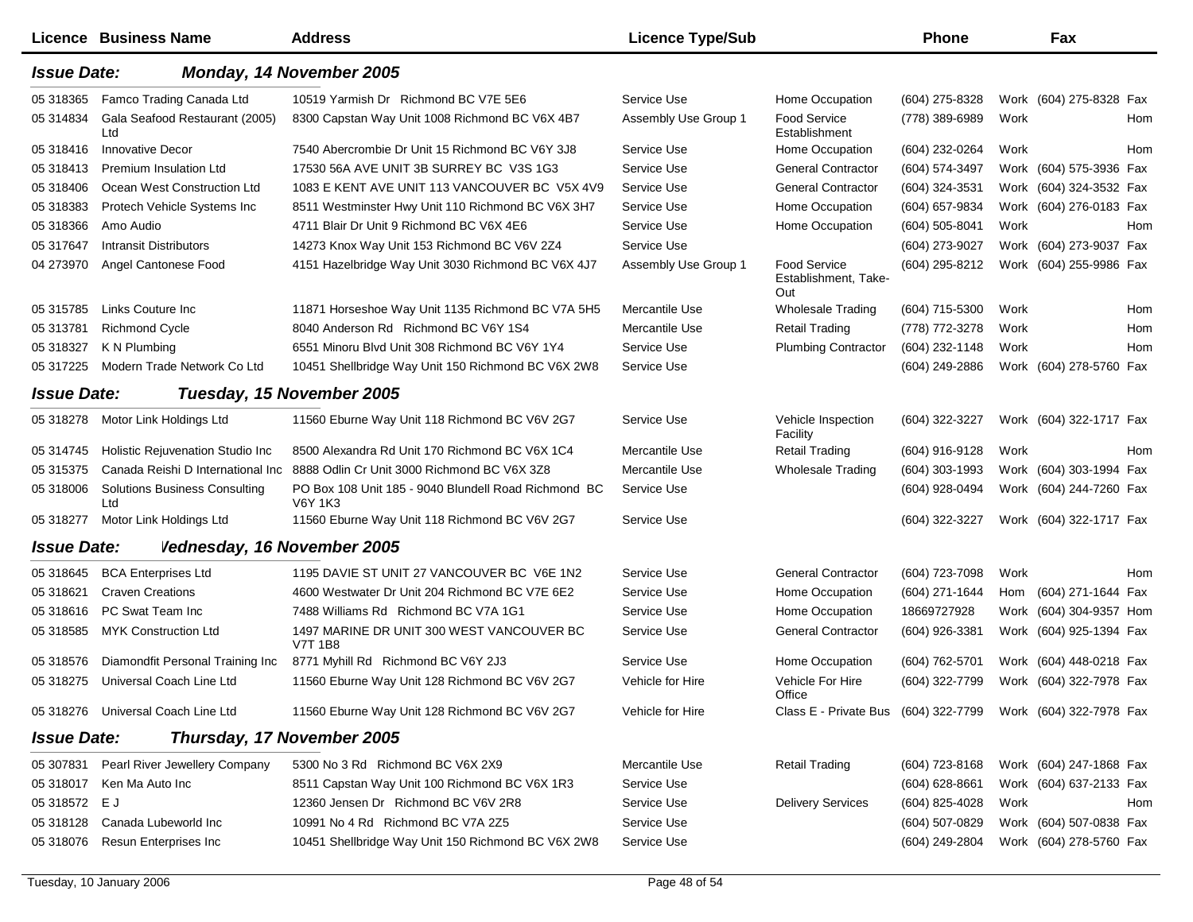| Licence | Business Name | Address | Licence Type/Sub | | Phone | | Fax | |
|---|---|---|---|---|---|---|---|---|

***Issue Date:* Monday, 14 November 2005**

| Licence | Business Name | Address | Licence Type/Sub | | Phone | | Fax | |
|---|---|---|---|---|---|---|---|---|
| 05 318365 | Famco Trading Canada Ltd | 10519 Yarmish Dr Richmond BC V7E 5E6 | Service Use | Home Occupation | (604) 275-8328 | Work | (604) 275-8328 | Fax |
| 05 314834 | Gala Seafood Restaurant (2005) Ltd | 8300 Capstan Way Unit 1008 Richmond BC V6X 4B7 | Assembly Use Group 1 | Food Service Establishment | (778) 389-6989 | Work | | Hom |
| 05 318416 | Innovative Decor | 7540 Abercrombie Dr Unit 15 Richmond BC V6Y 3J8 | Service Use | Home Occupation | (604) 232-0264 | Work | | Hom |
| 05 318413 | Premium Insulation Ltd | 17530 56A AVE UNIT 3B SURREY BC V3S 1G3 | Service Use | General Contractor | (604) 574-3497 | Work | (604) 575-3936 | Fax |
| 05 318406 | Ocean West Construction Ltd | 1083 E KENT AVE UNIT 113 VANCOUVER BC V5X 4V9 | Service Use | General Contractor | (604) 324-3531 | Work | (604) 324-3532 | Fax |
| 05 318383 | Protech Vehicle Systems Inc | 8511 Westminster Hwy Unit 110 Richmond BC V6X 3H7 | Service Use | Home Occupation | (604) 657-9834 | Work | (604) 276-0183 | Fax |
| 05 318366 | Amo Audio | 4711 Blair Dr Unit 9 Richmond BC V6X 4E6 | Service Use | Home Occupation | (604) 505-8041 | Work | | Hom |
| 05 317647 | Intransit Distributors | 14273 Knox Way Unit 153 Richmond BC V6V 2Z4 | Service Use | | (604) 273-9027 | Work | (604) 273-9037 | Fax |
| 04 273970 | Angel Cantonese Food | 4151 Hazelbridge Way Unit 3030 Richmond BC V6X 4J7 | Assembly Use Group 1 | Food Service Establishment, Take-Out | (604) 295-8212 | Work | (604) 255-9986 | Fax |
| 05 315785 | Links Couture Inc | 11871 Horseshoe Way Unit 1135 Richmond BC V7A 5H5 | Mercantile Use | Wholesale Trading | (604) 715-5300 | Work | | Hom |
| 05 313781 | Richmond Cycle | 8040 Anderson Rd Richmond BC V6Y 1S4 | Mercantile Use | Retail Trading | (778) 772-3278 | Work | | Hom |
| 05 318327 | K N Plumbing | 6551 Minoru Blvd Unit 308 Richmond BC V6Y 1Y4 | Service Use | Plumbing Contractor | (604) 232-1148 | Work | | Hom |
| 05 317225 | Modern Trade Network Co Ltd | 10451 Shellbridge Way Unit 150 Richmond BC V6X 2W8 | Service Use | | (604) 249-2886 | Work | (604) 278-5760 | Fax |

***Issue Date:* Tuesday, 15 November 2005**

| Licence | Business Name | Address | Licence Type/Sub | | Phone | | Fax | |
|---|---|---|---|---|---|---|---|---|
| 05 318278 | Motor Link Holdings Ltd | 11560 Eburne Way Unit 118 Richmond BC V6V 2G7 | Service Use | Vehicle Inspection Facility | (604) 322-3227 | Work | (604) 322-1717 | Fax |
| 05 314745 | Holistic Rejuvenation Studio Inc | 8500 Alexandra Rd Unit 170 Richmond BC V6X 1C4 | Mercantile Use | Retail Trading | (604) 916-9128 | Work | | Hom |
| 05 315375 | Canada Reishi D International Inc | 8888 Odlin Cr Unit 3000 Richmond BC V6X 3Z8 | Mercantile Use | Wholesale Trading | (604) 303-1993 | Work | (604) 303-1994 | Fax |
| 05 318006 | Solutions Business Consulting Ltd | PO Box 108 Unit 185 - 9040 Blundell Road Richmond BC V6Y 1K3 | Service Use | | (604) 928-0494 | Work | (604) 244-7260 | Fax |
| 05 318277 | Motor Link Holdings Ltd | 11560 Eburne Way Unit 118 Richmond BC V6V 2G7 | Service Use | | (604) 322-3227 | Work | (604) 322-1717 | Fax |

***Issue Date:* Wednesday, 16 November 2005**

| Licence | Business Name | Address | Licence Type/Sub | | Phone | | Fax | |
|---|---|---|---|---|---|---|---|---|
| 05 318645 | BCA Enterprises Ltd | 1195 DAVIE ST UNIT 27 VANCOUVER BC V6E 1N2 | Service Use | General Contractor | (604) 723-7098 | Work | | Hom |
| 05 318621 | Craven Creations | 4600 Westwater Dr Unit 204 Richmond BC V7E 6E2 | Service Use | Home Occupation | (604) 271-1644 | Hom | (604) 271-1644 | Fax |
| 05 318616 | PC Swat Team Inc | 7488 Williams Rd Richmond BC V7A 1G1 | Service Use | Home Occupation | 18669727928 | Work | (604) 304-9357 | Hom |
| 05 318585 | MYK Construction Ltd | 1497 MARINE DR UNIT 300 WEST VANCOUVER BC V7T 1B8 | Service Use | General Contractor | (604) 926-3381 | Work | (604) 925-1394 | Fax |
| 05 318576 | Diamondfit Personal Training Inc | 8771 Myhill Rd Richmond BC V6Y 2J3 | Service Use | Home Occupation | (604) 762-5701 | Work | (604) 448-0218 | Fax |
| 05 318275 | Universal Coach Line Ltd | 11560 Eburne Way Unit 128 Richmond BC V6V 2G7 | Vehicle for Hire | Vehicle For Hire Office | (604) 322-7799 | Work | (604) 322-7978 | Fax |
| 05 318276 | Universal Coach Line Ltd | 11560 Eburne Way Unit 128 Richmond BC V6V 2G7 | Vehicle for Hire | Class E - Private Bus | (604) 322-7799 | Work | (604) 322-7978 | Fax |

***Issue Date:* Thursday, 17 November 2005**

| Licence | Business Name | Address | Licence Type/Sub | | Phone | | Fax | |
|---|---|---|---|---|---|---|---|---|
| 05 307831 | Pearl River Jewellery Company | 5300 No 3 Rd Richmond BC V6X 2X9 | Mercantile Use | Retail Trading | (604) 723-8168 | Work | (604) 247-1868 | Fax |
| 05 318017 | Ken Ma Auto Inc | 8511 Capstan Way Unit 100 Richmond BC V6X 1R3 | Service Use | | (604) 628-8661 | Work | (604) 637-2133 | Fax |
| 05 318572 | E J | 12360 Jensen Dr Richmond BC V6V 2R8 | Service Use | Delivery Services | (604) 825-4028 | Work | | Hom |
| 05 318128 | Canada Lubeworld Inc | 10991 No 4 Rd Richmond BC V7A 2Z5 | Service Use | | (604) 507-0829 | Work | (604) 507-0838 | Fax |
| 05 318076 | Resun Enterprises Inc | 10451 Shellbridge Way Unit 150 Richmond BC V6X 2W8 | Service Use | | (604) 249-2804 | Work | (604) 278-5760 | Fax |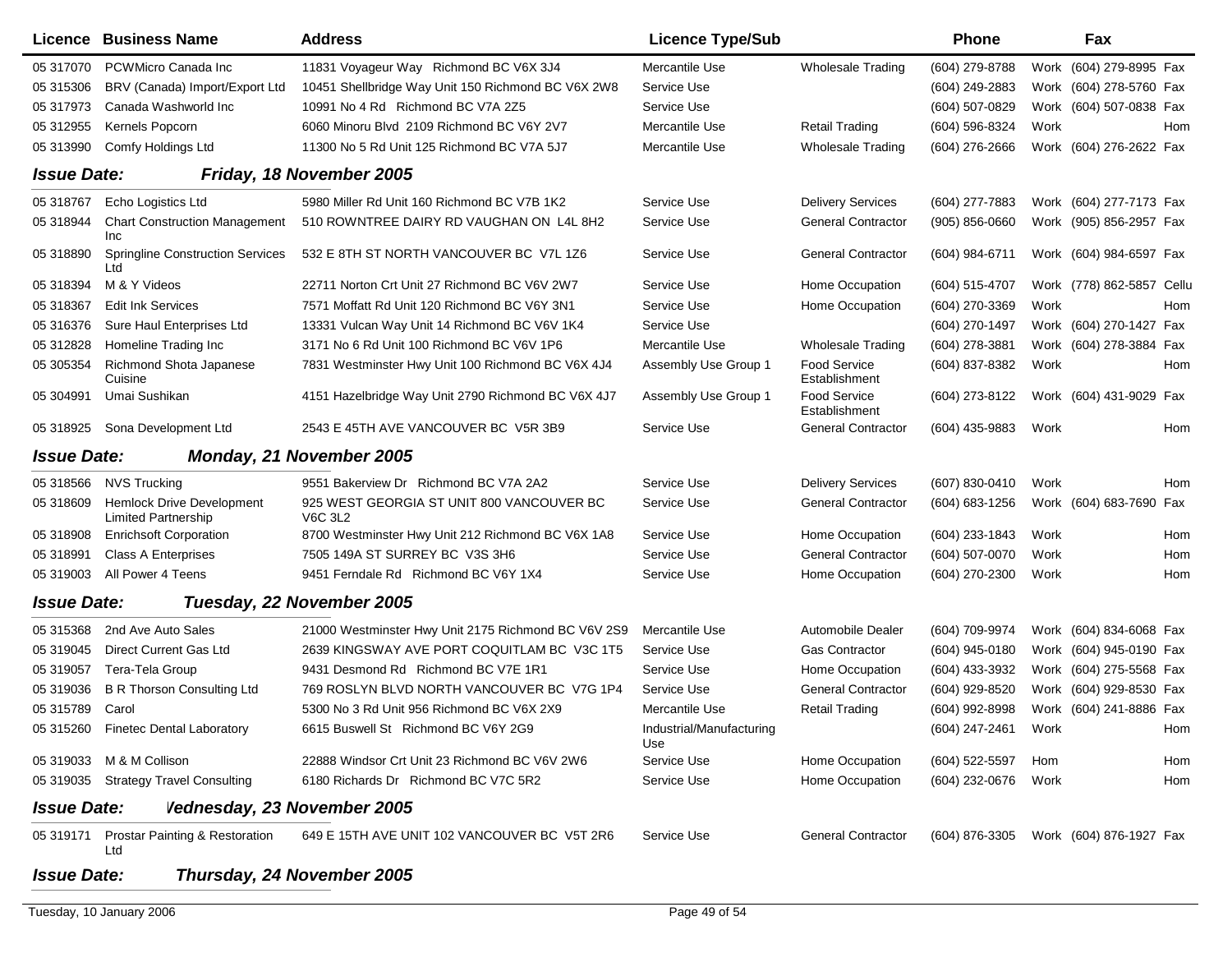| Licence | Business Name | Address | Licence Type/Sub | | Phone | | Fax | |
|---|---|---|---|---|---|---|---|---|
| 05 317070 | PCWMicro Canada Inc | 11831 Voyageur Way Richmond BC V6X 3J4 | Mercantile Use | Wholesale Trading | (604) 279-8788 | Work | (604) 279-8995 | Fax |
| 05 315306 | BRV (Canada) Import/Export Ltd | 10451 Shellbridge Way Unit 150 Richmond BC V6X 2W8 | Service Use | | (604) 249-2883 | Work | (604) 278-5760 | Fax |
| 05 317973 | Canada Washworld Inc | 10991 No 4 Rd Richmond BC V7A 2Z5 | Service Use | | (604) 507-0829 | Work | (604) 507-0838 | Fax |
| 05 312955 | Kernels Popcorn | 6060 Minoru Blvd 2109 Richmond BC V6Y 2V7 | Mercantile Use | Retail Trading | (604) 596-8324 | Work | | Hom |
| 05 313990 | Comfy Holdings Ltd | 11300 No 5 Rd Unit 125 Richmond BC V7A 5J7 | Mercantile Use | Wholesale Trading | (604) 276-2666 | Work | (604) 276-2622 | Fax |

**Issue Date:** ***Friday, 18 November 2005***

| Licence | Business Name | Address | Licence Type/Sub | | Phone | | Fax | |
|---|---|---|---|---|---|---|---|---|
| 05 318767 | Echo Logistics Ltd | 5980 Miller Rd Unit 160 Richmond BC V7B 1K2 | Service Use | Delivery Services | (604) 277-7883 | Work | (604) 277-7173 | Fax |
| 05 318944 | Chart Construction Management Inc | 510 ROWNTREE DAIRY RD VAUGHAN ON L4L 8H2 | Service Use | General Contractor | (905) 856-0660 | Work | (905) 856-2957 | Fax |
| 05 318890 | Springline Construction Services Ltd | 532 E 8TH ST NORTH VANCOUVER BC V7L 1Z6 | Service Use | General Contractor | (604) 984-6711 | Work | (604) 984-6597 | Fax |
| 05 318394 | M & Y Videos | 22711 Norton Crt Unit 27 Richmond BC V6V 2W7 | Service Use | Home Occupation | (604) 515-4707 | Work | (778) 862-5857 | Cellu |
| 05 318367 | Edit Ink Services | 7571 Moffatt Rd Unit 120 Richmond BC V6Y 3N1 | Service Use | Home Occupation | (604) 270-3369 | Work | | Hom |
| 05 316376 | Sure Haul Enterprises Ltd | 13331 Vulcan Way Unit 14 Richmond BC V6V 1K4 | Service Use | | (604) 270-1497 | Work | (604) 270-1427 | Fax |
| 05 312828 | Homeline Trading Inc | 3171 No 6 Rd Unit 100 Richmond BC V6V 1P6 | Mercantile Use | Wholesale Trading | (604) 278-3881 | Work | (604) 278-3884 | Fax |
| 05 305354 | Richmond Shota Japanese Cuisine | 7831 Westminster Hwy Unit 100 Richmond BC V6X 4J4 | Assembly Use Group 1 | Food Service Establishment | (604) 837-8382 | Work | | Hom |
| 05 304991 | Umai Sushikan | 4151 Hazelbridge Way Unit 2790 Richmond BC V6X 4J7 | Assembly Use Group 1 | Food Service Establishment | (604) 273-8122 | Work | (604) 431-9029 | Fax |
| 05 318925 | Sona Development Ltd | 2543 E 45TH AVE VANCOUVER BC V5R 3B9 | Service Use | General Contractor | (604) 435-9883 | Work | | Hom |

**Issue Date:** ***Monday, 21 November 2005***

| Licence | Business Name | Address | Licence Type/Sub | | Phone | | Fax | |
|---|---|---|---|---|---|---|---|---|
| 05 318566 | NVS Trucking | 9551 Bakerview Dr Richmond BC V7A 2A2 | Service Use | Delivery Services | (607) 830-0410 | Work | | Hom |
| 05 318609 | Hemlock Drive Development Limited Partnership | 925 WEST GEORGIA ST UNIT 800 VANCOUVER BC V6C 3L2 | Service Use | General Contractor | (604) 683-1256 | Work | (604) 683-7690 | Fax |
| 05 318908 | Enrichsoft Corporation | 8700 Westminster Hwy Unit 212 Richmond BC V6X 1A8 | Service Use | Home Occupation | (604) 233-1843 | Work | | Hom |
| 05 318991 | Class A Enterprises | 7505 149A ST SURREY BC V3S 3H6 | Service Use | General Contractor | (604) 507-0070 | Work | | Hom |
| 05 319003 | All Power 4 Teens | 9451 Ferndale Rd Richmond BC V6Y 1X4 | Service Use | Home Occupation | (604) 270-2300 | Work | | Hom |

**Issue Date:** ***Tuesday, 22 November 2005***

| Licence | Business Name | Address | Licence Type/Sub | | Phone | | Fax | |
|---|---|---|---|---|---|---|---|---|
| 05 315368 | 2nd Ave Auto Sales | 21000 Westminster Hwy Unit 2175 Richmond BC V6V 2S9 | Mercantile Use | Automobile Dealer | (604) 709-9974 | Work | (604) 834-6068 | Fax |
| 05 319045 | Direct Current Gas Ltd | 2639 KINGSWAY AVE PORT COQUITLAM BC V3C 1T5 | Service Use | Gas Contractor | (604) 945-0180 | Work | (604) 945-0190 | Fax |
| 05 319057 | Tera-Tela Group | 9431 Desmond Rd Richmond BC V7E 1R1 | Service Use | Home Occupation | (604) 433-3932 | Work | (604) 275-5568 | Fax |
| 05 319036 | B R Thorson Consulting Ltd | 769 ROSLYN BLVD NORTH VANCOUVER BC V7G 1P4 | Service Use | General Contractor | (604) 929-8520 | Work | (604) 929-8530 | Fax |
| 05 315789 | Carol | 5300 No 3 Rd Unit 956 Richmond BC V6X 2X9 | Mercantile Use | Retail Trading | (604) 992-8998 | Work | (604) 241-8886 | Fax |
| 05 315260 | Finetec Dental Laboratory | 6615 Buswell St Richmond BC V6Y 2G9 | Industrial/Manufacturing Use | | (604) 247-2461 | Work | | Hom |
| 05 319033 | M & M Collison | 22888 Windsor Crt Unit 23 Richmond BC V6V 2W6 | Service Use | Home Occupation | (604) 522-5597 | Hom | | Hom |
| 05 319035 | Strategy Travel Consulting | 6180 Richards Dr Richmond BC V7C 5R2 | Service Use | Home Occupation | (604) 232-0676 | Work | | Hom |

**Issue Date:** ***Wednesday, 23 November 2005***

| Licence | Business Name | Address | Licence Type/Sub | | Phone | | Fax | |
|---|---|---|---|---|---|---|---|---|
| 05 319171 | Prostar Painting & Restoration Ltd | 649 E 15TH AVE UNIT 102 VANCOUVER BC V5T 2R6 | Service Use | General Contractor | (604) 876-3305 | Work | (604) 876-1927 | Fax |

**Issue Date:** ***Thursday, 24 November 2005***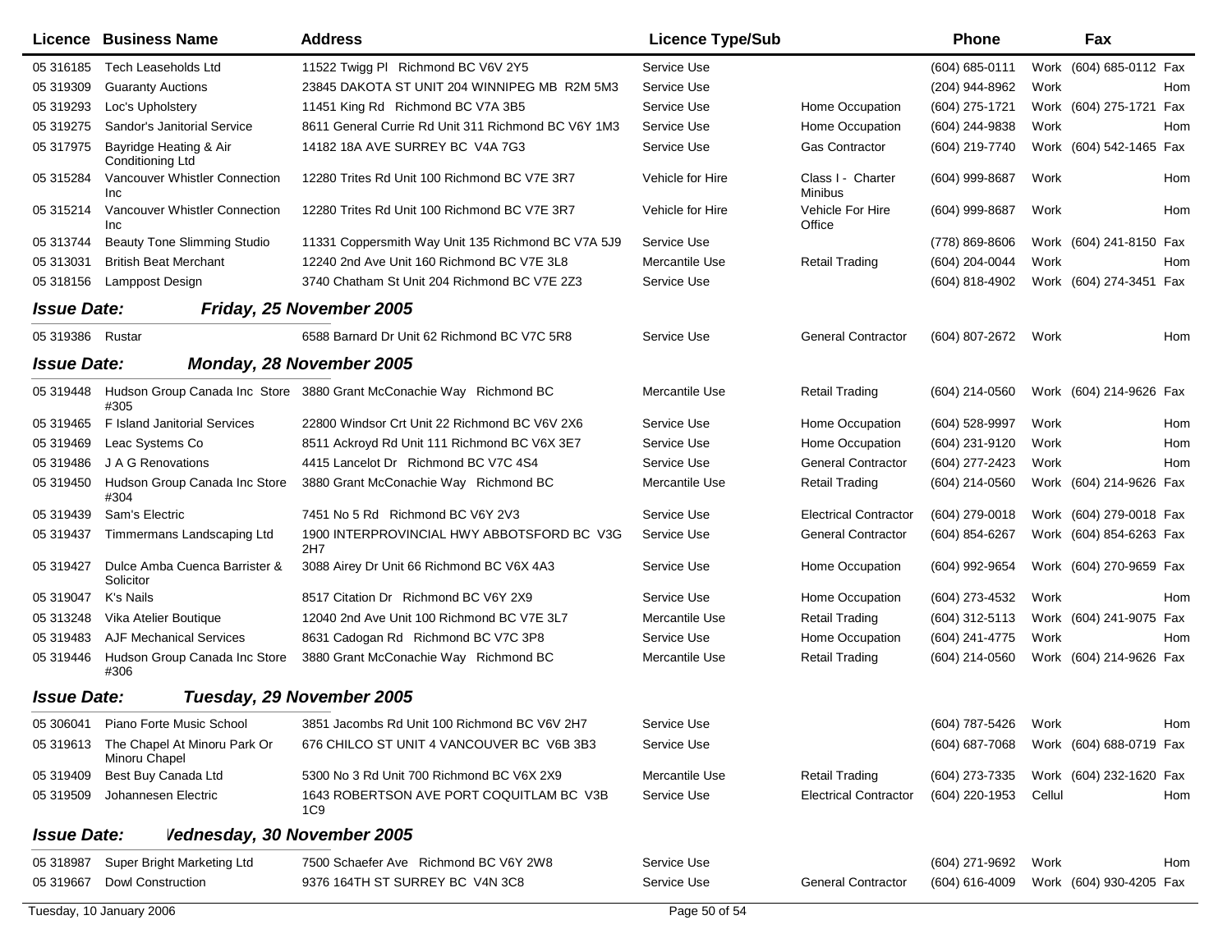| Licence | Business Name | Address | Licence Type/Sub | | Phone | | Fax | |
|---|---|---|---|---|---|---|---|---|
| 05 316185 | Tech Leaseholds Ltd | 11522 Twigg Pl Richmond BC V6V 2Y5 | Service Use | | (604) 685-0111 | Work | (604) 685-0112 | Fax |
| 05 319309 | Guaranty Auctions | 23845 DAKOTA ST UNIT 204 WINNIPEG MB R2M 5M3 | Service Use | | (204) 944-8962 | Work | | Hom |
| 05 319293 | Loc's Upholstery | 11451 King Rd Richmond BC V7A 3B5 | Service Use | Home Occupation | (604) 275-1721 | Work | (604) 275-1721 | Fax |
| 05 319275 | Sandor's Janitorial Service | 8611 General Currie Rd Unit 311 Richmond BC V6Y 1M3 | Service Use | Home Occupation | (604) 244-9838 | Work | | Hom |
| 05 317975 | Bayridge Heating & Air Conditioning Ltd | 14182 18A AVE SURREY BC V4A 7G3 | Service Use | Gas Contractor | (604) 219-7740 | Work | (604) 542-1465 | Fax |
| 05 315284 | Vancouver Whistler Connection Inc | 12280 Trites Rd Unit 100 Richmond BC V7E 3R7 | Vehicle for Hire | Class I - Charter Minibus | (604) 999-8687 | Work | | Hom |
| 05 315214 | Vancouver Whistler Connection Inc | 12280 Trites Rd Unit 100 Richmond BC V7E 3R7 | Vehicle for Hire | Vehicle For Hire Office | (604) 999-8687 | Work | | Hom |
| 05 313744 | Beauty Tone Slimming Studio | 11331 Coppersmith Way Unit 135 Richmond BC V7A 5J9 | Service Use | | (778) 869-8606 | Work | (604) 241-8150 | Fax |
| 05 313031 | British Beat Merchant | 12240 2nd Ave Unit 160 Richmond BC V7E 3L8 | Mercantile Use | Retail Trading | (604) 204-0044 | Work | | Hom |
| 05 318156 | Lamppost Design | 3740 Chatham St Unit 204 Richmond BC V7E 2Z3 | Service Use | | (604) 818-4902 | Work | (604) 274-3451 | Fax |

**Issue Date:** ***Friday, 25 November 2005***

| Licence | Business Name | Address | Licence Type/Sub | | Phone | | Fax | |
|---|---|---|---|---|---|---|---|---|
| 05 319386 | Rustar | 6588 Barnard Dr Unit 62 Richmond BC V7C 5R8 | Service Use | General Contractor | (604) 807-2672 | Work | | Hom |

**Issue Date:** ***Monday, 28 November 2005***

| Licence | Business Name | Address | Licence Type/Sub | | Phone | | Fax | |
|---|---|---|---|---|---|---|---|---|
| 05 319448 | Hudson Group Canada Inc Store #305 | 3880 Grant McConachie Way Richmond BC | Mercantile Use | Retail Trading | (604) 214-0560 | Work | (604) 214-9626 | Fax |
| 05 319465 | F Island Janitorial Services | 22800 Windsor Crt Unit 22 Richmond BC V6V 2X6 | Service Use | Home Occupation | (604) 528-9997 | Work | | Hom |
| 05 319469 | Leac Systems Co | 8511 Ackroyd Rd Unit 111 Richmond BC V6X 3E7 | Service Use | Home Occupation | (604) 231-9120 | Work | | Hom |
| 05 319486 | J A G Renovations | 4415 Lancelot Dr Richmond BC V7C 4S4 | Service Use | General Contractor | (604) 277-2423 | Work | | Hom |
| 05 319450 | Hudson Group Canada Inc Store #304 | 3880 Grant McConachie Way Richmond BC | Mercantile Use | Retail Trading | (604) 214-0560 | Work | (604) 214-9626 | Fax |
| 05 319439 | Sam's Electric | 7451 No 5 Rd Richmond BC V6Y 2V3 | Service Use | Electrical Contractor | (604) 279-0018 | Work | (604) 279-0018 | Fax |
| 05 319437 | Timmermans Landscaping Ltd | 1900 INTERPROVINCIAL HWY ABBOTSFORD BC V3G 2H7 | Service Use | General Contractor | (604) 854-6267 | Work | (604) 854-6263 | Fax |
| 05 319427 | Dulce Amba Cuenca Barrister & Solicitor | 3088 Airey Dr Unit 66 Richmond BC V6X 4A3 | Service Use | Home Occupation | (604) 992-9654 | Work | (604) 270-9659 | Fax |
| 05 319047 | K's Nails | 8517 Citation Dr Richmond BC V6Y 2X9 | Service Use | Home Occupation | (604) 273-4532 | Work | | Hom |
| 05 313248 | Vika Atelier Boutique | 12040 2nd Ave Unit 100 Richmond BC V7E 3L7 | Mercantile Use | Retail Trading | (604) 312-5113 | Work | (604) 241-9075 | Fax |
| 05 319483 | AJF Mechanical Services | 8631 Cadogan Rd Richmond BC V7C 3P8 | Service Use | Home Occupation | (604) 241-4775 | Work | | Hom |
| 05 319446 | Hudson Group Canada Inc Store #306 | 3880 Grant McConachie Way Richmond BC | Mercantile Use | Retail Trading | (604) 214-0560 | Work | (604) 214-9626 | Fax |

**Issue Date:** ***Tuesday, 29 November 2005***

| Licence | Business Name | Address | Licence Type/Sub | | Phone | | Fax | |
|---|---|---|---|---|---|---|---|---|
| 05 306041 | Piano Forte Music School | 3851 Jacombs Rd Unit 100 Richmond BC V6V 2H7 | Service Use | | (604) 787-5426 | Work | | Hom |
| 05 319613 | The Chapel At Minoru Park Or Minoru Chapel | 676 CHILCO ST UNIT 4 VANCOUVER BC V6B 3B3 | Service Use | | (604) 687-7068 | Work | (604) 688-0719 | Fax |
| 05 319409 | Best Buy Canada Ltd | 5300 No 3 Rd Unit 700 Richmond BC V6X 2X9 | Mercantile Use | Retail Trading | (604) 273-7335 | Work | (604) 232-1620 | Fax |
| 05 319509 | Johannesen Electric | 1643 ROBERTSON AVE PORT COQUITLAM BC V3B 1C9 | Service Use | Electrical Contractor | (604) 220-1953 | Cellul | | Hom |

**Issue Date:** ***Wednesday, 30 November 2005***

| Licence | Business Name | Address | Licence Type/Sub | | Phone | | Fax | |
|---|---|---|---|---|---|---|---|---|
| 05 318987 | Super Bright Marketing Ltd | 7500 Schaefer Ave Richmond BC V6Y 2W8 | Service Use | | (604) 271-9692 | Work | | Hom |
| 05 319667 | Dowl Construction | 9376 164TH ST SURREY BC V4N 3C8 | Service Use | General Contractor | (604) 616-4009 | Work | (604) 930-4205 | Fax |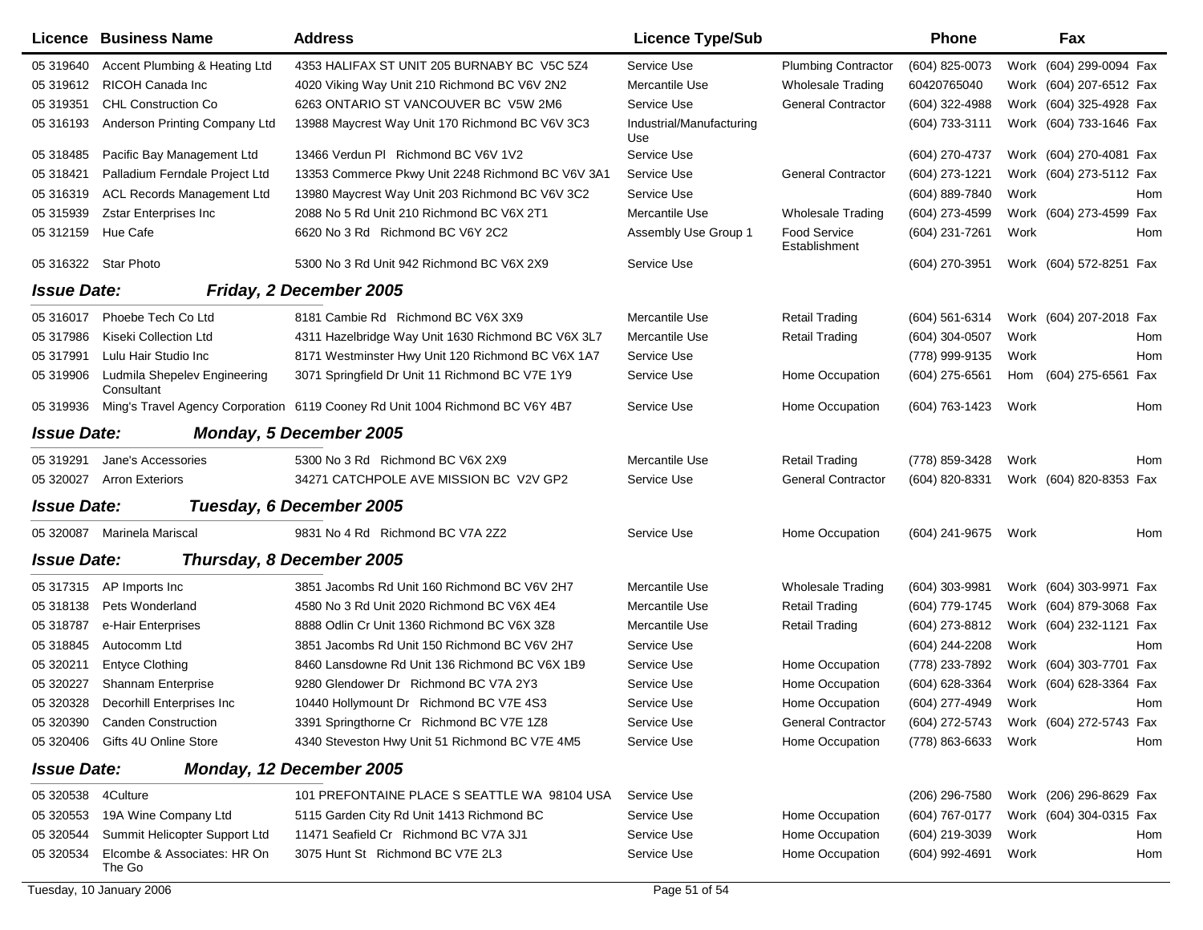| Licence | Business Name | Address | Licence Type/Sub | | Phone | | Fax | |
|---|---|---|---|---|---|---|---|---|
| 05 319640 | Accent Plumbing & Heating Ltd | 4353 HALIFAX ST UNIT 205 BURNABY BC V5C 5Z4 | Service Use | Plumbing Contractor | (604) 825-0073 | Work | (604) 299-0094 | Fax |
| 05 319612 | RICOH Canada Inc | 4020 Viking Way Unit 210 Richmond BC V6V 2N2 | Mercantile Use | Wholesale Trading | 60420765040 | Work | (604) 207-6512 | Fax |
| 05 319351 | CHL Construction Co | 6263 ONTARIO ST VANCOUVER BC V5W 2M6 | Service Use | General Contractor | (604) 322-4988 | Work | (604) 325-4928 | Fax |
| 05 316193 | Anderson Printing Company Ltd | 13988 Maycrest Way Unit 170 Richmond BC V6V 3C3 | Industrial/Manufacturing Use | | (604) 733-3111 | Work | (604) 733-1646 | Fax |
| 05 318485 | Pacific Bay Management Ltd | 13466 Verdun Pl Richmond BC V6V 1V2 | Service Use | | (604) 270-4737 | Work | (604) 270-4081 | Fax |
| 05 318421 | Palladium Ferndale Project Ltd | 13353 Commerce Pkwy Unit 2248 Richmond BC V6V 3A1 | Service Use | General Contractor | (604) 273-1221 | Work | (604) 273-5112 | Fax |
| 05 316319 | ACL Records Management Ltd | 13980 Maycrest Way Unit 203 Richmond BC V6V 3C2 | Service Use | | (604) 889-7840 | Work | | Hom |
| 05 315939 | Zstar Enterprises Inc | 2088 No 5 Rd Unit 210 Richmond BC V6X 2T1 | Mercantile Use | Wholesale Trading | (604) 273-4599 | Work | (604) 273-4599 | Fax |
| 05 312159 | Hue Cafe | 6620 No 3 Rd Richmond BC V6Y 2C2 | Assembly Use Group 1 | Food Service Establishment | (604) 231-7261 | Work | | Hom |
| 05 316322 | Star Photo | 5300 No 3 Rd Unit 942 Richmond BC V6X 2X9 | Service Use | | (604) 270-3951 | Work | (604) 572-8251 | Fax |
| ***Issue Date:*** | ***Friday, 2 December 2005*** | | | | | | | |
| 05 316017 | Phoebe Tech Co Ltd | 8181 Cambie Rd Richmond BC V6X 3X9 | Mercantile Use | Retail Trading | (604) 561-6314 | Work | (604) 207-2018 | Fax |
| 05 317986 | Kiseki Collection Ltd | 4311 Hazelbridge Way Unit 1630 Richmond BC V6X 3L7 | Mercantile Use | Retail Trading | (604) 304-0507 | Work | | Hom |
| 05 317991 | Lulu Hair Studio Inc | 8171 Westminster Hwy Unit 120 Richmond BC V6X 1A7 | Service Use | | (778) 999-9135 | Work | | Hom |
| 05 319906 | Ludmila Shepelev Engineering Consultant | 3071 Springfield Dr Unit 11 Richmond BC V7E 1Y9 | Service Use | Home Occupation | (604) 275-6561 | Hom | (604) 275-6561 | Fax |
| 05 319936 | Ming's Travel Agency Corporation | 6119 Cooney Rd Unit 1004 Richmond BC V6Y 4B7 | Service Use | Home Occupation | (604) 763-1423 | Work | | Hom |
| ***Issue Date:*** | ***Monday, 5 December 2005*** | | | | | | | |
| 05 319291 | Jane's Accessories | 5300 No 3 Rd Richmond BC V6X 2X9 | Mercantile Use | Retail Trading | (778) 859-3428 | Work | | Hom |
| 05 320027 | Arron Exteriors | 34271 CATCHPOLE AVE MISSION BC V2V GP2 | Service Use | General Contractor | (604) 820-8331 | Work | (604) 820-8353 | Fax |
| ***Issue Date:*** | ***Tuesday, 6 December 2005*** | | | | | | | |
| 05 320087 | Marinela Mariscal | 9831 No 4 Rd Richmond BC V7A 2Z2 | Service Use | Home Occupation | (604) 241-9675 | Work | | Hom |
| ***Issue Date:*** | ***Thursday, 8 December 2005*** | | | | | | | |
| 05 317315 | AP Imports Inc | 3851 Jacombs Rd Unit 160 Richmond BC V6V 2H7 | Mercantile Use | Wholesale Trading | (604) 303-9981 | Work | (604) 303-9971 | Fax |
| 05 318138 | Pets Wonderland | 4580 No 3 Rd Unit 2020 Richmond BC V6X 4E4 | Mercantile Use | Retail Trading | (604) 779-1745 | Work | (604) 879-3068 | Fax |
| 05 318787 | e-Hair Enterprises | 8888 Odlin Cr Unit 1360 Richmond BC V6X 3Z8 | Mercantile Use | Retail Trading | (604) 273-8812 | Work | (604) 232-1121 | Fax |
| 05 318845 | Autocomm Ltd | 3851 Jacombs Rd Unit 150 Richmond BC V6V 2H7 | Service Use | | (604) 244-2208 | Work | | Hom |
| 05 320211 | Entyce Clothing | 8460 Lansdowne Rd Unit 136 Richmond BC V6X 1B9 | Service Use | Home Occupation | (778) 233-7892 | Work | (604) 303-7701 | Fax |
| 05 320227 | Shannam Enterprise | 9280 Glendower Dr Richmond BC V7A 2Y3 | Service Use | Home Occupation | (604) 628-3364 | Work | (604) 628-3364 | Fax |
| 05 320328 | Decorhill Enterprises Inc | 10440 Hollymount Dr Richmond BC V7E 4S3 | Service Use | Home Occupation | (604) 277-4949 | Work | | Hom |
| 05 320390 | Canden Construction | 3391 Springthorne Cr Richmond BC V7E 1Z8 | Service Use | General Contractor | (604) 272-5743 | Work | (604) 272-5743 | Fax |
| 05 320406 | Gifts 4U Online Store | 4340 Steveston Hwy Unit 51 Richmond BC V7E 4M5 | Service Use | Home Occupation | (778) 863-6633 | Work | | Hom |
| ***Issue Date:*** | ***Monday, 12 December 2005*** | | | | | | | |
| 05 320538 | 4Culture | 101 PREFONTAINE PLACE S SEATTLE WA 98104 USA | Service Use | | (206) 296-7580 | Work | (206) 296-8629 | Fax |
| 05 320553 | 19A Wine Company Ltd | 5115 Garden City Rd Unit 1413 Richmond BC | Service Use | Home Occupation | (604) 767-0177 | Work | (604) 304-0315 | Fax |
| 05 320544 | Summit Helicopter Support Ltd | 11471 Seafield Cr Richmond BC V7A 3J1 | Service Use | Home Occupation | (604) 219-3039 | Work | | Hom |
| 05 320534 | Elcombe & Associates: HR On The Go | 3075 Hunt St Richmond BC V7E 2L3 | Service Use | Home Occupation | (604) 992-4691 | Work | | Hom |

Tuesday, 10 January 2006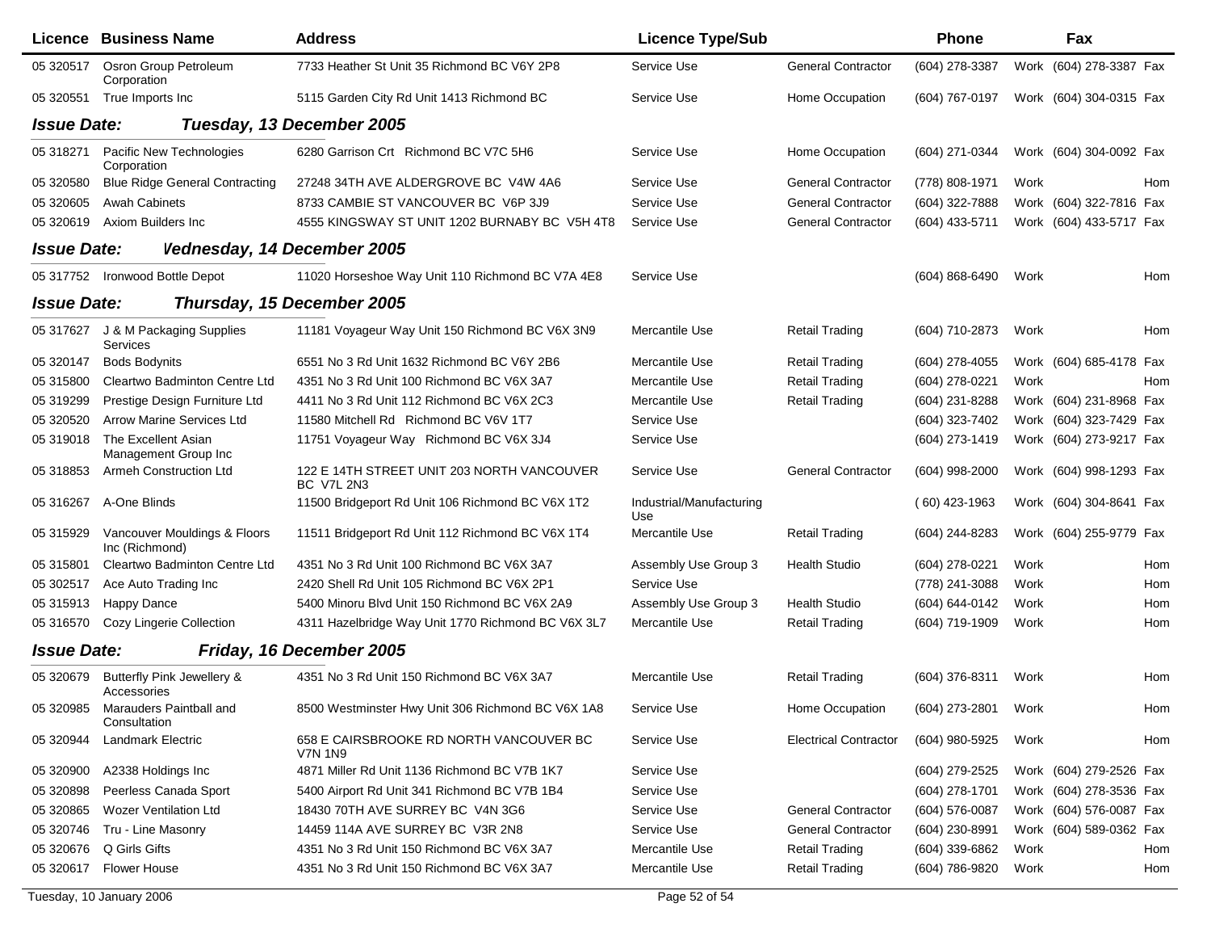| Licence | Business Name | Address | Licence Type/Sub | | Phone | | Fax | |
|---|---|---|---|---|---|---|---|---|
| 05 320517 | Osron Group Petroleum Corporation | 7733 Heather St Unit 35 Richmond BC V6Y 2P8 | Service Use | General Contractor | (604) 278-3387 | Work | (604) 278-3387 | Fax |
| 05 320551 | True Imports Inc | 5115 Garden City Rd Unit 1413 Richmond BC | Service Use | Home Occupation | (604) 767-0197 | Work | (604) 304-0315 | Fax |

**Issue Date: Tuesday, 13 December 2005**

| Licence | Business Name | Address | Licence Type/Sub | | Phone | | Fax | |
|---|---|---|---|---|---|---|---|---|
| 05 318271 | Pacific New Technologies Corporation | 6280 Garrison Crt Richmond BC V7C 5H6 | Service Use | Home Occupation | (604) 271-0344 | Work | (604) 304-0092 | Fax |
| 05 320580 | Blue Ridge General Contracting | 27248 34TH AVE ALDERGROVE BC V4W 4A6 | Service Use | General Contractor | (778) 808-1971 | Work | | Hom |
| 05 320605 | Awah Cabinets | 8733 CAMBIE ST VANCOUVER BC V6P 3J9 | Service Use | General Contractor | (604) 322-7888 | Work | (604) 322-7816 | Fax |
| 05 320619 | Axiom Builders Inc | 4555 KINGSWAY ST UNIT 1202 BURNABY BC V5H 4T8 | Service Use | General Contractor | (604) 433-5711 | Work | (604) 433-5717 | Fax |

**Issue Date: Wednesday, 14 December 2005**

| Licence | Business Name | Address | Licence Type/Sub | | Phone | | Fax | |
|---|---|---|---|---|---|---|---|---|
| 05 317752 | Ironwood Bottle Depot | 11020 Horseshoe Way Unit 110 Richmond BC V7A 4E8 | Service Use | | (604) 868-6490 | Work | | Hom |

**Issue Date: Thursday, 15 December 2005**

| Licence | Business Name | Address | Licence Type/Sub | | Phone | | Fax | |
|---|---|---|---|---|---|---|---|---|
| 05 317627 | J & M Packaging Supplies Services | 11181 Voyageur Way Unit 150 Richmond BC V6X 3N9 | Mercantile Use | Retail Trading | (604) 710-2873 | Work | | Hom |
| 05 320147 | Bods Bodynits | 6551 No 3 Rd Unit 1632 Richmond BC V6Y 2B6 | Mercantile Use | Retail Trading | (604) 278-4055 | Work | (604) 685-4178 | Fax |
| 05 315800 | Cleartwo Badminton Centre Ltd | 4351 No 3 Rd Unit 100 Richmond BC V6X 3A7 | Mercantile Use | Retail Trading | (604) 278-0221 | Work | | Hom |
| 05 319299 | Prestige Design Furniture Ltd | 4411 No 3 Rd Unit 112 Richmond BC V6X 2C3 | Mercantile Use | Retail Trading | (604) 231-8288 | Work | (604) 231-8968 | Fax |
| 05 320520 | Arrow Marine Services Ltd | 11580 Mitchell Rd Richmond BC V6V 1T7 | Service Use | | (604) 323-7402 | Work | (604) 323-7429 | Fax |
| 05 319018 | The Excellent Asian Management Group Inc | 11751 Voyageur Way Richmond BC V6X 3J4 | Service Use | | (604) 273-1419 | Work | (604) 273-9217 | Fax |
| 05 318853 | Armeh Construction Ltd | 122 E 14TH STREET UNIT 203 NORTH VANCOUVER BC V7L 2N3 | Service Use | General Contractor | (604) 998-2000 | Work | (604) 998-1293 | Fax |
| 05 316267 | A-One Blinds | 11500 Bridgeport Rd Unit 106 Richmond BC V6X 1T2 | Industrial/Manufacturing Use | | ( 60) 423-1963 | Work | (604) 304-8641 | Fax |
| 05 315929 | Vancouver Mouldings & Floors Inc (Richmond) | 11511 Bridgeport Rd Unit 112 Richmond BC V6X 1T4 | Mercantile Use | Retail Trading | (604) 244-8283 | Work | (604) 255-9779 | Fax |
| 05 315801 | Cleartwo Badminton Centre Ltd | 4351 No 3 Rd Unit 100 Richmond BC V6X 3A7 | Assembly Use Group 3 | Health Studio | (604) 278-0221 | Work | | Hom |
| 05 302517 | Ace Auto Trading Inc | 2420 Shell Rd Unit 105 Richmond BC V6X 2P1 | Service Use | | (778) 241-3088 | Work | | Hom |
| 05 315913 | Happy Dance | 5400 Minoru Blvd Unit 150 Richmond BC V6X 2A9 | Assembly Use Group 3 | Health Studio | (604) 644-0142 | Work | | Hom |
| 05 316570 | Cozy Lingerie Collection | 4311 Hazelbridge Way Unit 1770 Richmond BC V6X 3L7 | Mercantile Use | Retail Trading | (604) 719-1909 | Work | | Hom |

**Issue Date: Friday, 16 December 2005**

| Licence | Business Name | Address | Licence Type/Sub | | Phone | | Fax | |
|---|---|---|---|---|---|---|---|---|
| 05 320679 | Butterfly Pink Jewellery & Accessories | 4351 No 3 Rd Unit 150 Richmond BC V6X 3A7 | Mercantile Use | Retail Trading | (604) 376-8311 | Work | | Hom |
| 05 320985 | Marauders Paintball and Consultation | 8500 Westminster Hwy Unit 306 Richmond BC V6X 1A8 | Service Use | Home Occupation | (604) 273-2801 | Work | | Hom |
| 05 320944 | Landmark Electric | 658 E CAIRSBROOKE RD NORTH VANCOUVER BC V7N 1N9 | Service Use | Electrical Contractor | (604) 980-5925 | Work | | Hom |
| 05 320900 | A2338 Holdings Inc | 4871 Miller Rd Unit 1136 Richmond BC V7B 1K7 | Service Use | | (604) 279-2525 | Work | (604) 279-2526 | Fax |
| 05 320898 | Peerless Canada Sport | 5400 Airport Rd Unit 341 Richmond BC V7B 1B4 | Service Use | | (604) 278-1701 | Work | (604) 278-3536 | Fax |
| 05 320865 | Wozer Ventilation Ltd | 18430 70TH AVE SURREY BC V4N 3G6 | Service Use | General Contractor | (604) 576-0087 | Work | (604) 576-0087 | Fax |
| 05 320746 | Tru - Line Masonry | 14459 114A AVE SURREY BC V3R 2N8 | Service Use | General Contractor | (604) 230-8991 | Work | (604) 589-0362 | Fax |
| 05 320676 | Q Girls Gifts | 4351 No 3 Rd Unit 150 Richmond BC V6X 3A7 | Mercantile Use | Retail Trading | (604) 339-6862 | Work | | Hom |
| 05 320617 | Flower House | 4351 No 3 Rd Unit 150 Richmond BC V6X 3A7 | Mercantile Use | Retail Trading | (604) 786-9820 | Work | | Hom |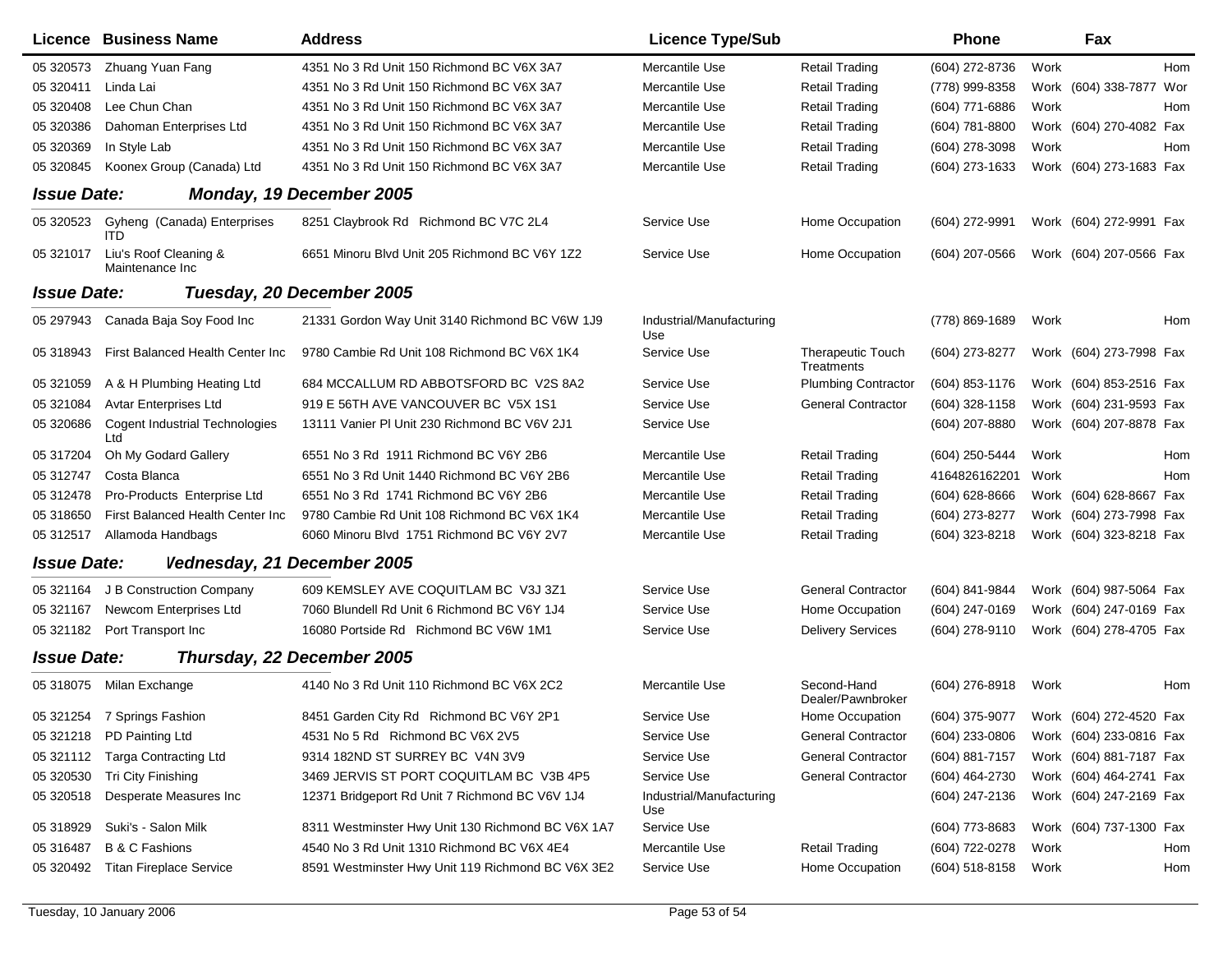| Licence | Business Name | Address | Licence Type/Sub | | Phone | | Fax | |
|---|---|---|---|---|---|---|---|---|
| 05 320573 | Zhuang Yuan Fang | 4351 No 3 Rd Unit 150 Richmond BC V6X 3A7 | Mercantile Use | Retail Trading | (604) 272-8736 | Work | | Hom |
| 05 320411 | Linda Lai | 4351 No 3 Rd Unit 150 Richmond BC V6X 3A7 | Mercantile Use | Retail Trading | (778) 999-8358 | Work | (604) 338-7877 | Wor |
| 05 320408 | Lee Chun Chan | 4351 No 3 Rd Unit 150 Richmond BC V6X 3A7 | Mercantile Use | Retail Trading | (604) 771-6886 | Work | | Hom |
| 05 320386 | Dahoman Enterprises Ltd | 4351 No 3 Rd Unit 150 Richmond BC V6X 3A7 | Mercantile Use | Retail Trading | (604) 781-8800 | Work | (604) 270-4082 | Fax |
| 05 320369 | In Style Lab | 4351 No 3 Rd Unit 150 Richmond BC V6X 3A7 | Mercantile Use | Retail Trading | (604) 278-3098 | Work | | Hom |
| 05 320845 | Koonex Group (Canada) Ltd | 4351 No 3 Rd Unit 150 Richmond BC V6X 3A7 | Mercantile Use | Retail Trading | (604) 273-1633 | Work | (604) 273-1683 | Fax |

***Issue Date: Monday, 19 December 2005***

| Licence | Business Name | Address | Licence Type/Sub | | Phone | | Fax | |
|---|---|---|---|---|---|---|---|---|
| 05 320523 | Gyheng (Canada) Enterprises ITD | 8251 Claybrook Rd Richmond BC V7C 2L4 | Service Use | Home Occupation | (604) 272-9991 | Work | (604) 272-9991 | Fax |
| 05 321017 | Liu's Roof Cleaning & Maintenance Inc | 6651 Minoru Blvd Unit 205 Richmond BC V6Y 1Z2 | Service Use | Home Occupation | (604) 207-0566 | Work | (604) 207-0566 | Fax |

***Issue Date: Tuesday, 20 December 2005***

| Licence | Business Name | Address | Licence Type/Sub | | Phone | | Fax | |
|---|---|---|---|---|---|---|---|---|
| 05 297943 | Canada Baja Soy Food Inc | 21331 Gordon Way Unit 3140 Richmond BC V6W 1J9 | Industrial/Manufacturing Use | | (778) 869-1689 | Work | | Hom |
| 05 318943 | First Balanced Health Center Inc | 9780 Cambie Rd Unit 108 Richmond BC V6X 1K4 | Service Use | Therapeutic Touch Treatments | (604) 273-8277 | Work | (604) 273-7998 | Fax |
| 05 321059 | A & H Plumbing Heating Ltd | 684 MCCALLUM RD ABBOTSFORD BC V2S 8A2 | Service Use | Plumbing Contractor | (604) 853-1176 | Work | (604) 853-2516 | Fax |
| 05 321084 | Avtar Enterprises Ltd | 919 E 56TH AVE VANCOUVER BC V5X 1S1 | Service Use | General Contractor | (604) 328-1158 | Work | (604) 231-9593 | Fax |
| 05 320686 | Cogent Industrial Technologies Ltd | 13111 Vanier Pl Unit 230 Richmond BC V6V 2J1 | Service Use | | (604) 207-8880 | Work | (604) 207-8878 | Fax |
| 05 317204 | Oh My Godard Gallery | 6551 No 3 Rd 1911 Richmond BC V6Y 2B6 | Mercantile Use | Retail Trading | (604) 250-5444 | Work | | Hom |
| 05 312747 | Costa Blanca | 6551 No 3 Rd Unit 1440 Richmond BC V6Y 2B6 | Mercantile Use | Retail Trading | 4164826162201 | Work | | Hom |
| 05 312478 | Pro-Products Enterprise Ltd | 6551 No 3 Rd 1741 Richmond BC V6Y 2B6 | Mercantile Use | Retail Trading | (604) 628-8666 | Work | (604) 628-8667 | Fax |
| 05 318650 | First Balanced Health Center Inc | 9780 Cambie Rd Unit 108 Richmond BC V6X 1K4 | Mercantile Use | Retail Trading | (604) 273-8277 | Work | (604) 273-7998 | Fax |
| 05 312517 | Allamoda Handbags | 6060 Minoru Blvd 1751 Richmond BC V6Y 2V7 | Mercantile Use | Retail Trading | (604) 323-8218 | Work | (604) 323-8218 | Fax |

***Issue Date: Wednesday, 21 December 2005***

| Licence | Business Name | Address | Licence Type/Sub | | Phone | | Fax | |
|---|---|---|---|---|---|---|---|---|
| 05 321164 | J B Construction Company | 609 KEMSLEY AVE COQUITLAM BC V3J 3Z1 | Service Use | General Contractor | (604) 841-9844 | Work | (604) 987-5064 | Fax |
| 05 321167 | Newcom Enterprises Ltd | 7060 Blundell Rd Unit 6 Richmond BC V6Y 1J4 | Service Use | Home Occupation | (604) 247-0169 | Work | (604) 247-0169 | Fax |
| 05 321182 | Port Transport Inc | 16080 Portside Rd Richmond BC V6W 1M1 | Service Use | Delivery Services | (604) 278-9110 | Work | (604) 278-4705 | Fax |

***Issue Date: Thursday, 22 December 2005***

| Licence | Business Name | Address | Licence Type/Sub | | Phone | | Fax | |
|---|---|---|---|---|---|---|---|---|
| 05 318075 | Milan Exchange | 4140 No 3 Rd Unit 110 Richmond BC V6X 2C2 | Mercantile Use | Second-Hand Dealer/Pawnbroker | (604) 276-8918 | Work | | Hom |
| 05 321254 | 7 Springs Fashion | 8451 Garden City Rd Richmond BC V6Y 2P1 | Service Use | Home Occupation | (604) 375-9077 | Work | (604) 272-4520 | Fax |
| 05 321218 | PD Painting Ltd | 4531 No 5 Rd Richmond BC V6X 2V5 | Service Use | General Contractor | (604) 233-0806 | Work | (604) 233-0816 | Fax |
| 05 321112 | Targa Contracting Ltd | 9314 182ND ST SURREY BC V4N 3V9 | Service Use | General Contractor | (604) 881-7157 | Work | (604) 881-7187 | Fax |
| 05 320530 | Tri City Finishing | 3469 JERVIS ST PORT COQUITLAM BC V3B 4P5 | Service Use | General Contractor | (604) 464-2730 | Work | (604) 464-2741 | Fax |
| 05 320518 | Desperate Measures Inc | 12371 Bridgeport Rd Unit 7 Richmond BC V6V 1J4 | Industrial/Manufacturing Use | | (604) 247-2136 | Work | (604) 247-2169 | Fax |
| 05 318929 | Suki's - Salon Milk | 8311 Westminster Hwy Unit 130 Richmond BC V6X 1A7 | Service Use | | (604) 773-8683 | Work | (604) 737-1300 | Fax |
| 05 316487 | B & C Fashions | 4540 No 3 Rd Unit 1310 Richmond BC V6X 4E4 | Mercantile Use | Retail Trading | (604) 722-0278 | Work | | Hom |
| 05 320492 | Titan Fireplace Service | 8591 Westminster Hwy Unit 119 Richmond BC V6X 3E2 | Service Use | Home Occupation | (604) 518-8158 | Work | | Hom |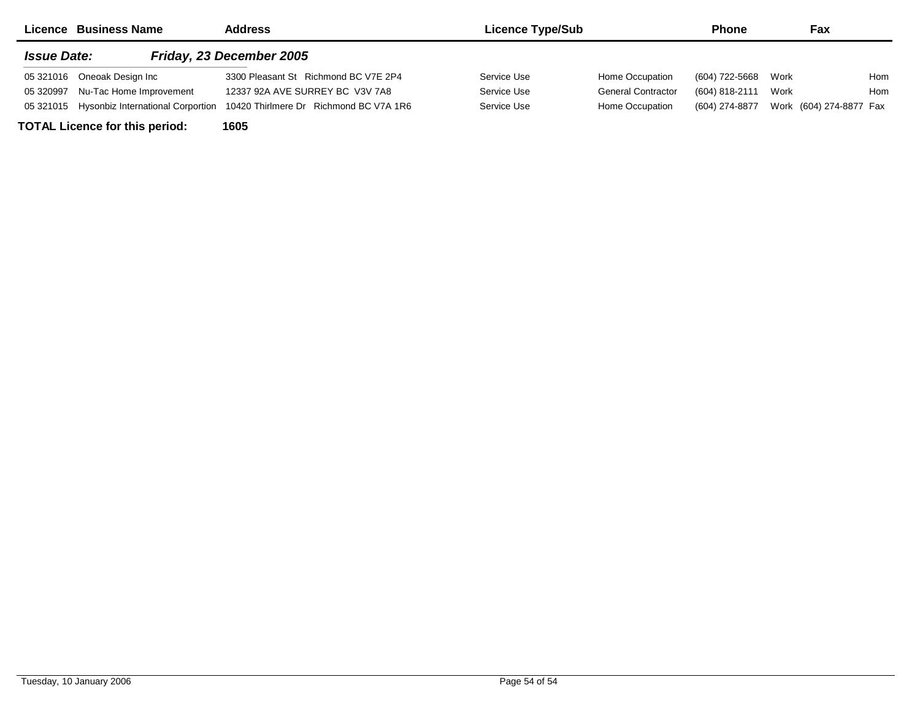| Licence | Business Name | Address | Licence Type/Sub | | Phone | | Fax | |
|---|---|---|---|---|---|---|---|---|
| ***Issue Date:*** | ***Friday, 23 December 2005*** | | | | | | | |
| 05 321016 | Oneoak Design Inc | 3300 Pleasant St Richmond BC V7E 2P4 | Service Use | Home Occupation | (604) 722-5668 | Work | | Hom |
| 05 320997 | Nu-Tac Home Improvement | 12337 92A AVE SURREY BC V3V 7A8 | Service Use | General Contractor | (604) 818-2111 | Work | | Hom |
| 05 321015 | Hysonbiz International Corportion | 10420 Thirlmere Dr Richmond BC V7A 1R6 | Service Use | Home Occupation | (604) 274-8877 | Work | (604) 274-8877 | Fax |

**TOTAL Licence for this period: 1605**